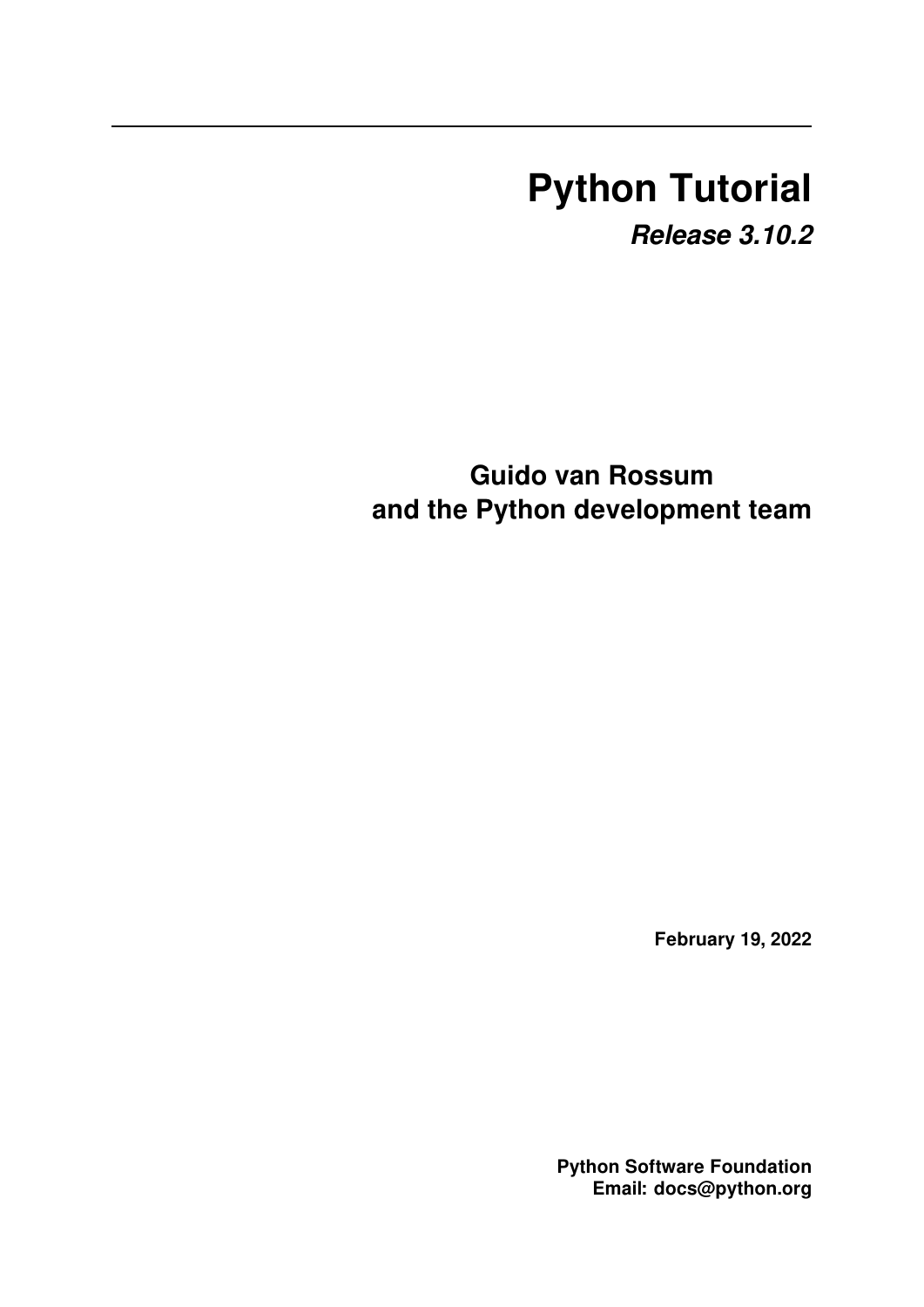# Python Tutorial

***Release 3.10.2***

**Guido van Rossum**
**and the Python development team**

**February 19, 2022**

**Python Software Foundation**
**Email: docs@python.org**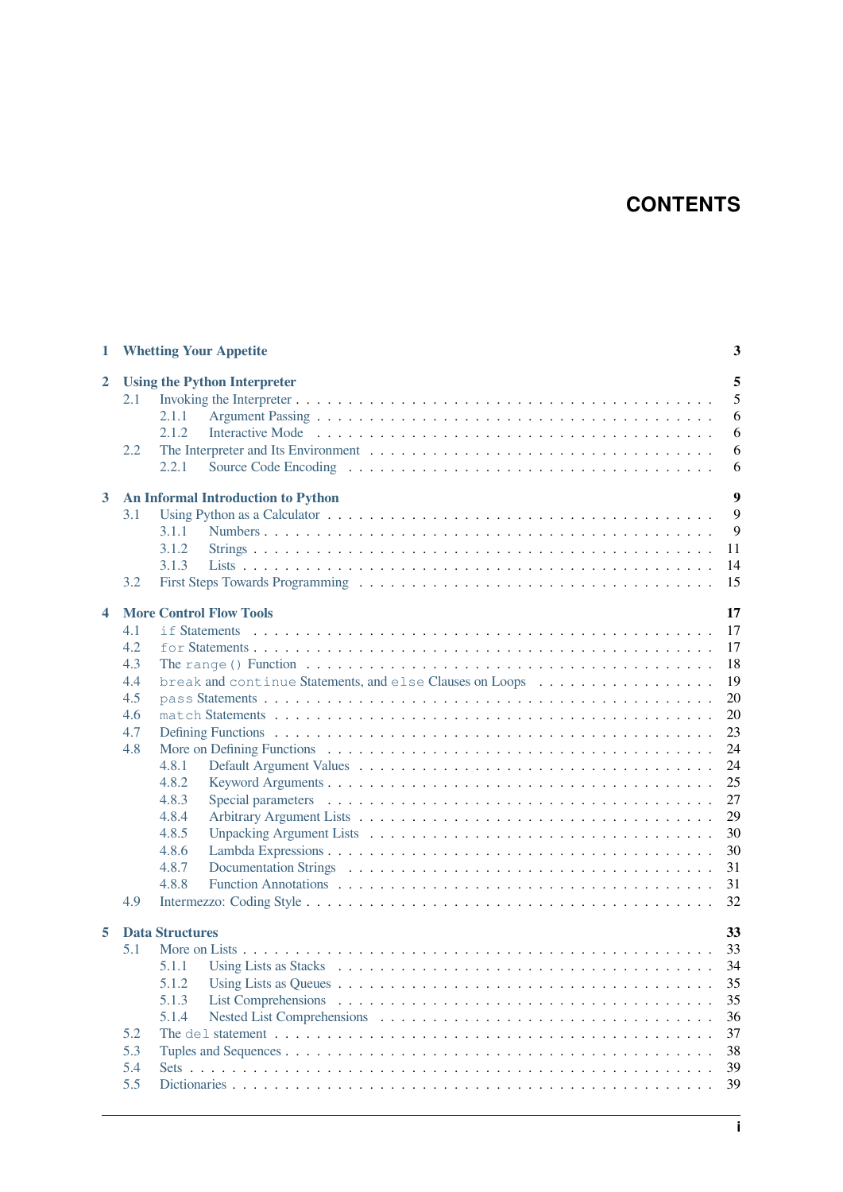# CONTENTS

- **1 Whetting Your Appetite** — 3
- **2 Using the Python Interpreter** — 5
  - 2.1 Invoking the Interpreter — 5
    - 2.1.1 Argument Passing — 6
    - 2.1.2 Interactive Mode — 6
  - 2.2 The Interpreter and Its Environment — 6
    - 2.2.1 Source Code Encoding — 6
- **3 An Informal Introduction to Python** — 9
  - 3.1 Using Python as a Calculator — 9
    - 3.1.1 Numbers — 9
    - 3.1.2 Strings — 11
    - 3.1.3 Lists — 14
  - 3.2 First Steps Towards Programming — 15
- **4 More Control Flow Tools** — 17
  - 4.1 `if` Statements — 17
  - 4.2 `for` Statements — 17
  - 4.3 The `range()` Function — 18
  - 4.4 `break` and `continue` Statements, and `else` Clauses on Loops — 19
  - 4.5 `pass` Statements — 20
  - 4.6 `match` Statements — 20
  - 4.7 Defining Functions — 23
  - 4.8 More on Defining Functions — 24
    - 4.8.1 Default Argument Values — 24
    - 4.8.2 Keyword Arguments — 25
    - 4.8.3 Special parameters — 27
    - 4.8.4 Arbitrary Argument Lists — 29
    - 4.8.5 Unpacking Argument Lists — 30
    - 4.8.6 Lambda Expressions — 30
    - 4.8.7 Documentation Strings — 31
    - 4.8.8 Function Annotations — 31
  - 4.9 Intermezzo: Coding Style — 32
- **5 Data Structures** — 33
  - 5.1 More on Lists — 33
    - 5.1.1 Using Lists as Stacks — 34
    - 5.1.2 Using Lists as Queues — 35
    - 5.1.3 List Comprehensions — 35
    - 5.1.4 Nested List Comprehensions — 36
  - 5.2 The `del` statement — 37
  - 5.3 Tuples and Sequences — 38
  - 5.4 Sets — 39
  - 5.5 Dictionaries — 39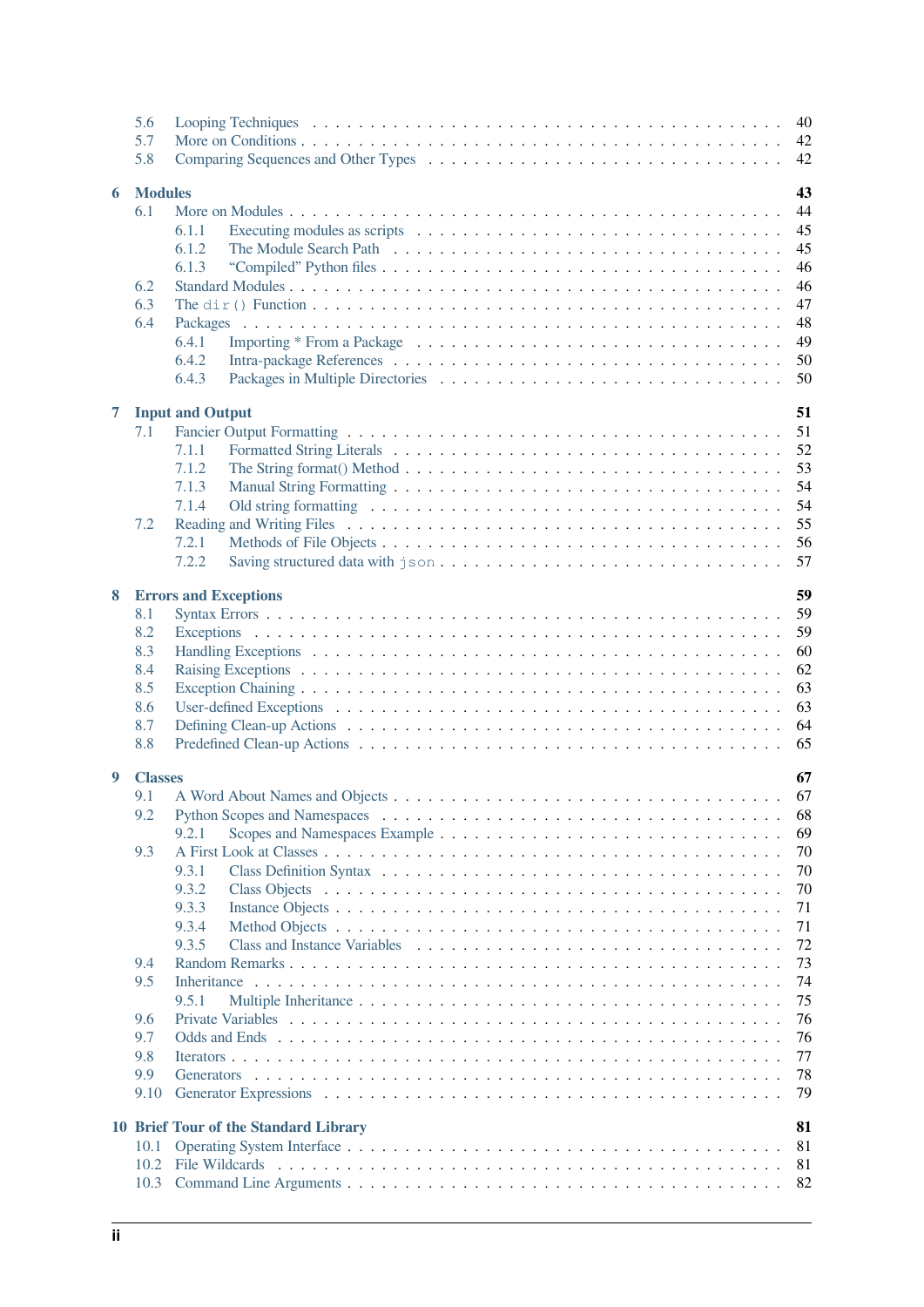- 5.6 Looping Techniques . . . 40
- 5.7 More on Conditions . . . 42
- 5.8 Comparing Sequences and Other Types . . . 42

**6 Modules** **43**

- 6.1 More on Modules . . . 44
  - 6.1.1 Executing modules as scripts . . . 45
  - 6.1.2 The Module Search Path . . . 45
  - 6.1.3 “Compiled” Python files . . . 46
- 6.2 Standard Modules . . . 46
- 6.3 The `dir()` Function . . . 47
- 6.4 Packages . . . 48
  - 6.4.1 Importing * From a Package . . . 49
  - 6.4.2 Intra-package References . . . 50
  - 6.4.3 Packages in Multiple Directories . . . 50

**7 Input and Output** **51**

- 7.1 Fancier Output Formatting . . . 51
  - 7.1.1 Formatted String Literals . . . 52
  - 7.1.2 The String format() Method . . . 53
  - 7.1.3 Manual String Formatting . . . 54
  - 7.1.4 Old string formatting . . . 54
- 7.2 Reading and Writing Files . . . 55
  - 7.2.1 Methods of File Objects . . . 56
  - 7.2.2 Saving structured data with `json` . . . 57

**8 Errors and Exceptions** **59**

- 8.1 Syntax Errors . . . 59
- 8.2 Exceptions . . . 59
- 8.3 Handling Exceptions . . . 60
- 8.4 Raising Exceptions . . . 62
- 8.5 Exception Chaining . . . 63
- 8.6 User-defined Exceptions . . . 63
- 8.7 Defining Clean-up Actions . . . 64
- 8.8 Predefined Clean-up Actions . . . 65

**9 Classes** **67**

- 9.1 A Word About Names and Objects . . . 67
- 9.2 Python Scopes and Namespaces . . . 68
  - 9.2.1 Scopes and Namespaces Example . . . 69
- 9.3 A First Look at Classes . . . 70
  - 9.3.1 Class Definition Syntax . . . 70
  - 9.3.2 Class Objects . . . 70
  - 9.3.3 Instance Objects . . . 71
  - 9.3.4 Method Objects . . . 71
  - 9.3.5 Class and Instance Variables . . . 72
- 9.4 Random Remarks . . . 73
- 9.5 Inheritance . . . 74
  - 9.5.1 Multiple Inheritance . . . 75
- 9.6 Private Variables . . . 76
- 9.7 Odds and Ends . . . 76
- 9.8 Iterators . . . 77
- 9.9 Generators . . . 78
- 9.10 Generator Expressions . . . 79

**10 Brief Tour of the Standard Library** **81**

- 10.1 Operating System Interface . . . 81
- 10.2 File Wildcards . . . 81
- 10.3 Command Line Arguments . . . 82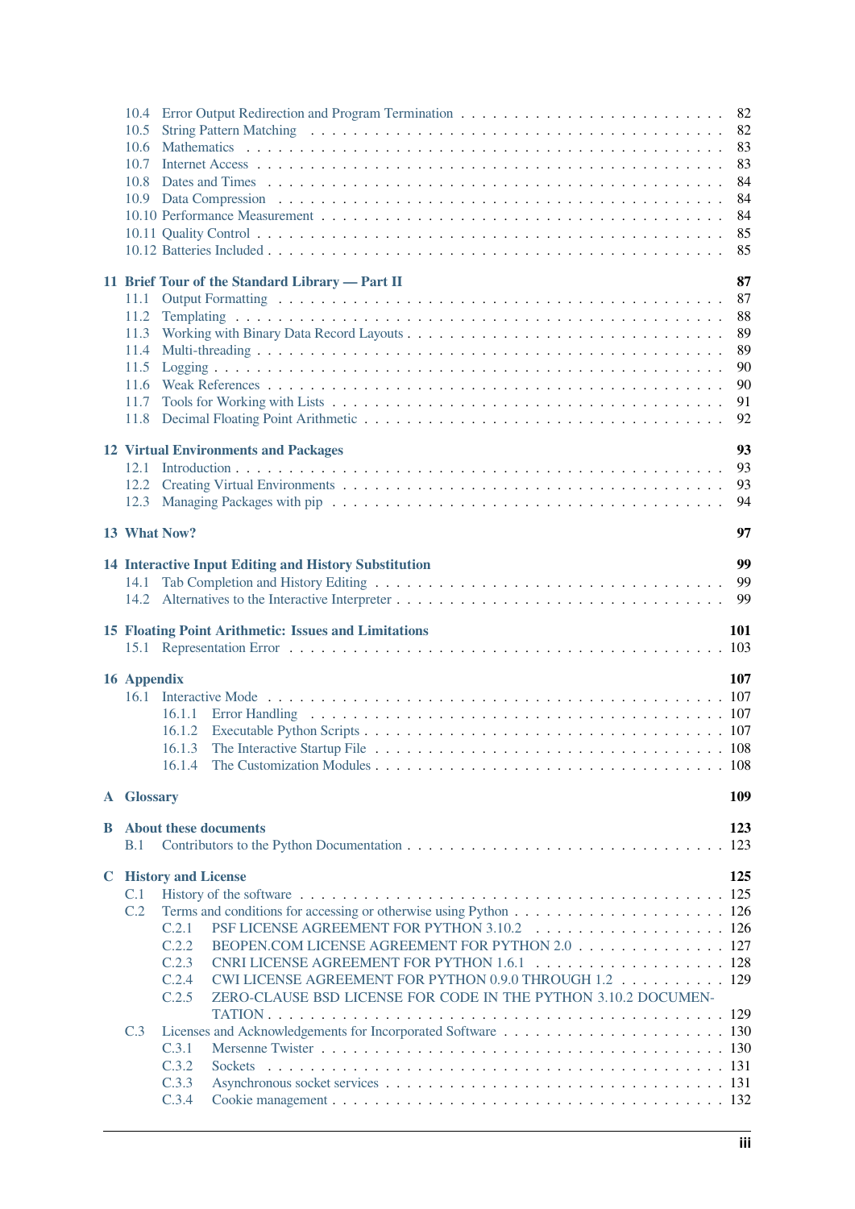- 10.4 Error Output Redirection and Program Termination . . . 82
- 10.5 String Pattern Matching . . . 82
- 10.6 Mathematics . . . 83
- 10.7 Internet Access . . . 83
- 10.8 Dates and Times . . . 84
- 10.9 Data Compression . . . 84
- 10.10 Performance Measurement . . . 84
- 10.11 Quality Control . . . 85
- 10.12 Batteries Included . . . 85

**11 Brief Tour of the Standard Library — Part II** **87**

- 11.1 Output Formatting . . . 87
- 11.2 Templating . . . 88
- 11.3 Working with Binary Data Record Layouts . . . 89
- 11.4 Multi-threading . . . 89
- 11.5 Logging . . . 90
- 11.6 Weak References . . . 90
- 11.7 Tools for Working with Lists . . . 91
- 11.8 Decimal Floating Point Arithmetic . . . 92

**12 Virtual Environments and Packages** **93**

- 12.1 Introduction . . . 93
- 12.2 Creating Virtual Environments . . . 93
- 12.3 Managing Packages with pip . . . 94

**13 What Now?** **97**

**14 Interactive Input Editing and History Substitution** **99**

- 14.1 Tab Completion and History Editing . . . 99
- 14.2 Alternatives to the Interactive Interpreter . . . 99

**15 Floating Point Arithmetic: Issues and Limitations** **101**

- 15.1 Representation Error . . . 103

**16 Appendix** **107**

- 16.1 Interactive Mode . . . 107
  - 16.1.1 Error Handling . . . 107
  - 16.1.2 Executable Python Scripts . . . 107
  - 16.1.3 The Interactive Startup File . . . 108
  - 16.1.4 The Customization Modules . . . 108

**A Glossary** **109**

**B About these documents** **123**

- B.1 Contributors to the Python Documentation . . . 123

**C History and License** **125**

- C.1 History of the software . . . 125
- C.2 Terms and conditions for accessing or otherwise using Python . . . 126
  - C.2.1 PSF LICENSE AGREEMENT FOR PYTHON 3.10.2 . . . 126
  - C.2.2 BEOPEN.COM LICENSE AGREEMENT FOR PYTHON 2.0 . . . 127
  - C.2.3 CNRI LICENSE AGREEMENT FOR PYTHON 1.6.1 . . . 128
  - C.2.4 CWI LICENSE AGREEMENT FOR PYTHON 0.9.0 THROUGH 1.2 . . . 129
  - C.2.5 ZERO-CLAUSE BSD LICENSE FOR CODE IN THE PYTHON 3.10.2 DOCUMENTATION . . . 129
- C.3 Licenses and Acknowledgements for Incorporated Software . . . 130
  - C.3.1 Mersenne Twister . . . 130
  - C.3.2 Sockets . . . 131
  - C.3.3 Asynchronous socket services . . . 131
  - C.3.4 Cookie management . . . 132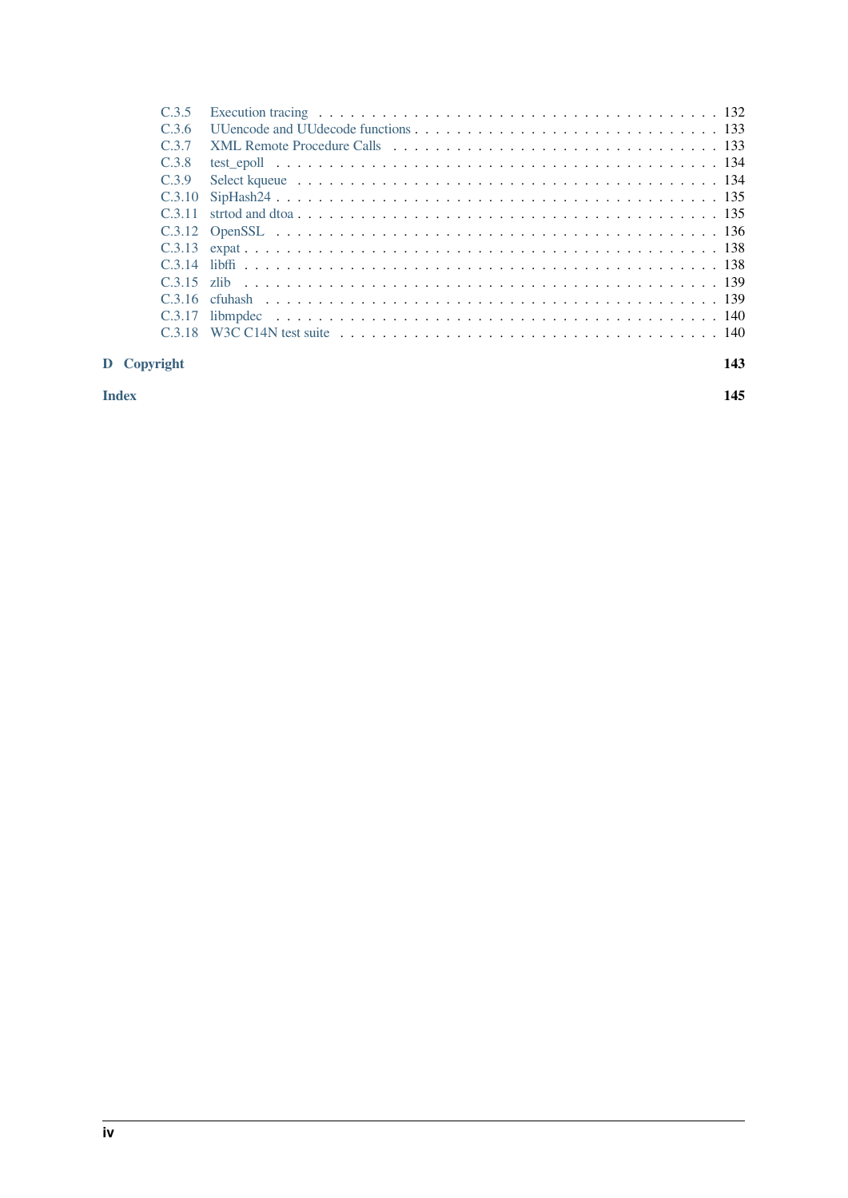- C.3.5 Execution tracing . . . 132
- C.3.6 UUencode and UUdecode functions . . . 133
- C.3.7 XML Remote Procedure Calls . . . 133
- C.3.8 test_epoll . . . 134
- C.3.9 Select kqueue . . . 134
- C.3.10 SipHash24 . . . 135
- C.3.11 strtod and dtoa . . . 135
- C.3.12 OpenSSL . . . 136
- C.3.13 expat . . . 138
- C.3.14 libffi . . . 138
- C.3.15 zlib . . . 139
- C.3.16 cfuhash . . . 139
- C.3.17 libmpdec . . . 140
- C.3.18 W3C C14N test suite . . . 140

**D Copyright** **143**

**Index** **145**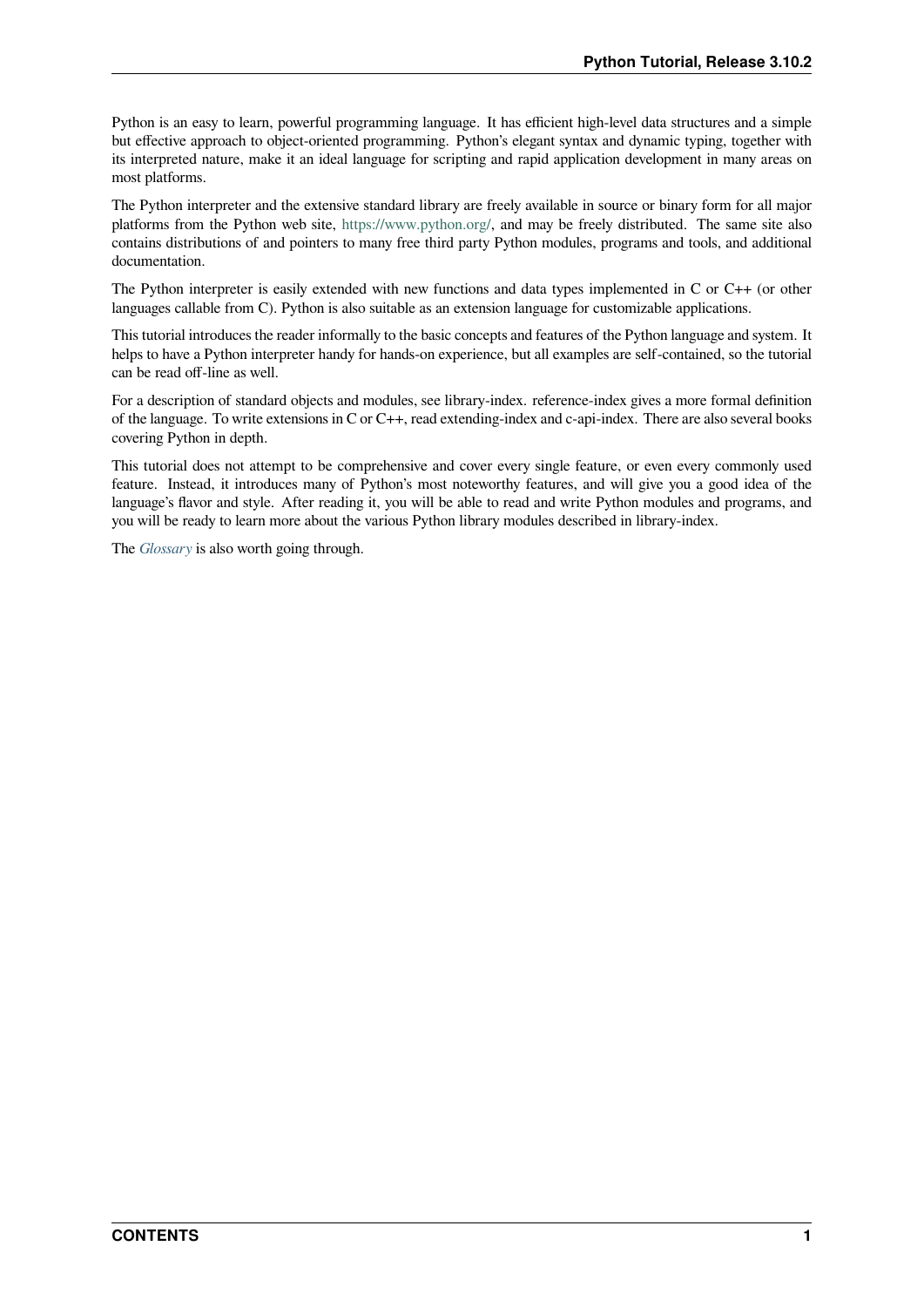Python is an easy to learn, powerful programming language. It has efficient high-level data structures and a simple but effective approach to object-oriented programming. Python's elegant syntax and dynamic typing, together with its interpreted nature, make it an ideal language for scripting and rapid application development in many areas on most platforms.

The Python interpreter and the extensive standard library are freely available in source or binary form for all major platforms from the Python web site, https://www.python.org/, and may be freely distributed. The same site also contains distributions of and pointers to many free third party Python modules, programs and tools, and additional documentation.

The Python interpreter is easily extended with new functions and data types implemented in C or C++ (or other languages callable from C). Python is also suitable as an extension language for customizable applications.

This tutorial introduces the reader informally to the basic concepts and features of the Python language and system. It helps to have a Python interpreter handy for hands-on experience, but all examples are self-contained, so the tutorial can be read off-line as well.

For a description of standard objects and modules, see library-index. reference-index gives a more formal definition of the language. To write extensions in C or C++, read extending-index and c-api-index. There are also several books covering Python in depth.

This tutorial does not attempt to be comprehensive and cover every single feature, or even every commonly used feature. Instead, it introduces many of Python's most noteworthy features, and will give you a good idea of the language's flavor and style. After reading it, you will be able to read and write Python modules and programs, and you will be ready to learn more about the various Python library modules described in library-index.

The *Glossary* is also worth going through.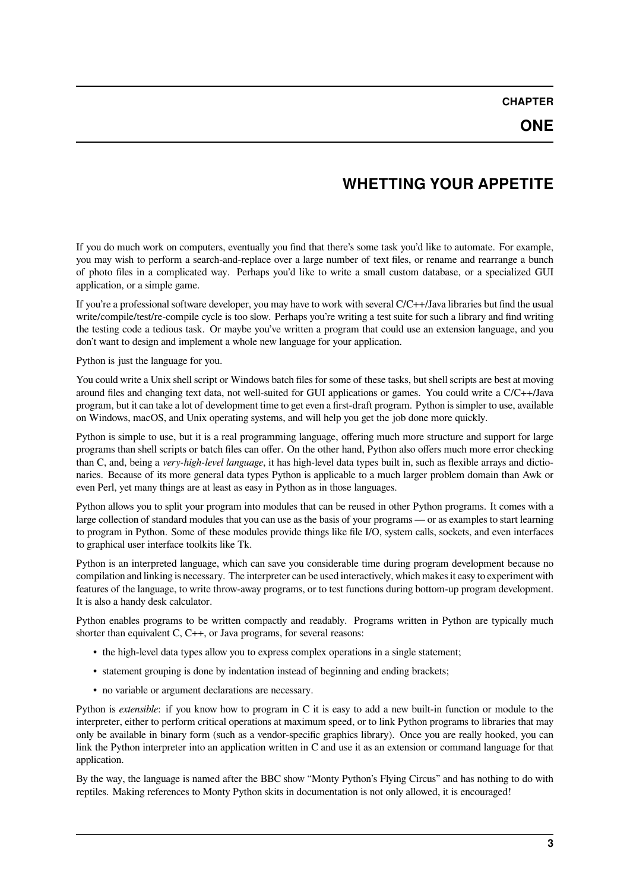# CHAPTER ONE

# WHETTING YOUR APPETITE

If you do much work on computers, eventually you find that there's some task you'd like to automate. For example, you may wish to perform a search-and-replace over a large number of text files, or rename and rearrange a bunch of photo files in a complicated way. Perhaps you'd like to write a small custom database, or a specialized GUI application, or a simple game.

If you're a professional software developer, you may have to work with several C/C++/Java libraries but find the usual write/compile/test/re-compile cycle is too slow. Perhaps you're writing a test suite for such a library and find writing the testing code a tedious task. Or maybe you've written a program that could use an extension language, and you don't want to design and implement a whole new language for your application.

Python is just the language for you.

You could write a Unix shell script or Windows batch files for some of these tasks, but shell scripts are best at moving around files and changing text data, not well-suited for GUI applications or games. You could write a C/C++/Java program, but it can take a lot of development time to get even a first-draft program. Python is simpler to use, available on Windows, macOS, and Unix operating systems, and will help you get the job done more quickly.

Python is simple to use, but it is a real programming language, offering much more structure and support for large programs than shell scripts or batch files can offer. On the other hand, Python also offers much more error checking than C, and, being a *very-high-level language*, it has high-level data types built in, such as flexible arrays and dictionaries. Because of its more general data types Python is applicable to a much larger problem domain than Awk or even Perl, yet many things are at least as easy in Python as in those languages.

Python allows you to split your program into modules that can be reused in other Python programs. It comes with a large collection of standard modules that you can use as the basis of your programs — or as examples to start learning to program in Python. Some of these modules provide things like file I/O, system calls, sockets, and even interfaces to graphical user interface toolkits like Tk.

Python is an interpreted language, which can save you considerable time during program development because no compilation and linking is necessary. The interpreter can be used interactively, which makes it easy to experiment with features of the language, to write throw-away programs, or to test functions during bottom-up program development. It is also a handy desk calculator.

Python enables programs to be written compactly and readably. Programs written in Python are typically much shorter than equivalent C, C++, or Java programs, for several reasons:

- the high-level data types allow you to express complex operations in a single statement;
- statement grouping is done by indentation instead of beginning and ending brackets;
- no variable or argument declarations are necessary.

Python is *extensible*: if you know how to program in C it is easy to add a new built-in function or module to the interpreter, either to perform critical operations at maximum speed, or to link Python programs to libraries that may only be available in binary form (such as a vendor-specific graphics library). Once you are really hooked, you can link the Python interpreter into an application written in C and use it as an extension or command language for that application.

By the way, the language is named after the BBC show "Monty Python's Flying Circus" and has nothing to do with reptiles. Making references to Monty Python skits in documentation is not only allowed, it is encouraged!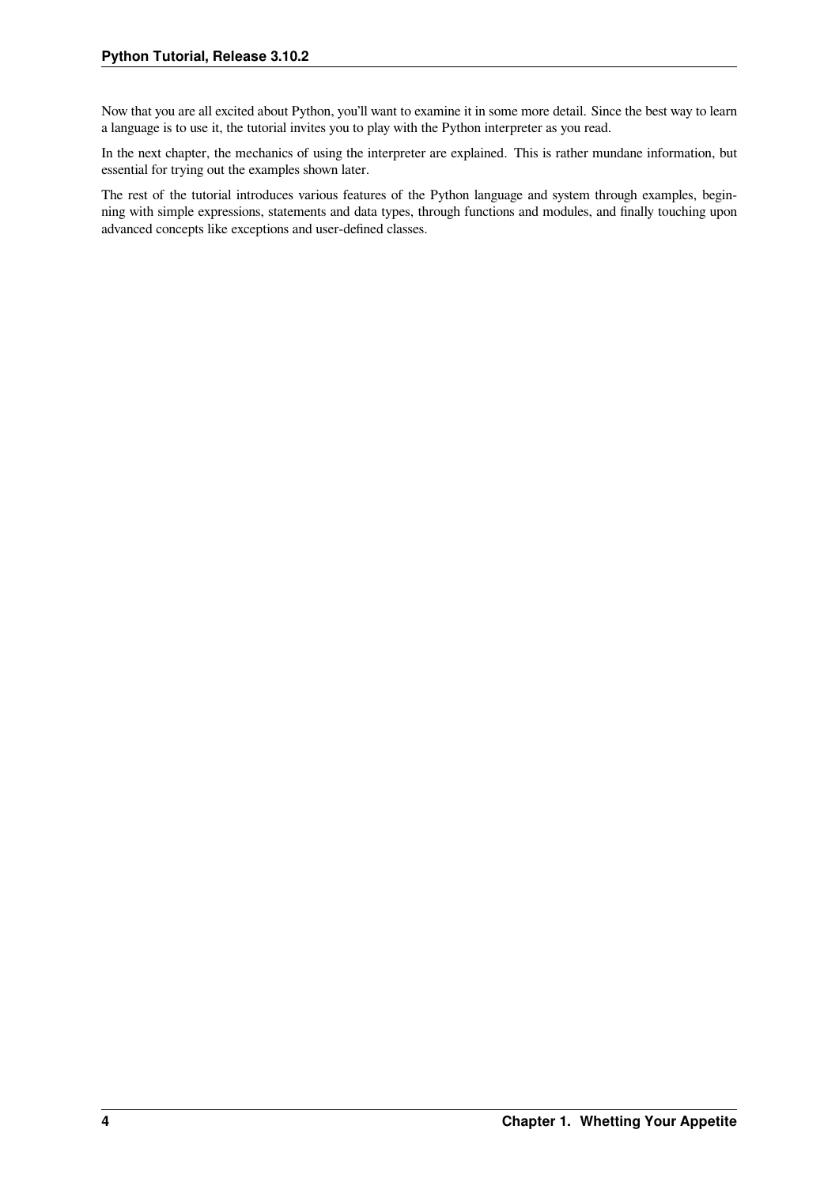Now that you are all excited about Python, you'll want to examine it in some more detail. Since the best way to learn a language is to use it, the tutorial invites you to play with the Python interpreter as you read.

In the next chapter, the mechanics of using the interpreter are explained. This is rather mundane information, but essential for trying out the examples shown later.

The rest of the tutorial introduces various features of the Python language and system through examples, beginning with simple expressions, statements and data types, through functions and modules, and finally touching upon advanced concepts like exceptions and user-defined classes.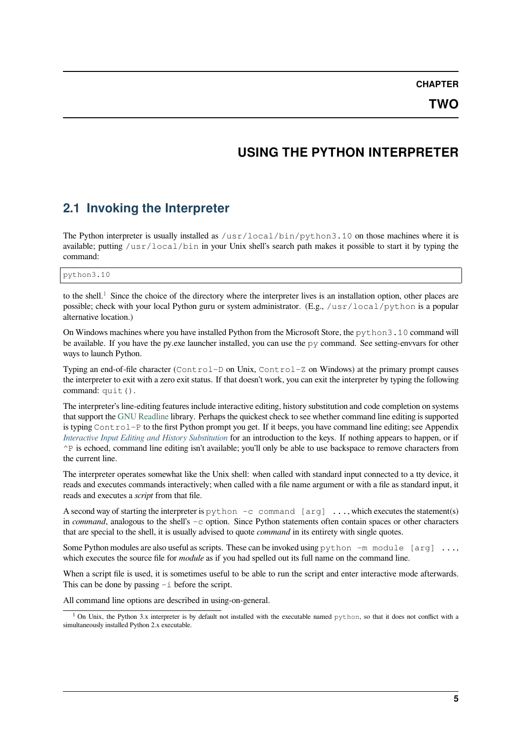# CHAPTER TWO

# USING THE PYTHON INTERPRETER

## 2.1 Invoking the Interpreter

The Python interpreter is usually installed as `/usr/local/bin/python3.10` on those machines where it is available; putting `/usr/local/bin` in your Unix shell's search path makes it possible to start it by typing the command:

```
python3.10
```

to the shell.[1] Since the choice of the directory where the interpreter lives is an installation option, other places are possible; check with your local Python guru or system administrator. (E.g., `/usr/local/python` is a popular alternative location.)

On Windows machines where you have installed Python from the Microsoft Store, the `python3.10` command will be available. If you have the py.exe launcher installed, you can use the `py` command. See setting-envvars for other ways to launch Python.

Typing an end-of-file character (`Control-D` on Unix, `Control-Z` on Windows) at the primary prompt causes the interpreter to exit with a zero exit status. If that doesn't work, you can exit the interpreter by typing the following command: `quit()`.

The interpreter's line-editing features include interactive editing, history substitution and code completion on systems that support the GNU Readline library. Perhaps the quickest check to see whether command line editing is supported is typing `Control-P` to the first Python prompt you get. If it beeps, you have command line editing; see Appendix *Interactive Input Editing and History Substitution* for an introduction to the keys. If nothing appears to happen, or if `^P` is echoed, command line editing isn't available; you'll only be able to use backspace to remove characters from the current line.

The interpreter operates somewhat like the Unix shell: when called with standard input connected to a tty device, it reads and executes commands interactively; when called with a file name argument or with a file as standard input, it reads and executes a *script* from that file.

A second way of starting the interpreter is `python -c command [arg] ...`, which executes the statement(s) in *command*, analogous to the shell's `-c` option. Since Python statements often contain spaces or other characters that are special to the shell, it is usually advised to quote *command* in its entirety with single quotes.

Some Python modules are also useful as scripts. These can be invoked using `python -m module [arg] ...`, which executes the source file for *module* as if you had spelled out its full name on the command line.

When a script file is used, it is sometimes useful to be able to run the script and enter interactive mode afterwards. This can be done by passing `-i` before the script.

All command line options are described in using-on-general.

[1] On Unix, the Python 3.x interpreter is by default not installed with the executable named `python`, so that it does not conflict with a simultaneously installed Python 2.x executable.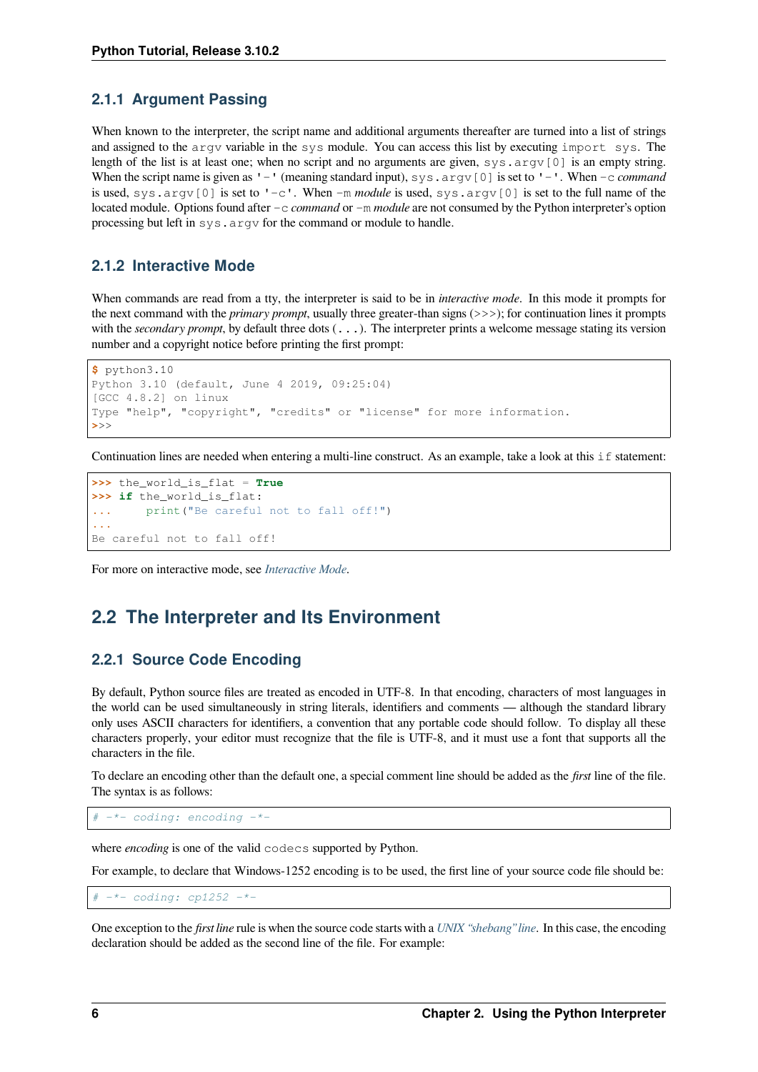### 2.1.1 Argument Passing

When known to the interpreter, the script name and additional arguments thereafter are turned into a list of strings and assigned to the `argv` variable in the `sys` module. You can access this list by executing `import sys`. The length of the list is at least one; when no script and no arguments are given, `sys.argv[0]` is an empty string. When the script name is given as `'-'` (meaning standard input), `sys.argv[0]` is set to `'-'`. When `-c` *command* is used, `sys.argv[0]` is set to `'-c'`. When `-m` *module* is used, `sys.argv[0]` is set to the full name of the located module. Options found after `-c` *command* or `-m` *module* are not consumed by the Python interpreter's option processing but left in `sys.argv` for the command or module to handle.

### 2.1.2 Interactive Mode

When commands are read from a tty, the interpreter is said to be in *interactive mode*. In this mode it prompts for the next command with the *primary prompt*, usually three greater-than signs (`>>>`); for continuation lines it prompts with the *secondary prompt*, by default three dots (`...`). The interpreter prints a welcome message stating its version number and a copyright notice before printing the first prompt:

```
$ python3.10
Python 3.10 (default, June 4 2019, 09:25:04)
[GCC 4.8.2] on linux
Type "help", "copyright", "credits" or "license" for more information.
>>>
```

Continuation lines are needed when entering a multi-line construct. As an example, take a look at this `if` statement:

```
>>> the_world_is_flat = True
>>> if the_world_is_flat:
...     print("Be careful not to fall off!")
...
Be careful not to fall off!
```

For more on interactive mode, see *Interactive Mode*.

## 2.2 The Interpreter and Its Environment

### 2.2.1 Source Code Encoding

By default, Python source files are treated as encoded in UTF-8. In that encoding, characters of most languages in the world can be used simultaneously in string literals, identifiers and comments — although the standard library only uses ASCII characters for identifiers, a convention that any portable code should follow. To display all these characters properly, your editor must recognize that the file is UTF-8, and it must use a font that supports all the characters in the file.

To declare an encoding other than the default one, a special comment line should be added as the *first* line of the file. The syntax is as follows:

```
# -*- coding: encoding -*-
```

where *encoding* is one of the valid `codecs` supported by Python.

For example, to declare that Windows-1252 encoding is to be used, the first line of your source code file should be:

```
# -*- coding: cp1252 -*-
```

One exception to the *first line* rule is when the source code starts with a *UNIX "shebang" line*. In this case, the encoding declaration should be added as the second line of the file. For example: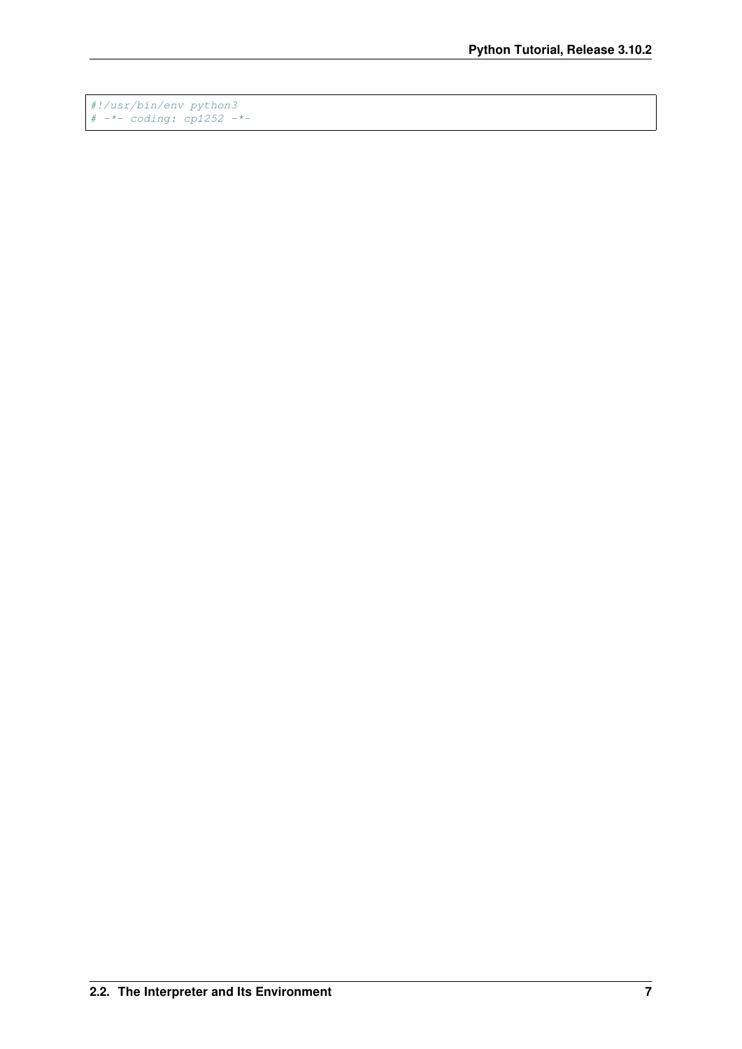```
#!/usr/bin/env python3
# -*- coding: cp1252 -*-
```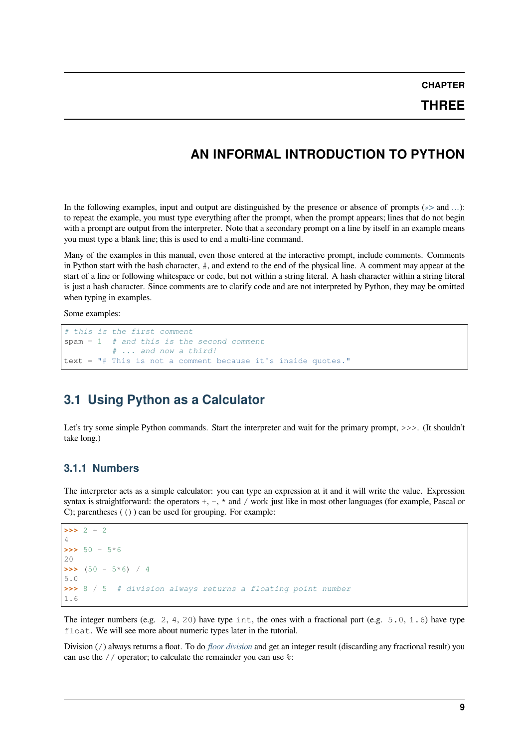CHAPTER

THREE

# AN INFORMAL INTRODUCTION TO PYTHON

In the following examples, input and output are distinguished by the presence or absence of prompts (>>> and ...): to repeat the example, you must type everything after the prompt, when the prompt appears; lines that do not begin with a prompt are output from the interpreter. Note that a secondary prompt on a line by itself in an example means you must type a blank line; this is used to end a multi-line command.

Many of the examples in this manual, even those entered at the interactive prompt, include comments. Comments in Python start with the hash character, #, and extend to the end of the physical line. A comment may appear at the start of a line or following whitespace or code, but not within a string literal. A hash character within a string literal is just a hash character. Since comments are to clarify code and are not interpreted by Python, they may be omitted when typing in examples.

Some examples:

```
# this is the first comment
spam = 1  # and this is the second comment
          # ... and now a third!
text = "# This is not a comment because it's inside quotes."
```

## 3.1 Using Python as a Calculator

Let's try some simple Python commands. Start the interpreter and wait for the primary prompt, >>>. (It shouldn't take long.)

### 3.1.1 Numbers

The interpreter acts as a simple calculator: you can type an expression at it and it will write the value. Expression syntax is straightforward: the operators +, -, * and / work just like in most other languages (for example, Pascal or C); parentheses (()) can be used for grouping. For example:

```
>>> 2 + 2
4
>>> 50 - 5*6
20
>>> (50 - 5*6) / 4
5.0
>>> 8 / 5  # division always returns a floating point number
1.6
```

The integer numbers (e.g. 2, 4, 20) have type `int`, the ones with a fractional part (e.g. 5.0, 1.6) have type `float`. We will see more about numeric types later in the tutorial.

Division (/) always returns a float. To do *floor division* and get an integer result (discarding any fractional result) you can use the // operator; to calculate the remainder you can use %: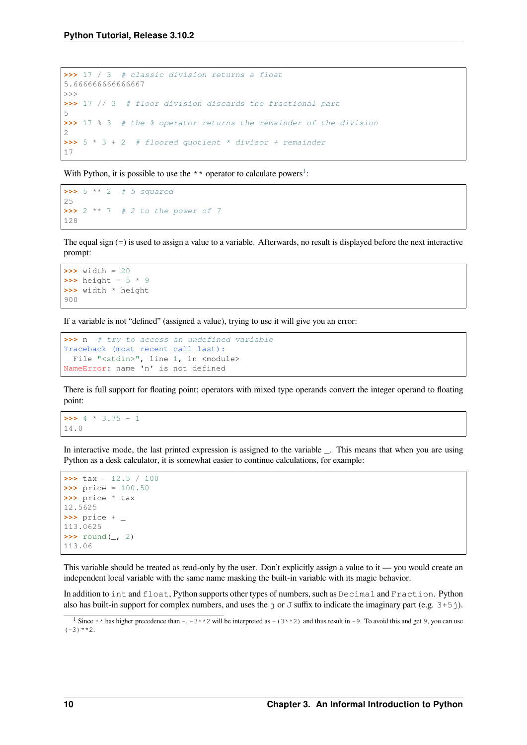```
>>> 17 / 3  # classic division returns a float
5.666666666666667
>>>
>>> 17 // 3  # floor division discards the fractional part
5
>>> 17 % 3  # the % operator returns the remainder of the division
2
>>> 5 * 3 + 2  # floored quotient * divisor + remainder
17
```

With Python, it is possible to use the `**` operator to calculate powers[1]:

```
>>> 5 ** 2  # 5 squared
25
>>> 2 ** 7  # 2 to the power of 7
128
```

The equal sign (`=`) is used to assign a value to a variable. Afterwards, no result is displayed before the next interactive prompt:

```
>>> width = 20
>>> height = 5 * 9
>>> width * height
900
```

If a variable is not "defined" (assigned a value), trying to use it will give you an error:

```
>>> n  # try to access an undefined variable
Traceback (most recent call last):
  File "<stdin>", line 1, in <module>
NameError: name 'n' is not defined
```

There is full support for floating point; operators with mixed type operands convert the integer operand to floating point:

```
>>> 4 * 3.75 - 1
14.0
```

In interactive mode, the last printed expression is assigned to the variable `_`. This means that when you are using Python as a desk calculator, it is somewhat easier to continue calculations, for example:

```
>>> tax = 12.5 / 100
>>> price = 100.50
>>> price * tax
12.5625
>>> price + _
113.0625
>>> round(_, 2)
113.06
```

This variable should be treated as read-only by the user. Don't explicitly assign a value to it — you would create an independent local variable with the same name masking the built-in variable with its magic behavior.

In addition to `int` and `float`, Python supports other types of numbers, such as `Decimal` and `Fraction`. Python also has built-in support for complex numbers, and uses the `j` or `J` suffix to indicate the imaginary part (e.g. `3+5j`).

[1] Since `**` has higher precedence than `-`, `-3**2` will be interpreted as `-(3**2)` and thus result in `-9`. To avoid this and get `9`, you can use `(-3)**2`.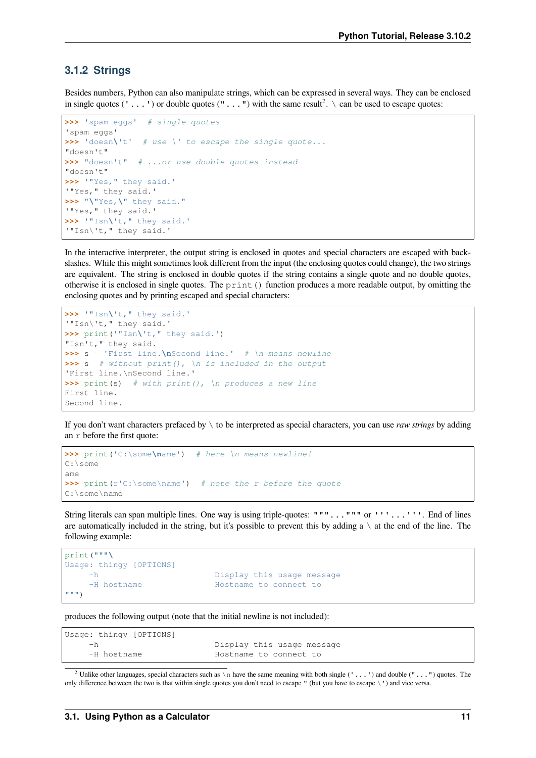### 3.1.2 Strings

Besides numbers, Python can also manipulate strings, which can be expressed in several ways. They can be enclosed in single quotes (`'...'`) or double quotes (`"..."`) with the same result[2]. `\` can be used to escape quotes:

```
>>> 'spam eggs'  # single quotes
'spam eggs'
>>> 'doesn\'t'  # use \' to escape the single quote...
"doesn't"
>>> "doesn't"  # ...or use double quotes instead
"doesn't"
>>> '"Yes," they said.'
'"Yes," they said.'
>>> "\"Yes,\" they said."
'"Yes," they said.'
>>> '"Isn\'t," they said.'
'"Isn\'t," they said.'
```

In the interactive interpreter, the output string is enclosed in quotes and special characters are escaped with backslashes. While this might sometimes look different from the input (the enclosing quotes could change), the two strings are equivalent. The string is enclosed in double quotes if the string contains a single quote and no double quotes, otherwise it is enclosed in single quotes. The `print()` function produces a more readable output, by omitting the enclosing quotes and by printing escaped and special characters:

```
>>> '"Isn\'t," they said.'
'"Isn\'t," they said.'
>>> print('"Isn\'t," they said.')
"Isn't," they said.
>>> s = 'First line.\nSecond line.'  # \n means newline
>>> s  # without print(), \n is included in the output
'First line.\nSecond line.'
>>> print(s)  # with print(), \n produces a new line
First line.
Second line.
```

If you don't want characters prefaced by `\` to be interpreted as special characters, you can use *raw strings* by adding an `r` before the first quote:

```
>>> print('C:\some\name')  # here \n means newline!
C:\some
ame
>>> print(r'C:\some\name')  # note the r before the quote
C:\some\name
```

String literals can span multiple lines. One way is using triple-quotes: `"""..."""` or `'''...'''`. End of lines are automatically included in the string, but it's possible to prevent this by adding a `\` at the end of the line. The following example:

```
print("""\
Usage: thingy [OPTIONS]
     -h                        Display this usage message
     -H hostname               Hostname to connect to
""")
```

produces the following output (note that the initial newline is not included):

```
Usage: thingy [OPTIONS]
     -h                        Display this usage message
     -H hostname               Hostname to connect to
```

[2] Unlike other languages, special characters such as `\n` have the same meaning with both single (`'...'`) and double (`"..."`) quotes. The only difference between the two is that within single quotes you don't need to escape `"` (but you have to escape `\'`) and vice versa.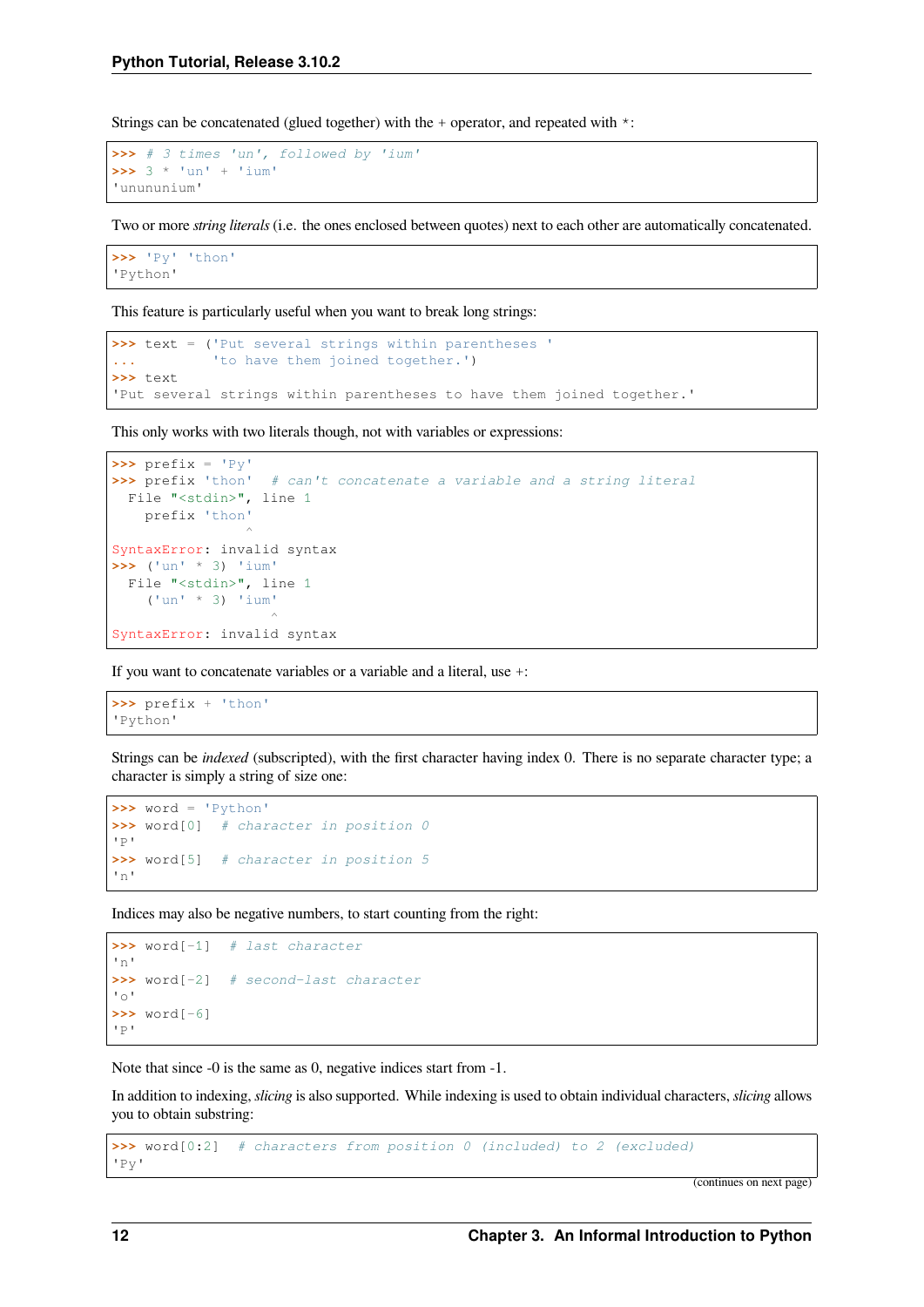Strings can be concatenated (glued together) with the + operator, and repeated with *:

```
>>> # 3 times 'un', followed by 'ium'
>>> 3 * 'un' + 'ium'
'unununium'
```

Two or more *string literals* (i.e. the ones enclosed between quotes) next to each other are automatically concatenated.

```
>>> 'Py' 'thon'
'Python'
```

This feature is particularly useful when you want to break long strings:

```
>>> text = ('Put several strings within parentheses '
...         'to have them joined together.')
>>> text
'Put several strings within parentheses to have them joined together.'
```

This only works with two literals though, not with variables or expressions:

```
>>> prefix = 'Py'
>>> prefix 'thon'  # can't concatenate a variable and a string literal
  File "<stdin>", line 1
    prefix 'thon'
           ^
SyntaxError: invalid syntax
>>> ('un' * 3) 'ium'
  File "<stdin>", line 1
    ('un' * 3) 'ium'
               ^
SyntaxError: invalid syntax
```

If you want to concatenate variables or a variable and a literal, use +:

```
>>> prefix + 'thon'
'Python'
```

Strings can be *indexed* (subscripted), with the first character having index 0. There is no separate character type; a character is simply a string of size one:

```
>>> word = 'Python'
>>> word[0]  # character in position 0
'P'
>>> word[5]  # character in position 5
'n'
```

Indices may also be negative numbers, to start counting from the right:

```
>>> word[-1]  # last character
'n'
>>> word[-2]  # second-last character
'o'
>>> word[-6]
'P'
```

Note that since -0 is the same as 0, negative indices start from -1.

In addition to indexing, *slicing* is also supported. While indexing is used to obtain individual characters, *slicing* allows you to obtain substring:

```
>>> word[0:2]  # characters from position 0 (included) to 2 (excluded)
'Py'
```

(continues on next page)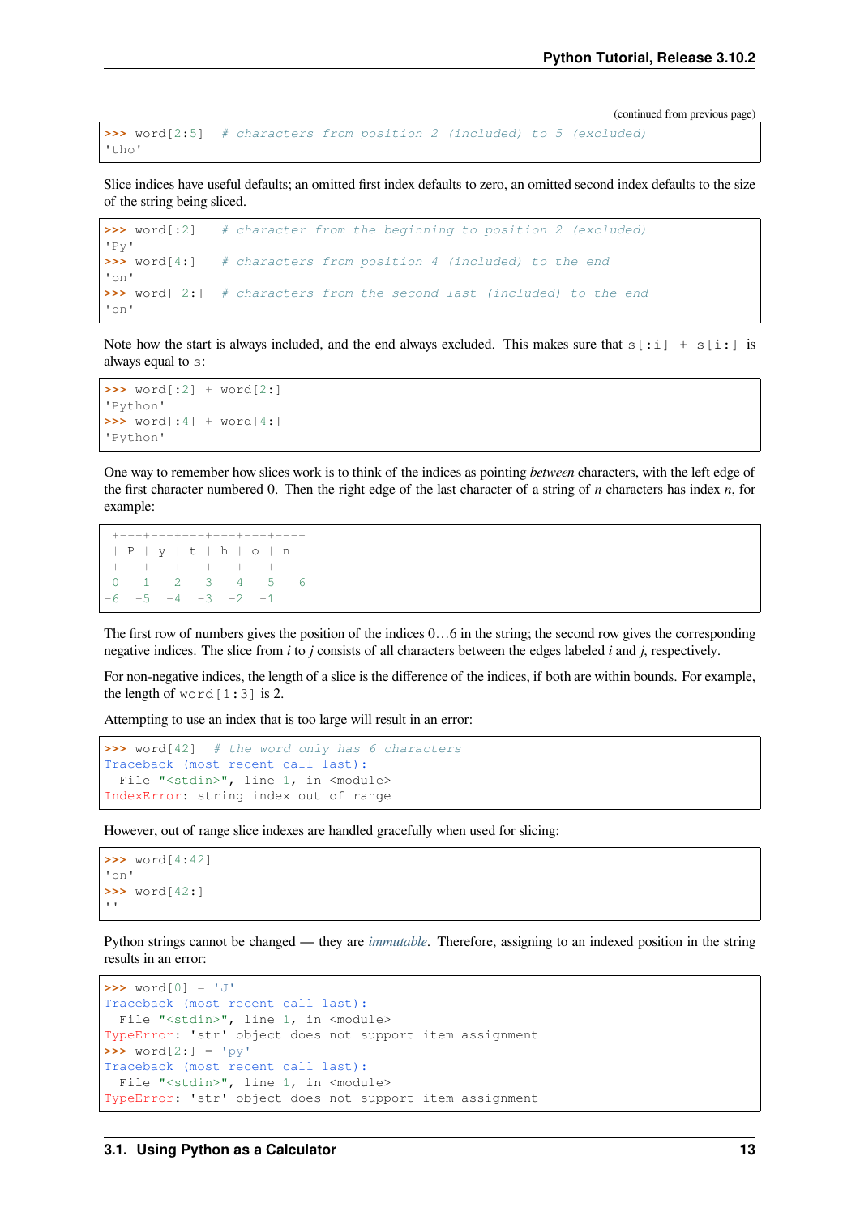(continued from previous page)

```
>>> word[2:5]  # characters from position 2 (included) to 5 (excluded)
'tho'
```

Slice indices have useful defaults; an omitted first index defaults to zero, an omitted second index defaults to the size of the string being sliced.

```
>>> word[:2]   # character from the beginning to position 2 (excluded)
'Py'
>>> word[4:]   # characters from position 4 (included) to the end
'on'
>>> word[-2:]  # characters from the second-last (included) to the end
'on'
```

Note how the start is always included, and the end always excluded. This makes sure that `s[:i] + s[i:]` is always equal to `s`:

```
>>> word[:2] + word[2:]
'Python'
>>> word[:4] + word[4:]
'Python'
```

One way to remember how slices work is to think of the indices as pointing *between* characters, with the left edge of the first character numbered 0. Then the right edge of the last character of a string of *n* characters has index *n*, for example:

```
 +---+---+---+---+---+---+
 | P | y | t | h | o | n |
 +---+---+---+---+---+---+
 0   1   2   3   4   5   6
-6  -5  -4  -3  -2  -1
```

The first row of numbers gives the position of the indices 0…6 in the string; the second row gives the corresponding negative indices. The slice from *i* to *j* consists of all characters between the edges labeled *i* and *j*, respectively.

For non-negative indices, the length of a slice is the difference of the indices, if both are within bounds. For example, the length of `word[1:3]` is 2.

Attempting to use an index that is too large will result in an error:

```
>>> word[42]  # the word only has 6 characters
Traceback (most recent call last):
  File "<stdin>", line 1, in <module>
IndexError: string index out of range
```

However, out of range slice indexes are handled gracefully when used for slicing:

```
>>> word[4:42]
'on'
>>> word[42:]
''
```

Python strings cannot be changed — they are *immutable*. Therefore, assigning to an indexed position in the string results in an error:

```
>>> word[0] = 'J'
Traceback (most recent call last):
  File "<stdin>", line 1, in <module>
TypeError: 'str' object does not support item assignment
>>> word[2:] = 'py'
Traceback (most recent call last):
  File "<stdin>", line 1, in <module>
TypeError: 'str' object does not support item assignment
```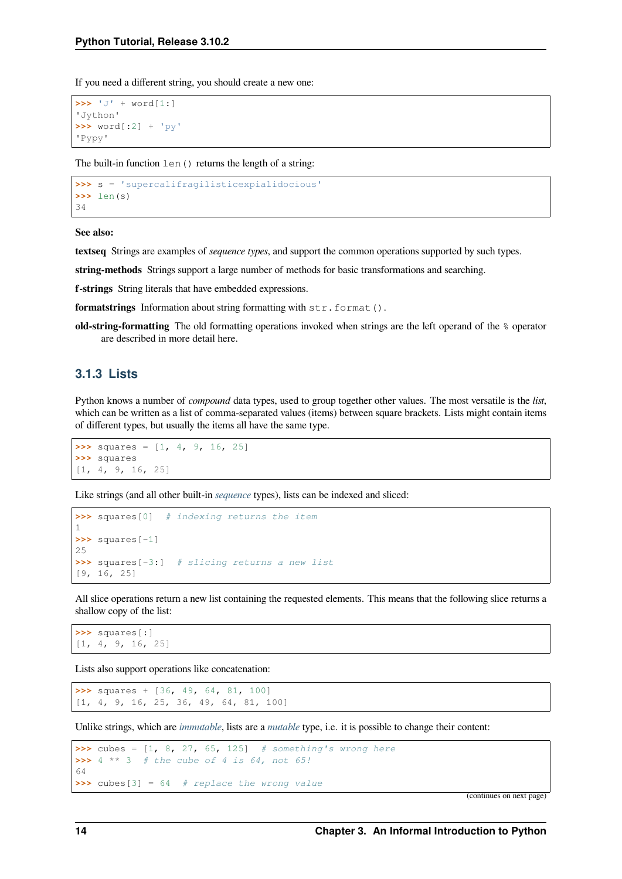If you need a different string, you should create a new one:

```
>>> 'J' + word[1:]
'Jython'
>>> word[:2] + 'py'
'Pypy'
```

The built-in function `len()` returns the length of a string:

```
>>> s = 'supercalifragilisticexpialidocious'
>>> len(s)
34
```

**See also:**

**textseq** Strings are examples of *sequence types*, and support the common operations supported by such types.

**string-methods** Strings support a large number of methods for basic transformations and searching.

**f-strings** String literals that have embedded expressions.

**formatstrings** Information about string formatting with `str.format()`.

**old-string-formatting** The old formatting operations invoked when strings are the left operand of the `%` operator are described in more detail here.

### 3.1.3 Lists

Python knows a number of *compound* data types, used to group together other values. The most versatile is the *list*, which can be written as a list of comma-separated values (items) between square brackets. Lists might contain items of different types, but usually the items all have the same type.

```
>>> squares = [1, 4, 9, 16, 25]
>>> squares
[1, 4, 9, 16, 25]
```

Like strings (and all other built-in *sequence* types), lists can be indexed and sliced:

```
>>> squares[0]  # indexing returns the item
1
>>> squares[-1]
25
>>> squares[-3:]  # slicing returns a new list
[9, 16, 25]
```

All slice operations return a new list containing the requested elements. This means that the following slice returns a shallow copy of the list:

```
>>> squares[:]
[1, 4, 9, 16, 25]
```

Lists also support operations like concatenation:

```
>>> squares + [36, 49, 64, 81, 100]
[1, 4, 9, 16, 25, 36, 49, 64, 81, 100]
```

Unlike strings, which are *immutable*, lists are a *mutable* type, i.e. it is possible to change their content:

```
>>> cubes = [1, 8, 27, 65, 125]  # something's wrong here
>>> 4 ** 3  # the cube of 4 is 64, not 65!
64
>>> cubes[3] = 64  # replace the wrong value
```

(continues on next page)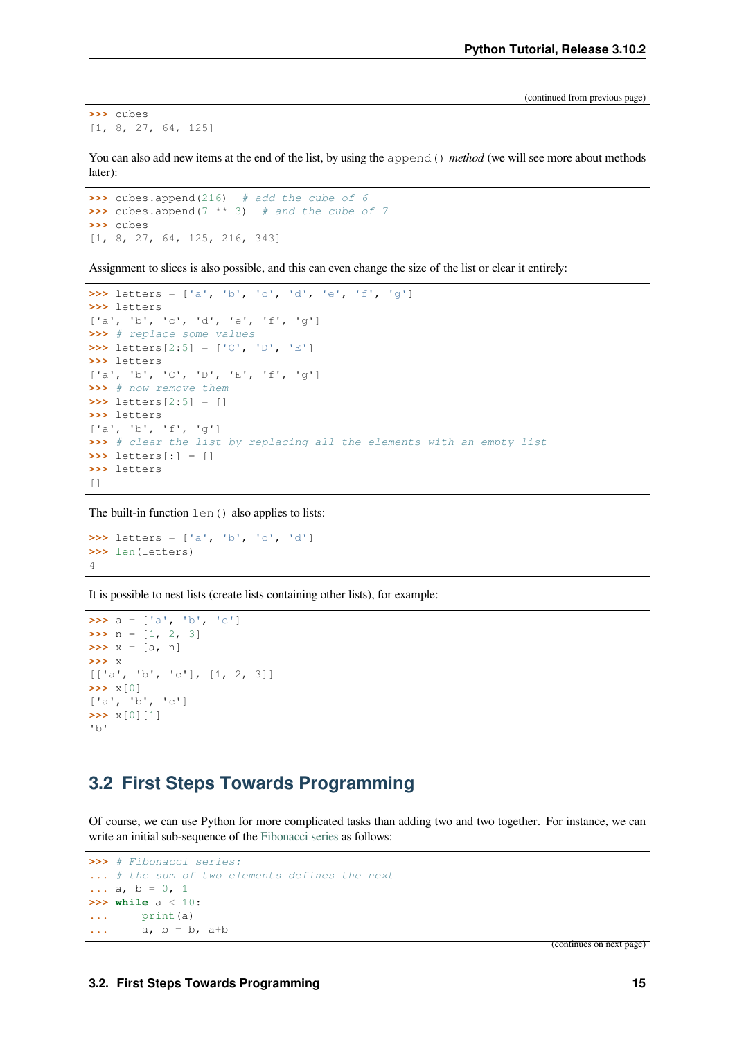(continued from previous page)

```
>>> cubes
[1, 8, 27, 64, 125]
```

You can also add new items at the end of the list, by using the `append()` *method* (we will see more about methods later):

```
>>> cubes.append(216)  # add the cube of 6
>>> cubes.append(7 ** 3)  # and the cube of 7
>>> cubes
[1, 8, 27, 64, 125, 216, 343]
```

Assignment to slices is also possible, and this can even change the size of the list or clear it entirely:

```
>>> letters = ['a', 'b', 'c', 'd', 'e', 'f', 'g']
>>> letters
['a', 'b', 'c', 'd', 'e', 'f', 'g']
>>> # replace some values
>>> letters[2:5] = ['C', 'D', 'E']
>>> letters
['a', 'b', 'C', 'D', 'E', 'f', 'g']
>>> # now remove them
>>> letters[2:5] = []
>>> letters
['a', 'b', 'f', 'g']
>>> # clear the list by replacing all the elements with an empty list
>>> letters[:] = []
>>> letters
[]
```

The built-in function `len()` also applies to lists:

```
>>> letters = ['a', 'b', 'c', 'd']
>>> len(letters)
4
```

It is possible to nest lists (create lists containing other lists), for example:

```
>>> a = ['a', 'b', 'c']
>>> n = [1, 2, 3]
>>> x = [a, n]
>>> x
[['a', 'b', 'c'], [1, 2, 3]]
>>> x[0]
['a', 'b', 'c']
>>> x[0][1]
'b'
```

## 3.2 First Steps Towards Programming

Of course, we can use Python for more complicated tasks than adding two and two together. For instance, we can write an initial sub-sequence of the Fibonacci series as follows:

```
>>> # Fibonacci series:
... # the sum of two elements defines the next
... a, b = 0, 1
>>> while a < 10:
...     print(a)
...     a, b = b, a+b
```

(continues on next page)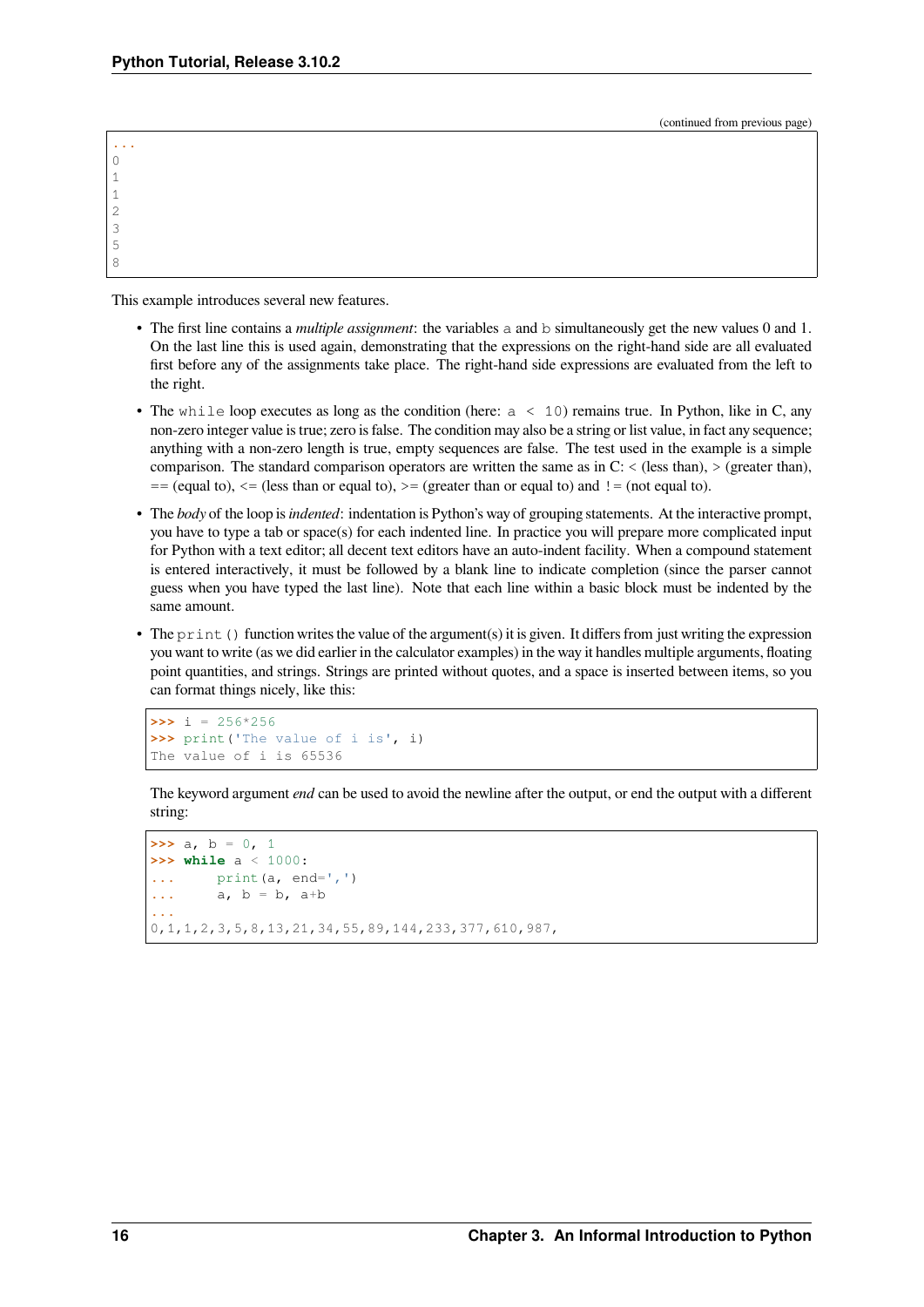```
...
0
1
1
2
3
5
8
```

This example introduces several new features.

- The first line contains a *multiple assignment*: the variables `a` and `b` simultaneously get the new values 0 and 1. On the last line this is used again, demonstrating that the expressions on the right-hand side are all evaluated first before any of the assignments take place. The right-hand side expressions are evaluated from the left to the right.
- The `while` loop executes as long as the condition (here: `a < 10`) remains true. In Python, like in C, any non-zero integer value is true; zero is false. The condition may also be a string or list value, in fact any sequence; anything with a non-zero length is true, empty sequences are false. The test used in the example is a simple comparison. The standard comparison operators are written the same as in C: `<` (less than), `>` (greater than), `==` (equal to), `<=` (less than or equal to), `>=` (greater than or equal to) and `!=` (not equal to).
- The *body* of the loop is *indented*: indentation is Python's way of grouping statements. At the interactive prompt, you have to type a tab or space(s) for each indented line. In practice you will prepare more complicated input for Python with a text editor; all decent text editors have an auto-indent facility. When a compound statement is entered interactively, it must be followed by a blank line to indicate completion (since the parser cannot guess when you have typed the last line). Note that each line within a basic block must be indented by the same amount.
- The `print()` function writes the value of the argument(s) it is given. It differs from just writing the expression you want to write (as we did earlier in the calculator examples) in the way it handles multiple arguments, floating point quantities, and strings. Strings are printed without quotes, and a space is inserted between items, so you can format things nicely, like this:

  ```
  >>> i = 256*256
  >>> print('The value of i is', i)
  The value of i is 65536
  ```

  The keyword argument *end* can be used to avoid the newline after the output, or end the output with a different string:

  ```
  >>> a, b = 0, 1
  >>> while a < 1000:
  ...     print(a, end=',')
  ...     a, b = b, a+b
  ...
  0,1,1,2,3,5,8,13,21,34,55,89,144,233,377,610,987,
  ```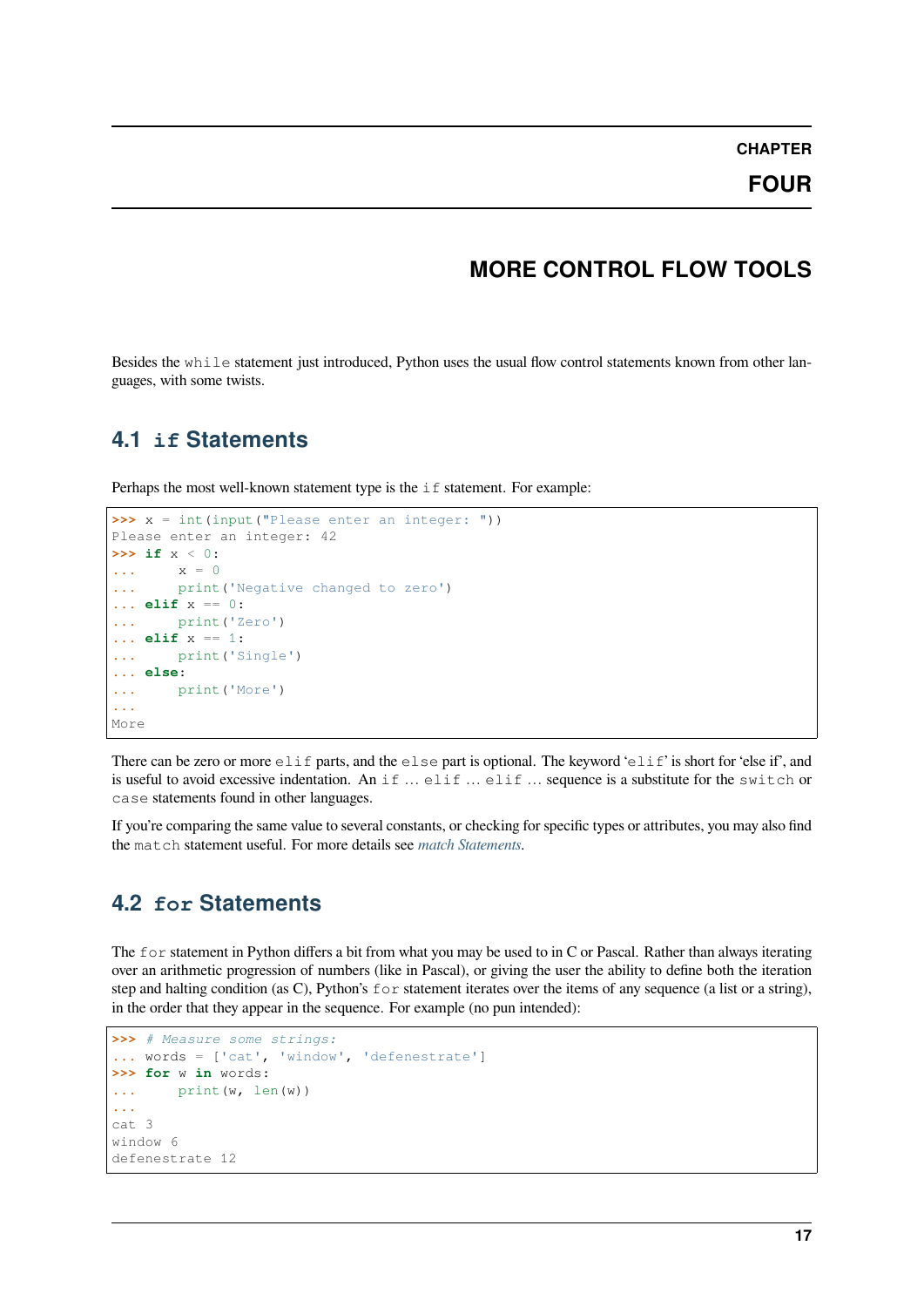# CHAPTER FOUR

# MORE CONTROL FLOW TOOLS

Besides the `while` statement just introduced, Python uses the usual flow control statements known from other languages, with some twists.

## 4.1 `if` Statements

Perhaps the most well-known statement type is the `if` statement. For example:

```
>>> x = int(input("Please enter an integer: "))
Please enter an integer: 42
>>> if x < 0:
...     x = 0
...     print('Negative changed to zero')
... elif x == 0:
...     print('Zero')
... elif x == 1:
...     print('Single')
... else:
...     print('More')
...
More
```

There can be zero or more `elif` parts, and the `else` part is optional. The keyword '`elif`' is short for 'else if', and is useful to avoid excessive indentation. An `if` … `elif` … `elif` … sequence is a substitute for the `switch` or `case` statements found in other languages.

If you're comparing the same value to several constants, or checking for specific types or attributes, you may also find the `match` statement useful. For more details see *match Statements*.

## 4.2 `for` Statements

The `for` statement in Python differs a bit from what you may be used to in C or Pascal. Rather than always iterating over an arithmetic progression of numbers (like in Pascal), or giving the user the ability to define both the iteration step and halting condition (as C), Python's `for` statement iterates over the items of any sequence (a list or a string), in the order that they appear in the sequence. For example (no pun intended):

```
>>> # Measure some strings:
... words = ['cat', 'window', 'defenestrate']
>>> for w in words:
...     print(w, len(w))
...
cat 3
window 6
defenestrate 12
```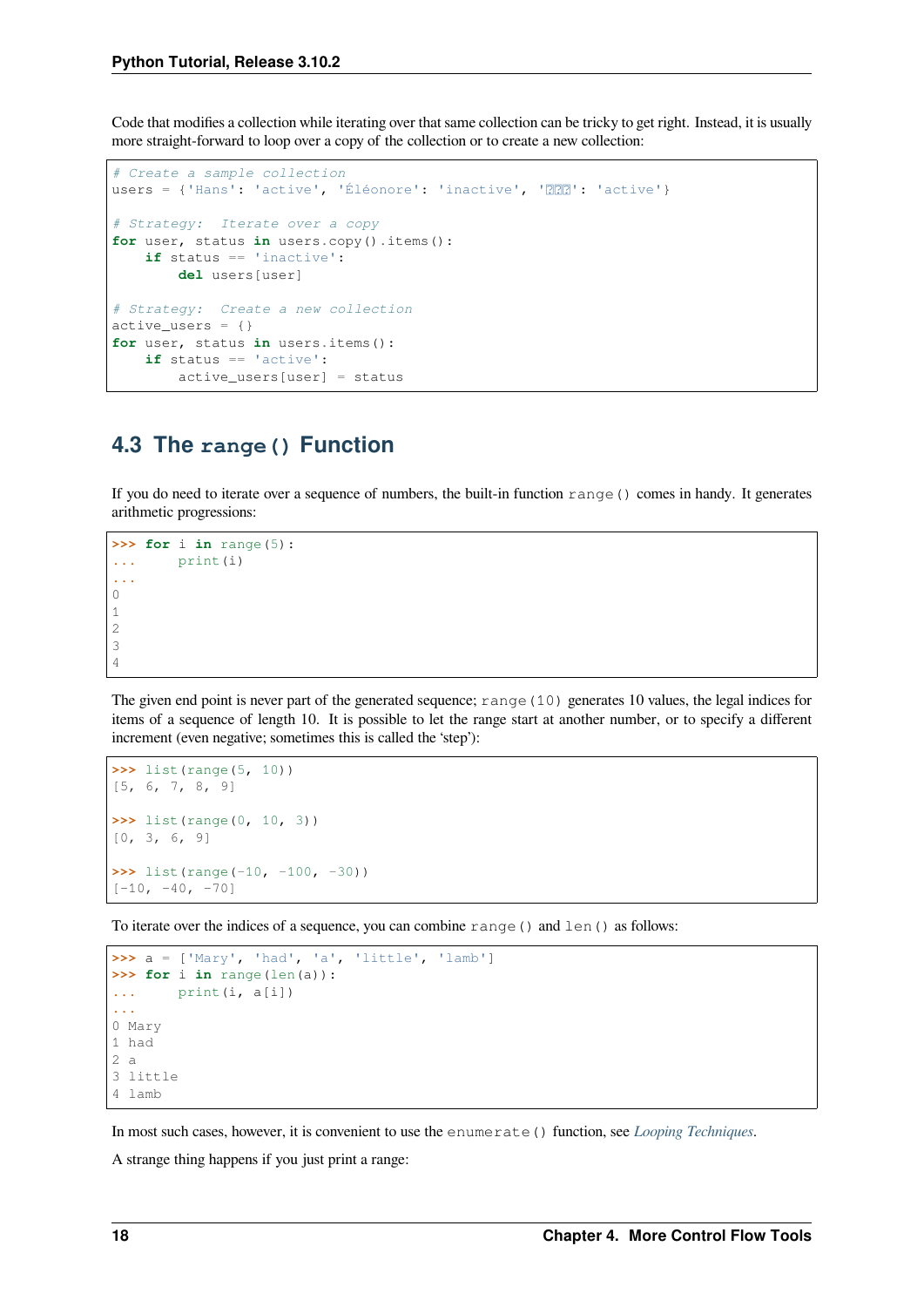Code that modifies a collection while iterating over that same collection can be tricky to get right. Instead, it is usually more straight-forward to loop over a copy of the collection or to create a new collection:

```
# Create a sample collection
users = {'Hans': 'active', 'Éléonore': 'inactive', '□□□': 'active'}

# Strategy:  Iterate over a copy
for user, status in users.copy().items():
    if status == 'inactive':
        del users[user]

# Strategy:  Create a new collection
active_users = {}
for user, status in users.items():
    if status == 'active':
        active_users[user] = status
```

## 4.3 The `range()` Function

If you do need to iterate over a sequence of numbers, the built-in function `range()` comes in handy. It generates arithmetic progressions:

```
>>> for i in range(5):
...     print(i)
...
0
1
2
3
4
```

The given end point is never part of the generated sequence; `range(10)` generates 10 values, the legal indices for items of a sequence of length 10. It is possible to let the range start at another number, or to specify a different increment (even negative; sometimes this is called the 'step'):

```
>>> list(range(5, 10))
[5, 6, 7, 8, 9]

>>> list(range(0, 10, 3))
[0, 3, 6, 9]

>>> list(range(-10, -100, -30))
[-10, -40, -70]
```

To iterate over the indices of a sequence, you can combine `range()` and `len()` as follows:

```
>>> a = ['Mary', 'had', 'a', 'little', 'lamb']
>>> for i in range(len(a)):
...     print(i, a[i])
...
0 Mary
1 had
2 a
3 little
4 lamb
```

In most such cases, however, it is convenient to use the `enumerate()` function, see *Looping Techniques*.

A strange thing happens if you just print a range: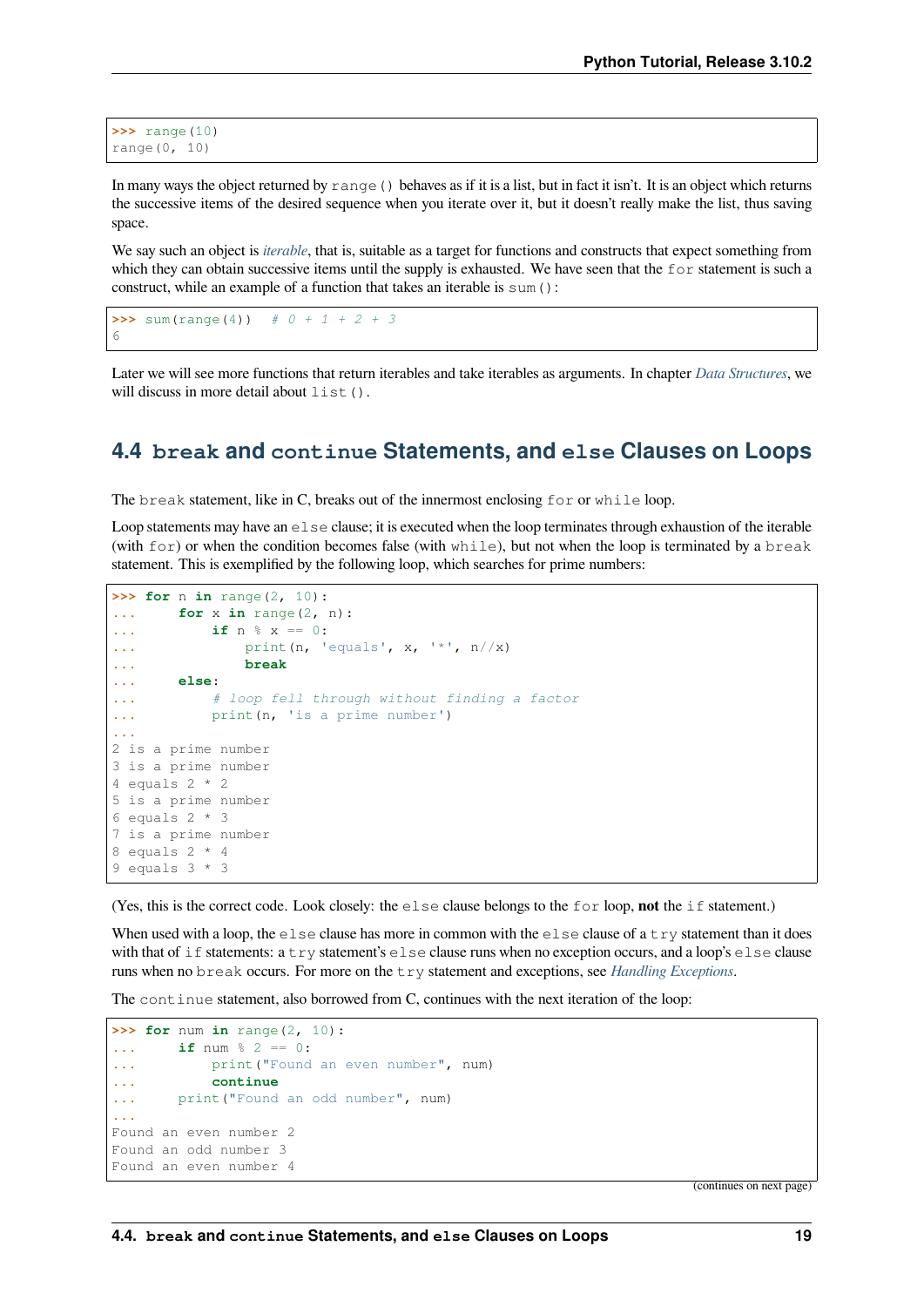```
>>> range(10)
range(0, 10)
```

In many ways the object returned by `range()` behaves as if it is a list, but in fact it isn't. It is an object which returns the successive items of the desired sequence when you iterate over it, but it doesn't really make the list, thus saving space.

We say such an object is *iterable*, that is, suitable as a target for functions and constructs that expect something from which they can obtain successive items until the supply is exhausted. We have seen that the `for` statement is such a construct, while an example of a function that takes an iterable is `sum()`:

```
>>> sum(range(4))  # 0 + 1 + 2 + 3
6
```

Later we will see more functions that return iterables and take iterables as arguments. In chapter *Data Structures*, we will discuss in more detail about `list()`.

## 4.4 `break` and `continue` Statements, and `else` Clauses on Loops

The `break` statement, like in C, breaks out of the innermost enclosing `for` or `while` loop.

Loop statements may have an `else` clause; it is executed when the loop terminates through exhaustion of the iterable (with `for`) or when the condition becomes false (with `while`), but not when the loop is terminated by a `break` statement. This is exemplified by the following loop, which searches for prime numbers:

```
>>> for n in range(2, 10):
...     for x in range(2, n):
...         if n % x == 0:
...             print(n, 'equals', x, '*', n//x)
...             break
...     else:
...         # loop fell through without finding a factor
...         print(n, 'is a prime number')
...
2 is a prime number
3 is a prime number
4 equals 2 * 2
5 is a prime number
6 equals 2 * 3
7 is a prime number
8 equals 2 * 4
9 equals 3 * 3
```

(Yes, this is the correct code. Look closely: the `else` clause belongs to the `for` loop, **not** the `if` statement.)

When used with a loop, the `else` clause has more in common with the `else` clause of a `try` statement than it does with that of `if` statements: a `try` statement's `else` clause runs when no exception occurs, and a loop's `else` clause runs when no `break` occurs. For more on the `try` statement and exceptions, see *Handling Exceptions*.

The `continue` statement, also borrowed from C, continues with the next iteration of the loop:

```
>>> for num in range(2, 10):
...     if num % 2 == 0:
...         print("Found an even number", num)
...         continue
...     print("Found an odd number", num)
...
Found an even number 2
Found an odd number 3
Found an even number 4
```

(continues on next page)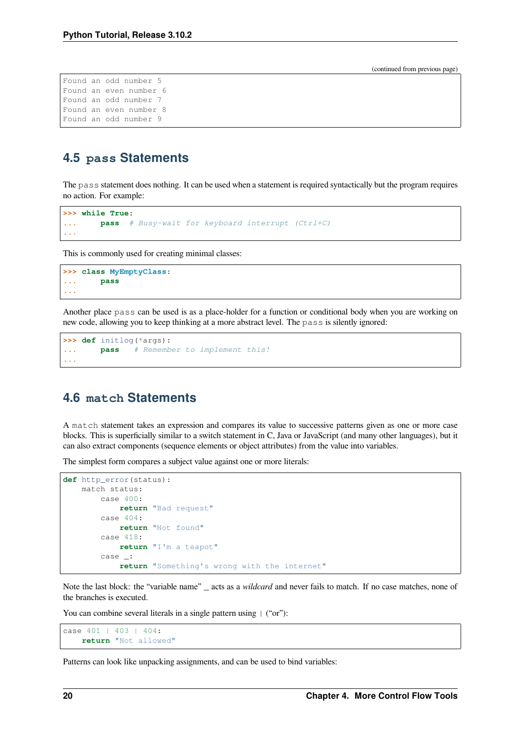(continued from previous page)

```
Found an odd number 5
Found an even number 6
Found an odd number 7
Found an even number 8
Found an odd number 9
```

## 4.5 `pass` Statements

The `pass` statement does nothing. It can be used when a statement is required syntactically but the program requires no action. For example:

```
>>> while True:
...     pass  # Busy-wait for keyboard interrupt (Ctrl+C)
...
```

This is commonly used for creating minimal classes:

```
>>> class MyEmptyClass:
...     pass
...
```

Another place `pass` can be used is as a place-holder for a function or conditional body when you are working on new code, allowing you to keep thinking at a more abstract level. The `pass` is silently ignored:

```
>>> def initlog(*args):
...     pass   # Remember to implement this!
...
```

## 4.6 `match` Statements

A `match` statement takes an expression and compares its value to successive patterns given as one or more case blocks. This is superficially similar to a switch statement in C, Java or JavaScript (and many other languages), but it can also extract components (sequence elements or object attributes) from the value into variables.

The simplest form compares a subject value against one or more literals:

```
def http_error(status):
    match status:
        case 400:
            return "Bad request"
        case 404:
            return "Not found"
        case 418:
            return "I'm a teapot"
        case _:
            return "Something's wrong with the internet"
```

Note the last block: the "variable name" `_` acts as a *wildcard* and never fails to match. If no case matches, none of the branches is executed.

You can combine several literals in a single pattern using `|` ("or"):

```
case 401 | 403 | 404:
    return "Not allowed"
```

Patterns can look like unpacking assignments, and can be used to bind variables: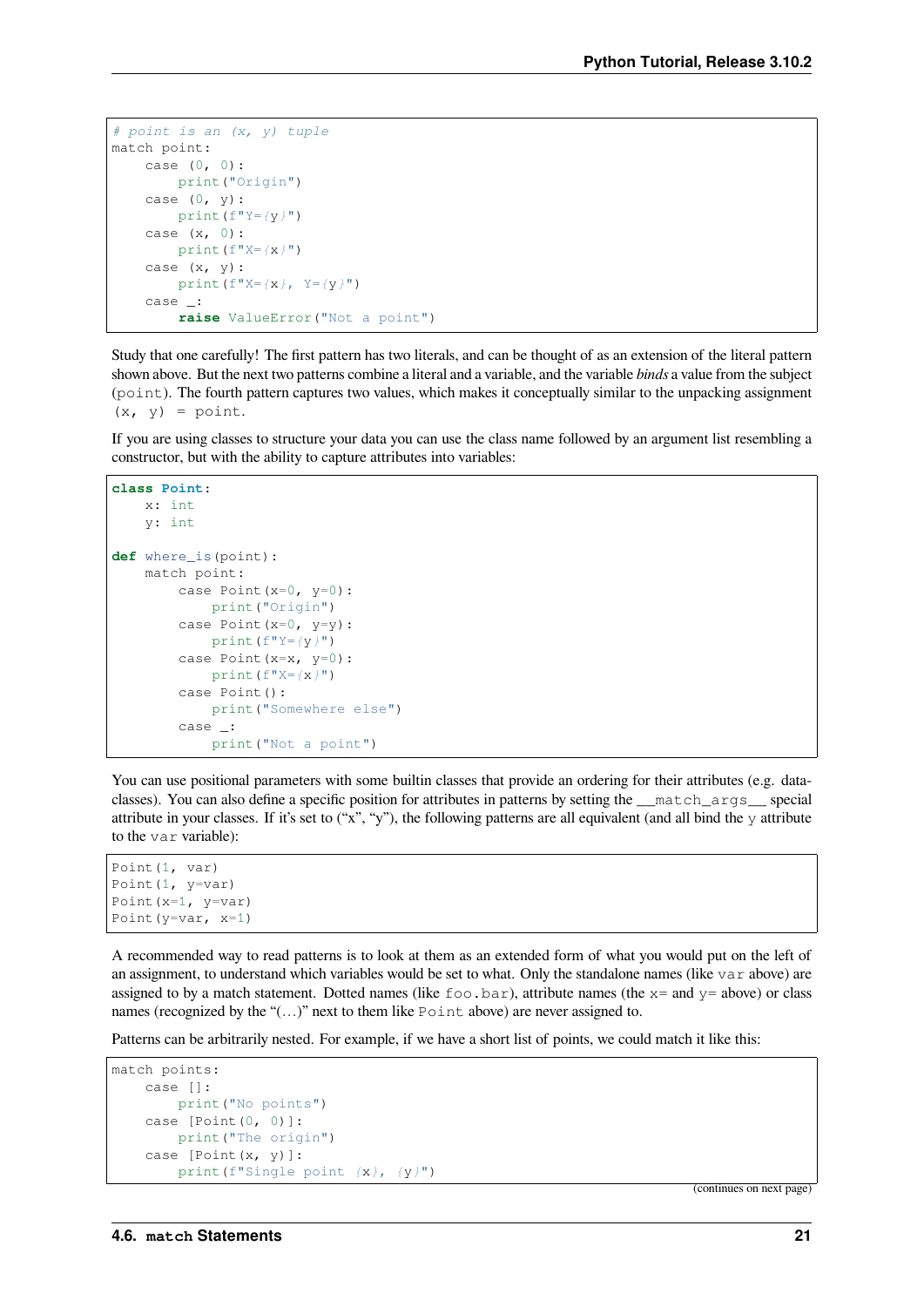```
# point is an (x, y) tuple
match point:
    case (0, 0):
        print("Origin")
    case (0, y):
        print(f"Y={y}")
    case (x, 0):
        print(f"X={x}")
    case (x, y):
        print(f"X={x}, Y={y}")
    case _:
        raise ValueError("Not a point")
```

Study that one carefully! The first pattern has two literals, and can be thought of as an extension of the literal pattern shown above. But the next two patterns combine a literal and a variable, and the variable *binds* a value from the subject (`point`). The fourth pattern captures two values, which makes it conceptually similar to the unpacking assignment `(x, y) = point`.

If you are using classes to structure your data you can use the class name followed by an argument list resembling a constructor, but with the ability to capture attributes into variables:

```
class Point:
    x: int
    y: int

def where_is(point):
    match point:
        case Point(x=0, y=0):
            print("Origin")
        case Point(x=0, y=y):
            print(f"Y={y}")
        case Point(x=x, y=0):
            print(f"X={x}")
        case Point():
            print("Somewhere else")
        case _:
            print("Not a point")
```

You can use positional parameters with some builtin classes that provide an ordering for their attributes (e.g. dataclasses). You can also define a specific position for attributes in patterns by setting the `__match_args__` special attribute in your classes. If it's set to ("x", "y"), the following patterns are all equivalent (and all bind the `y` attribute to the `var` variable):

```
Point(1, var)
Point(1, y=var)
Point(x=1, y=var)
Point(y=var, x=1)
```

A recommended way to read patterns is to look at them as an extended form of what you would put on the left of an assignment, to understand which variables would be set to what. Only the standalone names (like `var` above) are assigned to by a match statement. Dotted names (like `foo.bar`), attribute names (the `x=` and `y=` above) or class names (recognized by the "(…)" next to them like `Point` above) are never assigned to.

Patterns can be arbitrarily nested. For example, if we have a short list of points, we could match it like this:

```
match points:
    case []:
        print("No points")
    case [Point(0, 0)]:
        print("The origin")
    case [Point(x, y)]:
        print(f"Single point {x}, {y}")
```

(continues on next page)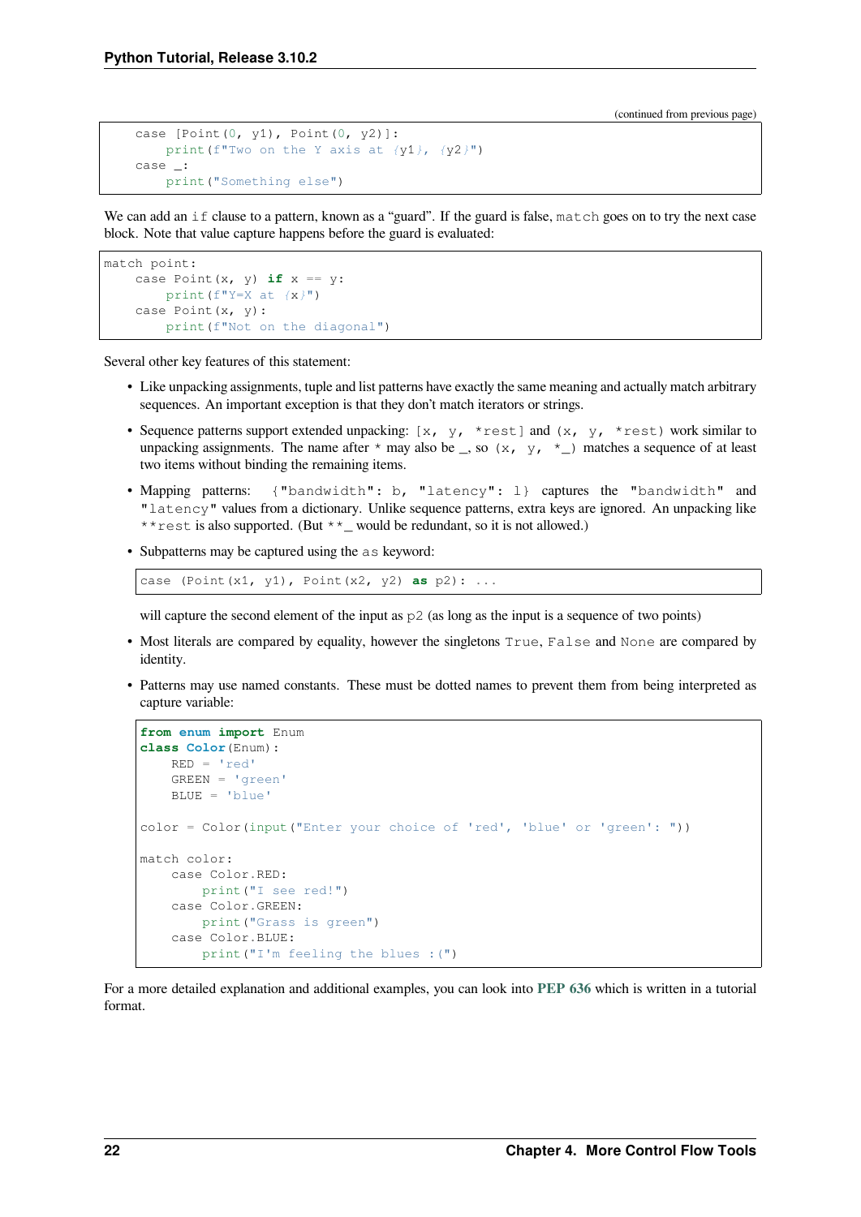(continued from previous page)

```
    case [Point(0, y1), Point(0, y2)]:
        print(f"Two on the Y axis at {y1}, {y2}")
    case _:
        print("Something else")
```

We can add an `if` clause to a pattern, known as a "guard". If the guard is false, `match` goes on to try the next case block. Note that value capture happens before the guard is evaluated:

```
match point:
    case Point(x, y) if x == y:
        print(f"Y=X at {x}")
    case Point(x, y):
        print(f"Not on the diagonal")
```

Several other key features of this statement:

- Like unpacking assignments, tuple and list patterns have exactly the same meaning and actually match arbitrary sequences. An important exception is that they don't match iterators or strings.
- Sequence patterns support extended unpacking: `[x, y, *rest]` and `(x, y, *rest)` work similar to unpacking assignments. The name after `*` may also be `_`, so `(x, y, *_)` matches a sequence of at least two items without binding the remaining items.
- Mapping patterns: `{"bandwidth": b, "latency": l}` captures the `"bandwidth"` and `"latency"` values from a dictionary. Unlike sequence patterns, extra keys are ignored. An unpacking like `**rest` is also supported. (But `**_` would be redundant, so it is not allowed.)
- Subpatterns may be captured using the `as` keyword:

  ```
  case (Point(x1, y1), Point(x2, y2) as p2): ...
  ```

  will capture the second element of the input as `p2` (as long as the input is a sequence of two points)
- Most literals are compared by equality, however the singletons `True`, `False` and `None` are compared by identity.
- Patterns may use named constants. These must be dotted names to prevent them from being interpreted as capture variable:

  ```
  from enum import Enum
  class Color(Enum):
      RED = 'red'
      GREEN = 'green'
      BLUE = 'blue'

  color = Color(input("Enter your choice of 'red', 'blue' or 'green': "))

  match color:
      case Color.RED:
          print("I see red!")
      case Color.GREEN:
          print("Grass is green")
      case Color.BLUE:
          print("I'm feeling the blues :(")
  ```

For a more detailed explanation and additional examples, you can look into **PEP 636** which is written in a tutorial format.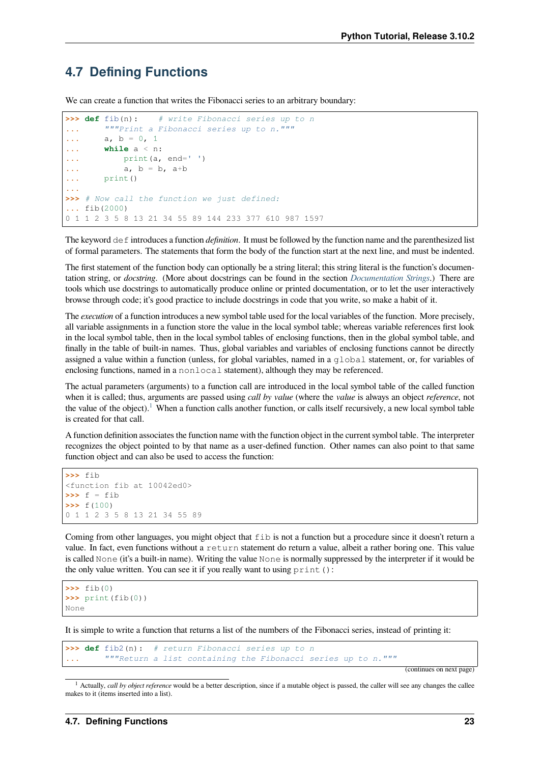## 4.7 Defining Functions

We can create a function that writes the Fibonacci series to an arbitrary boundary:

```
>>> def fib(n):    # write Fibonacci series up to n
...     """Print a Fibonacci series up to n."""
...     a, b = 0, 1
...     while a < n:
...         print(a, end=' ')
...         a, b = b, a+b
...     print()
...
>>> # Now call the function we just defined:
... fib(2000)
0 1 1 2 3 5 8 13 21 34 55 89 144 233 377 610 987 1597
```

The keyword `def` introduces a function *definition*. It must be followed by the function name and the parenthesized list of formal parameters. The statements that form the body of the function start at the next line, and must be indented.

The first statement of the function body can optionally be a string literal; this string literal is the function's documentation string, or *docstring*. (More about docstrings can be found in the section *Documentation Strings*.) There are tools which use docstrings to automatically produce online or printed documentation, or to let the user interactively browse through code; it's good practice to include docstrings in code that you write, so make a habit of it.

The *execution* of a function introduces a new symbol table used for the local variables of the function. More precisely, all variable assignments in a function store the value in the local symbol table; whereas variable references first look in the local symbol table, then in the local symbol tables of enclosing functions, then in the global symbol table, and finally in the table of built-in names. Thus, global variables and variables of enclosing functions cannot be directly assigned a value within a function (unless, for global variables, named in a `global` statement, or, for variables of enclosing functions, named in a `nonlocal` statement), although they may be referenced.

The actual parameters (arguments) to a function call are introduced in the local symbol table of the called function when it is called; thus, arguments are passed using *call by value* (where the *value* is always an object *reference*, not the value of the object).[1] When a function calls another function, or calls itself recursively, a new local symbol table is created for that call.

A function definition associates the function name with the function object in the current symbol table. The interpreter recognizes the object pointed to by that name as a user-defined function. Other names can also point to that same function object and can also be used to access the function:

```
>>> fib
<function fib at 10042ed0>
>>> f = fib
>>> f(100)
0 1 1 2 3 5 8 13 21 34 55 89
```

Coming from other languages, you might object that `fib` is not a function but a procedure since it doesn't return a value. In fact, even functions without a `return` statement do return a value, albeit a rather boring one. This value is called `None` (it's a built-in name). Writing the value `None` is normally suppressed by the interpreter if it would be the only value written. You can see it if you really want to using `print()`:

```
>>> fib(0)
>>> print(fib(0))
None
```

It is simple to write a function that returns a list of the numbers of the Fibonacci series, instead of printing it:

```
>>> def fib2(n):  # return Fibonacci series up to n
...     """Return a list containing the Fibonacci series up to n."""
```

(continues on next page)

[1] Actually, *call by object reference* would be a better description, since if a mutable object is passed, the caller will see any changes the callee makes to it (items inserted into a list).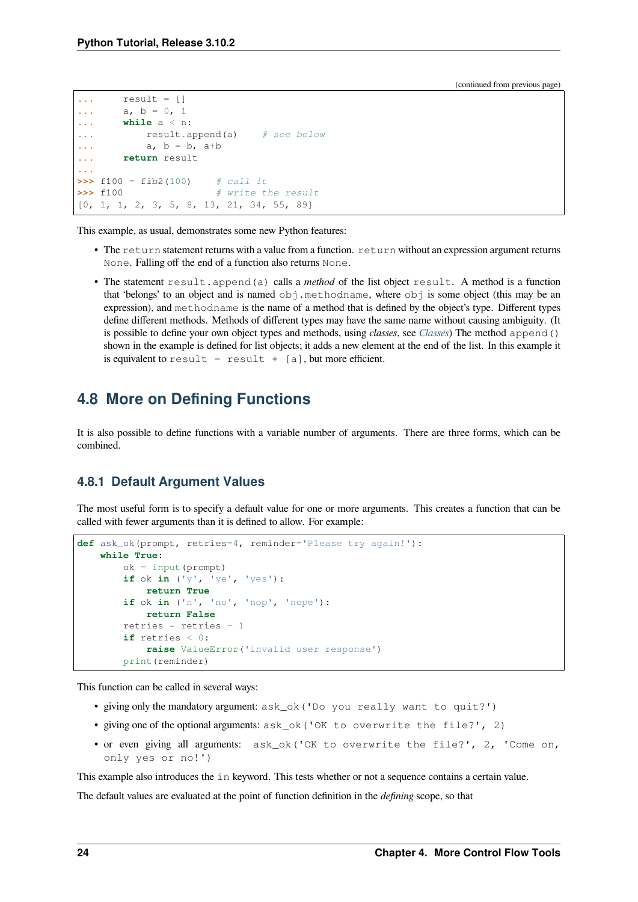(continued from previous page)

```
...     result = []
...     a, b = 0, 1
...     while a < n:
...         result.append(a)    # see below
...         a, b = b, a+b
...     return result
...
>>> f100 = fib2(100)    # call it
>>> f100                # write the result
[0, 1, 1, 2, 3, 5, 8, 13, 21, 34, 55, 89]
```

This example, as usual, demonstrates some new Python features:

- The `return` statement returns with a value from a function. `return` without an expression argument returns `None`. Falling off the end of a function also returns `None`.
- The statement `result.append(a)` calls a *method* of the list object `result`. A method is a function that 'belongs' to an object and is named `obj.methodname`, where `obj` is some object (this may be an expression), and `methodname` is the name of a method that is defined by the object's type. Different types define different methods. Methods of different types may have the same name without causing ambiguity. (It is possible to define your own object types and methods, using *classes*, see *Classes*) The method `append()` shown in the example is defined for list objects; it adds a new element at the end of the list. In this example it is equivalent to `result = result + [a]`, but more efficient.

## 4.8 More on Defining Functions

It is also possible to define functions with a variable number of arguments. There are three forms, which can be combined.

### 4.8.1 Default Argument Values

The most useful form is to specify a default value for one or more arguments. This creates a function that can be called with fewer arguments than it is defined to allow. For example:

```
def ask_ok(prompt, retries=4, reminder='Please try again!'):
    while True:
        ok = input(prompt)
        if ok in ('y', 'ye', 'yes'):
            return True
        if ok in ('n', 'no', 'nop', 'nope'):
            return False
        retries = retries - 1
        if retries < 0:
            raise ValueError('invalid user response')
        print(reminder)
```

This function can be called in several ways:

- giving only the mandatory argument: `ask_ok('Do you really want to quit?')`
- giving one of the optional arguments: `ask_ok('OK to overwrite the file?', 2)`
- or even giving all arguments: `ask_ok('OK to overwrite the file?', 2, 'Come on, only yes or no!')`

This example also introduces the `in` keyword. This tests whether or not a sequence contains a certain value.

The default values are evaluated at the point of function definition in the *defining* scope, so that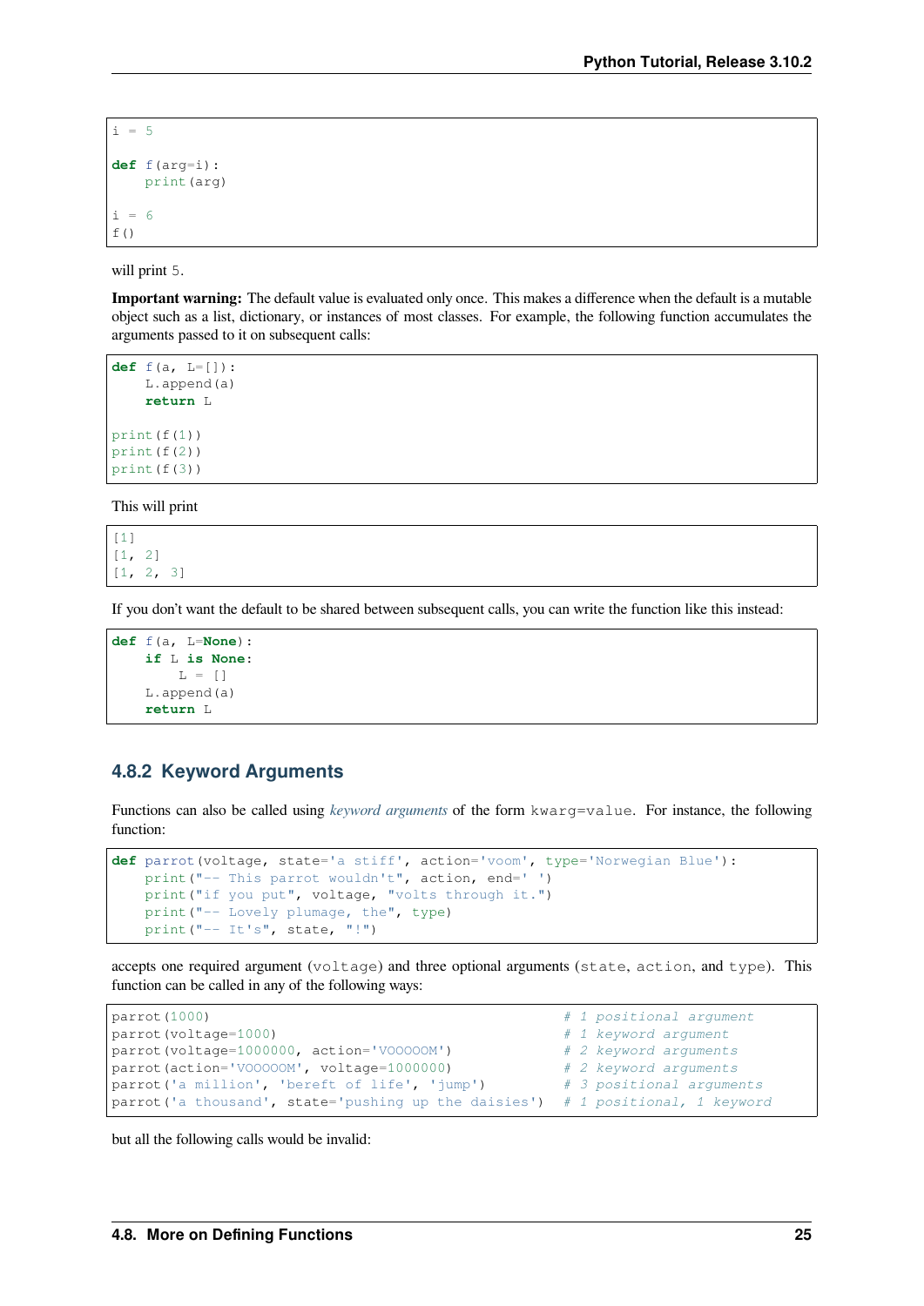```python
i = 5

def f(arg=i):
    print(arg)

i = 6
f()
```

will print `5`.

**Important warning:** The default value is evaluated only once. This makes a difference when the default is a mutable object such as a list, dictionary, or instances of most classes. For example, the following function accumulates the arguments passed to it on subsequent calls:

```python
def f(a, L=[]):
    L.append(a)
    return L

print(f(1))
print(f(2))
print(f(3))
```

This will print

```
[1]
[1, 2]
[1, 2, 3]
```

If you don't want the default to be shared between subsequent calls, you can write the function like this instead:

```python
def f(a, L=None):
    if L is None:
        L = []
    L.append(a)
    return L
```

### 4.8.2 Keyword Arguments

Functions can also be called using *keyword arguments* of the form `kwarg=value`. For instance, the following function:

```python
def parrot(voltage, state='a stiff', action='voom', type='Norwegian Blue'):
    print("-- This parrot wouldn't", action, end=' ')
    print("if you put", voltage, "volts through it.")
    print("-- Lovely plumage, the", type)
    print("-- It's", state, "!")
```

accepts one required argument (`voltage`) and three optional arguments (`state`, `action`, and `type`). This function can be called in any of the following ways:

```python
parrot(1000)                                          # 1 positional argument
parrot(voltage=1000)                                  # 1 keyword argument
parrot(voltage=1000000, action='VOOOOOM')             # 2 keyword arguments
parrot(action='VOOOOOM', voltage=1000000)             # 2 keyword arguments
parrot('a million', 'bereft of life', 'jump')         # 3 positional arguments
parrot('a thousand', state='pushing up the daisies')  # 1 positional, 1 keyword
```

but all the following calls would be invalid: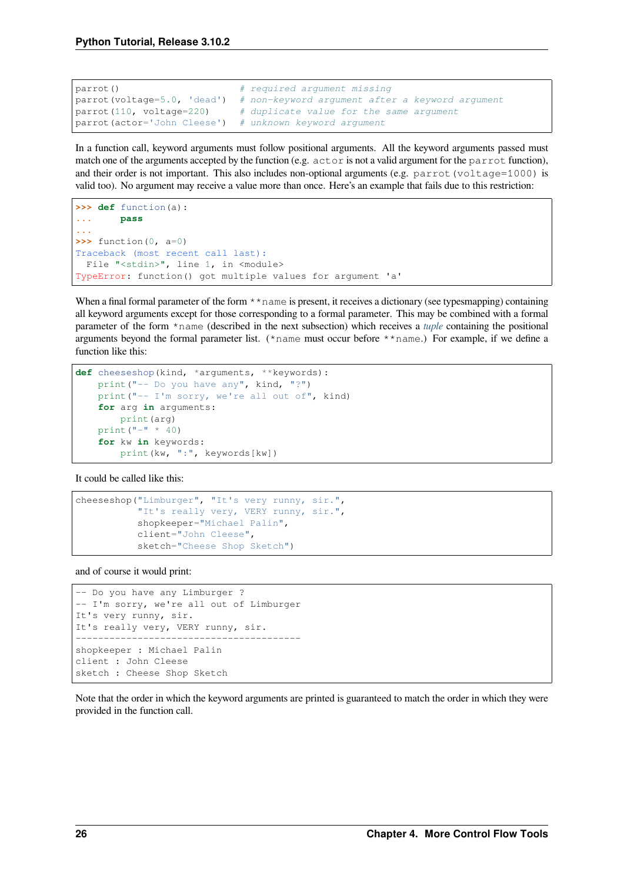```
parrot()                     # required argument missing
parrot(voltage=5.0, 'dead')  # non-keyword argument after a keyword argument
parrot(110, voltage=220)     # duplicate value for the same argument
parrot(actor='John Cleese')  # unknown keyword argument
```

In a function call, keyword arguments must follow positional arguments. All the keyword arguments passed must match one of the arguments accepted by the function (e.g. `actor` is not a valid argument for the `parrot` function), and their order is not important. This also includes non-optional arguments (e.g. `parrot(voltage=1000)` is valid too). No argument may receive a value more than once. Here's an example that fails due to this restriction:

```
>>> def function(a):
...     pass
...
>>> function(0, a=0)
Traceback (most recent call last):
  File "<stdin>", line 1, in <module>
TypeError: function() got multiple values for argument 'a'
```

When a final formal parameter of the form `**name` is present, it receives a dictionary (see typesmapping) containing all keyword arguments except for those corresponding to a formal parameter. This may be combined with a formal parameter of the form `*name` (described in the next subsection) which receives a *tuple* containing the positional arguments beyond the formal parameter list. (`*name` must occur before `**name`.) For example, if we define a function like this:

```
def cheeseshop(kind, *arguments, **keywords):
    print("-- Do you have any", kind, "?")
    print("-- I'm sorry, we're all out of", kind)
    for arg in arguments:
        print(arg)
    print("-" * 40)
    for kw in keywords:
        print(kw, ":", keywords[kw])
```

It could be called like this:

```
cheeseshop("Limburger", "It's very runny, sir.",
           "It's really very, VERY runny, sir.",
           shopkeeper="Michael Palin",
           client="John Cleese",
           sketch="Cheese Shop Sketch")
```

and of course it would print:

```
-- Do you have any Limburger ?
-- I'm sorry, we're all out of Limburger
It's very runny, sir.
It's really very, VERY runny, sir.
----------------------------------------
shopkeeper : Michael Palin
client : John Cleese
sketch : Cheese Shop Sketch
```

Note that the order in which the keyword arguments are printed is guaranteed to match the order in which they were provided in the function call.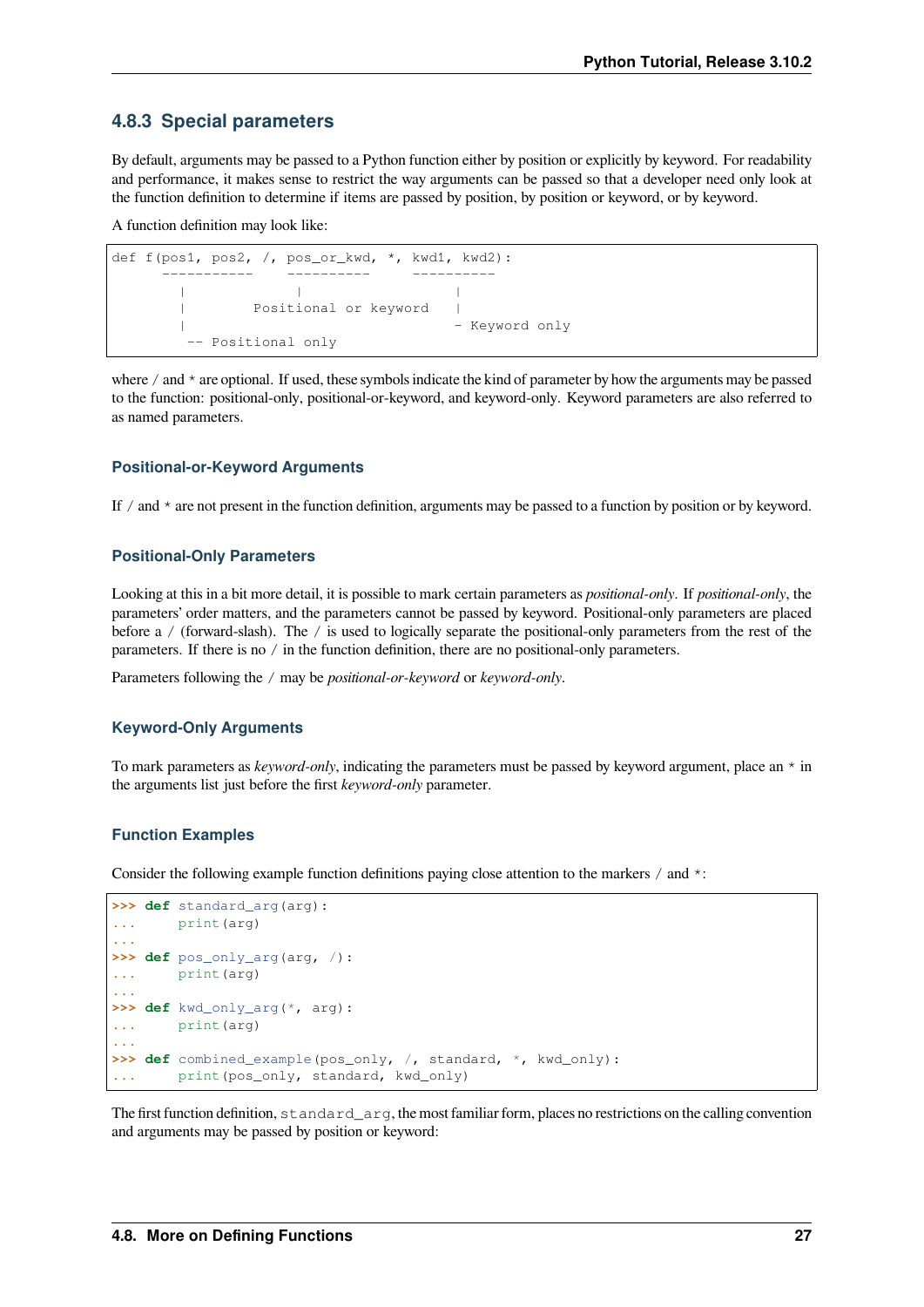### 4.8.3 Special parameters

By default, arguments may be passed to a Python function either by position or explicitly by keyword. For readability and performance, it makes sense to restrict the way arguments can be passed so that a developer need only look at the function definition to determine if items are passed by position, by position or keyword, or by keyword.

A function definition may look like:

```
def f(pos1, pos2, /, pos_or_kwd, *, kwd1, kwd2):
      -----------    ----------     ----------
        |             |                  |
        |        Positional or keyword   |
        |                                - Keyword only
         -- Positional only
```

where `/` and `*` are optional. If used, these symbols indicate the kind of parameter by how the arguments may be passed to the function: positional-only, positional-or-keyword, and keyword-only. Keyword parameters are also referred to as named parameters.

#### Positional-or-Keyword Arguments

If `/` and `*` are not present in the function definition, arguments may be passed to a function by position or by keyword.

#### Positional-Only Parameters

Looking at this in a bit more detail, it is possible to mark certain parameters as *positional-only*. If *positional-only*, the parameters' order matters, and the parameters cannot be passed by keyword. Positional-only parameters are placed before a `/` (forward-slash). The `/` is used to logically separate the positional-only parameters from the rest of the parameters. If there is no `/` in the function definition, there are no positional-only parameters.

Parameters following the `/` may be *positional-or-keyword* or *keyword-only*.

#### Keyword-Only Arguments

To mark parameters as *keyword-only*, indicating the parameters must be passed by keyword argument, place an `*` in the arguments list just before the first *keyword-only* parameter.

#### Function Examples

Consider the following example function definitions paying close attention to the markers `/` and `*`:

```
>>> def standard_arg(arg):
...     print(arg)
...
>>> def pos_only_arg(arg, /):
...     print(arg)
...
>>> def kwd_only_arg(*, arg):
...     print(arg)
...
>>> def combined_example(pos_only, /, standard, *, kwd_only):
...     print(pos_only, standard, kwd_only)
```

The first function definition, `standard_arg`, the most familiar form, places no restrictions on the calling convention and arguments may be passed by position or keyword: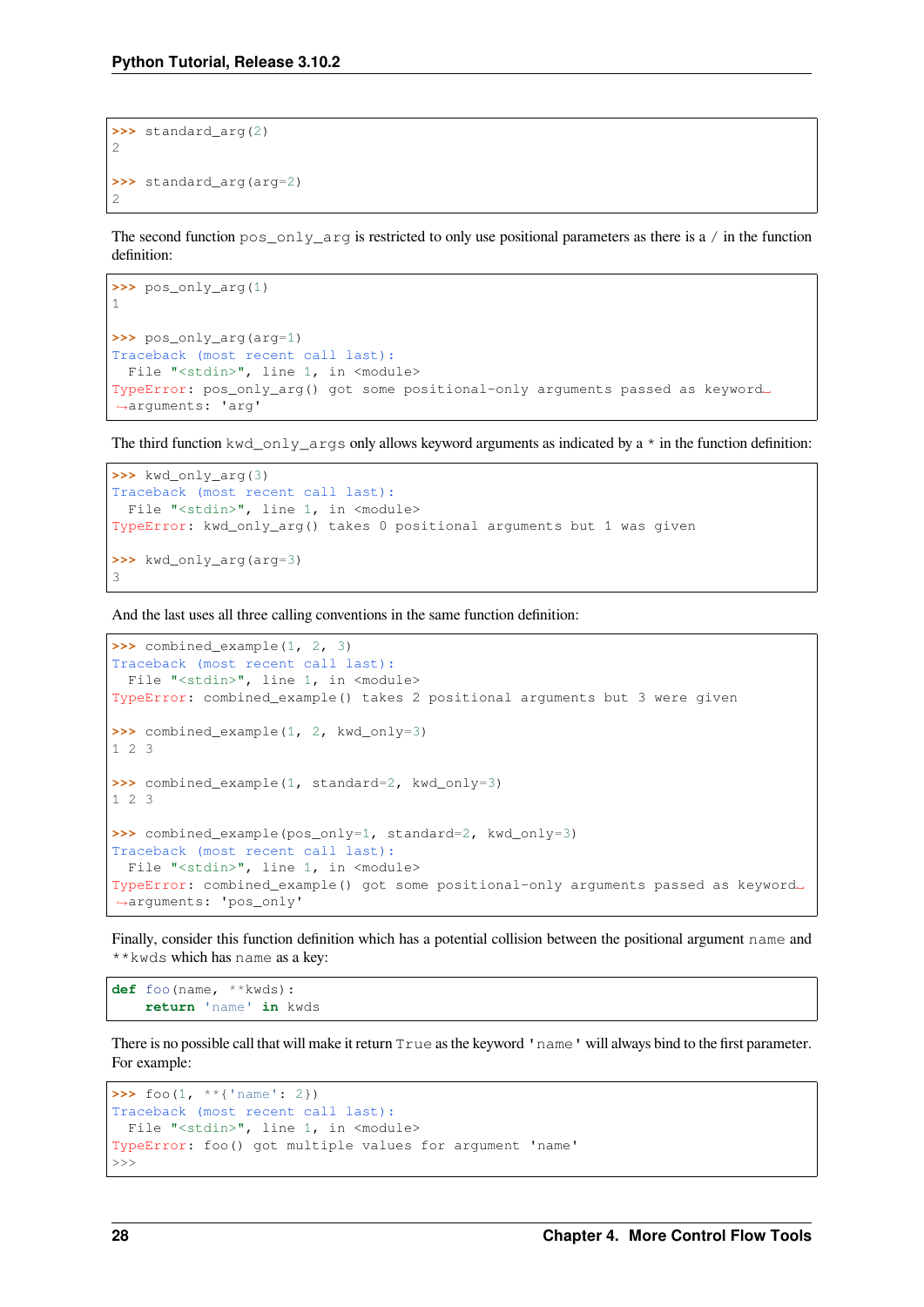```
>>> standard_arg(2)
2

>>> standard_arg(arg=2)
2
```

The second function `pos_only_arg` is restricted to only use positional parameters as there is a `/` in the function definition:

```
>>> pos_only_arg(1)
1

>>> pos_only_arg(arg=1)
Traceback (most recent call last):
  File "<stdin>", line 1, in <module>
TypeError: pos_only_arg() got some positional-only arguments passed as keyword arguments: 'arg'
```

The third function `kwd_only_args` only allows keyword arguments as indicated by a `*` in the function definition:

```
>>> kwd_only_arg(3)
Traceback (most recent call last):
  File "<stdin>", line 1, in <module>
TypeError: kwd_only_arg() takes 0 positional arguments but 1 was given

>>> kwd_only_arg(arg=3)
3
```

And the last uses all three calling conventions in the same function definition:

```
>>> combined_example(1, 2, 3)
Traceback (most recent call last):
  File "<stdin>", line 1, in <module>
TypeError: combined_example() takes 2 positional arguments but 3 were given

>>> combined_example(1, 2, kwd_only=3)
1 2 3

>>> combined_example(1, standard=2, kwd_only=3)
1 2 3

>>> combined_example(pos_only=1, standard=2, kwd_only=3)
Traceback (most recent call last):
  File "<stdin>", line 1, in <module>
TypeError: combined_example() got some positional-only arguments passed as keyword arguments: 'pos_only'
```

Finally, consider this function definition which has a potential collision between the positional argument `name` and `**kwds` which has `name` as a key:

```
def foo(name, **kwds):
    return 'name' in kwds
```

There is no possible call that will make it return `True` as the keyword `'name'` will always bind to the first parameter. For example:

```
>>> foo(1, **{'name': 2})
Traceback (most recent call last):
  File "<stdin>", line 1, in <module>
TypeError: foo() got multiple values for argument 'name'
>>>
```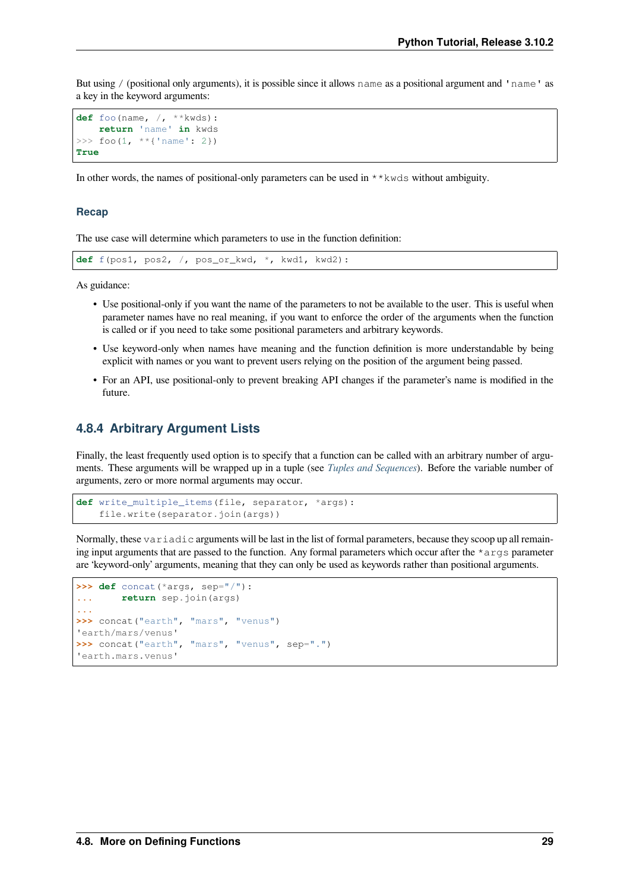But using / (positional only arguments), it is possible since it allows `name` as a positional argument and `'name'` as a key in the keyword arguments:

```
def foo(name, /, **kwds):
    return 'name' in kwds
>>> foo(1, **{'name': 2})
True
```

In other words, the names of positional-only parameters can be used in `**kwds` without ambiguity.

### Recap

The use case will determine which parameters to use in the function definition:

```
def f(pos1, pos2, /, pos_or_kwd, *, kwd1, kwd2):
```

As guidance:

- Use positional-only if you want the name of the parameters to not be available to the user. This is useful when parameter names have no real meaning, if you want to enforce the order of the arguments when the function is called or if you need to take some positional parameters and arbitrary keywords.
- Use keyword-only when names have meaning and the function definition is more understandable by being explicit with names or you want to prevent users relying on the position of the argument being passed.
- For an API, use positional-only to prevent breaking API changes if the parameter's name is modified in the future.

## 4.8.4 Arbitrary Argument Lists

Finally, the least frequently used option is to specify that a function can be called with an arbitrary number of arguments. These arguments will be wrapped up in a tuple (see *Tuples and Sequences*). Before the variable number of arguments, zero or more normal arguments may occur.

```
def write_multiple_items(file, separator, *args):
    file.write(separator.join(args))
```

Normally, these `variadic` arguments will be last in the list of formal parameters, because they scoop up all remaining input arguments that are passed to the function. Any formal parameters which occur after the `*args` parameter are 'keyword-only' arguments, meaning that they can only be used as keywords rather than positional arguments.

```
>>> def concat(*args, sep="/"):
...     return sep.join(args)
...
>>> concat("earth", "mars", "venus")
'earth/mars/venus'
>>> concat("earth", "mars", "venus", sep=".")
'earth.mars.venus'
```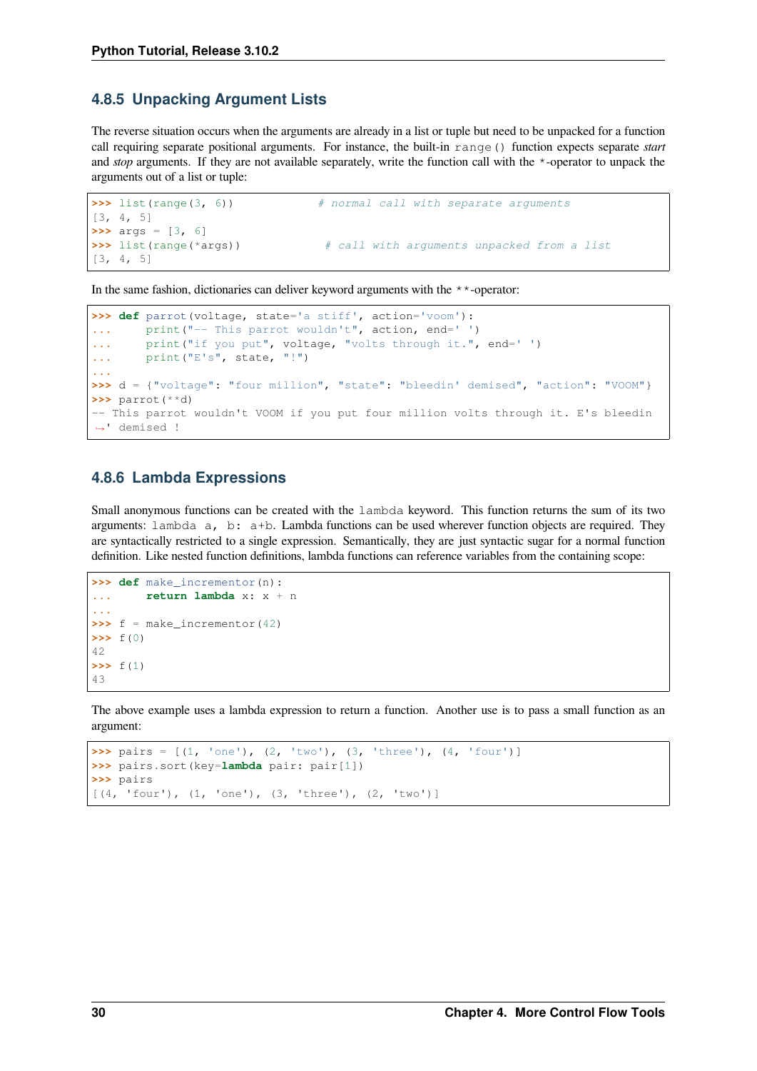### 4.8.5 Unpacking Argument Lists

The reverse situation occurs when the arguments are already in a list or tuple but need to be unpacked for a function call requiring separate positional arguments. For instance, the built-in `range()` function expects separate *start* and *stop* arguments. If they are not available separately, write the function call with the `*`-operator to unpack the arguments out of a list or tuple:

```
>>> list(range(3, 6))            # normal call with separate arguments
[3, 4, 5]
>>> args = [3, 6]
>>> list(range(*args))            # call with arguments unpacked from a list
[3, 4, 5]
```

In the same fashion, dictionaries can deliver keyword arguments with the `**`-operator:

```
>>> def parrot(voltage, state='a stiff', action='voom'):
...     print("-- This parrot wouldn't", action, end=' ')
...     print("if you put", voltage, "volts through it.", end=' ')
...     print("E's", state, "!")
...
>>> d = {"voltage": "four million", "state": "bleedin' demised", "action": "VOOM"}
>>> parrot(**d)
-- This parrot wouldn't VOOM if you put four million volts through it. E's bleedin
↪' demised !
```

### 4.8.6 Lambda Expressions

Small anonymous functions can be created with the `lambda` keyword. This function returns the sum of its two arguments: `lambda a, b: a+b`. Lambda functions can be used wherever function objects are required. They are syntactically restricted to a single expression. Semantically, they are just syntactic sugar for a normal function definition. Like nested function definitions, lambda functions can reference variables from the containing scope:

```
>>> def make_incrementor(n):
...     return lambda x: x + n
...
>>> f = make_incrementor(42)
>>> f(0)
42
>>> f(1)
43
```

The above example uses a lambda expression to return a function. Another use is to pass a small function as an argument:

```
>>> pairs = [(1, 'one'), (2, 'two'), (3, 'three'), (4, 'four')]
>>> pairs.sort(key=lambda pair: pair[1])
>>> pairs
[(4, 'four'), (1, 'one'), (3, 'three'), (2, 'two')]
```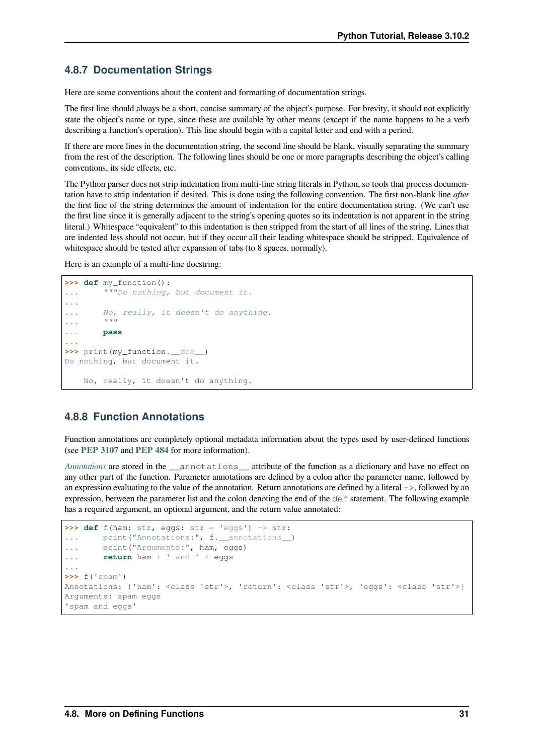### 4.8.7 Documentation Strings

Here are some conventions about the content and formatting of documentation strings.

The first line should always be a short, concise summary of the object's purpose. For brevity, it should not explicitly state the object's name or type, since these are available by other means (except if the name happens to be a verb describing a function's operation). This line should begin with a capital letter and end with a period.

If there are more lines in the documentation string, the second line should be blank, visually separating the summary from the rest of the description. The following lines should be one or more paragraphs describing the object's calling conventions, its side effects, etc.

The Python parser does not strip indentation from multi-line string literals in Python, so tools that process documentation have to strip indentation if desired. This is done using the following convention. The first non-blank line *after* the first line of the string determines the amount of indentation for the entire documentation string. (We can't use the first line since it is generally adjacent to the string's opening quotes so its indentation is not apparent in the string literal.) Whitespace "equivalent" to this indentation is then stripped from the start of all lines of the string. Lines that are indented less should not occur, but if they occur all their leading whitespace should be stripped. Equivalence of whitespace should be tested after expansion of tabs (to 8 spaces, normally).

Here is an example of a multi-line docstring:

```
>>> def my_function():
...     """Do nothing, but document it.
...
...     No, really, it doesn't do anything.
...     """
...     pass
...
>>> print(my_function.__doc__)
Do nothing, but document it.

    No, really, it doesn't do anything.
```

### 4.8.8 Function Annotations

Function annotations are completely optional metadata information about the types used by user-defined functions (see **PEP 3107** and **PEP 484** for more information).

*Annotations* are stored in the `__annotations__` attribute of the function as a dictionary and have no effect on any other part of the function. Parameter annotations are defined by a colon after the parameter name, followed by an expression evaluating to the value of the annotation. Return annotations are defined by a literal `->`, followed by an expression, between the parameter list and the colon denoting the end of the `def` statement. The following example has a required argument, an optional argument, and the return value annotated:

```
>>> def f(ham: str, eggs: str = 'eggs') -> str:
...     print("Annotations:", f.__annotations__)
...     print("Arguments:", ham, eggs)
...     return ham + ' and ' + eggs
...
>>> f('spam')
Annotations: {'ham': <class 'str'>, 'return': <class 'str'>, 'eggs': <class 'str'>}
Arguments: spam eggs
'spam and eggs'
```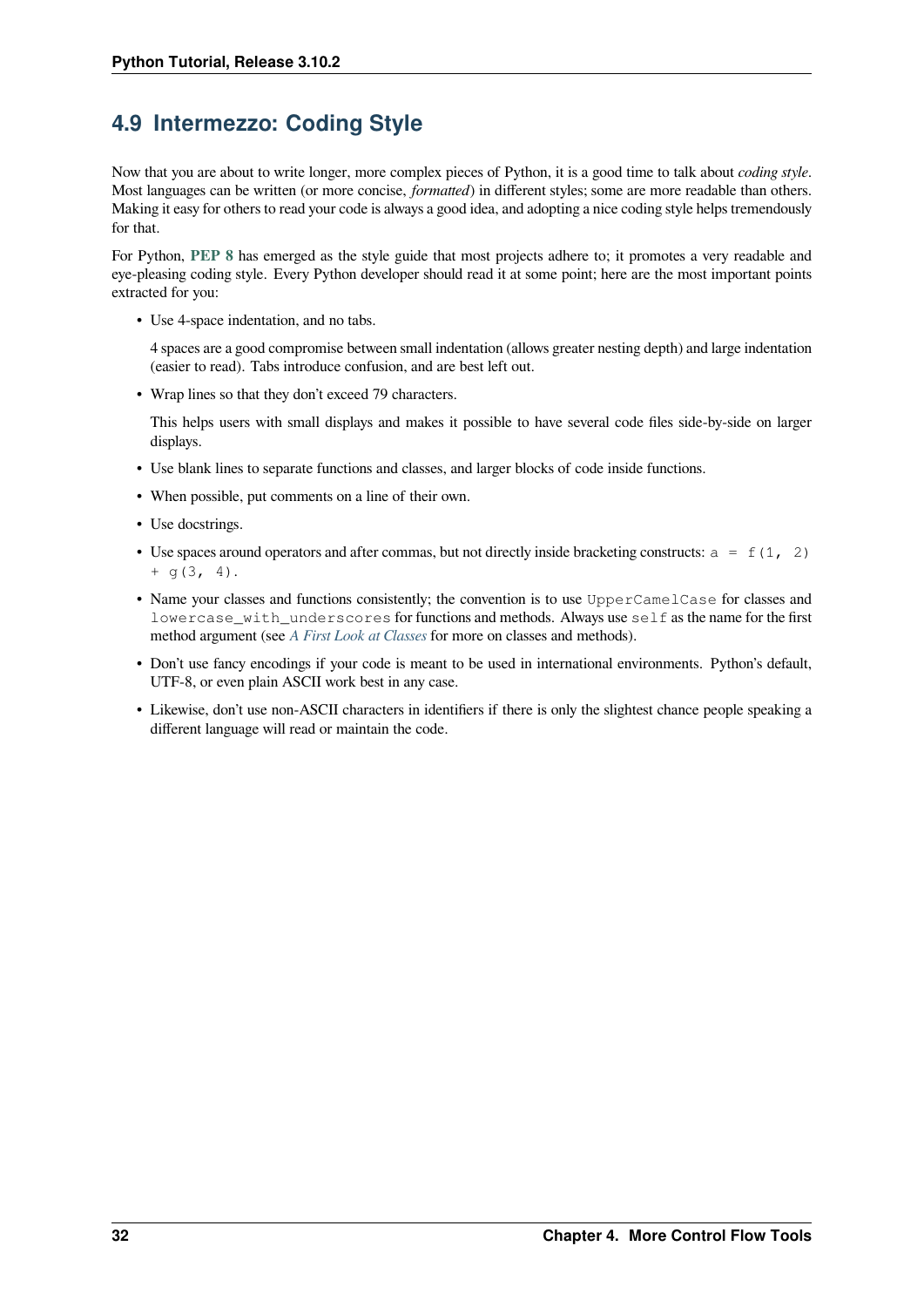## 4.9 Intermezzo: Coding Style

Now that you are about to write longer, more complex pieces of Python, it is a good time to talk about *coding style*. Most languages can be written (or more concise, *formatted*) in different styles; some are more readable than others. Making it easy for others to read your code is always a good idea, and adopting a nice coding style helps tremendously for that.

For Python, **PEP 8** has emerged as the style guide that most projects adhere to; it promotes a very readable and eye-pleasing coding style. Every Python developer should read it at some point; here are the most important points extracted for you:

- Use 4-space indentation, and no tabs.

  4 spaces are a good compromise between small indentation (allows greater nesting depth) and large indentation (easier to read). Tabs introduce confusion, and are best left out.

- Wrap lines so that they don't exceed 79 characters.

  This helps users with small displays and makes it possible to have several code files side-by-side on larger displays.

- Use blank lines to separate functions and classes, and larger blocks of code inside functions.
- When possible, put comments on a line of their own.
- Use docstrings.
- Use spaces around operators and after commas, but not directly inside bracketing constructs: `a = f(1, 2) + g(3, 4)`.
- Name your classes and functions consistently; the convention is to use `UpperCamelCase` for classes and `lowercase_with_underscores` for functions and methods. Always use `self` as the name for the first method argument (see *A First Look at Classes* for more on classes and methods).
- Don't use fancy encodings if your code is meant to be used in international environments. Python's default, UTF-8, or even plain ASCII work best in any case.
- Likewise, don't use non-ASCII characters in identifiers if there is only the slightest chance people speaking a different language will read or maintain the code.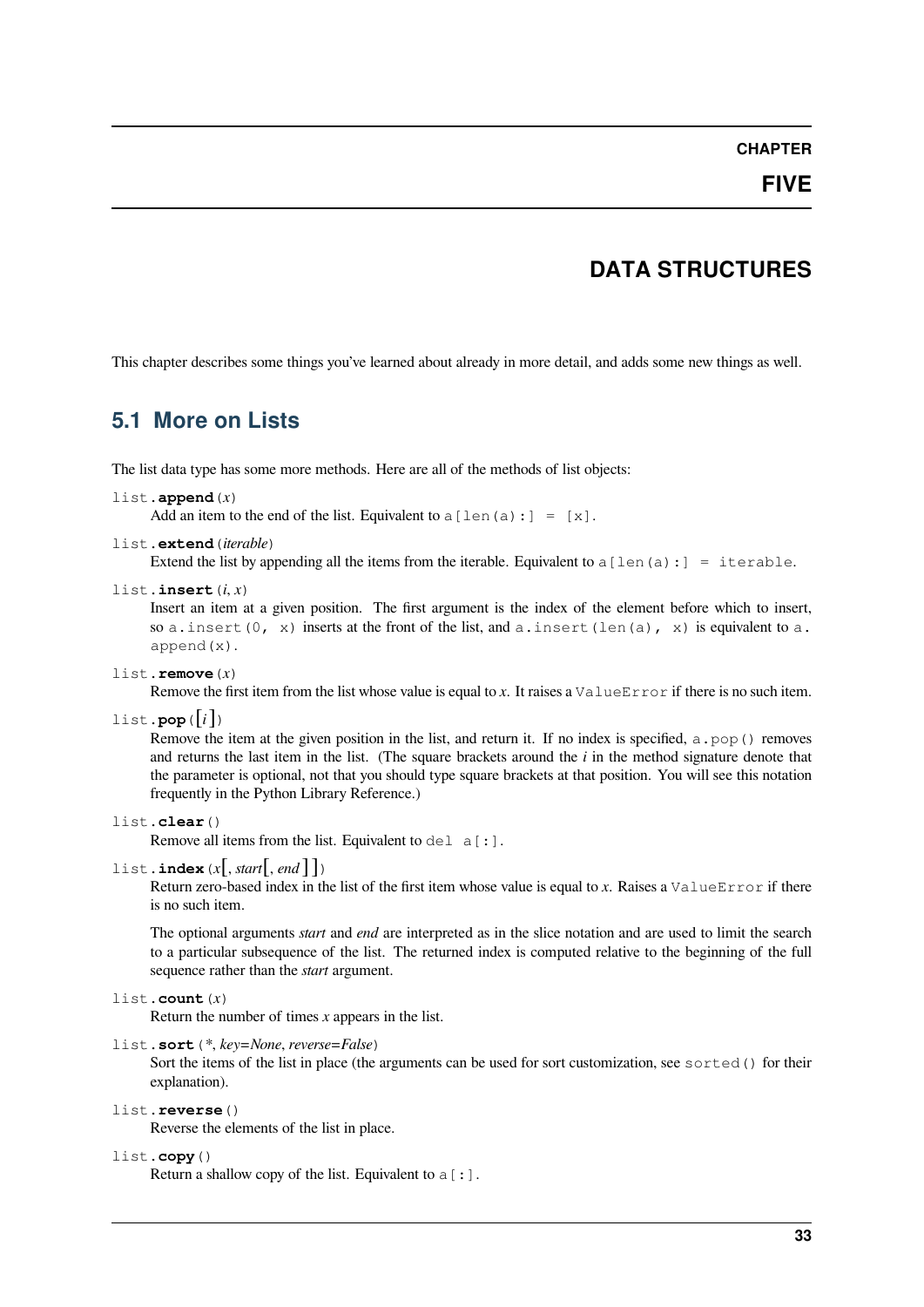# CHAPTER FIVE

# DATA STRUCTURES

This chapter describes some things you've learned about already in more detail, and adds some new things as well.

## 5.1 More on Lists

The list data type has some more methods. Here are all of the methods of list objects:

`list.append(x)`
: Add an item to the end of the list. Equivalent to `a[len(a):] = [x]`.

`list.extend(iterable)`
: Extend the list by appending all the items from the iterable. Equivalent to `a[len(a):] = iterable`.

`list.insert(i, x)`
: Insert an item at a given position. The first argument is the index of the element before which to insert, so `a.insert(0, x)` inserts at the front of the list, and `a.insert(len(a), x)` is equivalent to `a.append(x)`.

`list.remove(x)`
: Remove the first item from the list whose value is equal to *x*. It raises a `ValueError` if there is no such item.

`list.pop([i])`
: Remove the item at the given position in the list, and return it. If no index is specified, `a.pop()` removes and returns the last item in the list. (The square brackets around the *i* in the method signature denote that the parameter is optional, not that you should type square brackets at that position. You will see this notation frequently in the Python Library Reference.)

`list.clear()`
: Remove all items from the list. Equivalent to `del a[:]`.

`list.index(x[, start[, end]])`
: Return zero-based index in the list of the first item whose value is equal to *x*. Raises a `ValueError` if there is no such item.

  The optional arguments *start* and *end* are interpreted as in the slice notation and are used to limit the search to a particular subsequence of the list. The returned index is computed relative to the beginning of the full sequence rather than the *start* argument.

`list.count(x)`
: Return the number of times *x* appears in the list.

`list.sort(*, key=None, reverse=False)`
: Sort the items of the list in place (the arguments can be used for sort customization, see `sorted()` for their explanation).

`list.reverse()`
: Reverse the elements of the list in place.

`list.copy()`
: Return a shallow copy of the list. Equivalent to `a[:]`.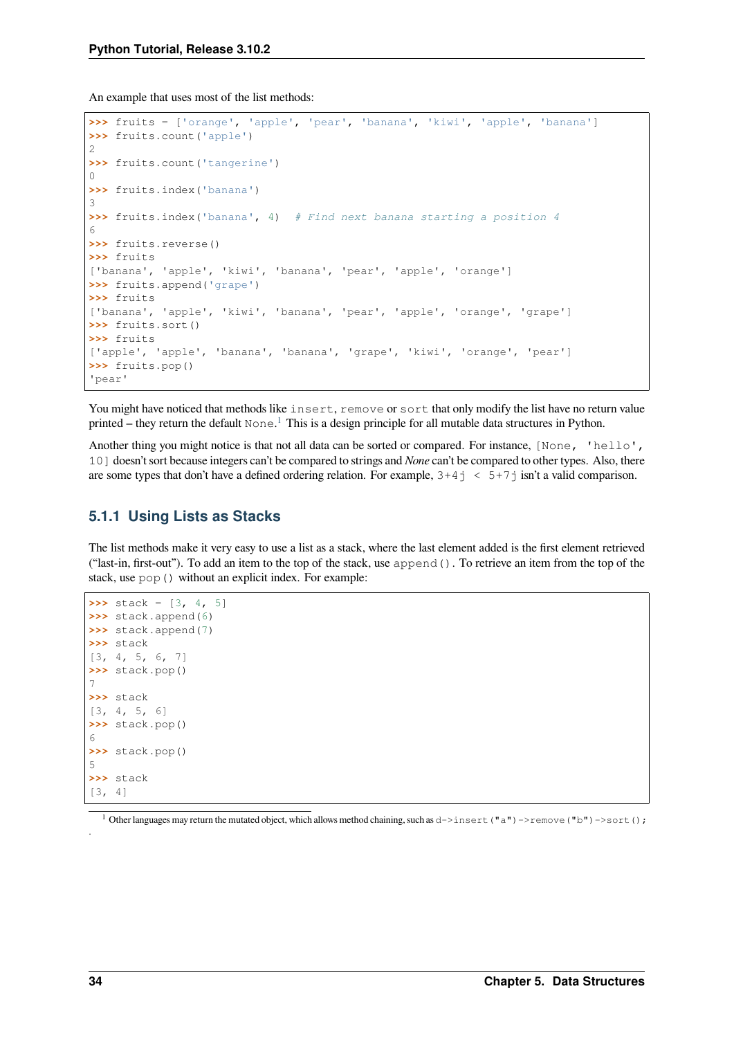An example that uses most of the list methods:

```
>>> fruits = ['orange', 'apple', 'pear', 'banana', 'kiwi', 'apple', 'banana']
>>> fruits.count('apple')
2
>>> fruits.count('tangerine')
0
>>> fruits.index('banana')
3
>>> fruits.index('banana', 4)  # Find next banana starting a position 4
6
>>> fruits.reverse()
>>> fruits
['banana', 'apple', 'kiwi', 'banana', 'pear', 'apple', 'orange']
>>> fruits.append('grape')
>>> fruits
['banana', 'apple', 'kiwi', 'banana', 'pear', 'apple', 'orange', 'grape']
>>> fruits.sort()
>>> fruits
['apple', 'apple', 'banana', 'banana', 'grape', 'kiwi', 'orange', 'pear']
>>> fruits.pop()
'pear'
```

You might have noticed that methods like `insert`, `remove` or `sort` that only modify the list have no return value printed – they return the default `None`.[1] This is a design principle for all mutable data structures in Python.

Another thing you might notice is that not all data can be sorted or compared. For instance, `[None, 'hello', 10]` doesn't sort because integers can't be compared to strings and *None* can't be compared to other types. Also, there are some types that don't have a defined ordering relation. For example, `3+4j < 5+7j` isn't a valid comparison.

### 5.1.1 Using Lists as Stacks

The list methods make it very easy to use a list as a stack, where the last element added is the first element retrieved ("last-in, first-out"). To add an item to the top of the stack, use `append()`. To retrieve an item from the top of the stack, use `pop()` without an explicit index. For example:

```
>>> stack = [3, 4, 5]
>>> stack.append(6)
>>> stack.append(7)
>>> stack
[3, 4, 5, 6, 7]
>>> stack.pop()
7
>>> stack
[3, 4, 5, 6]
>>> stack.pop()
6
>>> stack.pop()
5
>>> stack
[3, 4]
```

[1] Other languages may return the mutated object, which allows method chaining, such as `d->insert("a")->remove("b")->sort();`.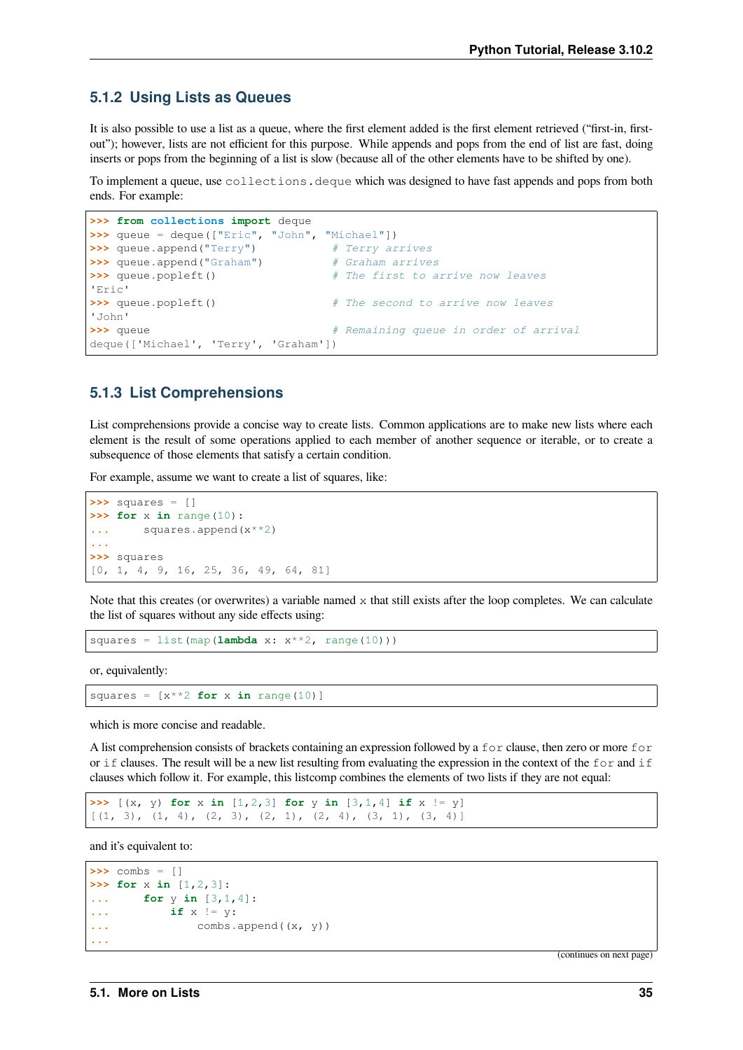### 5.1.2 Using Lists as Queues

It is also possible to use a list as a queue, where the first element added is the first element retrieved ("first-in, first-out"); however, lists are not efficient for this purpose. While appends and pops from the end of list are fast, doing inserts or pops from the beginning of a list is slow (because all of the other elements have to be shifted by one).

To implement a queue, use `collections.deque` which was designed to have fast appends and pops from both ends. For example:

```
>>> from collections import deque
>>> queue = deque(["Eric", "John", "Michael"])
>>> queue.append("Terry")           # Terry arrives
>>> queue.append("Graham")          # Graham arrives
>>> queue.popleft()                 # The first to arrive now leaves
'Eric'
>>> queue.popleft()                 # The second to arrive now leaves
'John'
>>> queue                           # Remaining queue in order of arrival
deque(['Michael', 'Terry', 'Graham'])
```

### 5.1.3 List Comprehensions

List comprehensions provide a concise way to create lists. Common applications are to make new lists where each element is the result of some operations applied to each member of another sequence or iterable, or to create a subsequence of those elements that satisfy a certain condition.

For example, assume we want to create a list of squares, like:

```
>>> squares = []
>>> for x in range(10):
...     squares.append(x**2)
...
>>> squares
[0, 1, 4, 9, 16, 25, 36, 49, 64, 81]
```

Note that this creates (or overwrites) a variable named `x` that still exists after the loop completes. We can calculate the list of squares without any side effects using:

```
squares = list(map(lambda x: x**2, range(10)))
```

or, equivalently:

```
squares = [x**2 for x in range(10)]
```

which is more concise and readable.

A list comprehension consists of brackets containing an expression followed by a `for` clause, then zero or more `for` or `if` clauses. The result will be a new list resulting from evaluating the expression in the context of the `for` and `if` clauses which follow it. For example, this listcomp combines the elements of two lists if they are not equal:

```
>>> [(x, y) for x in [1,2,3] for y in [3,1,4] if x != y]
[(1, 3), (1, 4), (2, 3), (2, 1), (2, 4), (3, 1), (3, 4)]
```

and it's equivalent to:

```
>>> combs = []
>>> for x in [1,2,3]:
...     for y in [3,1,4]:
...         if x != y:
...             combs.append((x, y))
...
```

(continues on next page)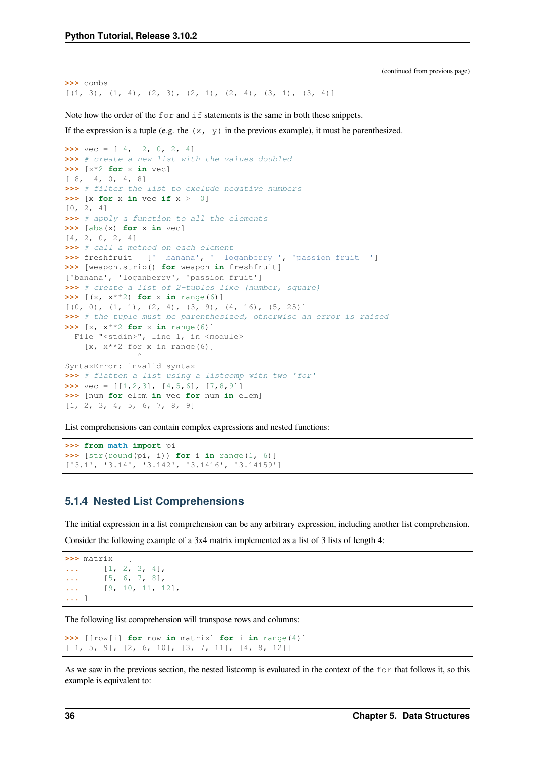(continued from previous page)

```
>>> combs
[(1, 3), (1, 4), (2, 3), (2, 1), (2, 4), (3, 1), (3, 4)]
```

Note how the order of the `for` and `if` statements is the same in both these snippets.

If the expression is a tuple (e.g. the `(x, y)` in the previous example), it must be parenthesized.

```
>>> vec = [-4, -2, 0, 2, 4]
>>> # create a new list with the values doubled
>>> [x*2 for x in vec]
[-8, -4, 0, 4, 8]
>>> # filter the list to exclude negative numbers
>>> [x for x in vec if x >= 0]
[0, 2, 4]
>>> # apply a function to all the elements
>>> [abs(x) for x in vec]
[4, 2, 0, 2, 4]
>>> # call a method on each element
>>> freshfruit = ['  banana', '  loganberry ', 'passion fruit  ']
>>> [weapon.strip() for weapon in freshfruit]
['banana', 'loganberry', 'passion fruit']
>>> # create a list of 2-tuples like (number, square)
>>> [(x, x**2) for x in range(6)]
[(0, 0), (1, 1), (2, 4), (3, 9), (4, 16), (5, 25)]
>>> # the tuple must be parenthesized, otherwise an error is raised
>>> [x, x**2 for x in range(6)]
  File "<stdin>", line 1, in <module>
    [x, x**2 for x in range(6)]
               ^
SyntaxError: invalid syntax
>>> # flatten a list using a listcomp with two 'for'
>>> vec = [[1,2,3], [4,5,6], [7,8,9]]
>>> [num for elem in vec for num in elem]
[1, 2, 3, 4, 5, 6, 7, 8, 9]
```

List comprehensions can contain complex expressions and nested functions:

```
>>> from math import pi
>>> [str(round(pi, i)) for i in range(1, 6)]
['3.1', '3.14', '3.142', '3.1416', '3.14159']
```

### 5.1.4 Nested List Comprehensions

The initial expression in a list comprehension can be any arbitrary expression, including another list comprehension.

Consider the following example of a 3x4 matrix implemented as a list of 3 lists of length 4:

```
>>> matrix = [
...     [1, 2, 3, 4],
...     [5, 6, 7, 8],
...     [9, 10, 11, 12],
... ]
```

The following list comprehension will transpose rows and columns:

```
>>> [[row[i] for row in matrix] for i in range(4)]
[[1, 5, 9], [2, 6, 10], [3, 7, 11], [4, 8, 12]]
```

As we saw in the previous section, the nested listcomp is evaluated in the context of the `for` that follows it, so this example is equivalent to: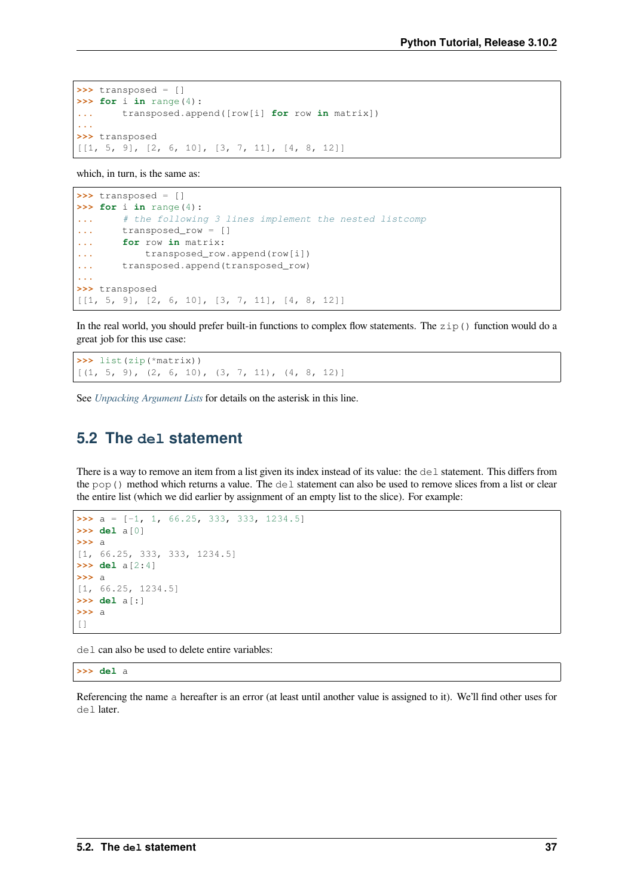```
>>> transposed = []
>>> for i in range(4):
...     transposed.append([row[i] for row in matrix])
...
>>> transposed
[[1, 5, 9], [2, 6, 10], [3, 7, 11], [4, 8, 12]]
```

which, in turn, is the same as:

```
>>> transposed = []
>>> for i in range(4):
...     # the following 3 lines implement the nested listcomp
...     transposed_row = []
...     for row in matrix:
...         transposed_row.append(row[i])
...     transposed.append(transposed_row)
...
>>> transposed
[[1, 5, 9], [2, 6, 10], [3, 7, 11], [4, 8, 12]]
```

In the real world, you should prefer built-in functions to complex flow statements. The `zip()` function would do a great job for this use case:

```
>>> list(zip(*matrix))
[(1, 5, 9), (2, 6, 10), (3, 7, 11), (4, 8, 12)]
```

See *Unpacking Argument Lists* for details on the asterisk in this line.

## 5.2 The `del` statement

There is a way to remove an item from a list given its index instead of its value: the `del` statement. This differs from the `pop()` method which returns a value. The `del` statement can also be used to remove slices from a list or clear the entire list (which we did earlier by assignment of an empty list to the slice). For example:

```
>>> a = [-1, 1, 66.25, 333, 333, 1234.5]
>>> del a[0]
>>> a
[1, 66.25, 333, 333, 1234.5]
>>> del a[2:4]
>>> a
[1, 66.25, 1234.5]
>>> del a[:]
>>> a
[]
```

`del` can also be used to delete entire variables:

```
>>> del a
```

Referencing the name `a` hereafter is an error (at least until another value is assigned to it). We'll find other uses for `del` later.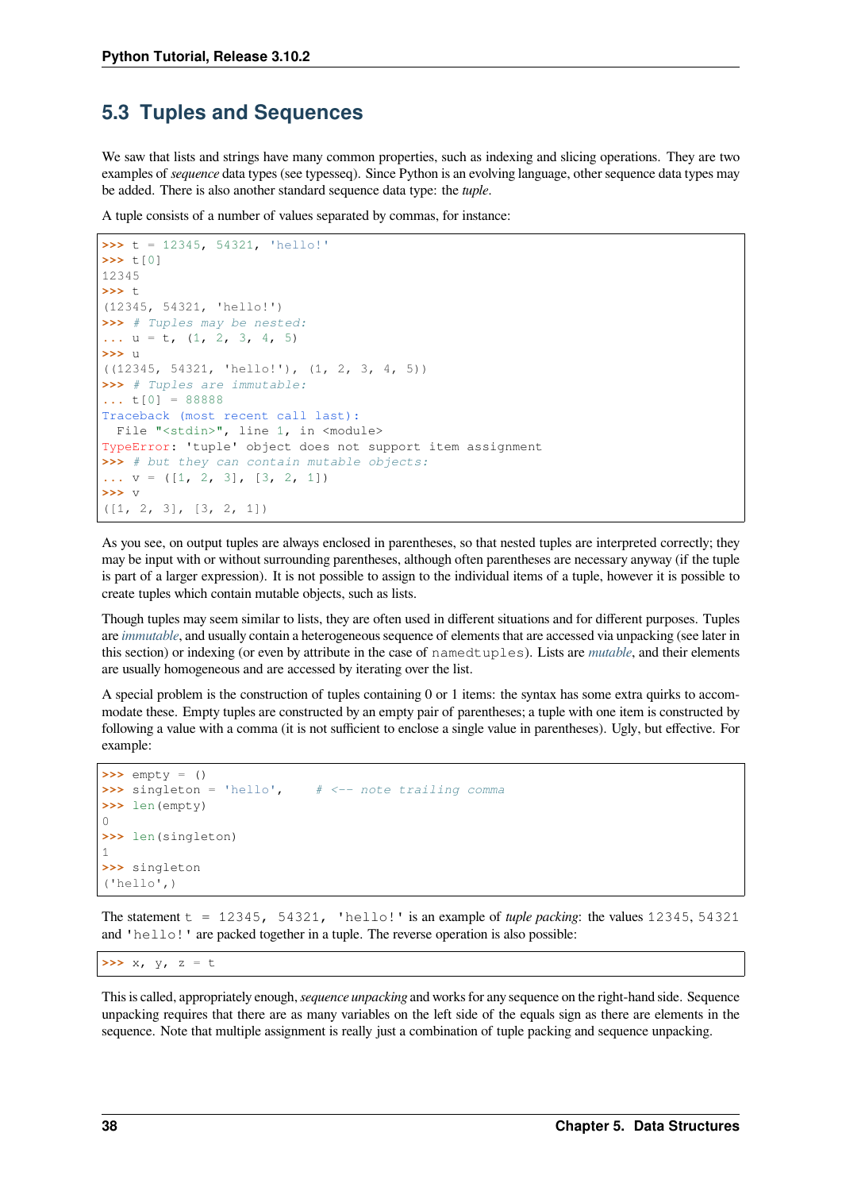## 5.3 Tuples and Sequences

We saw that lists and strings have many common properties, such as indexing and slicing operations. They are two examples of *sequence* data types (see typesseq). Since Python is an evolving language, other sequence data types may be added. There is also another standard sequence data type: the *tuple*.

A tuple consists of a number of values separated by commas, for instance:

```
>>> t = 12345, 54321, 'hello!'
>>> t[0]
12345
>>> t
(12345, 54321, 'hello!')
>>> # Tuples may be nested:
... u = t, (1, 2, 3, 4, 5)
>>> u
((12345, 54321, 'hello!'), (1, 2, 3, 4, 5))
>>> # Tuples are immutable:
... t[0] = 88888
Traceback (most recent call last):
  File "<stdin>", line 1, in <module>
TypeError: 'tuple' object does not support item assignment
>>> # but they can contain mutable objects:
... v = ([1, 2, 3], [3, 2, 1])
>>> v
([1, 2, 3], [3, 2, 1])
```

As you see, on output tuples are always enclosed in parentheses, so that nested tuples are interpreted correctly; they may be input with or without surrounding parentheses, although often parentheses are necessary anyway (if the tuple is part of a larger expression). It is not possible to assign to the individual items of a tuple, however it is possible to create tuples which contain mutable objects, such as lists.

Though tuples may seem similar to lists, they are often used in different situations and for different purposes. Tuples are *immutable*, and usually contain a heterogeneous sequence of elements that are accessed via unpacking (see later in this section) or indexing (or even by attribute in the case of `namedtuples`). Lists are *mutable*, and their elements are usually homogeneous and are accessed by iterating over the list.

A special problem is the construction of tuples containing 0 or 1 items: the syntax has some extra quirks to accommodate these. Empty tuples are constructed by an empty pair of parentheses; a tuple with one item is constructed by following a value with a comma (it is not sufficient to enclose a single value in parentheses). Ugly, but effective. For example:

```
>>> empty = ()
>>> singleton = 'hello',    # <-- note trailing comma
>>> len(empty)
0
>>> len(singleton)
1
>>> singleton
('hello',)
```

The statement `t = 12345, 54321, 'hello!'` is an example of *tuple packing*: the values `12345`, `54321` and `'hello!'` are packed together in a tuple. The reverse operation is also possible:

```
>>> x, y, z = t
```

This is called, appropriately enough, *sequence unpacking* and works for any sequence on the right-hand side. Sequence unpacking requires that there are as many variables on the left side of the equals sign as there are elements in the sequence. Note that multiple assignment is really just a combination of tuple packing and sequence unpacking.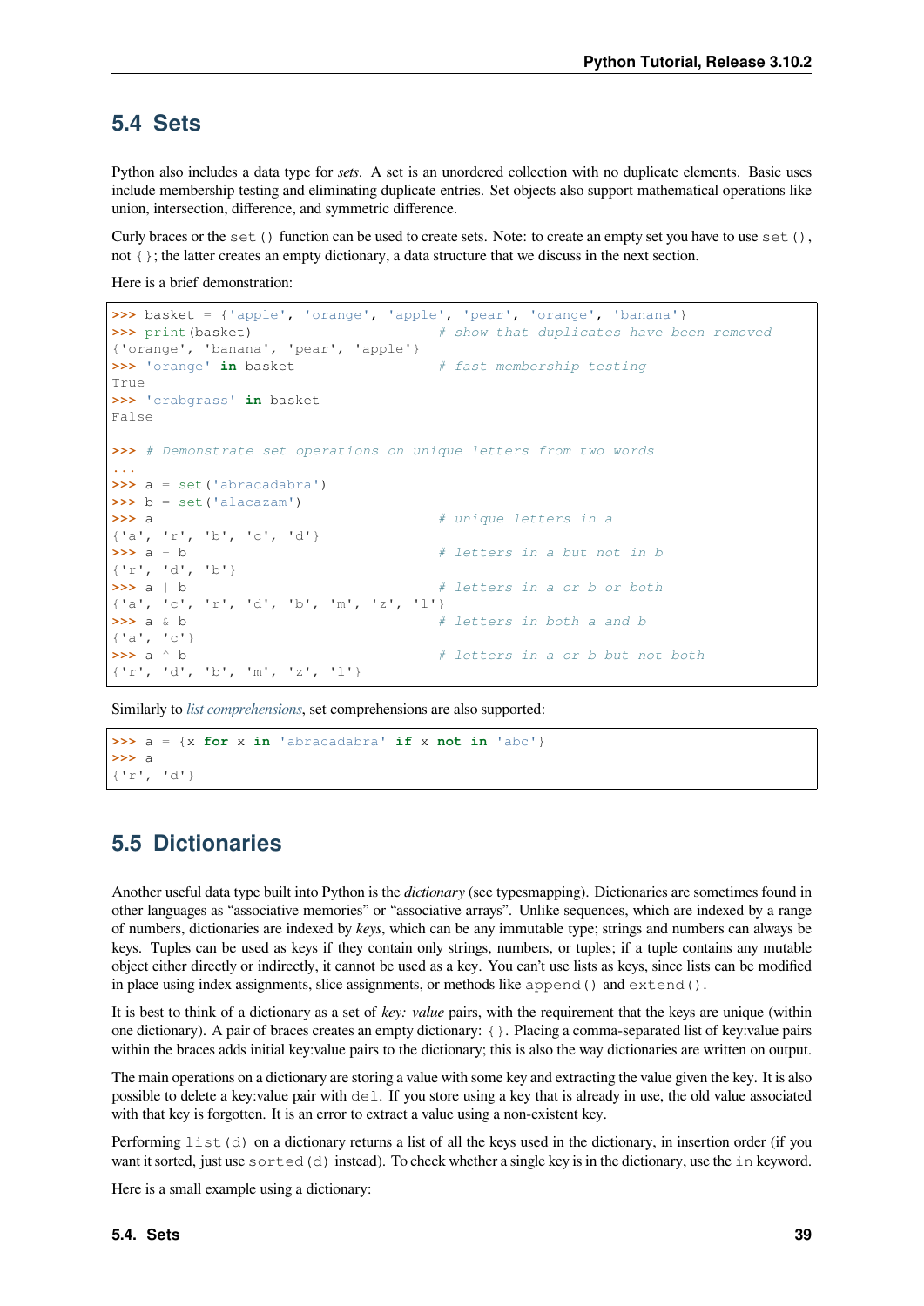## 5.4 Sets

Python also includes a data type for *sets*. A set is an unordered collection with no duplicate elements. Basic uses include membership testing and eliminating duplicate entries. Set objects also support mathematical operations like union, intersection, difference, and symmetric difference.

Curly braces or the `set()` function can be used to create sets. Note: to create an empty set you have to use `set()`, not `{}`; the latter creates an empty dictionary, a data structure that we discuss in the next section.

Here is a brief demonstration:

```
>>> basket = {'apple', 'orange', 'apple', 'pear', 'orange', 'banana'}
>>> print(basket)                      # show that duplicates have been removed
{'orange', 'banana', 'pear', 'apple'}
>>> 'orange' in basket                 # fast membership testing
True
>>> 'crabgrass' in basket
False

>>> # Demonstrate set operations on unique letters from two words
...
>>> a = set('abracadabra')
>>> b = set('alacazam')
>>> a                                  # unique letters in a
{'a', 'r', 'b', 'c', 'd'}
>>> a - b                              # letters in a but not in b
{'r', 'd', 'b'}
>>> a | b                              # letters in a or b or both
{'a', 'c', 'r', 'd', 'b', 'm', 'z', 'l'}
>>> a & b                              # letters in both a and b
{'a', 'c'}
>>> a ^ b                              # letters in a or b but not both
{'r', 'd', 'b', 'm', 'z', 'l'}
```

Similarly to *list comprehensions*, set comprehensions are also supported:

```
>>> a = {x for x in 'abracadabra' if x not in 'abc'}
>>> a
{'r', 'd'}
```

## 5.5 Dictionaries

Another useful data type built into Python is the *dictionary* (see typesmapping). Dictionaries are sometimes found in other languages as "associative memories" or "associative arrays". Unlike sequences, which are indexed by a range of numbers, dictionaries are indexed by *keys*, which can be any immutable type; strings and numbers can always be keys. Tuples can be used as keys if they contain only strings, numbers, or tuples; if a tuple contains any mutable object either directly or indirectly, it cannot be used as a key. You can't use lists as keys, since lists can be modified in place using index assignments, slice assignments, or methods like `append()` and `extend()`.

It is best to think of a dictionary as a set of *key: value* pairs, with the requirement that the keys are unique (within one dictionary). A pair of braces creates an empty dictionary: `{}`. Placing a comma-separated list of key:value pairs within the braces adds initial key:value pairs to the dictionary; this is also the way dictionaries are written on output.

The main operations on a dictionary are storing a value with some key and extracting the value given the key. It is also possible to delete a key:value pair with `del`. If you store using a key that is already in use, the old value associated with that key is forgotten. It is an error to extract a value using a non-existent key.

Performing `list(d)` on a dictionary returns a list of all the keys used in the dictionary, in insertion order (if you want it sorted, just use `sorted(d)` instead). To check whether a single key is in the dictionary, use the `in` keyword.

Here is a small example using a dictionary: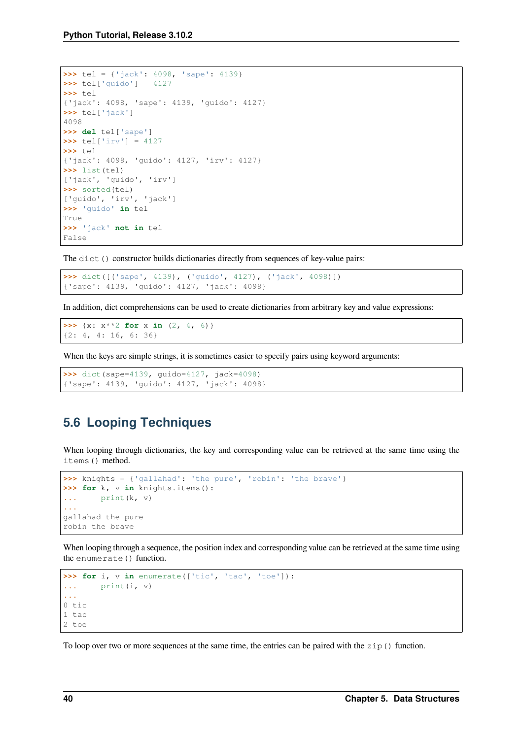```
>>> tel = {'jack': 4098, 'sape': 4139}
>>> tel['guido'] = 4127
>>> tel
{'jack': 4098, 'sape': 4139, 'guido': 4127}
>>> tel['jack']
4098
>>> del tel['sape']
>>> tel['irv'] = 4127
>>> tel
{'jack': 4098, 'guido': 4127, 'irv': 4127}
>>> list(tel)
['jack', 'guido', 'irv']
>>> sorted(tel)
['guido', 'irv', 'jack']
>>> 'guido' in tel
True
>>> 'jack' not in tel
False
```

The `dict()` constructor builds dictionaries directly from sequences of key-value pairs:

```
>>> dict([('sape', 4139), ('guido', 4127), ('jack', 4098)])
{'sape': 4139, 'guido': 4127, 'jack': 4098}
```

In addition, dict comprehensions can be used to create dictionaries from arbitrary key and value expressions:

```
>>> {x: x**2 for x in (2, 4, 6)}
{2: 4, 4: 16, 6: 36}
```

When the keys are simple strings, it is sometimes easier to specify pairs using keyword arguments:

```
>>> dict(sape=4139, guido=4127, jack=4098)
{'sape': 4139, 'guido': 4127, 'jack': 4098}
```

## 5.6 Looping Techniques

When looping through dictionaries, the key and corresponding value can be retrieved at the same time using the `items()` method.

```
>>> knights = {'gallahad': 'the pure', 'robin': 'the brave'}
>>> for k, v in knights.items():
...     print(k, v)
...
gallahad the pure
robin the brave
```

When looping through a sequence, the position index and corresponding value can be retrieved at the same time using the `enumerate()` function.

```
>>> for i, v in enumerate(['tic', 'tac', 'toe']):
...     print(i, v)
...
0 tic
1 tac
2 toe
```

To loop over two or more sequences at the same time, the entries can be paired with the `zip()` function.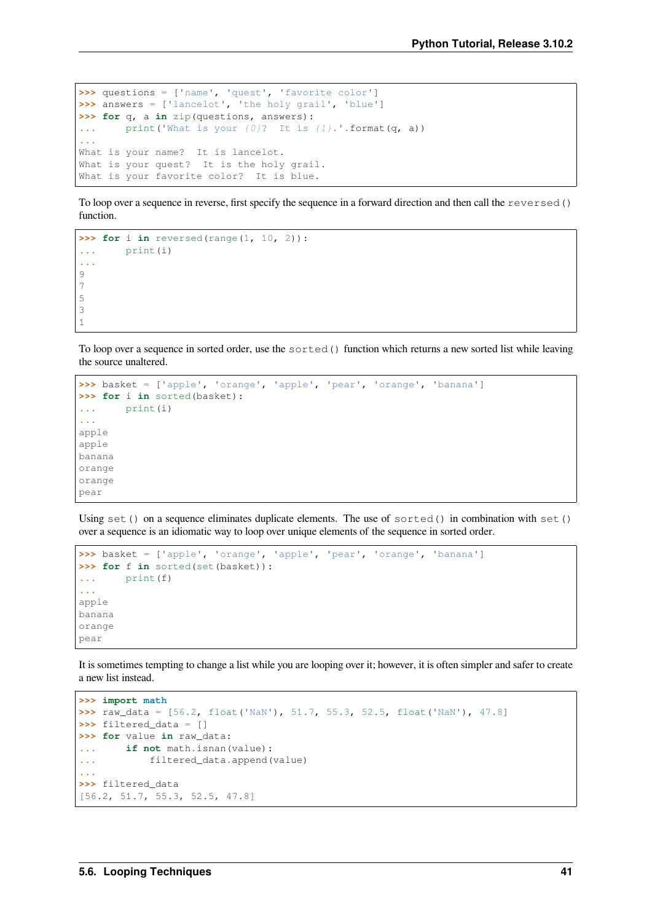```
>>> questions = ['name', 'quest', 'favorite color']
>>> answers = ['lancelot', 'the holy grail', 'blue']
>>> for q, a in zip(questions, answers):
...     print('What is your {0}?  It is {1}.'.format(q, a))
...
What is your name?  It is lancelot.
What is your quest?  It is the holy grail.
What is your favorite color?  It is blue.
```

To loop over a sequence in reverse, first specify the sequence in a forward direction and then call the `reversed()` function.

```
>>> for i in reversed(range(1, 10, 2)):
...     print(i)
...
9
7
5
3
1
```

To loop over a sequence in sorted order, use the `sorted()` function which returns a new sorted list while leaving the source unaltered.

```
>>> basket = ['apple', 'orange', 'apple', 'pear', 'orange', 'banana']
>>> for i in sorted(basket):
...     print(i)
...
apple
apple
banana
orange
orange
pear
```

Using `set()` on a sequence eliminates duplicate elements. The use of `sorted()` in combination with `set()` over a sequence is an idiomatic way to loop over unique elements of the sequence in sorted order.

```
>>> basket = ['apple', 'orange', 'apple', 'pear', 'orange', 'banana']
>>> for f in sorted(set(basket)):
...     print(f)
...
apple
banana
orange
pear
```

It is sometimes tempting to change a list while you are looping over it; however, it is often simpler and safer to create a new list instead.

```
>>> import math
>>> raw_data = [56.2, float('NaN'), 51.7, 55.3, 52.5, float('NaN'), 47.8]
>>> filtered_data = []
>>> for value in raw_data:
...     if not math.isnan(value):
...         filtered_data.append(value)
...
>>> filtered_data
[56.2, 51.7, 55.3, 52.5, 47.8]
```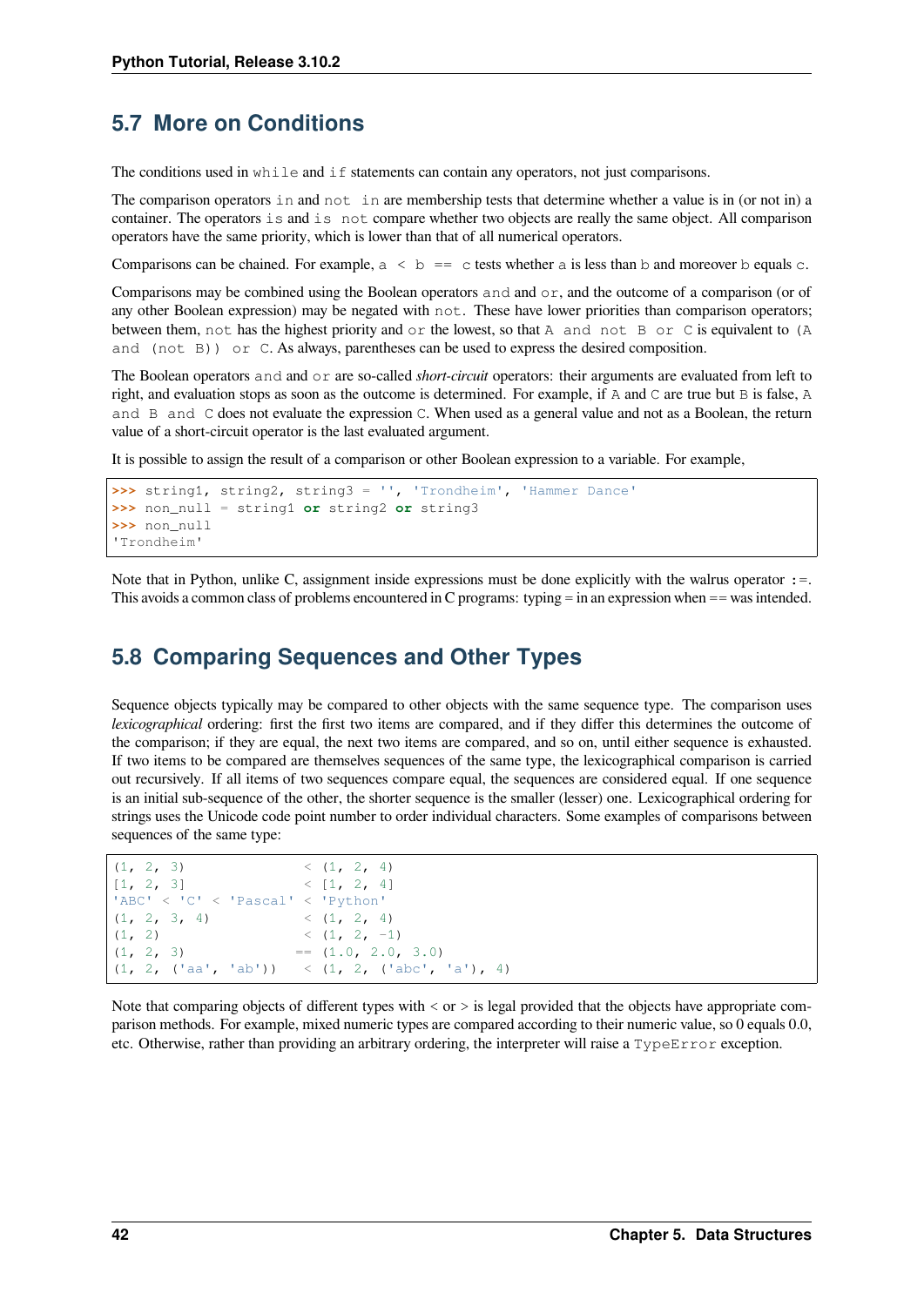## 5.7 More on Conditions

The conditions used in `while` and `if` statements can contain any operators, not just comparisons.

The comparison operators `in` and `not in` are membership tests that determine whether a value is in (or not in) a container. The operators `is` and `is not` compare whether two objects are really the same object. All comparison operators have the same priority, which is lower than that of all numerical operators.

Comparisons can be chained. For example, `a < b == c` tests whether `a` is less than `b` and moreover `b` equals `c`.

Comparisons may be combined using the Boolean operators `and` and `or`, and the outcome of a comparison (or of any other Boolean expression) may be negated with `not`. These have lower priorities than comparison operators; between them, `not` has the highest priority and `or` the lowest, so that `A and not B or C` is equivalent to `(A and (not B)) or C`. As always, parentheses can be used to express the desired composition.

The Boolean operators `and` and `or` are so-called *short-circuit* operators: their arguments are evaluated from left to right, and evaluation stops as soon as the outcome is determined. For example, if `A` and `C` are true but `B` is false, `A and B and C` does not evaluate the expression `C`. When used as a general value and not as a Boolean, the return value of a short-circuit operator is the last evaluated argument.

It is possible to assign the result of a comparison or other Boolean expression to a variable. For example,

```
>>> string1, string2, string3 = '', 'Trondheim', 'Hammer Dance'
>>> non_null = string1 or string2 or string3
>>> non_null
'Trondheim'
```

Note that in Python, unlike C, assignment inside expressions must be done explicitly with the walrus operator `:=`. This avoids a common class of problems encountered in C programs: typing = in an expression when == was intended.

## 5.8 Comparing Sequences and Other Types

Sequence objects typically may be compared to other objects with the same sequence type. The comparison uses *lexicographical* ordering: first the first two items are compared, and if they differ this determines the outcome of the comparison; if they are equal, the next two items are compared, and so on, until either sequence is exhausted. If two items to be compared are themselves sequences of the same type, the lexicographical comparison is carried out recursively. If all items of two sequences compare equal, the sequences are considered equal. If one sequence is an initial sub-sequence of the other, the shorter sequence is the smaller (lesser) one. Lexicographical ordering for strings uses the Unicode code point number to order individual characters. Some examples of comparisons between sequences of the same type:

```
(1, 2, 3)              < (1, 2, 4)
[1, 2, 3]              < [1, 2, 4]
'ABC' < 'C' < 'Pascal' < 'Python'
(1, 2, 3, 4)           < (1, 2, 4)
(1, 2)                 < (1, 2, -1)
(1, 2, 3)             == (1.0, 2.0, 3.0)
(1, 2, ('aa', 'ab'))   < (1, 2, ('abc', 'a'), 4)
```

Note that comparing objects of different types with < or > is legal provided that the objects have appropriate comparison methods. For example, mixed numeric types are compared according to their numeric value, so 0 equals 0.0, etc. Otherwise, rather than providing an arbitrary ordering, the interpreter will raise a `TypeError` exception.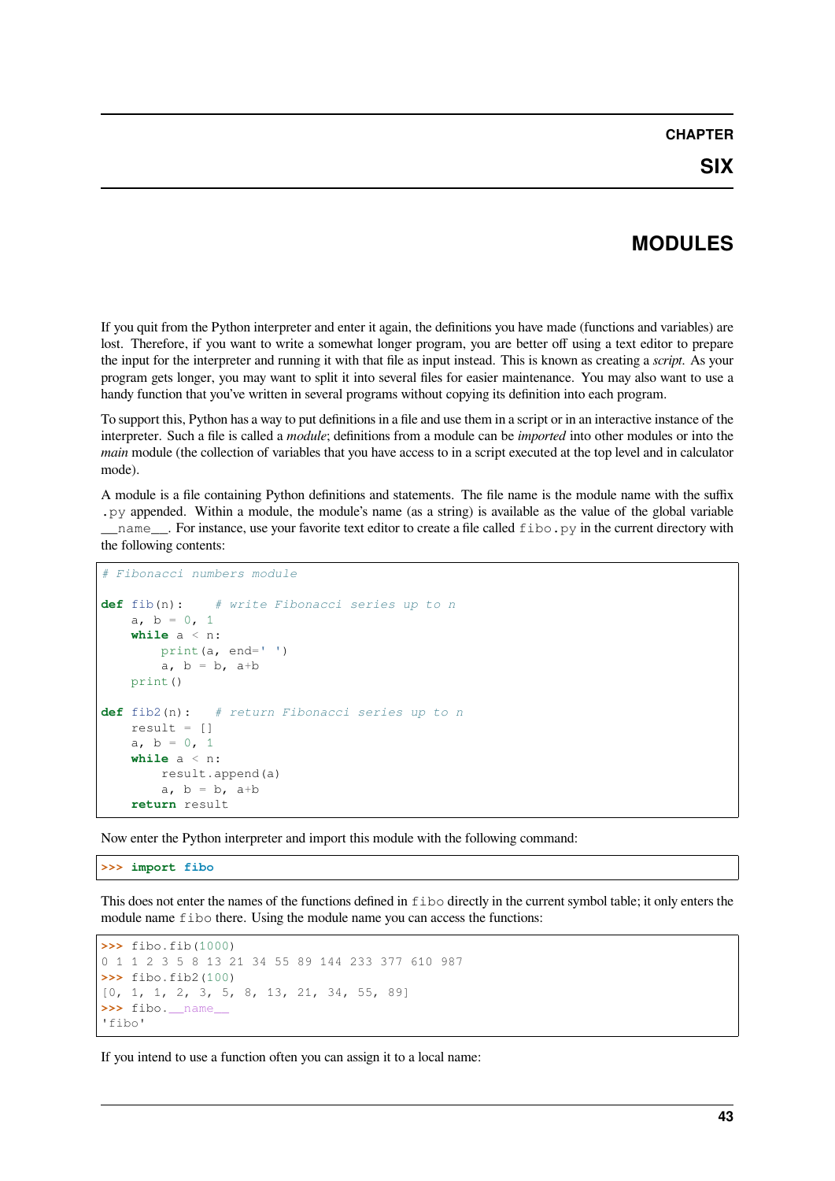# CHAPTER SIX

# MODULES

If you quit from the Python interpreter and enter it again, the definitions you have made (functions and variables) are lost. Therefore, if you want to write a somewhat longer program, you are better off using a text editor to prepare the input for the interpreter and running it with that file as input instead. This is known as creating a *script*. As your program gets longer, you may want to split it into several files for easier maintenance. You may also want to use a handy function that you've written in several programs without copying its definition into each program.

To support this, Python has a way to put definitions in a file and use them in a script or in an interactive instance of the interpreter. Such a file is called a *module*; definitions from a module can be *imported* into other modules or into the *main* module (the collection of variables that you have access to in a script executed at the top level and in calculator mode).

A module is a file containing Python definitions and statements. The file name is the module name with the suffix `.py` appended. Within a module, the module's name (as a string) is available as the value of the global variable `__name__`. For instance, use your favorite text editor to create a file called `fibo.py` in the current directory with the following contents:

```
# Fibonacci numbers module

def fib(n):    # write Fibonacci series up to n
    a, b = 0, 1
    while a < n:
        print(a, end=' ')
        a, b = b, a+b
    print()

def fib2(n):   # return Fibonacci series up to n
    result = []
    a, b = 0, 1
    while a < n:
        result.append(a)
        a, b = b, a+b
    return result
```

Now enter the Python interpreter and import this module with the following command:

```
>>> import fibo
```

This does not enter the names of the functions defined in `fibo` directly in the current symbol table; it only enters the module name `fibo` there. Using the module name you can access the functions:

```
>>> fibo.fib(1000)
0 1 1 2 3 5 8 13 21 34 55 89 144 233 377 610 987
>>> fibo.fib2(100)
[0, 1, 1, 2, 3, 5, 8, 13, 21, 34, 55, 89]
>>> fibo.__name__
'fibo'
```

If you intend to use a function often you can assign it to a local name: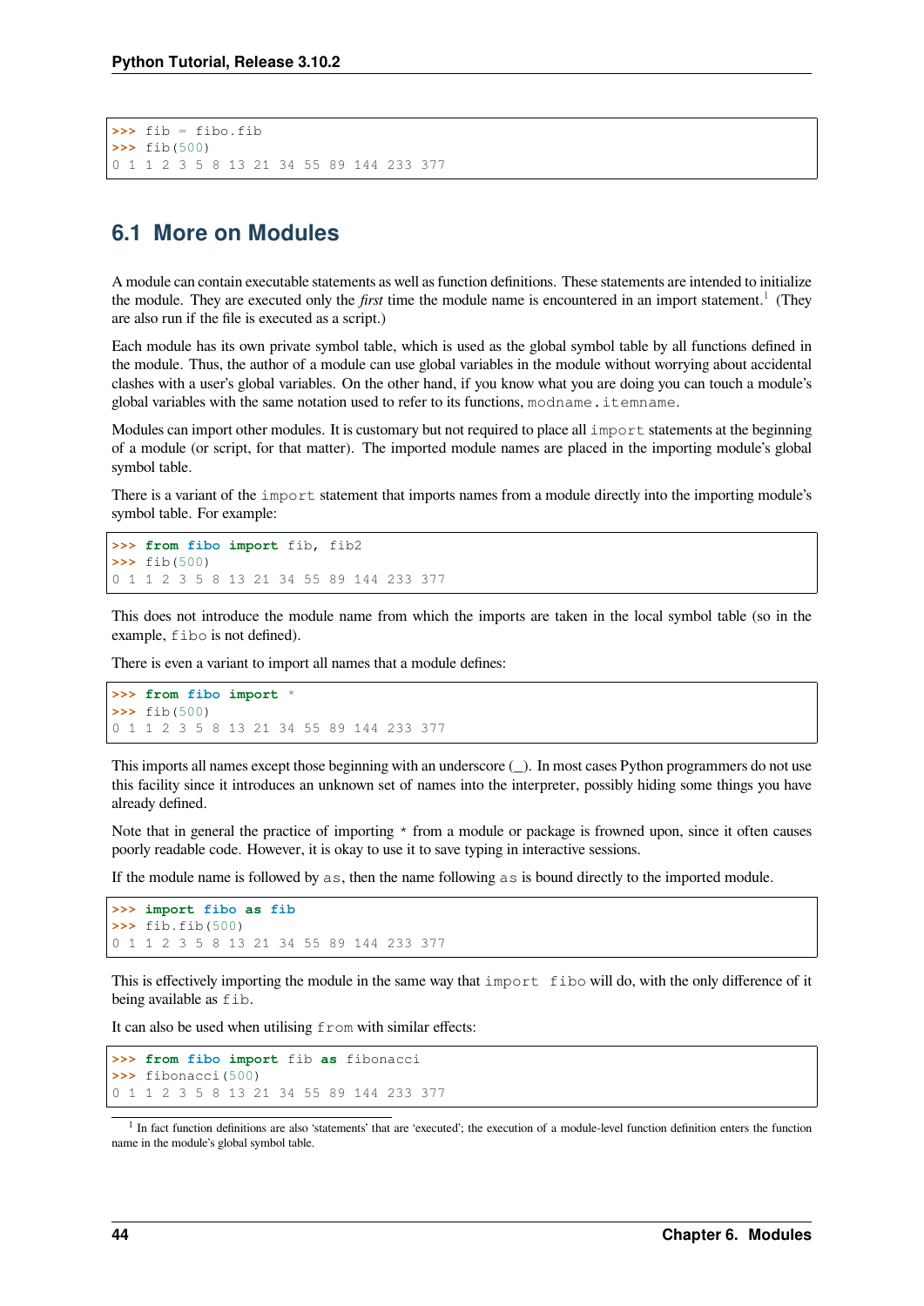```
>>> fib = fibo.fib
>>> fib(500)
0 1 1 2 3 5 8 13 21 34 55 89 144 233 377
```

## 6.1 More on Modules

A module can contain executable statements as well as function definitions. These statements are intended to initialize the module. They are executed only the *first* time the module name is encountered in an import statement.[1] (They are also run if the file is executed as a script.)

Each module has its own private symbol table, which is used as the global symbol table by all functions defined in the module. Thus, the author of a module can use global variables in the module without worrying about accidental clashes with a user's global variables. On the other hand, if you know what you are doing you can touch a module's global variables with the same notation used to refer to its functions, `modname.itemname`.

Modules can import other modules. It is customary but not required to place all `import` statements at the beginning of a module (or script, for that matter). The imported module names are placed in the importing module's global symbol table.

There is a variant of the `import` statement that imports names from a module directly into the importing module's symbol table. For example:

```
>>> from fibo import fib, fib2
>>> fib(500)
0 1 1 2 3 5 8 13 21 34 55 89 144 233 377
```

This does not introduce the module name from which the imports are taken in the local symbol table (so in the example, `fibo` is not defined).

There is even a variant to import all names that a module defines:

```
>>> from fibo import *
>>> fib(500)
0 1 1 2 3 5 8 13 21 34 55 89 144 233 377
```

This imports all names except those beginning with an underscore (_). In most cases Python programmers do not use this facility since it introduces an unknown set of names into the interpreter, possibly hiding some things you have already defined.

Note that in general the practice of importing `*` from a module or package is frowned upon, since it often causes poorly readable code. However, it is okay to use it to save typing in interactive sessions.

If the module name is followed by `as`, then the name following `as` is bound directly to the imported module.

```
>>> import fibo as fib
>>> fib.fib(500)
0 1 1 2 3 5 8 13 21 34 55 89 144 233 377
```

This is effectively importing the module in the same way that `import fibo` will do, with the only difference of it being available as `fib`.

It can also be used when utilising `from` with similar effects:

```
>>> from fibo import fib as fibonacci
>>> fibonacci(500)
0 1 1 2 3 5 8 13 21 34 55 89 144 233 377
```

[1] In fact function definitions are also 'statements' that are 'executed'; the execution of a module-level function definition enters the function name in the module's global symbol table.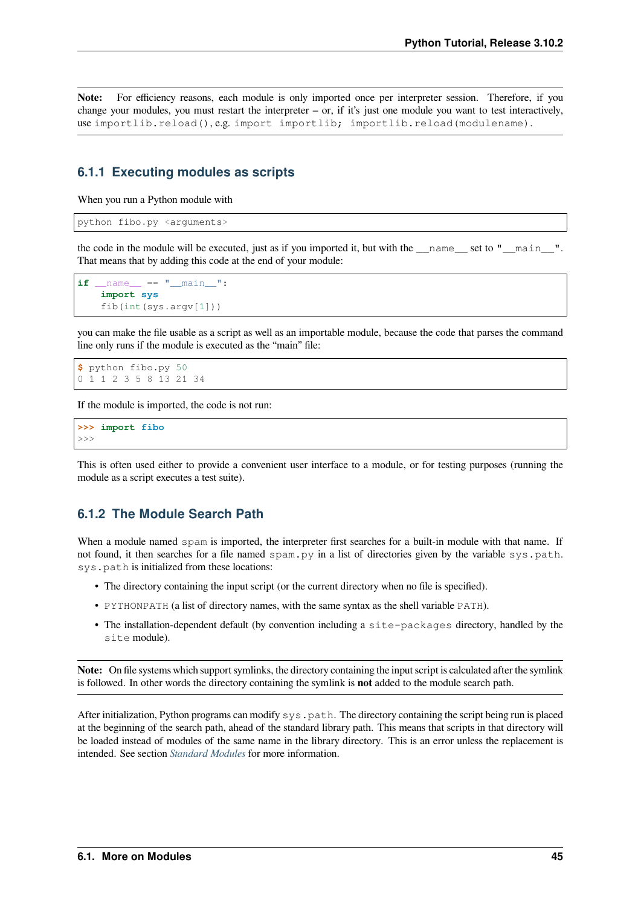**Note:** For efficiency reasons, each module is only imported once per interpreter session. Therefore, if you change your modules, you must restart the interpreter – or, if it's just one module you want to test interactively, use `importlib.reload()`, e.g. `import importlib; importlib.reload(modulename)`.

### 6.1.1 Executing modules as scripts

When you run a Python module with

```
python fibo.py <arguments>
```

the code in the module will be executed, just as if you imported it, but with the `__name__` set to `"__main__"`. That means that by adding this code at the end of your module:

```
if __name__ == "__main__":
    import sys
    fib(int(sys.argv[1]))
```

you can make the file usable as a script as well as an importable module, because the code that parses the command line only runs if the module is executed as the "main" file:

```
$ python fibo.py 50
0 1 1 2 3 5 8 13 21 34
```

If the module is imported, the code is not run:

```
>>> import fibo
>>>
```

This is often used either to provide a convenient user interface to a module, or for testing purposes (running the module as a script executes a test suite).

### 6.1.2 The Module Search Path

When a module named `spam` is imported, the interpreter first searches for a built-in module with that name. If not found, it then searches for a file named `spam.py` in a list of directories given by the variable `sys.path`. `sys.path` is initialized from these locations:

- The directory containing the input script (or the current directory when no file is specified).
- `PYTHONPATH` (a list of directory names, with the same syntax as the shell variable `PATH`).
- The installation-dependent default (by convention including a `site-packages` directory, handled by the `site` module).

**Note:** On file systems which support symlinks, the directory containing the input script is calculated after the symlink is followed. In other words the directory containing the symlink is **not** added to the module search path.

After initialization, Python programs can modify `sys.path`. The directory containing the script being run is placed at the beginning of the search path, ahead of the standard library path. This means that scripts in that directory will be loaded instead of modules of the same name in the library directory. This is an error unless the replacement is intended. See section *Standard Modules* for more information.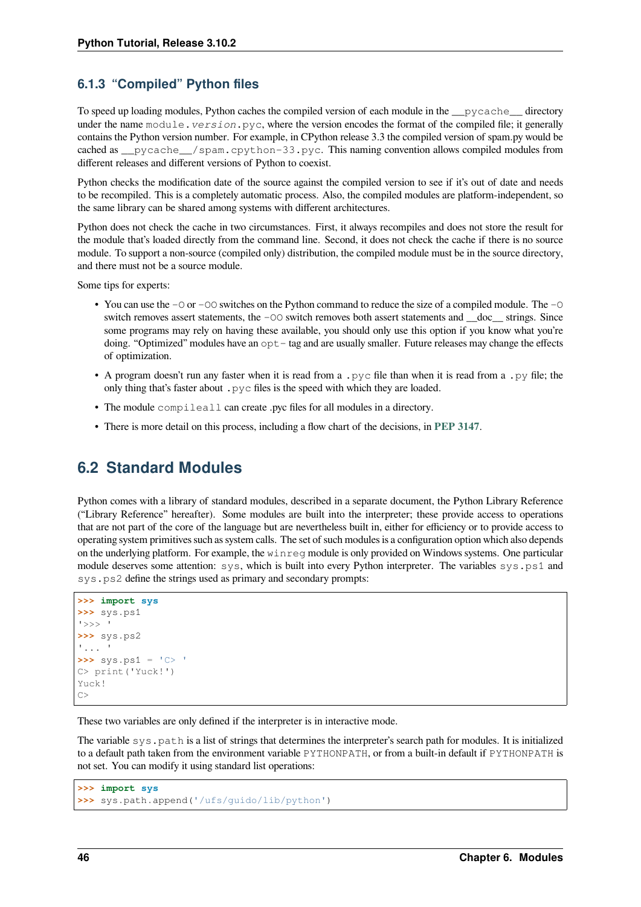### 6.1.3 "Compiled" Python files

To speed up loading modules, Python caches the compiled version of each module in the `__pycache__` directory under the name `module.version.pyc`, where the version encodes the format of the compiled file; it generally contains the Python version number. For example, in CPython release 3.3 the compiled version of spam.py would be cached as `__pycache__/spam.cpython-33.pyc`. This naming convention allows compiled modules from different releases and different versions of Python to coexist.

Python checks the modification date of the source against the compiled version to see if it's out of date and needs to be recompiled. This is a completely automatic process. Also, the compiled modules are platform-independent, so the same library can be shared among systems with different architectures.

Python does not check the cache in two circumstances. First, it always recompiles and does not store the result for the module that's loaded directly from the command line. Second, it does not check the cache if there is no source module. To support a non-source (compiled only) distribution, the compiled module must be in the source directory, and there must not be a source module.

Some tips for experts:

- You can use the `-O` or `-OO` switches on the Python command to reduce the size of a compiled module. The `-O` switch removes assert statements, the `-OO` switch removes both assert statements and __doc__ strings. Since some programs may rely on having these available, you should only use this option if you know what you're doing. "Optimized" modules have an `opt-` tag and are usually smaller. Future releases may change the effects of optimization.
- A program doesn't run any faster when it is read from a `.pyc` file than when it is read from a `.py` file; the only thing that's faster about `.pyc` files is the speed with which they are loaded.
- The module `compileall` can create .pyc files for all modules in a directory.
- There is more detail on this process, including a flow chart of the decisions, in **PEP 3147**.

## 6.2 Standard Modules

Python comes with a library of standard modules, described in a separate document, the Python Library Reference ("Library Reference" hereafter). Some modules are built into the interpreter; these provide access to operations that are not part of the core of the language but are nevertheless built in, either for efficiency or to provide access to operating system primitives such as system calls. The set of such modules is a configuration option which also depends on the underlying platform. For example, the `winreg` module is only provided on Windows systems. One particular module deserves some attention: `sys`, which is built into every Python interpreter. The variables `sys.ps1` and `sys.ps2` define the strings used as primary and secondary prompts:

```
>>> import sys
>>> sys.ps1
'>>> '
>>> sys.ps2
'... '
>>> sys.ps1 = 'C> '
C> print('Yuck!')
Yuck!
C>
```

These two variables are only defined if the interpreter is in interactive mode.

The variable `sys.path` is a list of strings that determines the interpreter's search path for modules. It is initialized to a default path taken from the environment variable `PYTHONPATH`, or from a built-in default if `PYTHONPATH` is not set. You can modify it using standard list operations:

```
>>> import sys
>>> sys.path.append('/ufs/guido/lib/python')
```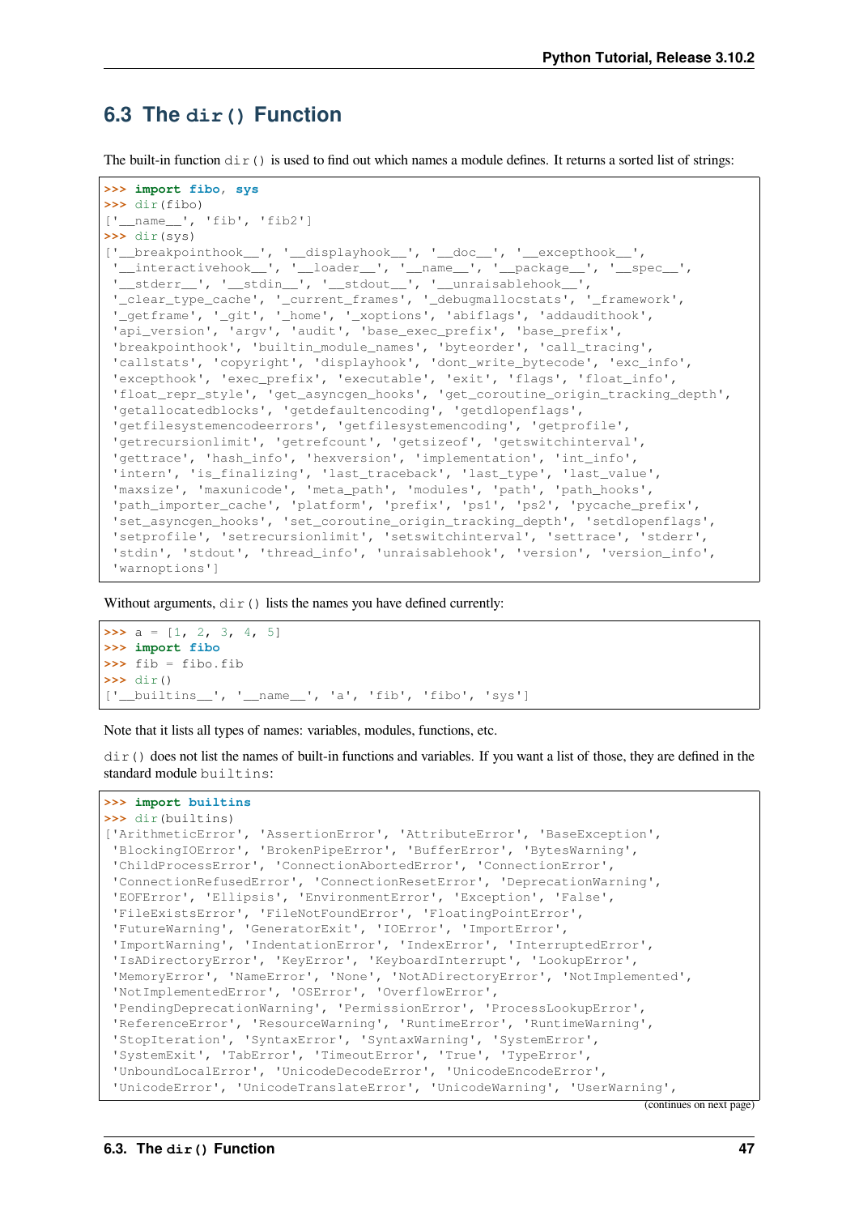## 6.3 The `dir()` Function

The built-in function `dir()` is used to find out which names a module defines. It returns a sorted list of strings:

```
>>> import fibo, sys
>>> dir(fibo)
['__name__', 'fib', 'fib2']
>>> dir(sys)
['__breakpointhook__', '__displayhook__', '__doc__', '__excepthook__',
 '__interactivehook__', '__loader__', '__name__', '__package__', '__spec__',
 '__stderr__', '__stdin__', '__stdout__', '__unraisablehook__',
 '_clear_type_cache', '_current_frames', '_debugmallocstats', '_framework',
 '_getframe', '_git', '_home', '_xoptions', 'abiflags', 'addaudithook',
 'api_version', 'argv', 'audit', 'base_exec_prefix', 'base_prefix',
 'breakpointhook', 'builtin_module_names', 'byteorder', 'call_tracing',
 'callstats', 'copyright', 'displayhook', 'dont_write_bytecode', 'exc_info',
 'excepthook', 'exec_prefix', 'executable', 'exit', 'flags', 'float_info',
 'float_repr_style', 'get_asyncgen_hooks', 'get_coroutine_origin_tracking_depth',
 'getallocatedblocks', 'getdefaultencoding', 'getdlopenflags',
 'getfilesystemencodeerrors', 'getfilesystemencoding', 'getprofile',
 'getrecursionlimit', 'getrefcount', 'getsizeof', 'getswitchinterval',
 'gettrace', 'hash_info', 'hexversion', 'implementation', 'int_info',
 'intern', 'is_finalizing', 'last_traceback', 'last_type', 'last_value',
 'maxsize', 'maxunicode', 'meta_path', 'modules', 'path', 'path_hooks',
 'path_importer_cache', 'platform', 'prefix', 'ps1', 'ps2', 'pycache_prefix',
 'set_asyncgen_hooks', 'set_coroutine_origin_tracking_depth', 'setdlopenflags',
 'setprofile', 'setrecursionlimit', 'setswitchinterval', 'settrace', 'stderr',
 'stdin', 'stdout', 'thread_info', 'unraisablehook', 'version', 'version_info',
 'warnoptions']
```

Without arguments, `dir()` lists the names you have defined currently:

```
>>> a = [1, 2, 3, 4, 5]
>>> import fibo
>>> fib = fibo.fib
>>> dir()
['__builtins__', '__name__', 'a', 'fib', 'fibo', 'sys']
```

Note that it lists all types of names: variables, modules, functions, etc.

`dir()` does not list the names of built-in functions and variables. If you want a list of those, they are defined in the standard module `builtins`:

```
>>> import builtins
>>> dir(builtins)
['ArithmeticError', 'AssertionError', 'AttributeError', 'BaseException',
 'BlockingIOError', 'BrokenPipeError', 'BufferError', 'BytesWarning',
 'ChildProcessError', 'ConnectionAbortedError', 'ConnectionError',
 'ConnectionRefusedError', 'ConnectionResetError', 'DeprecationWarning',
 'EOFError', 'Ellipsis', 'EnvironmentError', 'Exception', 'False',
 'FileExistsError', 'FileNotFoundError', 'FloatingPointError',
 'FutureWarning', 'GeneratorExit', 'IOError', 'ImportError',
 'ImportWarning', 'IndentationError', 'IndexError', 'InterruptedError',
 'IsADirectoryError', 'KeyError', 'KeyboardInterrupt', 'LookupError',
 'MemoryError', 'NameError', 'None', 'NotADirectoryError', 'NotImplemented',
 'NotImplementedError', 'OSError', 'OverflowError',
 'PendingDeprecationWarning', 'PermissionError', 'ProcessLookupError',
 'ReferenceError', 'ResourceWarning', 'RuntimeError', 'RuntimeWarning',
 'StopIteration', 'SyntaxError', 'SyntaxWarning', 'SystemError',
 'SystemExit', 'TabError', 'TimeoutError', 'True', 'TypeError',
 'UnboundLocalError', 'UnicodeDecodeError', 'UnicodeEncodeError',
 'UnicodeError', 'UnicodeTranslateError', 'UnicodeWarning', 'UserWarning',
```

(continues on next page)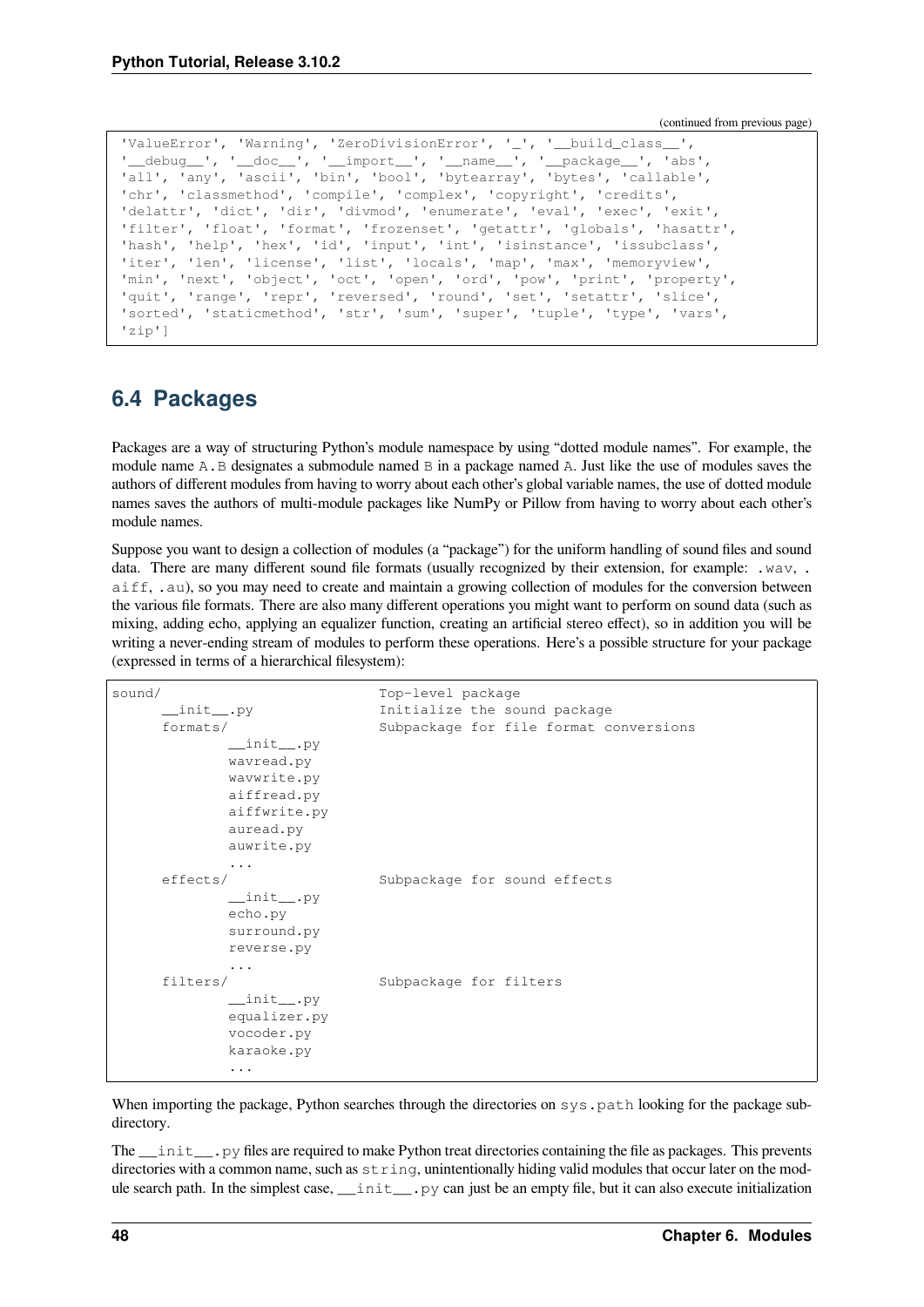(continued from previous page)

```
'ValueError', 'Warning', 'ZeroDivisionError', '_', '__build_class__',
'__debug__', '__doc__', '__import__', '__name__', '__package__', 'abs',
'all', 'any', 'ascii', 'bin', 'bool', 'bytearray', 'bytes', 'callable',
'chr', 'classmethod', 'compile', 'complex', 'copyright', 'credits',
'delattr', 'dict', 'dir', 'divmod', 'enumerate', 'eval', 'exec', 'exit',
'filter', 'float', 'format', 'frozenset', 'getattr', 'globals', 'hasattr',
'hash', 'help', 'hex', 'id', 'input', 'int', 'isinstance', 'issubclass',
'iter', 'len', 'license', 'list', 'locals', 'map', 'max', 'memoryview',
'min', 'next', 'object', 'oct', 'open', 'ord', 'pow', 'print', 'property',
'quit', 'range', 'repr', 'reversed', 'round', 'set', 'setattr', 'slice',
'sorted', 'staticmethod', 'str', 'sum', 'super', 'tuple', 'type', 'vars',
'zip']
```

## 6.4 Packages

Packages are a way of structuring Python's module namespace by using "dotted module names". For example, the module name `A.B` designates a submodule named `B` in a package named `A`. Just like the use of modules saves the authors of different modules from having to worry about each other's global variable names, the use of dotted module names saves the authors of multi-module packages like NumPy or Pillow from having to worry about each other's module names.

Suppose you want to design a collection of modules (a "package") for the uniform handling of sound files and sound data. There are many different sound file formats (usually recognized by their extension, for example: `.wav`, `.aiff`, `.au`), so you may need to create and maintain a growing collection of modules for the conversion between the various file formats. There are also many different operations you might want to perform on sound data (such as mixing, adding echo, applying an equalizer function, creating an artificial stereo effect), so in addition you will be writing a never-ending stream of modules to perform these operations. Here's a possible structure for your package (expressed in terms of a hierarchical filesystem):

```
sound/                          Top-level package
      __init__.py               Initialize the sound package
      formats/                  Subpackage for file format conversions
              __init__.py
              wavread.py
              wavwrite.py
              aiffread.py
              aiffwrite.py
              auread.py
              auwrite.py
              ...
      effects/                  Subpackage for sound effects
              __init__.py
              echo.py
              surround.py
              reverse.py
              ...
      filters/                  Subpackage for filters
              __init__.py
              equalizer.py
              vocoder.py
              karaoke.py
              ...
```

When importing the package, Python searches through the directories on `sys.path` looking for the package subdirectory.

The `__init__.py` files are required to make Python treat directories containing the file as packages. This prevents directories with a common name, such as `string`, unintentionally hiding valid modules that occur later on the module search path. In the simplest case, `__init__.py` can just be an empty file, but it can also execute initialization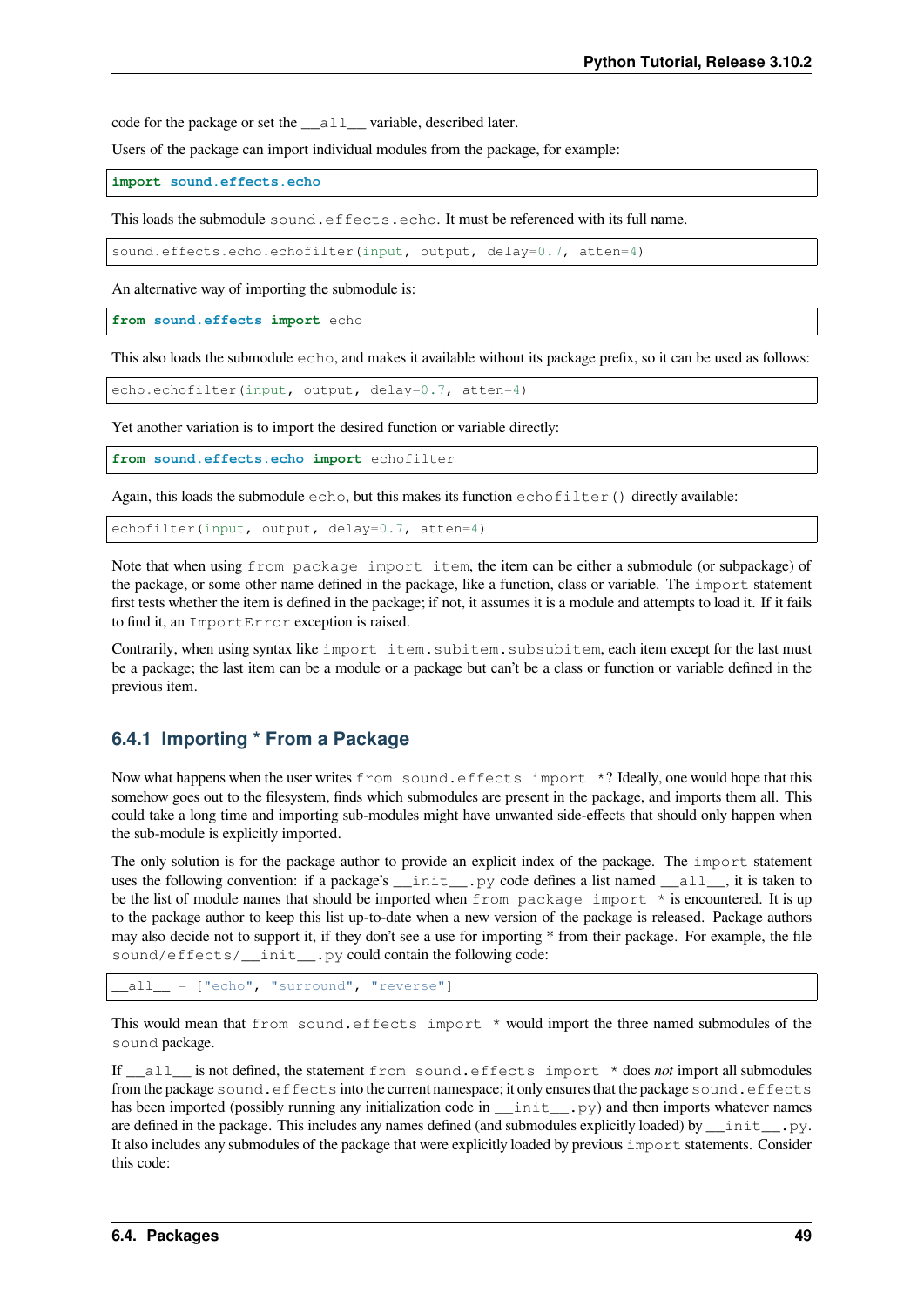code for the package or set the `__all__` variable, described later.

Users of the package can import individual modules from the package, for example:

```
import sound.effects.echo
```

This loads the submodule `sound.effects.echo`. It must be referenced with its full name.

```
sound.effects.echo.echofilter(input, output, delay=0.7, atten=4)
```

An alternative way of importing the submodule is:

```
from sound.effects import echo
```

This also loads the submodule `echo`, and makes it available without its package prefix, so it can be used as follows:

```
echo.echofilter(input, output, delay=0.7, atten=4)
```

Yet another variation is to import the desired function or variable directly:

```
from sound.effects.echo import echofilter
```

Again, this loads the submodule `echo`, but this makes its function `echofilter()` directly available:

```
echofilter(input, output, delay=0.7, atten=4)
```

Note that when using `from package import item`, the item can be either a submodule (or subpackage) of the package, or some other name defined in the package, like a function, class or variable. The `import` statement first tests whether the item is defined in the package; if not, it assumes it is a module and attempts to load it. If it fails to find it, an `ImportError` exception is raised.

Contrarily, when using syntax like `import item.subitem.subsubitem`, each item except for the last must be a package; the last item can be a module or a package but can't be a class or function or variable defined in the previous item.

### 6.4.1 Importing * From a Package

Now what happens when the user writes `from sound.effects import *`? Ideally, one would hope that this somehow goes out to the filesystem, finds which submodules are present in the package, and imports them all. This could take a long time and importing sub-modules might have unwanted side-effects that should only happen when the sub-module is explicitly imported.

The only solution is for the package author to provide an explicit index of the package. The `import` statement uses the following convention: if a package's `__init__.py` code defines a list named `__all__`, it is taken to be the list of module names that should be imported when `from package import *` is encountered. It is up to the package author to keep this list up-to-date when a new version of the package is released. Package authors may also decide not to support it, if they don't see a use for importing * from their package. For example, the file `sound/effects/__init__.py` could contain the following code:

```
__all__ = ["echo", "surround", "reverse"]
```

This would mean that `from sound.effects import *` would import the three named submodules of the `sound` package.

If `__all__` is not defined, the statement `from sound.effects import *` does *not* import all submodules from the package `sound.effects` into the current namespace; it only ensures that the package `sound.effects` has been imported (possibly running any initialization code in `__init__.py`) and then imports whatever names are defined in the package. This includes any names defined (and submodules explicitly loaded) by `__init__.py`. It also includes any submodules of the package that were explicitly loaded by previous `import` statements. Consider this code: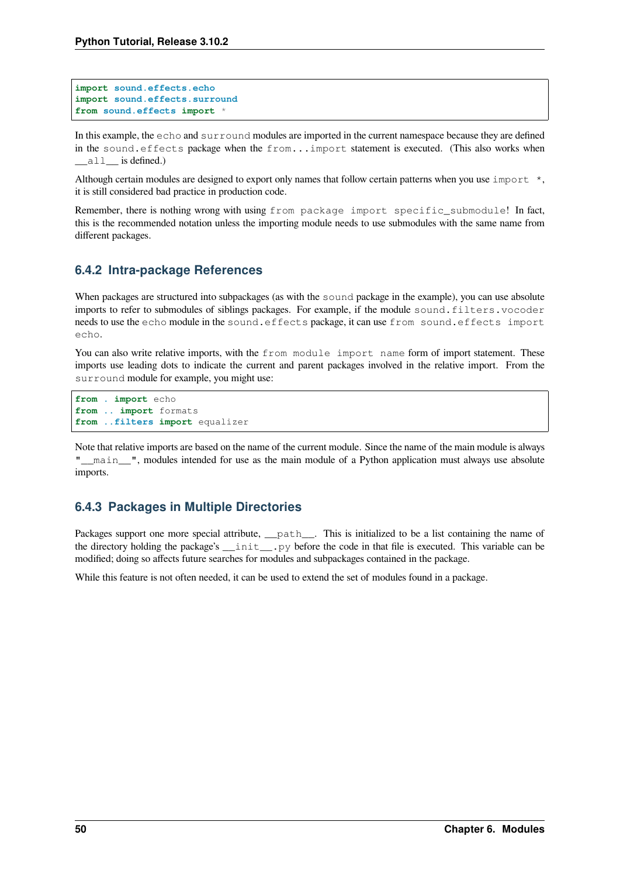```
import sound.effects.echo
import sound.effects.surround
from sound.effects import *
```

In this example, the `echo` and `surround` modules are imported in the current namespace because they are defined in the `sound.effects` package when the `from...import` statement is executed. (This also works when `__all__` is defined.)

Although certain modules are designed to export only names that follow certain patterns when you use `import *`, it is still considered bad practice in production code.

Remember, there is nothing wrong with using `from package import specific_submodule`! In fact, this is the recommended notation unless the importing module needs to use submodules with the same name from different packages.

### 6.4.2 Intra-package References

When packages are structured into subpackages (as with the `sound` package in the example), you can use absolute imports to refer to submodules of siblings packages. For example, if the module `sound.filters.vocoder` needs to use the `echo` module in the `sound.effects` package, it can use `from sound.effects import echo`.

You can also write relative imports, with the `from module import name` form of import statement. These imports use leading dots to indicate the current and parent packages involved in the relative import. From the `surround` module for example, you might use:

```
from . import echo
from .. import formats
from ..filters import equalizer
```

Note that relative imports are based on the name of the current module. Since the name of the main module is always `"__main__"`, modules intended for use as the main module of a Python application must always use absolute imports.

### 6.4.3 Packages in Multiple Directories

Packages support one more special attribute, `__path__`. This is initialized to be a list containing the name of the directory holding the package's `__init__.py` before the code in that file is executed. This variable can be modified; doing so affects future searches for modules and subpackages contained in the package.

While this feature is not often needed, it can be used to extend the set of modules found in a package.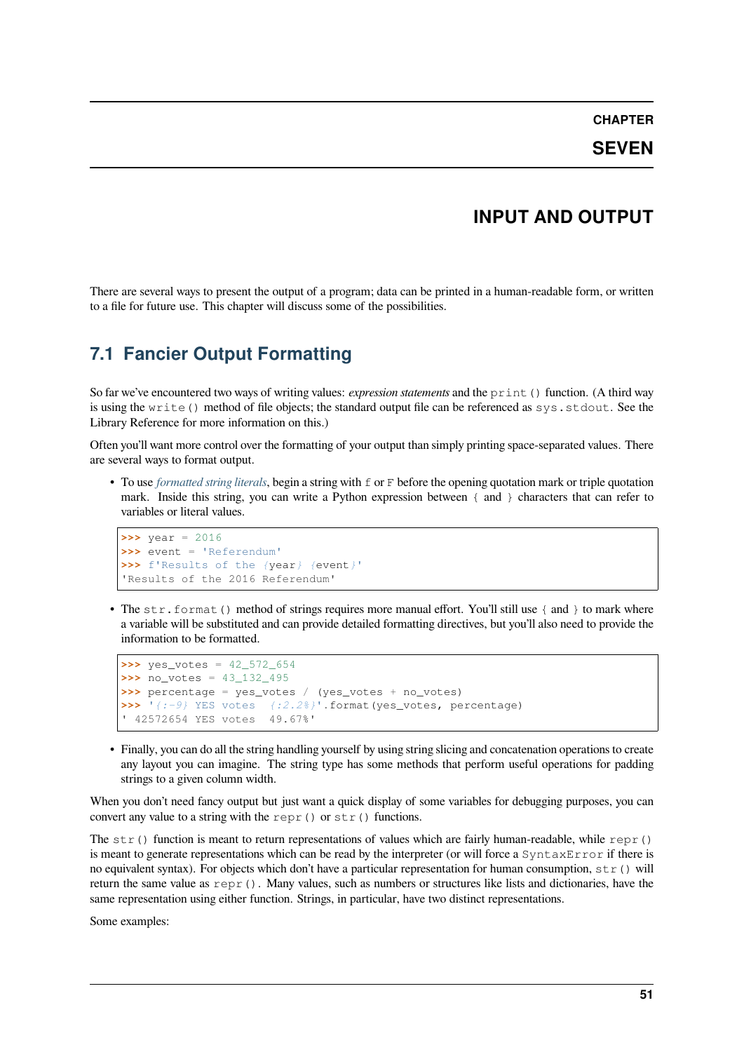# CHAPTER SEVEN

# INPUT AND OUTPUT

There are several ways to present the output of a program; data can be printed in a human-readable form, or written to a file for future use. This chapter will discuss some of the possibilities.

## 7.1 Fancier Output Formatting

So far we've encountered two ways of writing values: *expression statements* and the `print()` function. (A third way is using the `write()` method of file objects; the standard output file can be referenced as `sys.stdout`. See the Library Reference for more information on this.)

Often you'll want more control over the formatting of your output than simply printing space-separated values. There are several ways to format output.

- To use *formatted string literals*, begin a string with `f` or `F` before the opening quotation mark or triple quotation mark. Inside this string, you can write a Python expression between `{` and `}` characters that can refer to variables or literal values.

```
>>> year = 2016
>>> event = 'Referendum'
>>> f'Results of the {year} {event}'
'Results of the 2016 Referendum'
```

- The `str.format()` method of strings requires more manual effort. You'll still use `{` and `}` to mark where a variable will be substituted and can provide detailed formatting directives, but you'll also need to provide the information to be formatted.

```
>>> yes_votes = 42_572_654
>>> no_votes = 43_132_495
>>> percentage = yes_votes / (yes_votes + no_votes)
>>> '{:-9} YES votes  {:2.2%}'.format(yes_votes, percentage)
' 42572654 YES votes  49.67%'
```

- Finally, you can do all the string handling yourself by using string slicing and concatenation operations to create any layout you can imagine. The string type has some methods that perform useful operations for padding strings to a given column width.

When you don't need fancy output but just want a quick display of some variables for debugging purposes, you can convert any value to a string with the `repr()` or `str()` functions.

The `str()` function is meant to return representations of values which are fairly human-readable, while `repr()` is meant to generate representations which can be read by the interpreter (or will force a `SyntaxError` if there is no equivalent syntax). For objects which don't have a particular representation for human consumption, `str()` will return the same value as `repr()`. Many values, such as numbers or structures like lists and dictionaries, have the same representation using either function. Strings, in particular, have two distinct representations.

Some examples: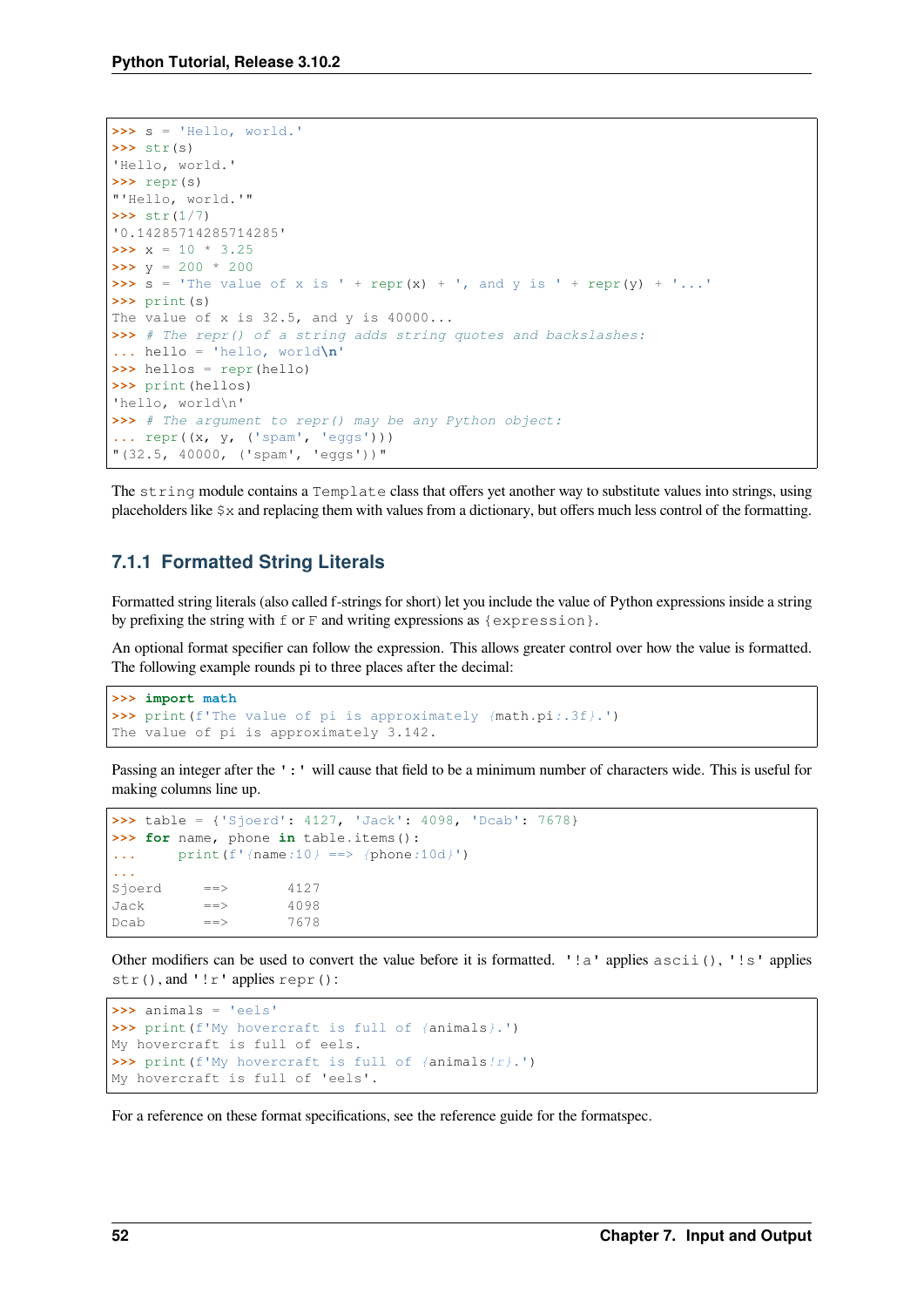```
>>> s = 'Hello, world.'
>>> str(s)
'Hello, world.'
>>> repr(s)
"'Hello, world.'"
>>> str(1/7)
'0.14285714285714285'
>>> x = 10 * 3.25
>>> y = 200 * 200
>>> s = 'The value of x is ' + repr(x) + ', and y is ' + repr(y) + '...'
>>> print(s)
The value of x is 32.5, and y is 40000...
>>> # The repr() of a string adds string quotes and backslashes:
... hello = 'hello, world\n'
>>> hellos = repr(hello)
>>> print(hellos)
'hello, world\n'
>>> # The argument to repr() may be any Python object:
... repr((x, y, ('spam', 'eggs')))
"(32.5, 40000, ('spam', 'eggs'))"
```

The `string` module contains a `Template` class that offers yet another way to substitute values into strings, using placeholders like `$x` and replacing them with values from a dictionary, but offers much less control of the formatting.

### 7.1.1 Formatted String Literals

Formatted string literals (also called f-strings for short) let you include the value of Python expressions inside a string by prefixing the string with `f` or `F` and writing expressions as `{expression}`.

An optional format specifier can follow the expression. This allows greater control over how the value is formatted. The following example rounds pi to three places after the decimal:

```
>>> import math
>>> print(f'The value of pi is approximately {math.pi:.3f}.')
The value of pi is approximately 3.142.
```

Passing an integer after the `':'` will cause that field to be a minimum number of characters wide. This is useful for making columns line up.

```
>>> table = {'Sjoerd': 4127, 'Jack': 4098, 'Dcab': 7678}
>>> for name, phone in table.items():
...     print(f'{name:10} ==> {phone:10d}')
...
Sjoerd     ==>       4127
Jack       ==>       4098
Dcab       ==>       7678
```

Other modifiers can be used to convert the value before it is formatted. `'!a'` applies `ascii()`, `'!s'` applies `str()`, and `'!r'` applies `repr()`:

```
>>> animals = 'eels'
>>> print(f'My hovercraft is full of {animals}.')
My hovercraft is full of eels.
>>> print(f'My hovercraft is full of {animals!r}.')
My hovercraft is full of 'eels'.
```

For a reference on these format specifications, see the reference guide for the formatspec.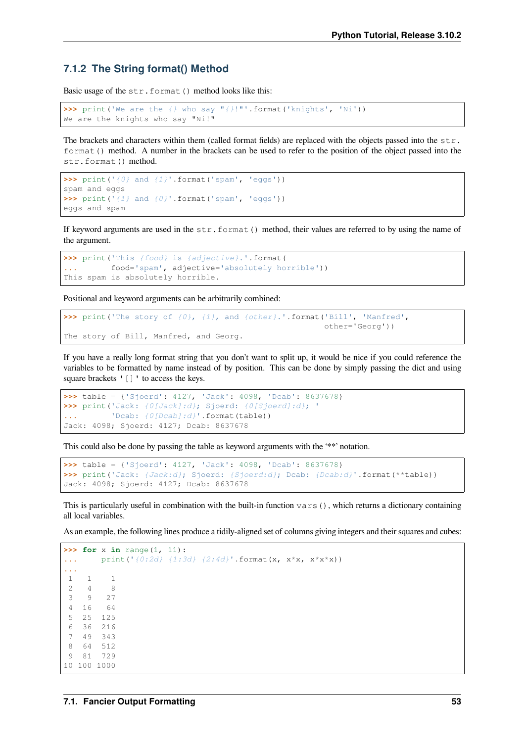### 7.1.2 The String format() Method

Basic usage of the `str.format()` method looks like this:

```
>>> print('We are the {} who say "{}!"'.format('knights', 'Ni'))
We are the knights who say "Ni!"
```

The brackets and characters within them (called format fields) are replaced with the objects passed into the `str.format()` method. A number in the brackets can be used to refer to the position of the object passed into the `str.format()` method.

```
>>> print('{0} and {1}'.format('spam', 'eggs'))
spam and eggs
>>> print('{1} and {0}'.format('spam', 'eggs'))
eggs and spam
```

If keyword arguments are used in the `str.format()` method, their values are referred to by using the name of the argument.

```
>>> print('This {food} is {adjective}.'.format(
...       food='spam', adjective='absolutely horrible'))
This spam is absolutely horrible.
```

Positional and keyword arguments can be arbitrarily combined:

```
>>> print('The story of {0}, {1}, and {other}.'.format('Bill', 'Manfred',
                                                       other='Georg'))
The story of Bill, Manfred, and Georg.
```

If you have a really long format string that you don't want to split up, it would be nice if you could reference the variables to be formatted by name instead of by position. This can be done by simply passing the dict and using square brackets '[]' to access the keys.

```
>>> table = {'Sjoerd': 4127, 'Jack': 4098, 'Dcab': 8637678}
>>> print('Jack: {0[Jack]:d}; Sjoerd: {0[Sjoerd]:d}; '
...       'Dcab: {0[Dcab]:d}'.format(table))
Jack: 4098; Sjoerd: 4127; Dcab: 8637678
```

This could also be done by passing the table as keyword arguments with the '**' notation.

```
>>> table = {'Sjoerd': 4127, 'Jack': 4098, 'Dcab': 8637678}
>>> print('Jack: {Jack:d}; Sjoerd: {Sjoerd:d}; Dcab: {Dcab:d}'.format(**table))
Jack: 4098; Sjoerd: 4127; Dcab: 8637678
```

This is particularly useful in combination with the built-in function `vars()`, which returns a dictionary containing all local variables.

As an example, the following lines produce a tidily-aligned set of columns giving integers and their squares and cubes:

```
>>> for x in range(1, 11):
...     print('{0:2d} {1:3d} {2:4d}'.format(x, x*x, x*x*x))
...
 1   1    1
 2   4    8
 3   9   27
 4  16   64
 5  25  125
 6  36  216
 7  49  343
 8  64  512
 9  81  729
10 100 1000
```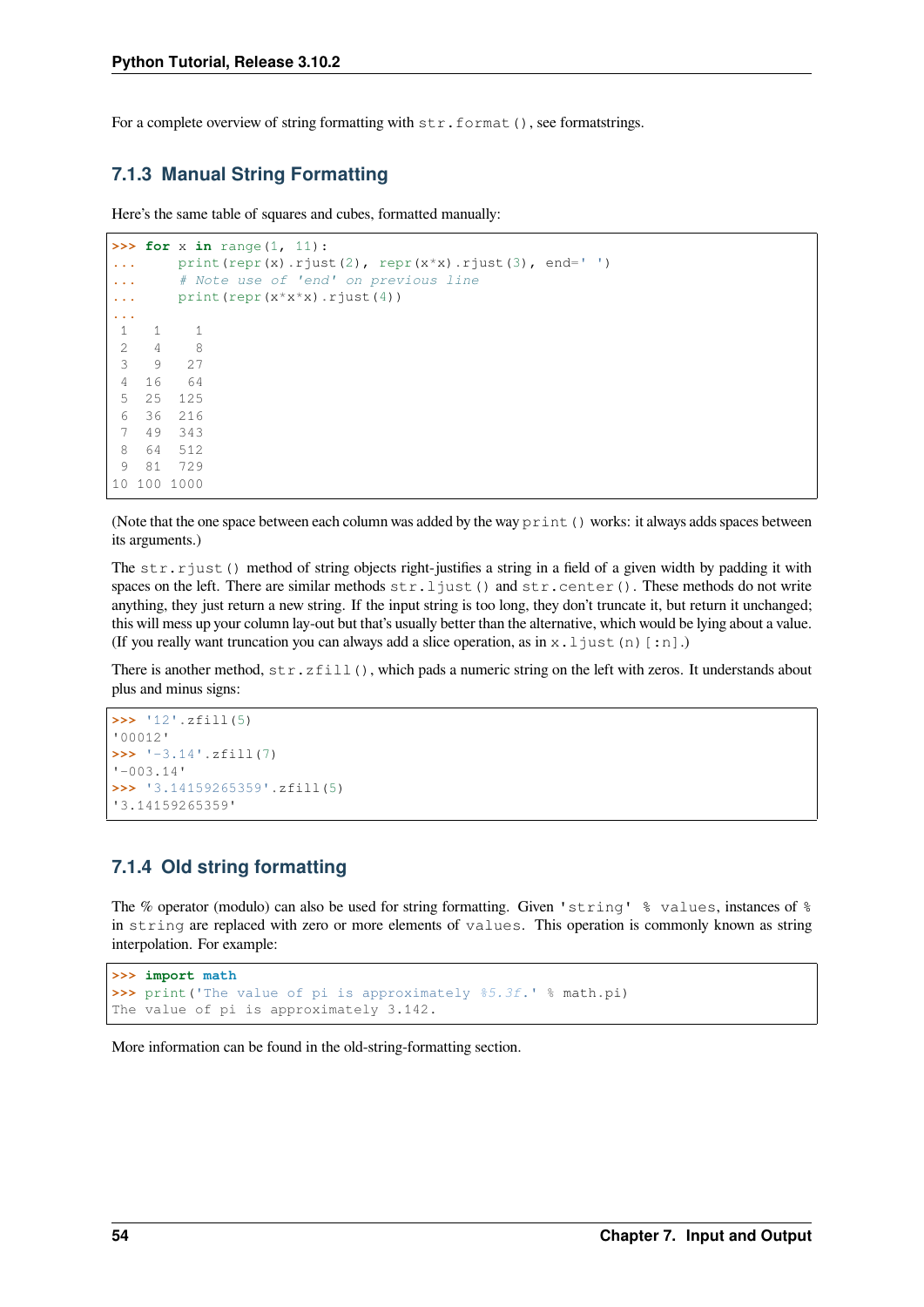For a complete overview of string formatting with `str.format()`, see formatstrings.

### 7.1.3 Manual String Formatting

Here's the same table of squares and cubes, formatted manually:

```
>>> for x in range(1, 11):
...     print(repr(x).rjust(2), repr(x*x).rjust(3), end=' ')
...     # Note use of 'end' on previous line
...     print(repr(x*x*x).rjust(4))
...
 1   1    1
 2   4    8
 3   9   27
 4  16   64
 5  25  125
 6  36  216
 7  49  343
 8  64  512
 9  81  729
10 100 1000
```

(Note that the one space between each column was added by the way `print()` works: it always adds spaces between its arguments.)

The `str.rjust()` method of string objects right-justifies a string in a field of a given width by padding it with spaces on the left. There are similar methods `str.ljust()` and `str.center()`. These methods do not write anything, they just return a new string. If the input string is too long, they don't truncate it, but return it unchanged; this will mess up your column lay-out but that's usually better than the alternative, which would be lying about a value. (If you really want truncation you can always add a slice operation, as in `x.ljust(n)[:n]`.)

There is another method, `str.zfill()`, which pads a numeric string on the left with zeros. It understands about plus and minus signs:

```
>>> '12'.zfill(5)
'00012'
>>> '-3.14'.zfill(7)
'-003.14'
>>> '3.14159265359'.zfill(5)
'3.14159265359'
```

### 7.1.4 Old string formatting

The % operator (modulo) can also be used for string formatting. Given `'string' % values`, instances of `%` in `string` are replaced with zero or more elements of `values`. This operation is commonly known as string interpolation. For example:

```
>>> import math
>>> print('The value of pi is approximately %5.3f.' % math.pi)
The value of pi is approximately 3.142.
```

More information can be found in the old-string-formatting section.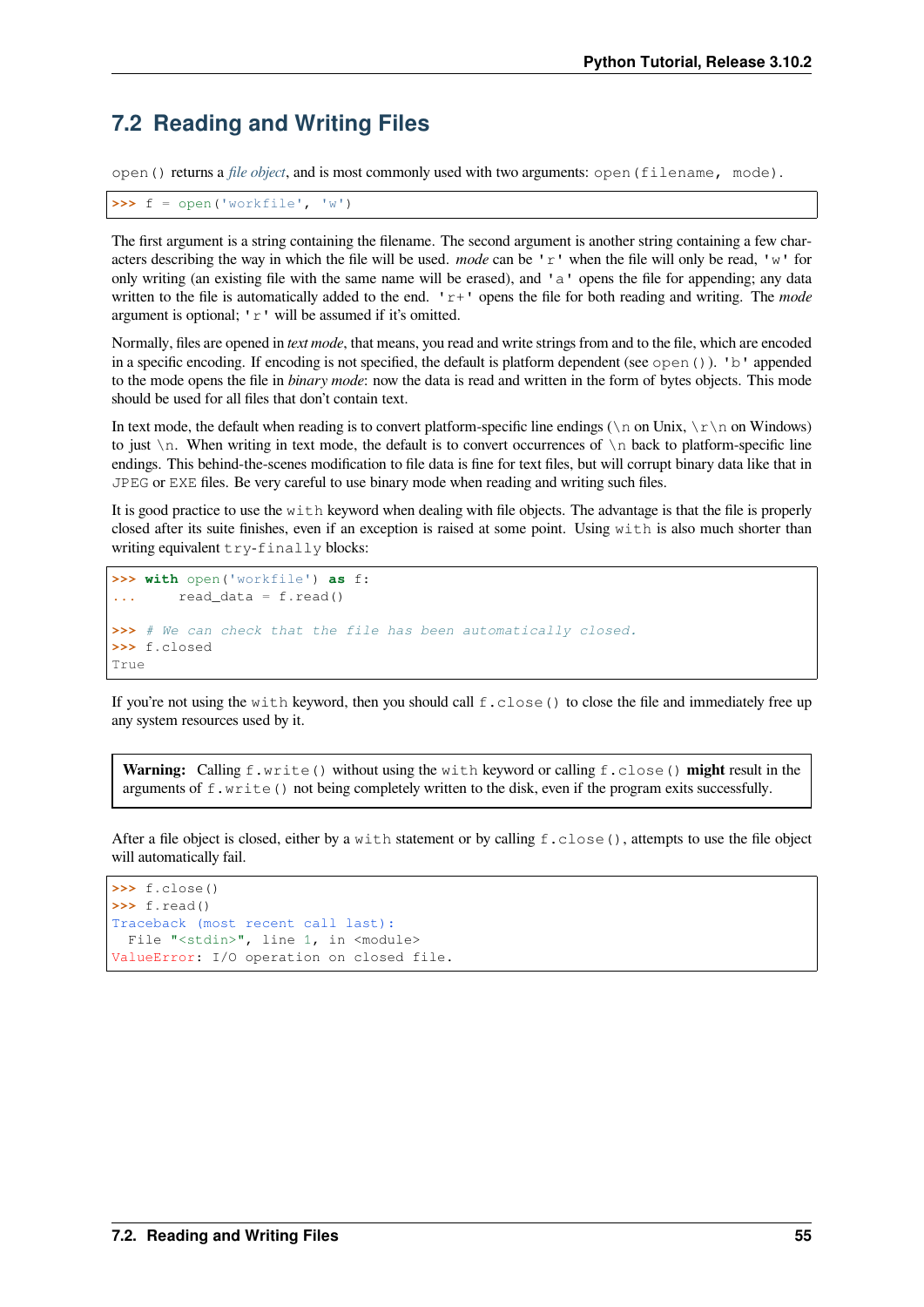## 7.2 Reading and Writing Files

`open()` returns a *file object*, and is most commonly used with two arguments: `open(filename, mode)`.

```
>>> f = open('workfile', 'w')
```

The first argument is a string containing the filename. The second argument is another string containing a few characters describing the way in which the file will be used. *mode* can be `'r'` when the file will only be read, `'w'` for only writing (an existing file with the same name will be erased), and `'a'` opens the file for appending; any data written to the file is automatically added to the end. `'r+'` opens the file for both reading and writing. The *mode* argument is optional; `'r'` will be assumed if it's omitted.

Normally, files are opened in *text mode*, that means, you read and write strings from and to the file, which are encoded in a specific encoding. If encoding is not specified, the default is platform dependent (see `open()`). `'b'` appended to the mode opens the file in *binary mode*: now the data is read and written in the form of bytes objects. This mode should be used for all files that don't contain text.

In text mode, the default when reading is to convert platform-specific line endings (`\n` on Unix, `\r\n` on Windows) to just `\n`. When writing in text mode, the default is to convert occurrences of `\n` back to platform-specific line endings. This behind-the-scenes modification to file data is fine for text files, but will corrupt binary data like that in `JPEG` or `EXE` files. Be very careful to use binary mode when reading and writing such files.

It is good practice to use the `with` keyword when dealing with file objects. The advantage is that the file is properly closed after its suite finishes, even if an exception is raised at some point. Using `with` is also much shorter than writing equivalent `try-finally` blocks:

```
>>> with open('workfile') as f:
...     read_data = f.read()

>>> # We can check that the file has been automatically closed.
>>> f.closed
True
```

If you're not using the `with` keyword, then you should call `f.close()` to close the file and immediately free up any system resources used by it.

> **Warning:** Calling `f.write()` without using the `with` keyword or calling `f.close()` **might** result in the arguments of `f.write()` not being completely written to the disk, even if the program exits successfully.

After a file object is closed, either by a `with` statement or by calling `f.close()`, attempts to use the file object will automatically fail.

```
>>> f.close()
>>> f.read()
Traceback (most recent call last):
  File "<stdin>", line 1, in <module>
ValueError: I/O operation on closed file.
```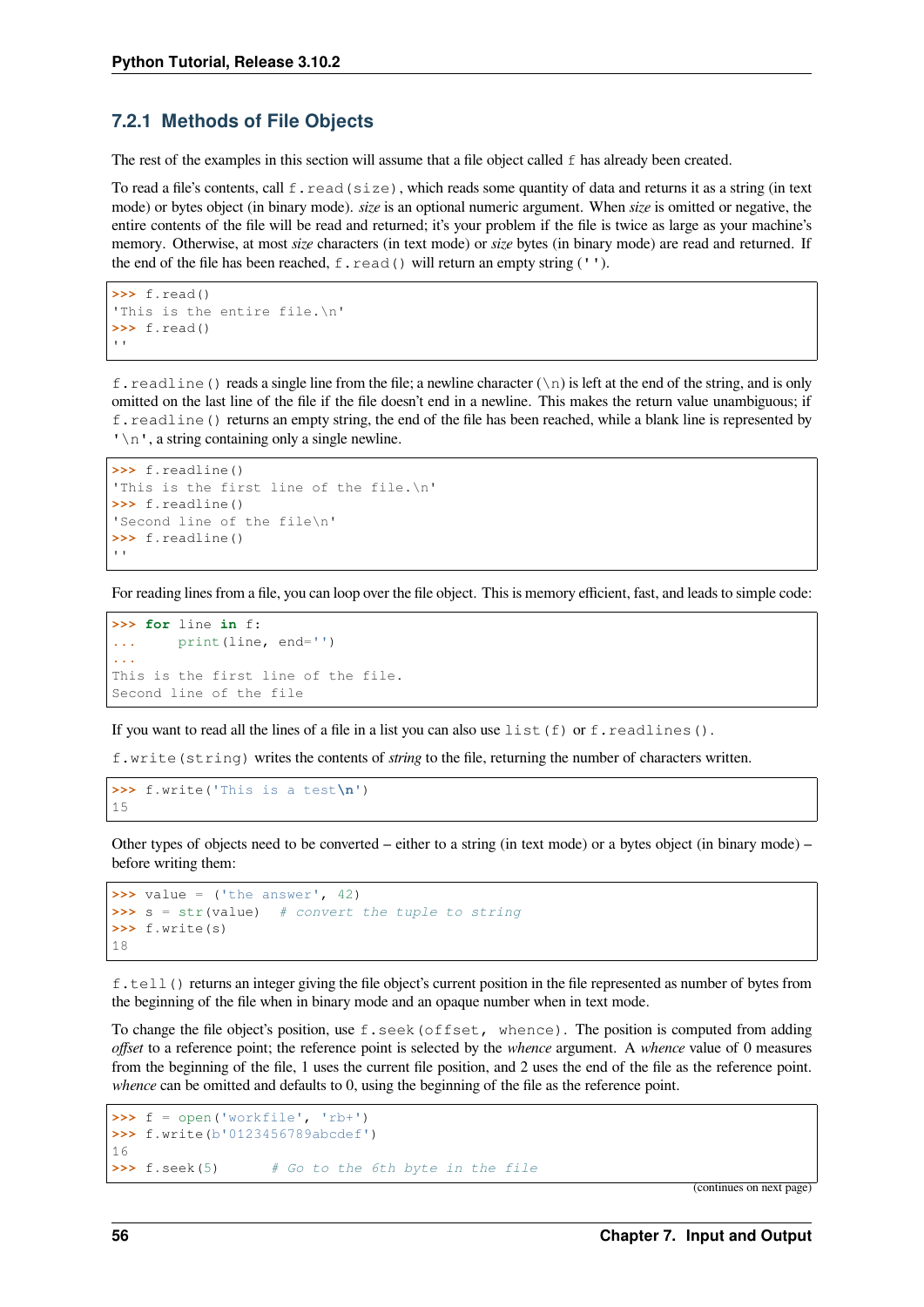### 7.2.1 Methods of File Objects

The rest of the examples in this section will assume that a file object called `f` has already been created.

To read a file's contents, call `f.read(size)`, which reads some quantity of data and returns it as a string (in text mode) or bytes object (in binary mode). *size* is an optional numeric argument. When *size* is omitted or negative, the entire contents of the file will be read and returned; it's your problem if the file is twice as large as your machine's memory. Otherwise, at most *size* characters (in text mode) or *size* bytes (in binary mode) are read and returned. If the end of the file has been reached, `f.read()` will return an empty string (`''`).

```
>>> f.read()
'This is the entire file.\n'
>>> f.read()
''
```

`f.readline()` reads a single line from the file; a newline character (`\n`) is left at the end of the string, and is only omitted on the last line of the file if the file doesn't end in a newline. This makes the return value unambiguous; if `f.readline()` returns an empty string, the end of the file has been reached, while a blank line is represented by `'\n'`, a string containing only a single newline.

```
>>> f.readline()
'This is the first line of the file.\n'
>>> f.readline()
'Second line of the file\n'
>>> f.readline()
''
```

For reading lines from a file, you can loop over the file object. This is memory efficient, fast, and leads to simple code:

```
>>> for line in f:
...     print(line, end='')
...
This is the first line of the file.
Second line of the file
```

If you want to read all the lines of a file in a list you can also use `list(f)` or `f.readlines()`.

`f.write(string)` writes the contents of *string* to the file, returning the number of characters written.

```
>>> f.write('This is a test\n')
15
```

Other types of objects need to be converted – either to a string (in text mode) or a bytes object (in binary mode) – before writing them:

```
>>> value = ('the answer', 42)
>>> s = str(value)  # convert the tuple to string
>>> f.write(s)
18
```

`f.tell()` returns an integer giving the file object's current position in the file represented as number of bytes from the beginning of the file when in binary mode and an opaque number when in text mode.

To change the file object's position, use `f.seek(offset, whence)`. The position is computed from adding *offset* to a reference point; the reference point is selected by the *whence* argument. A *whence* value of 0 measures from the beginning of the file, 1 uses the current file position, and 2 uses the end of the file as the reference point. *whence* can be omitted and defaults to 0, using the beginning of the file as the reference point.

```
>>> f = open('workfile', 'rb+')
>>> f.write(b'0123456789abcdef')
16
>>> f.seek(5)      # Go to the 6th byte in the file
```

(continues on next page)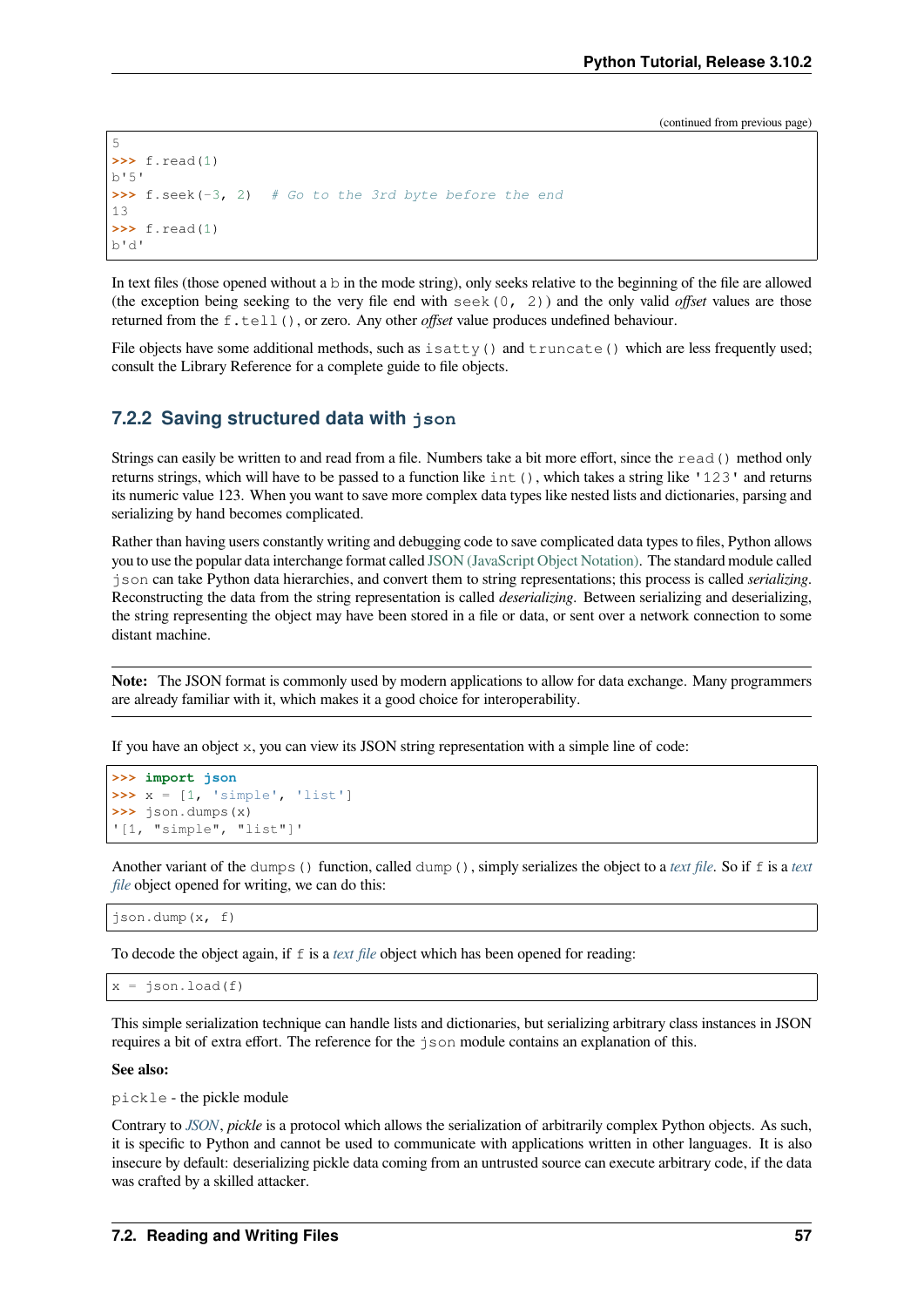(continued from previous page)

```
5
>>> f.read(1)
b'5'
>>> f.seek(-3, 2)  # Go to the 3rd byte before the end
13
>>> f.read(1)
b'd'
```

In text files (those opened without a `b` in the mode string), only seeks relative to the beginning of the file are allowed (the exception being seeking to the very file end with `seek(0, 2)`) and the only valid *offset* values are those returned from the `f.tell()`, or zero. Any other *offset* value produces undefined behaviour.

File objects have some additional methods, such as `isatty()` and `truncate()` which are less frequently used; consult the Library Reference for a complete guide to file objects.

### 7.2.2 Saving structured data with `json`

Strings can easily be written to and read from a file. Numbers take a bit more effort, since the `read()` method only returns strings, which will have to be passed to a function like `int()`, which takes a string like `'123'` and returns its numeric value 123. When you want to save more complex data types like nested lists and dictionaries, parsing and serializing by hand becomes complicated.

Rather than having users constantly writing and debugging code to save complicated data types to files, Python allows you to use the popular data interchange format called JSON (JavaScript Object Notation). The standard module called `json` can take Python data hierarchies, and convert them to string representations; this process is called *serializing*. Reconstructing the data from the string representation is called *deserializing*. Between serializing and deserializing, the string representing the object may have been stored in a file or data, or sent over a network connection to some distant machine.

**Note:** The JSON format is commonly used by modern applications to allow for data exchange. Many programmers are already familiar with it, which makes it a good choice for interoperability.

If you have an object `x`, you can view its JSON string representation with a simple line of code:

```
>>> import json
>>> x = [1, 'simple', 'list']
>>> json.dumps(x)
'[1, "simple", "list"]'
```

Another variant of the `dumps()` function, called `dump()`, simply serializes the object to a *text file*. So if `f` is a *text file* object opened for writing, we can do this:

```
json.dump(x, f)
```

To decode the object again, if `f` is a *text file* object which has been opened for reading:

```
x = json.load(f)
```

This simple serialization technique can handle lists and dictionaries, but serializing arbitrary class instances in JSON requires a bit of extra effort. The reference for the `json` module contains an explanation of this.

**See also:**

`pickle` - the pickle module

Contrary to *JSON*, *pickle* is a protocol which allows the serialization of arbitrarily complex Python objects. As such, it is specific to Python and cannot be used to communicate with applications written in other languages. It is also insecure by default: deserializing pickle data coming from an untrusted source can execute arbitrary code, if the data was crafted by a skilled attacker.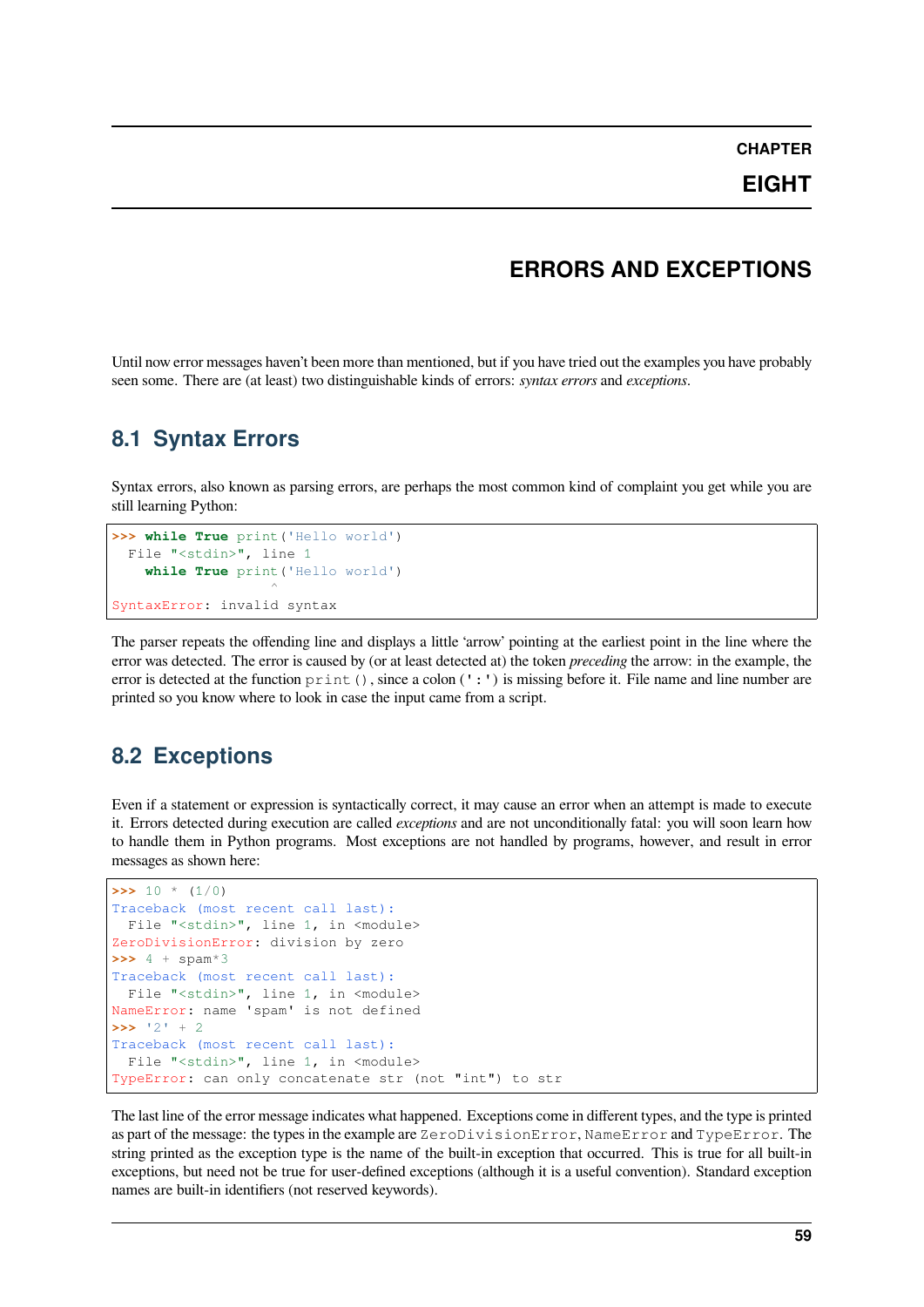# CHAPTER EIGHT

# ERRORS AND EXCEPTIONS

Until now error messages haven't been more than mentioned, but if you have tried out the examples you have probably seen some. There are (at least) two distinguishable kinds of errors: *syntax errors* and *exceptions*.

## 8.1 Syntax Errors

Syntax errors, also known as parsing errors, are perhaps the most common kind of complaint you get while you are still learning Python:

```
>>> while True print('Hello world')
  File "<stdin>", line 1
    while True print('Hello world')
                   ^
SyntaxError: invalid syntax
```

The parser repeats the offending line and displays a little 'arrow' pointing at the earliest point in the line where the error was detected. The error is caused by (or at least detected at) the token *preceding* the arrow: in the example, the error is detected at the function `print()`, since a colon (`':'`) is missing before it. File name and line number are printed so you know where to look in case the input came from a script.

## 8.2 Exceptions

Even if a statement or expression is syntactically correct, it may cause an error when an attempt is made to execute it. Errors detected during execution are called *exceptions* and are not unconditionally fatal: you will soon learn how to handle them in Python programs. Most exceptions are not handled by programs, however, and result in error messages as shown here:

```
>>> 10 * (1/0)
Traceback (most recent call last):
  File "<stdin>", line 1, in <module>
ZeroDivisionError: division by zero
>>> 4 + spam*3
Traceback (most recent call last):
  File "<stdin>", line 1, in <module>
NameError: name 'spam' is not defined
>>> '2' + 2
Traceback (most recent call last):
  File "<stdin>", line 1, in <module>
TypeError: can only concatenate str (not "int") to str
```

The last line of the error message indicates what happened. Exceptions come in different types, and the type is printed as part of the message: the types in the example are `ZeroDivisionError`, `NameError` and `TypeError`. The string printed as the exception type is the name of the built-in exception that occurred. This is true for all built-in exceptions, but need not be true for user-defined exceptions (although it is a useful convention). Standard exception names are built-in identifiers (not reserved keywords).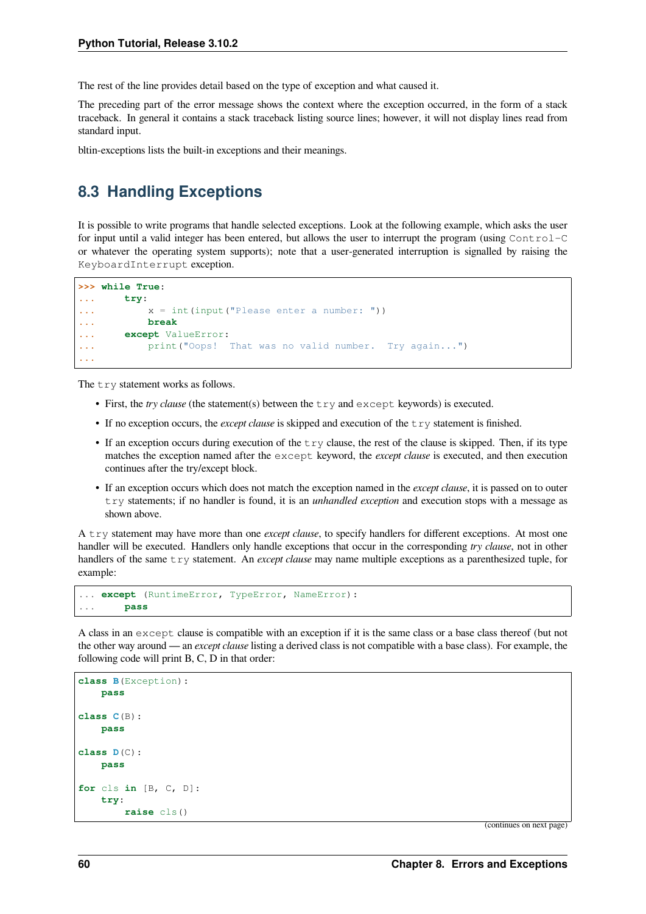The rest of the line provides detail based on the type of exception and what caused it.

The preceding part of the error message shows the context where the exception occurred, in the form of a stack traceback. In general it contains a stack traceback listing source lines; however, it will not display lines read from standard input.

bltin-exceptions lists the built-in exceptions and their meanings.

## 8.3 Handling Exceptions

It is possible to write programs that handle selected exceptions. Look at the following example, which asks the user for input until a valid integer has been entered, but allows the user to interrupt the program (using `Control-C` or whatever the operating system supports); note that a user-generated interruption is signalled by raising the `KeyboardInterrupt` exception.

```
>>> while True:
...     try:
...         x = int(input("Please enter a number: "))
...         break
...     except ValueError:
...         print("Oops!  That was no valid number.  Try again...")
...
```

The `try` statement works as follows.

- First, the *try clause* (the statement(s) between the `try` and `except` keywords) is executed.
- If no exception occurs, the *except clause* is skipped and execution of the `try` statement is finished.
- If an exception occurs during execution of the `try` clause, the rest of the clause is skipped. Then, if its type matches the exception named after the `except` keyword, the *except clause* is executed, and then execution continues after the try/except block.
- If an exception occurs which does not match the exception named in the *except clause*, it is passed on to outer `try` statements; if no handler is found, it is an *unhandled exception* and execution stops with a message as shown above.

A `try` statement may have more than one *except clause*, to specify handlers for different exceptions. At most one handler will be executed. Handlers only handle exceptions that occur in the corresponding *try clause*, not in other handlers of the same `try` statement. An *except clause* may name multiple exceptions as a parenthesized tuple, for example:

```
... except (RuntimeError, TypeError, NameError):
...     pass
```

A class in an `except` clause is compatible with an exception if it is the same class or a base class thereof (but not the other way around — an *except clause* listing a derived class is not compatible with a base class). For example, the following code will print B, C, D in that order:

```
class B(Exception):
    pass

class C(B):
    pass

class D(C):
    pass

for cls in [B, C, D]:
    try:
        raise cls()
```

(continues on next page)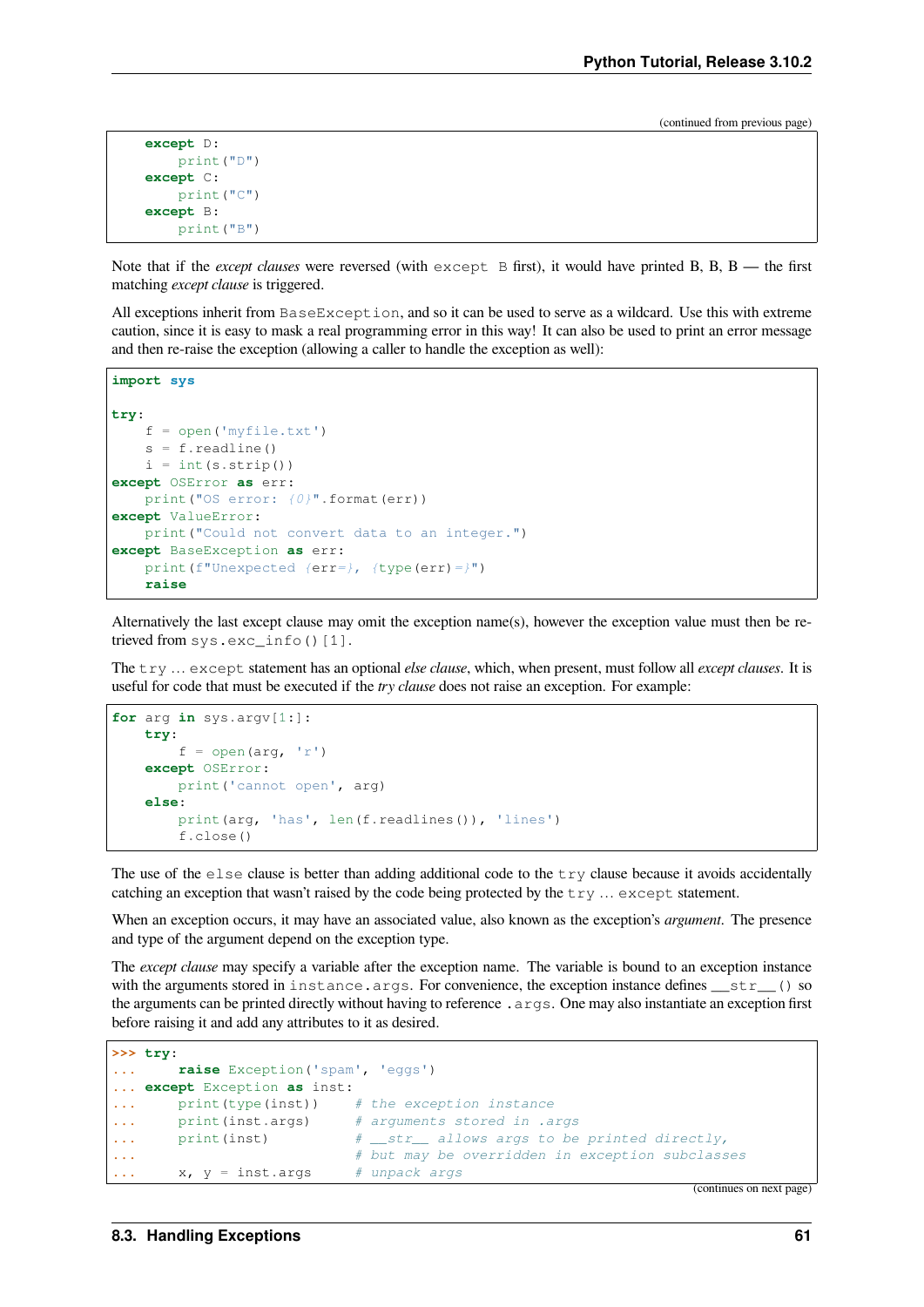(continued from previous page)

```
    except D:
        print("D")
    except C:
        print("C")
    except B:
        print("B")
```

Note that if the *except clauses* were reversed (with `except B` first), it would have printed B, B, B — the first matching *except clause* is triggered.

All exceptions inherit from `BaseException`, and so it can be used to serve as a wildcard. Use this with extreme caution, since it is easy to mask a real programming error in this way! It can also be used to print an error message and then re-raise the exception (allowing a caller to handle the exception as well):

```
import sys

try:
    f = open('myfile.txt')
    s = f.readline()
    i = int(s.strip())
except OSError as err:
    print("OS error: {0}".format(err))
except ValueError:
    print("Could not convert data to an integer.")
except BaseException as err:
    print(f"Unexpected {err=}, {type(err)=}")
    raise
```

Alternatively the last except clause may omit the exception name(s), however the exception value must then be retrieved from `sys.exc_info()[1]`.

The `try` … `except` statement has an optional *else clause*, which, when present, must follow all *except clauses*. It is useful for code that must be executed if the *try clause* does not raise an exception. For example:

```
for arg in sys.argv[1:]:
    try:
        f = open(arg, 'r')
    except OSError:
        print('cannot open', arg)
    else:
        print(arg, 'has', len(f.readlines()), 'lines')
        f.close()
```

The use of the `else` clause is better than adding additional code to the `try` clause because it avoids accidentally catching an exception that wasn't raised by the code being protected by the `try` … `except` statement.

When an exception occurs, it may have an associated value, also known as the exception's *argument*. The presence and type of the argument depend on the exception type.

The *except clause* may specify a variable after the exception name. The variable is bound to an exception instance with the arguments stored in `instance.args`. For convenience, the exception instance defines `__str__()` so the arguments can be printed directly without having to reference `.args`. One may also instantiate an exception first before raising it and add any attributes to it as desired.

```
>>> try:
...     raise Exception('spam', 'eggs')
... except Exception as inst:
...     print(type(inst))    # the exception instance
...     print(inst.args)     # arguments stored in .args
...     print(inst)          # __str__ allows args to be printed directly,
...                          # but may be overridden in exception subclasses
...     x, y = inst.args     # unpack args
```

(continues on next page)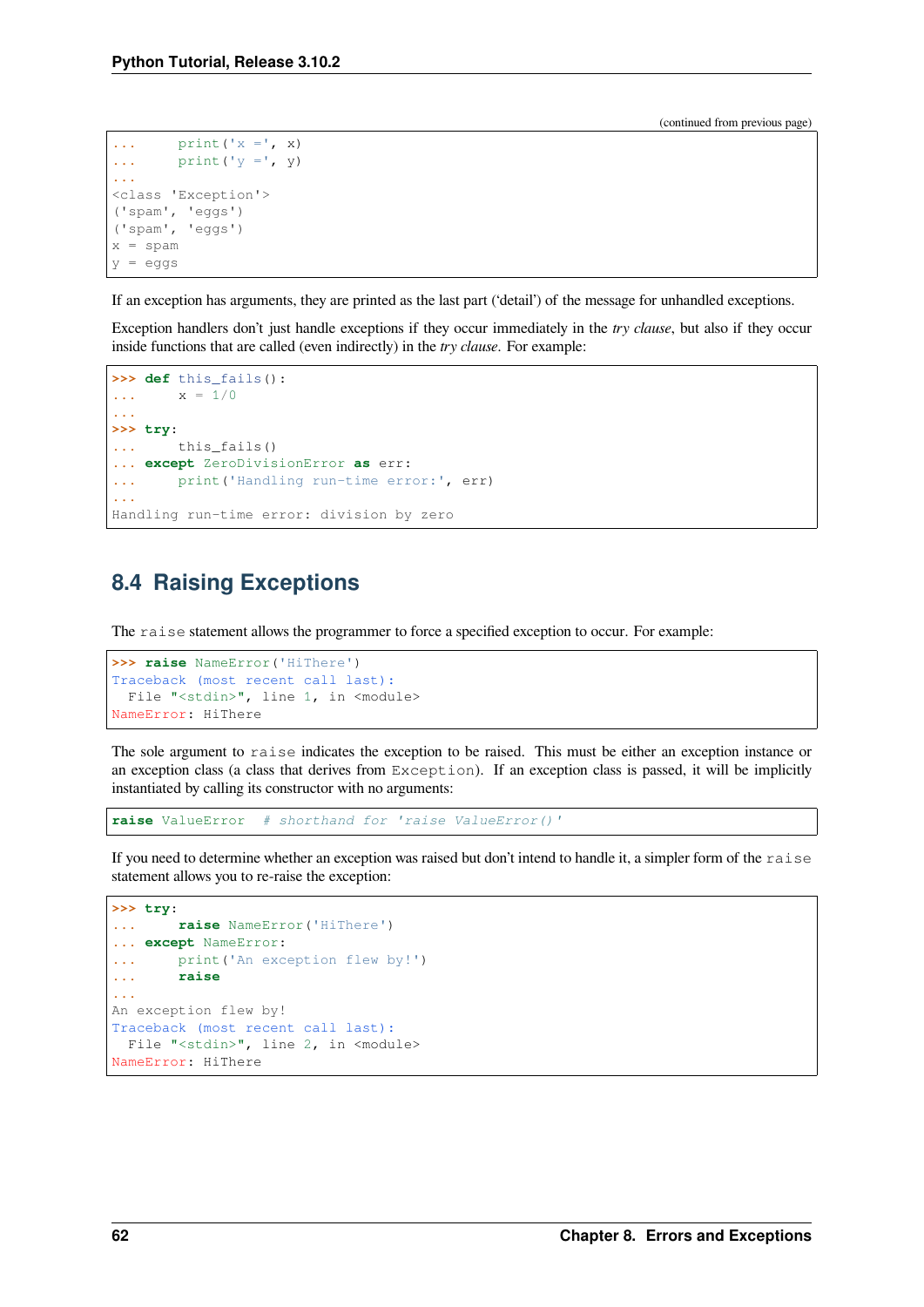(continued from previous page)

```
...     print('x =', x)
...     print('y =', y)
...
<class 'Exception'>
('spam', 'eggs')
('spam', 'eggs')
x = spam
y = eggs
```

If an exception has arguments, they are printed as the last part ('detail') of the message for unhandled exceptions.

Exception handlers don't just handle exceptions if they occur immediately in the *try clause*, but also if they occur inside functions that are called (even indirectly) in the *try clause*. For example:

```
>>> def this_fails():
...     x = 1/0
...
>>> try:
...     this_fails()
... except ZeroDivisionError as err:
...     print('Handling run-time error:', err)
...
Handling run-time error: division by zero
```

## 8.4 Raising Exceptions

The `raise` statement allows the programmer to force a specified exception to occur. For example:

```
>>> raise NameError('HiThere')
Traceback (most recent call last):
  File "<stdin>", line 1, in <module>
NameError: HiThere
```

The sole argument to `raise` indicates the exception to be raised. This must be either an exception instance or an exception class (a class that derives from `Exception`). If an exception class is passed, it will be implicitly instantiated by calling its constructor with no arguments:

```
raise ValueError  # shorthand for 'raise ValueError()'
```

If you need to determine whether an exception was raised but don't intend to handle it, a simpler form of the `raise` statement allows you to re-raise the exception:

```
>>> try:
...     raise NameError('HiThere')
... except NameError:
...     print('An exception flew by!')
...     raise
...
An exception flew by!
Traceback (most recent call last):
  File "<stdin>", line 2, in <module>
NameError: HiThere
```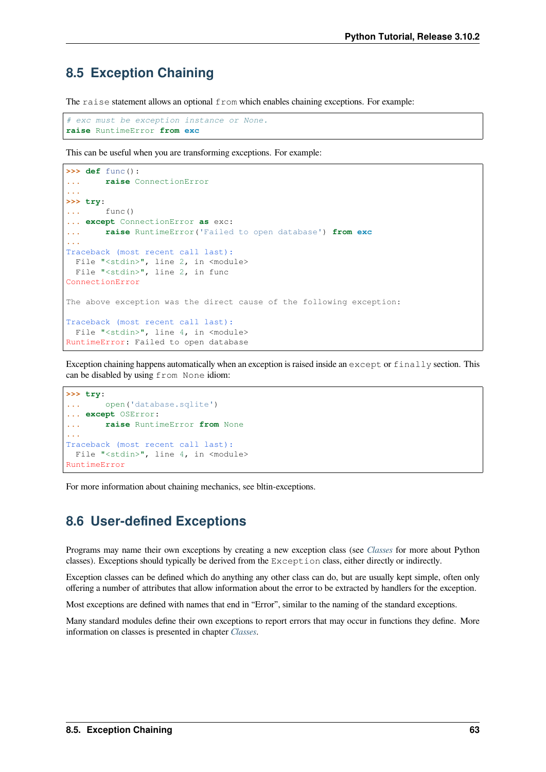## 8.5 Exception Chaining

The `raise` statement allows an optional `from` which enables chaining exceptions. For example:

```
# exc must be exception instance or None.
raise RuntimeError from exc
```

This can be useful when you are transforming exceptions. For example:

```
>>> def func():
...     raise ConnectionError
...
>>> try:
...     func()
... except ConnectionError as exc:
...     raise RuntimeError('Failed to open database') from exc
...
Traceback (most recent call last):
  File "<stdin>", line 2, in <module>
  File "<stdin>", line 2, in func
ConnectionError

The above exception was the direct cause of the following exception:

Traceback (most recent call last):
  File "<stdin>", line 4, in <module>
RuntimeError: Failed to open database
```

Exception chaining happens automatically when an exception is raised inside an `except` or `finally` section. This can be disabled by using `from None` idiom:

```
>>> try:
...     open('database.sqlite')
... except OSError:
...     raise RuntimeError from None
...
Traceback (most recent call last):
  File "<stdin>", line 4, in <module>
RuntimeError
```

For more information about chaining mechanics, see bltin-exceptions.

## 8.6 User-defined Exceptions

Programs may name their own exceptions by creating a new exception class (see *Classes* for more about Python classes). Exceptions should typically be derived from the `Exception` class, either directly or indirectly.

Exception classes can be defined which do anything any other class can do, but are usually kept simple, often only offering a number of attributes that allow information about the error to be extracted by handlers for the exception.

Most exceptions are defined with names that end in "Error", similar to the naming of the standard exceptions.

Many standard modules define their own exceptions to report errors that may occur in functions they define. More information on classes is presented in chapter *Classes*.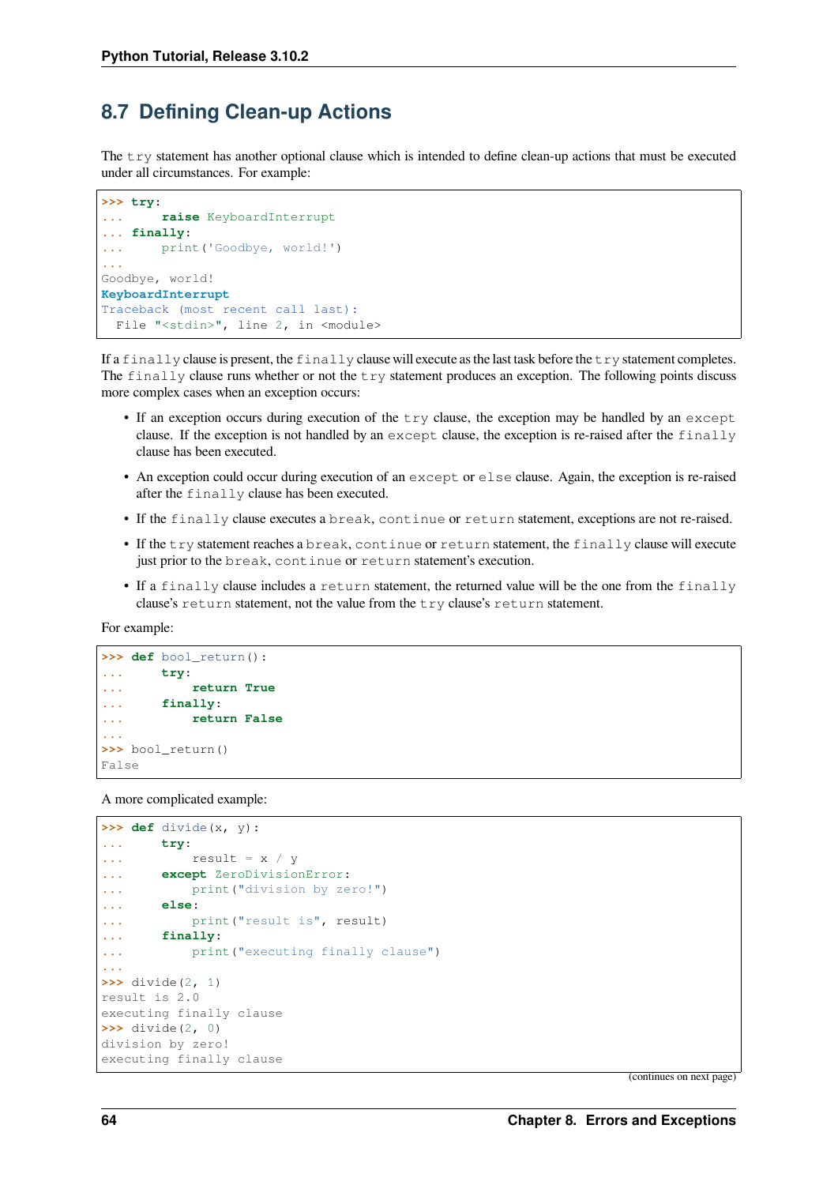## 8.7 Defining Clean-up Actions

The `try` statement has another optional clause which is intended to define clean-up actions that must be executed under all circumstances. For example:

```
>>> try:
...     raise KeyboardInterrupt
... finally:
...     print('Goodbye, world!')
...
Goodbye, world!
KeyboardInterrupt
Traceback (most recent call last):
  File "<stdin>", line 2, in <module>
```

If a `finally` clause is present, the `finally` clause will execute as the last task before the `try` statement completes. The `finally` clause runs whether or not the `try` statement produces an exception. The following points discuss more complex cases when an exception occurs:

- If an exception occurs during execution of the `try` clause, the exception may be handled by an `except` clause. If the exception is not handled by an `except` clause, the exception is re-raised after the `finally` clause has been executed.
- An exception could occur during execution of an `except` or `else` clause. Again, the exception is re-raised after the `finally` clause has been executed.
- If the `finally` clause executes a `break`, `continue` or `return` statement, exceptions are not re-raised.
- If the `try` statement reaches a `break`, `continue` or `return` statement, the `finally` clause will execute just prior to the `break`, `continue` or `return` statement's execution.
- If a `finally` clause includes a `return` statement, the returned value will be the one from the `finally` clause's `return` statement, not the value from the `try` clause's `return` statement.

For example:

```
>>> def bool_return():
...     try:
...         return True
...     finally:
...         return False
...
>>> bool_return()
False
```

A more complicated example:

```
>>> def divide(x, y):
...     try:
...         result = x / y
...     except ZeroDivisionError:
...         print("division by zero!")
...     else:
...         print("result is", result)
...     finally:
...         print("executing finally clause")
...
>>> divide(2, 1)
result is 2.0
executing finally clause
>>> divide(2, 0)
division by zero!
executing finally clause
```

(continues on next page)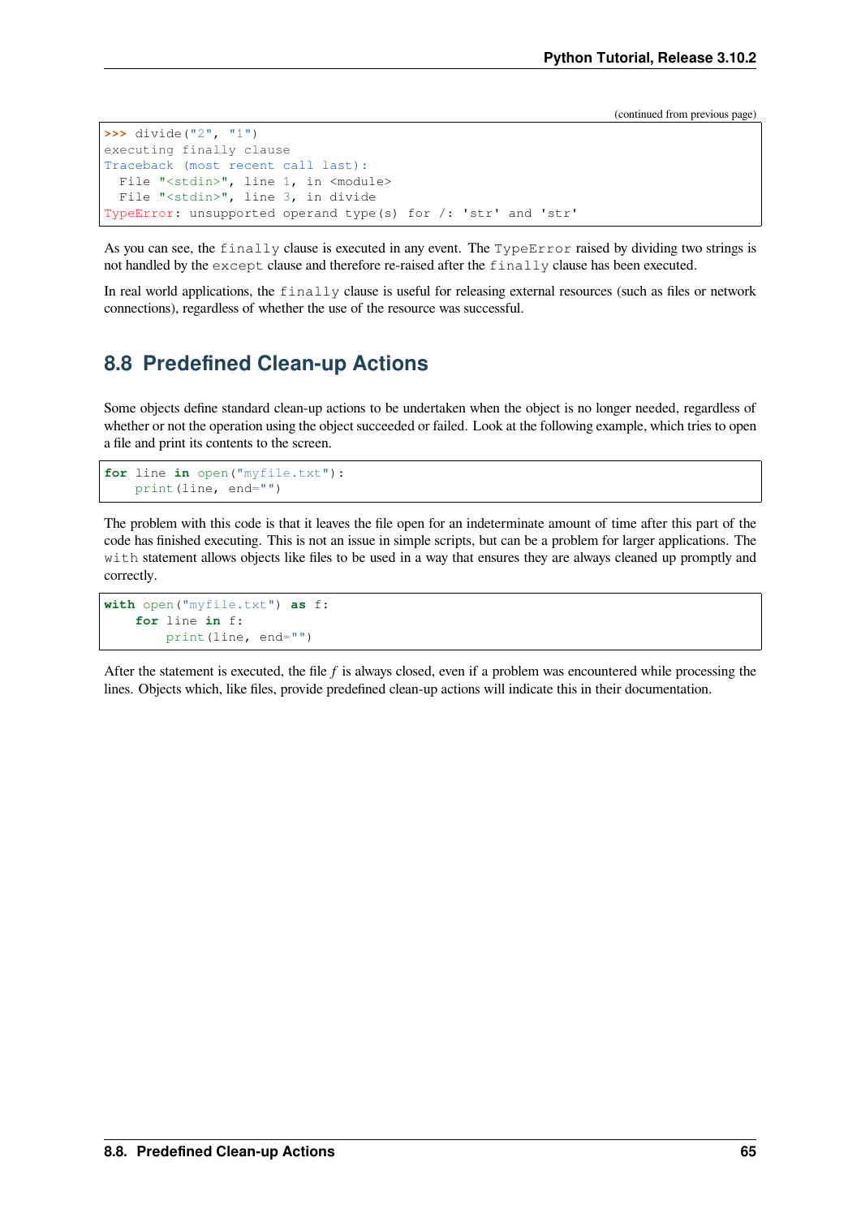(continued from previous page)

```
>>> divide("2", "1")
executing finally clause
Traceback (most recent call last):
  File "<stdin>", line 1, in <module>
  File "<stdin>", line 3, in divide
TypeError: unsupported operand type(s) for /: 'str' and 'str'
```

As you can see, the `finally` clause is executed in any event. The `TypeError` raised by dividing two strings is not handled by the `except` clause and therefore re-raised after the `finally` clause has been executed.

In real world applications, the `finally` clause is useful for releasing external resources (such as files or network connections), regardless of whether the use of the resource was successful.

## 8.8 Predefined Clean-up Actions

Some objects define standard clean-up actions to be undertaken when the object is no longer needed, regardless of whether or not the operation using the object succeeded or failed. Look at the following example, which tries to open a file and print its contents to the screen.

```
for line in open("myfile.txt"):
    print(line, end="")
```

The problem with this code is that it leaves the file open for an indeterminate amount of time after this part of the code has finished executing. This is not an issue in simple scripts, but can be a problem for larger applications. The `with` statement allows objects like files to be used in a way that ensures they are always cleaned up promptly and correctly.

```
with open("myfile.txt") as f:
    for line in f:
        print(line, end="")
```

After the statement is executed, the file *f* is always closed, even if a problem was encountered while processing the lines. Objects which, like files, provide predefined clean-up actions will indicate this in their documentation.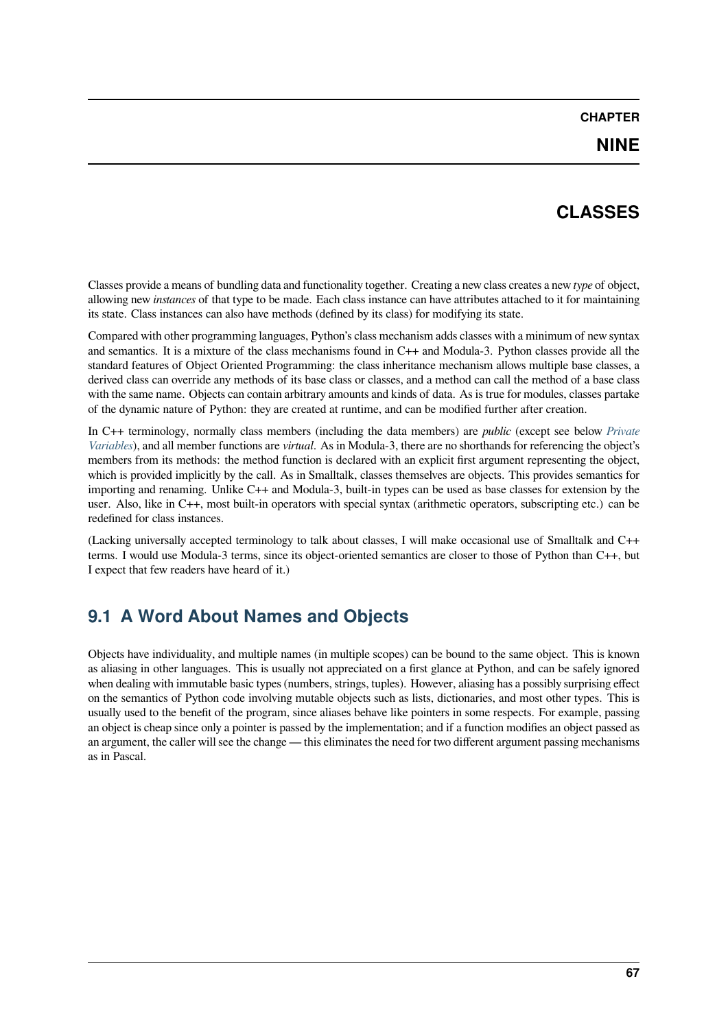# CHAPTER NINE

# CLASSES

Classes provide a means of bundling data and functionality together. Creating a new class creates a new *type* of object, allowing new *instances* of that type to be made. Each class instance can have attributes attached to it for maintaining its state. Class instances can also have methods (defined by its class) for modifying its state.

Compared with other programming languages, Python's class mechanism adds classes with a minimum of new syntax and semantics. It is a mixture of the class mechanisms found in C++ and Modula-3. Python classes provide all the standard features of Object Oriented Programming: the class inheritance mechanism allows multiple base classes, a derived class can override any methods of its base class or classes, and a method can call the method of a base class with the same name. Objects can contain arbitrary amounts and kinds of data. As is true for modules, classes partake of the dynamic nature of Python: they are created at runtime, and can be modified further after creation.

In C++ terminology, normally class members (including the data members) are *public* (except see below *Private Variables*), and all member functions are *virtual*. As in Modula-3, there are no shorthands for referencing the object's members from its methods: the method function is declared with an explicit first argument representing the object, which is provided implicitly by the call. As in Smalltalk, classes themselves are objects. This provides semantics for importing and renaming. Unlike C++ and Modula-3, built-in types can be used as base classes for extension by the user. Also, like in C++, most built-in operators with special syntax (arithmetic operators, subscripting etc.) can be redefined for class instances.

(Lacking universally accepted terminology to talk about classes, I will make occasional use of Smalltalk and C++ terms. I would use Modula-3 terms, since its object-oriented semantics are closer to those of Python than C++, but I expect that few readers have heard of it.)

## 9.1 A Word About Names and Objects

Objects have individuality, and multiple names (in multiple scopes) can be bound to the same object. This is known as aliasing in other languages. This is usually not appreciated on a first glance at Python, and can be safely ignored when dealing with immutable basic types (numbers, strings, tuples). However, aliasing has a possibly surprising effect on the semantics of Python code involving mutable objects such as lists, dictionaries, and most other types. This is usually used to the benefit of the program, since aliases behave like pointers in some respects. For example, passing an object is cheap since only a pointer is passed by the implementation; and if a function modifies an object passed as an argument, the caller will see the change — this eliminates the need for two different argument passing mechanisms as in Pascal.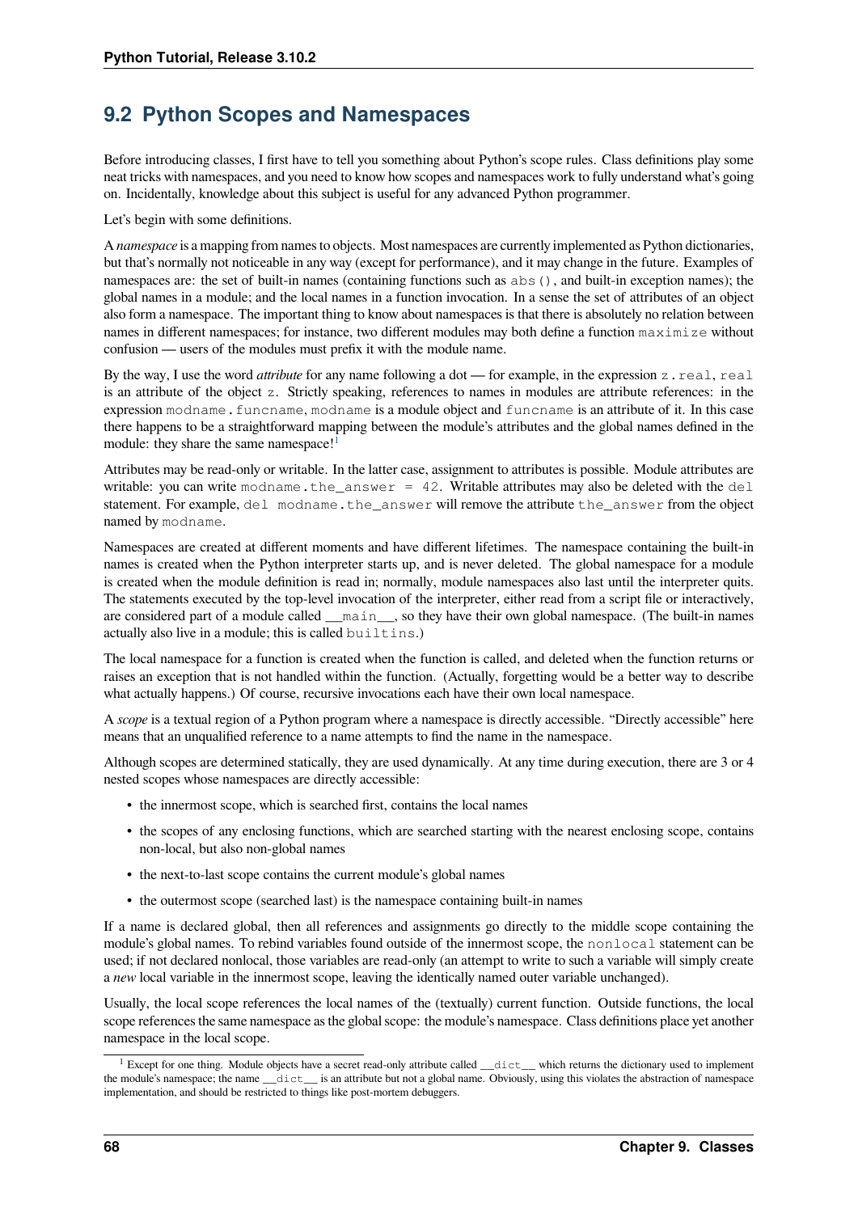## 9.2 Python Scopes and Namespaces

Before introducing classes, I first have to tell you something about Python's scope rules. Class definitions play some neat tricks with namespaces, and you need to know how scopes and namespaces work to fully understand what's going on. Incidentally, knowledge about this subject is useful for any advanced Python programmer.

Let's begin with some definitions.

A *namespace* is a mapping from names to objects. Most namespaces are currently implemented as Python dictionaries, but that's normally not noticeable in any way (except for performance), and it may change in the future. Examples of namespaces are: the set of built-in names (containing functions such as `abs()`, and built-in exception names); the global names in a module; and the local names in a function invocation. In a sense the set of attributes of an object also form a namespace. The important thing to know about namespaces is that there is absolutely no relation between names in different namespaces; for instance, two different modules may both define a function `maximize` without confusion — users of the modules must prefix it with the module name.

By the way, I use the word *attribute* for any name following a dot — for example, in the expression `z.real`, `real` is an attribute of the object `z`. Strictly speaking, references to names in modules are attribute references: in the expression `modname.funcname`, `modname` is a module object and `funcname` is an attribute of it. In this case there happens to be a straightforward mapping between the module's attributes and the global names defined in the module: they share the same namespace![1]

Attributes may be read-only or writable. In the latter case, assignment to attributes is possible. Module attributes are writable: you can write `modname.the_answer = 42`. Writable attributes may also be deleted with the `del` statement. For example, `del modname.the_answer` will remove the attribute `the_answer` from the object named by `modname`.

Namespaces are created at different moments and have different lifetimes. The namespace containing the built-in names is created when the Python interpreter starts up, and is never deleted. The global namespace for a module is created when the module definition is read in; normally, module namespaces also last until the interpreter quits. The statements executed by the top-level invocation of the interpreter, either read from a script file or interactively, are considered part of a module called `__main__`, so they have their own global namespace. (The built-in names actually also live in a module; this is called `builtins`.)

The local namespace for a function is created when the function is called, and deleted when the function returns or raises an exception that is not handled within the function. (Actually, forgetting would be a better way to describe what actually happens.) Of course, recursive invocations each have their own local namespace.

A *scope* is a textual region of a Python program where a namespace is directly accessible. "Directly accessible" here means that an unqualified reference to a name attempts to find the name in the namespace.

Although scopes are determined statically, they are used dynamically. At any time during execution, there are 3 or 4 nested scopes whose namespaces are directly accessible:

- the innermost scope, which is searched first, contains the local names
- the scopes of any enclosing functions, which are searched starting with the nearest enclosing scope, contains non-local, but also non-global names
- the next-to-last scope contains the current module's global names
- the outermost scope (searched last) is the namespace containing built-in names

If a name is declared global, then all references and assignments go directly to the middle scope containing the module's global names. To rebind variables found outside of the innermost scope, the `nonlocal` statement can be used; if not declared nonlocal, those variables are read-only (an attempt to write to such a variable will simply create a *new* local variable in the innermost scope, leaving the identically named outer variable unchanged).

Usually, the local scope references the local names of the (textually) current function. Outside functions, the local scope references the same namespace as the global scope: the module's namespace. Class definitions place yet another namespace in the local scope.

[1] Except for one thing. Module objects have a secret read-only attribute called `__dict__` which returns the dictionary used to implement the module's namespace; the name `__dict__` is an attribute but not a global name. Obviously, using this violates the abstraction of namespace implementation, and should be restricted to things like post-mortem debuggers.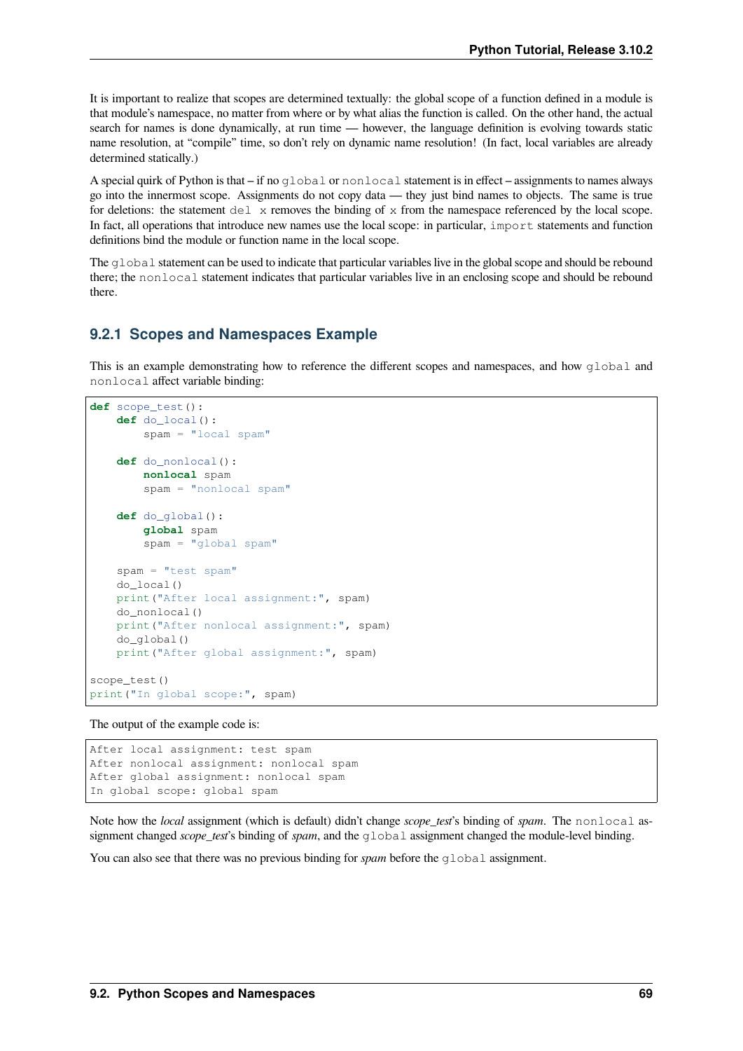It is important to realize that scopes are determined textually: the global scope of a function defined in a module is that module's namespace, no matter from where or by what alias the function is called. On the other hand, the actual search for names is done dynamically, at run time — however, the language definition is evolving towards static name resolution, at "compile" time, so don't rely on dynamic name resolution! (In fact, local variables are already determined statically.)

A special quirk of Python is that – if no `global` or `nonlocal` statement is in effect – assignments to names always go into the innermost scope. Assignments do not copy data — they just bind names to objects. The same is true for deletions: the statement `del x` removes the binding of `x` from the namespace referenced by the local scope. In fact, all operations that introduce new names use the local scope: in particular, `import` statements and function definitions bind the module or function name in the local scope.

The `global` statement can be used to indicate that particular variables live in the global scope and should be rebound there; the `nonlocal` statement indicates that particular variables live in an enclosing scope and should be rebound there.

### 9.2.1 Scopes and Namespaces Example

This is an example demonstrating how to reference the different scopes and namespaces, and how `global` and `nonlocal` affect variable binding:

```
def scope_test():
    def do_local():
        spam = "local spam"

    def do_nonlocal():
        nonlocal spam
        spam = "nonlocal spam"

    def do_global():
        global spam
        spam = "global spam"

    spam = "test spam"
    do_local()
    print("After local assignment:", spam)
    do_nonlocal()
    print("After nonlocal assignment:", spam)
    do_global()
    print("After global assignment:", spam)

scope_test()
print("In global scope:", spam)
```

The output of the example code is:

```
After local assignment: test spam
After nonlocal assignment: nonlocal spam
After global assignment: nonlocal spam
In global scope: global spam
```

Note how the *local* assignment (which is default) didn't change *scope_test*'s binding of *spam*. The `nonlocal` assignment changed *scope_test*'s binding of *spam*, and the `global` assignment changed the module-level binding.

You can also see that there was no previous binding for *spam* before the `global` assignment.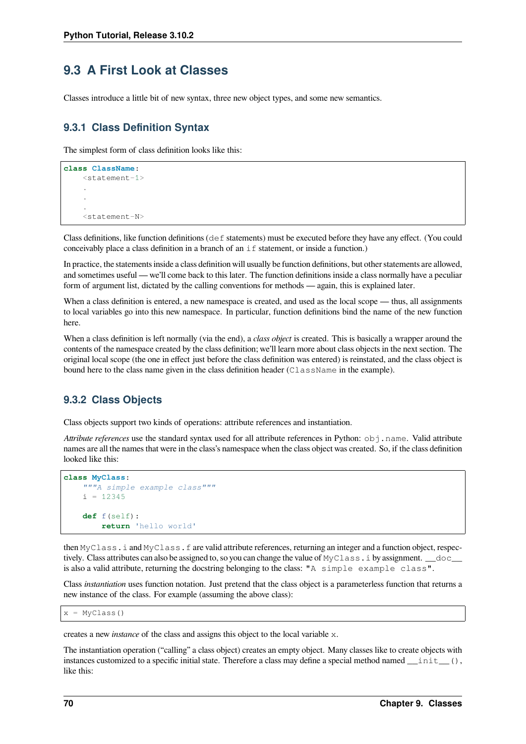## 9.3 A First Look at Classes

Classes introduce a little bit of new syntax, three new object types, and some new semantics.

### 9.3.1 Class Definition Syntax

The simplest form of class definition looks like this:

```
class ClassName:
    <statement-1>
    .
    .
    .
    <statement-N>
```

Class definitions, like function definitions (`def` statements) must be executed before they have any effect. (You could conceivably place a class definition in a branch of an `if` statement, or inside a function.)

In practice, the statements inside a class definition will usually be function definitions, but other statements are allowed, and sometimes useful — we'll come back to this later. The function definitions inside a class normally have a peculiar form of argument list, dictated by the calling conventions for methods — again, this is explained later.

When a class definition is entered, a new namespace is created, and used as the local scope — thus, all assignments to local variables go into this new namespace. In particular, function definitions bind the name of the new function here.

When a class definition is left normally (via the end), a *class object* is created. This is basically a wrapper around the contents of the namespace created by the class definition; we'll learn more about class objects in the next section. The original local scope (the one in effect just before the class definition was entered) is reinstated, and the class object is bound here to the class name given in the class definition header (`ClassName` in the example).

### 9.3.2 Class Objects

Class objects support two kinds of operations: attribute references and instantiation.

*Attribute references* use the standard syntax used for all attribute references in Python: `obj.name`. Valid attribute names are all the names that were in the class's namespace when the class object was created. So, if the class definition looked like this:

```
class MyClass:
    """A simple example class"""
    i = 12345

    def f(self):
        return 'hello world'
```

then `MyClass.i` and `MyClass.f` are valid attribute references, returning an integer and a function object, respectively. Class attributes can also be assigned to, so you can change the value of `MyClass.i` by assignment. `__doc__` is also a valid attribute, returning the docstring belonging to the class: `"A simple example class"`.

Class *instantiation* uses function notation. Just pretend that the class object is a parameterless function that returns a new instance of the class. For example (assuming the above class):

```
x = MyClass()
```

creates a new *instance* of the class and assigns this object to the local variable `x`.

The instantiation operation ("calling" a class object) creates an empty object. Many classes like to create objects with instances customized to a specific initial state. Therefore a class may define a special method named `__init__()`, like this: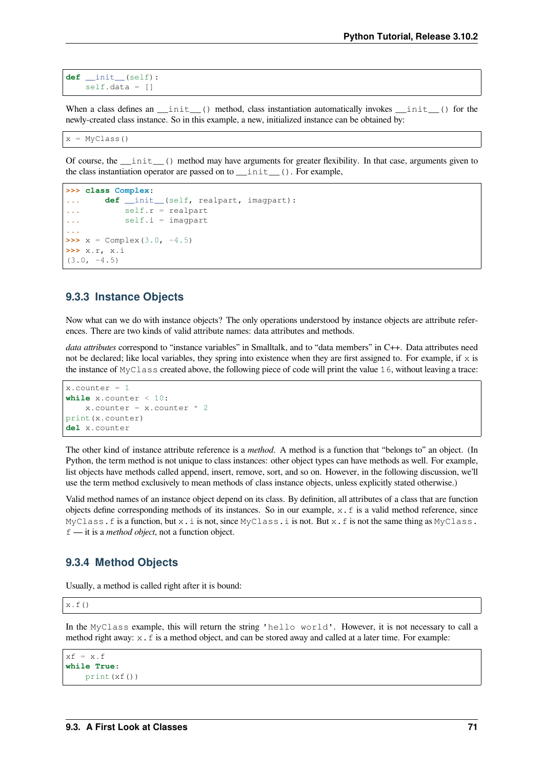```
def __init__(self):
    self.data = []
```

When a class defines an `__init__()` method, class instantiation automatically invokes `__init__()` for the newly-created class instance. So in this example, a new, initialized instance can be obtained by:

```
x = MyClass()
```

Of course, the `__init__()` method may have arguments for greater flexibility. In that case, arguments given to the class instantiation operator are passed on to `__init__()`. For example,

```
>>> class Complex:
...     def __init__(self, realpart, imagpart):
...         self.r = realpart
...         self.i = imagpart
...
>>> x = Complex(3.0, -4.5)
>>> x.r, x.i
(3.0, -4.5)
```

### 9.3.3 Instance Objects

Now what can we do with instance objects? The only operations understood by instance objects are attribute references. There are two kinds of valid attribute names: data attributes and methods.

*data attributes* correspond to "instance variables" in Smalltalk, and to "data members" in C++. Data attributes need not be declared; like local variables, they spring into existence when they are first assigned to. For example, if `x` is the instance of `MyClass` created above, the following piece of code will print the value `16`, without leaving a trace:

```
x.counter = 1
while x.counter < 10:
    x.counter = x.counter * 2
print(x.counter)
del x.counter
```

The other kind of instance attribute reference is a *method*. A method is a function that "belongs to" an object. (In Python, the term method is not unique to class instances: other object types can have methods as well. For example, list objects have methods called append, insert, remove, sort, and so on. However, in the following discussion, we'll use the term method exclusively to mean methods of class instance objects, unless explicitly stated otherwise.)

Valid method names of an instance object depend on its class. By definition, all attributes of a class that are function objects define corresponding methods of its instances. So in our example, `x.f` is a valid method reference, since `MyClass.f` is a function, but `x.i` is not, since `MyClass.i` is not. But `x.f` is not the same thing as `MyClass.f` — it is a *method object*, not a function object.

### 9.3.4 Method Objects

Usually, a method is called right after it is bound:

```
x.f()
```

In the `MyClass` example, this will return the string `'hello world'`. However, it is not necessary to call a method right away: `x.f` is a method object, and can be stored away and called at a later time. For example:

```
xf = x.f
while True:
    print(xf())
```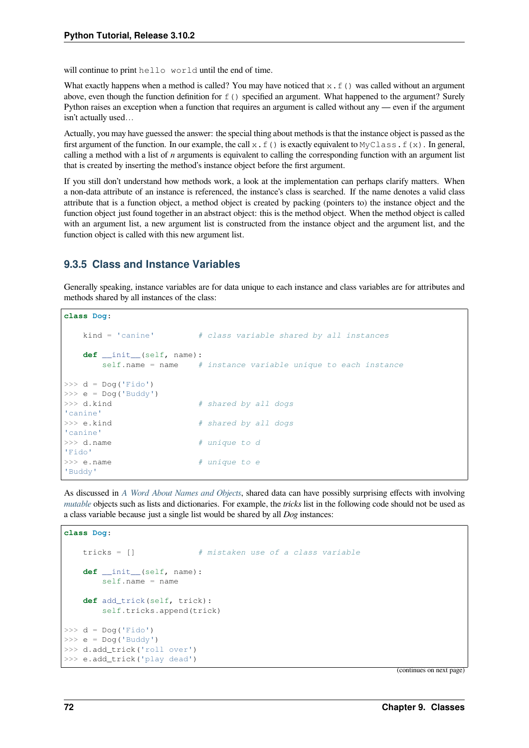will continue to print `hello world` until the end of time.

What exactly happens when a method is called? You may have noticed that `x.f()` was called without an argument above, even though the function definition for `f()` specified an argument. What happened to the argument? Surely Python raises an exception when a function that requires an argument is called without any — even if the argument isn't actually used…

Actually, you may have guessed the answer: the special thing about methods is that the instance object is passed as the first argument of the function. In our example, the call `x.f()` is exactly equivalent to `MyClass.f(x)`. In general, calling a method with a list of *n* arguments is equivalent to calling the corresponding function with an argument list that is created by inserting the method's instance object before the first argument.

If you still don't understand how methods work, a look at the implementation can perhaps clarify matters. When a non-data attribute of an instance is referenced, the instance's class is searched. If the name denotes a valid class attribute that is a function object, a method object is created by packing (pointers to) the instance object and the function object just found together in an abstract object: this is the method object. When the method object is called with an argument list, a new argument list is constructed from the instance object and the argument list, and the function object is called with this new argument list.

### 9.3.5 Class and Instance Variables

Generally speaking, instance variables are for data unique to each instance and class variables are for attributes and methods shared by all instances of the class:

```
class Dog:

    kind = 'canine'         # class variable shared by all instances

    def __init__(self, name):
        self.name = name    # instance variable unique to each instance

>>> d = Dog('Fido')
>>> e = Dog('Buddy')
>>> d.kind                  # shared by all dogs
'canine'
>>> e.kind                  # shared by all dogs
'canine'
>>> d.name                  # unique to d
'Fido'
>>> e.name                  # unique to e
'Buddy'
```

As discussed in *A Word About Names and Objects*, shared data can have possibly surprising effects with involving *mutable* objects such as lists and dictionaries. For example, the *tricks* list in the following code should not be used as a class variable because just a single list would be shared by all *Dog* instances:

```
class Dog:

    tricks = []             # mistaken use of a class variable

    def __init__(self, name):
        self.name = name

    def add_trick(self, trick):
        self.tricks.append(trick)

>>> d = Dog('Fido')
>>> e = Dog('Buddy')
>>> d.add_trick('roll over')
>>> e.add_trick('play dead')
```

(continues on next page)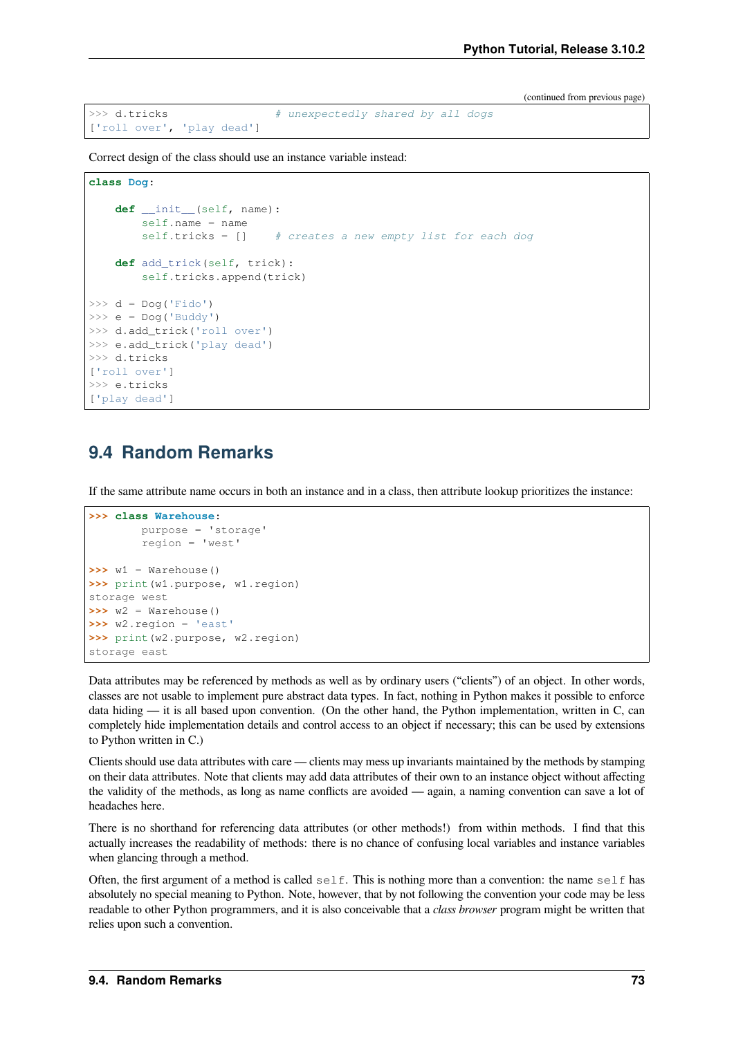(continued from previous page)

```
>>> d.tricks                # unexpectedly shared by all dogs
['roll over', 'play dead']
```

Correct design of the class should use an instance variable instead:

```
class Dog:

    def __init__(self, name):
        self.name = name
        self.tricks = []    # creates a new empty list for each dog

    def add_trick(self, trick):
        self.tricks.append(trick)

>>> d = Dog('Fido')
>>> e = Dog('Buddy')
>>> d.add_trick('roll over')
>>> e.add_trick('play dead')
>>> d.tricks
['roll over']
>>> e.tricks
['play dead']
```

## 9.4 Random Remarks

If the same attribute name occurs in both an instance and in a class, then attribute lookup prioritizes the instance:

```
>>> class Warehouse:
        purpose = 'storage'
        region = 'west'

>>> w1 = Warehouse()
>>> print(w1.purpose, w1.region)
storage west
>>> w2 = Warehouse()
>>> w2.region = 'east'
>>> print(w2.purpose, w2.region)
storage east
```

Data attributes may be referenced by methods as well as by ordinary users ("clients") of an object. In other words, classes are not usable to implement pure abstract data types. In fact, nothing in Python makes it possible to enforce data hiding — it is all based upon convention. (On the other hand, the Python implementation, written in C, can completely hide implementation details and control access to an object if necessary; this can be used by extensions to Python written in C.)

Clients should use data attributes with care — clients may mess up invariants maintained by the methods by stamping on their data attributes. Note that clients may add data attributes of their own to an instance object without affecting the validity of the methods, as long as name conflicts are avoided — again, a naming convention can save a lot of headaches here.

There is no shorthand for referencing data attributes (or other methods!) from within methods. I find that this actually increases the readability of methods: there is no chance of confusing local variables and instance variables when glancing through a method.

Often, the first argument of a method is called `self`. This is nothing more than a convention: the name `self` has absolutely no special meaning to Python. Note, however, that by not following the convention your code may be less readable to other Python programmers, and it is also conceivable that a *class browser* program might be written that relies upon such a convention.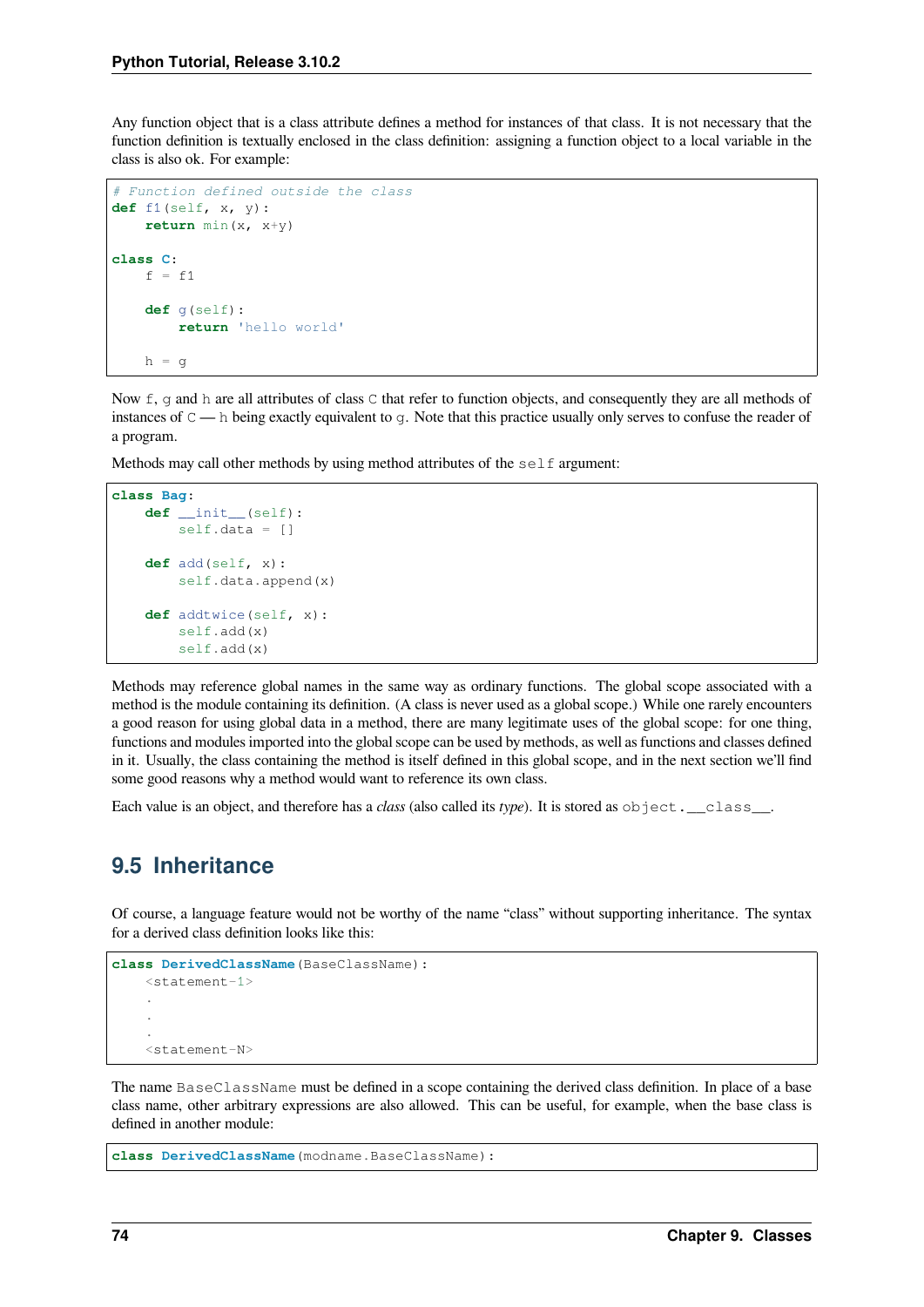Any function object that is a class attribute defines a method for instances of that class. It is not necessary that the function definition is textually enclosed in the class definition: assigning a function object to a local variable in the class is also ok. For example:

```
# Function defined outside the class
def f1(self, x, y):
    return min(x, x+y)

class C:
    f = f1

    def g(self):
        return 'hello world'

    h = g
```

Now `f`, `g` and `h` are all attributes of class `C` that refer to function objects, and consequently they are all methods of instances of `C` — `h` being exactly equivalent to `g`. Note that this practice usually only serves to confuse the reader of a program.

Methods may call other methods by using method attributes of the `self` argument:

```
class Bag:
    def __init__(self):
        self.data = []

    def add(self, x):
        self.data.append(x)

    def addtwice(self, x):
        self.add(x)
        self.add(x)
```

Methods may reference global names in the same way as ordinary functions. The global scope associated with a method is the module containing its definition. (A class is never used as a global scope.) While one rarely encounters a good reason for using global data in a method, there are many legitimate uses of the global scope: for one thing, functions and modules imported into the global scope can be used by methods, as well as functions and classes defined in it. Usually, the class containing the method is itself defined in this global scope, and in the next section we'll find some good reasons why a method would want to reference its own class.

Each value is an object, and therefore has a *class* (also called its *type*). It is stored as `object.__class__`.

## 9.5 Inheritance

Of course, a language feature would not be worthy of the name "class" without supporting inheritance. The syntax for a derived class definition looks like this:

```
class DerivedClassName(BaseClassName):
    <statement-1>
    .
    .
    .
    <statement-N>
```

The name `BaseClassName` must be defined in a scope containing the derived class definition. In place of a base class name, other arbitrary expressions are also allowed. This can be useful, for example, when the base class is defined in another module:

```
class DerivedClassName(modname.BaseClassName):
```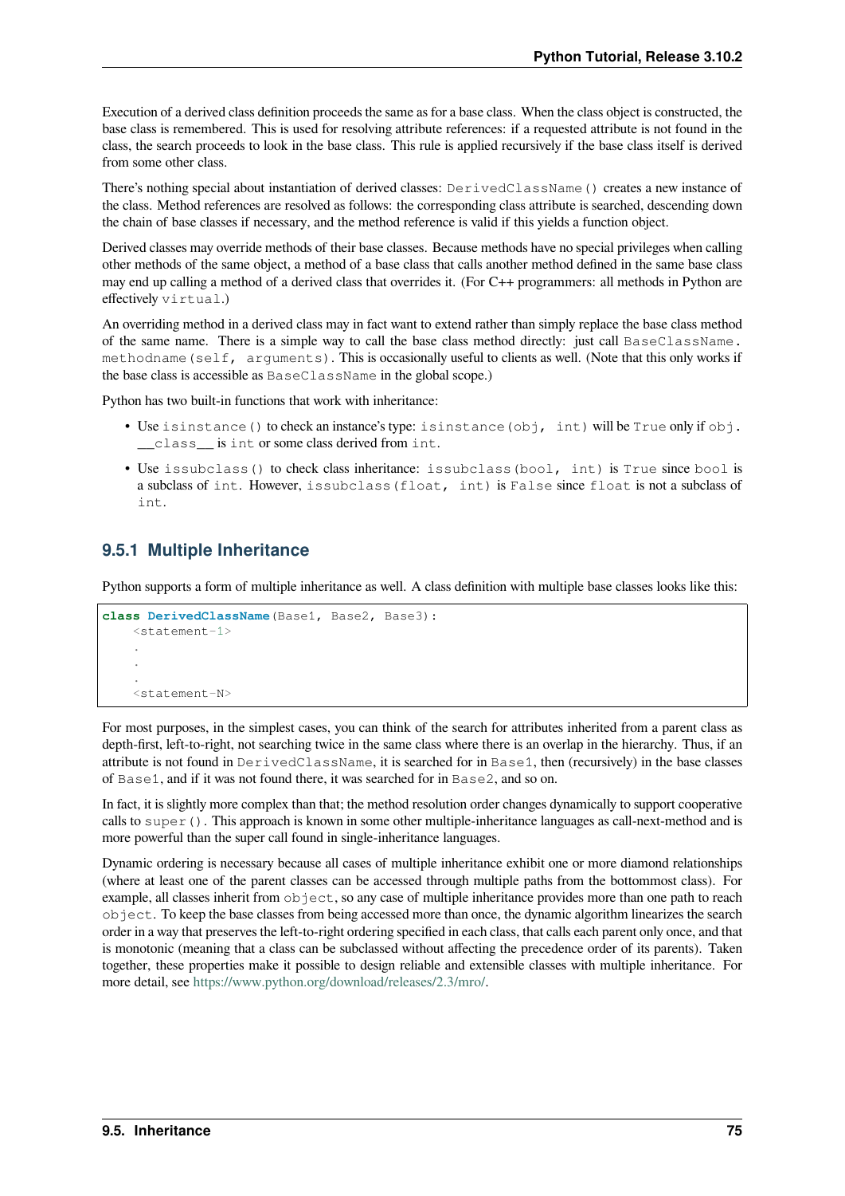Execution of a derived class definition proceeds the same as for a base class. When the class object is constructed, the base class is remembered. This is used for resolving attribute references: if a requested attribute is not found in the class, the search proceeds to look in the base class. This rule is applied recursively if the base class itself is derived from some other class.

There's nothing special about instantiation of derived classes: `DerivedClassName()` creates a new instance of the class. Method references are resolved as follows: the corresponding class attribute is searched, descending down the chain of base classes if necessary, and the method reference is valid if this yields a function object.

Derived classes may override methods of their base classes. Because methods have no special privileges when calling other methods of the same object, a method of a base class that calls another method defined in the same base class may end up calling a method of a derived class that overrides it. (For C++ programmers: all methods in Python are effectively `virtual`.)

An overriding method in a derived class may in fact want to extend rather than simply replace the base class method of the same name. There is a simple way to call the base class method directly: just call `BaseClassName.methodname(self, arguments)`. This is occasionally useful to clients as well. (Note that this only works if the base class is accessible as `BaseClassName` in the global scope.)

Python has two built-in functions that work with inheritance:

- Use `isinstance()` to check an instance's type: `isinstance(obj, int)` will be `True` only if `obj.__class__` is `int` or some class derived from `int`.
- Use `issubclass()` to check class inheritance: `issubclass(bool, int)` is `True` since `bool` is a subclass of `int`. However, `issubclass(float, int)` is `False` since `float` is not a subclass of `int`.

### 9.5.1 Multiple Inheritance

Python supports a form of multiple inheritance as well. A class definition with multiple base classes looks like this:

```
class DerivedClassName(Base1, Base2, Base3):
    <statement-1>
    .
    .
    .
    <statement-N>
```

For most purposes, in the simplest cases, you can think of the search for attributes inherited from a parent class as depth-first, left-to-right, not searching twice in the same class where there is an overlap in the hierarchy. Thus, if an attribute is not found in `DerivedClassName`, it is searched for in `Base1`, then (recursively) in the base classes of `Base1`, and if it was not found there, it was searched for in `Base2`, and so on.

In fact, it is slightly more complex than that; the method resolution order changes dynamically to support cooperative calls to `super()`. This approach is known in some other multiple-inheritance languages as call-next-method and is more powerful than the super call found in single-inheritance languages.

Dynamic ordering is necessary because all cases of multiple inheritance exhibit one or more diamond relationships (where at least one of the parent classes can be accessed through multiple paths from the bottommost class). For example, all classes inherit from `object`, so any case of multiple inheritance provides more than one path to reach `object`. To keep the base classes from being accessed more than once, the dynamic algorithm linearizes the search order in a way that preserves the left-to-right ordering specified in each class, that calls each parent only once, and that is monotonic (meaning that a class can be subclassed without affecting the precedence order of its parents). Taken together, these properties make it possible to design reliable and extensible classes with multiple inheritance. For more detail, see https://www.python.org/download/releases/2.3/mro/.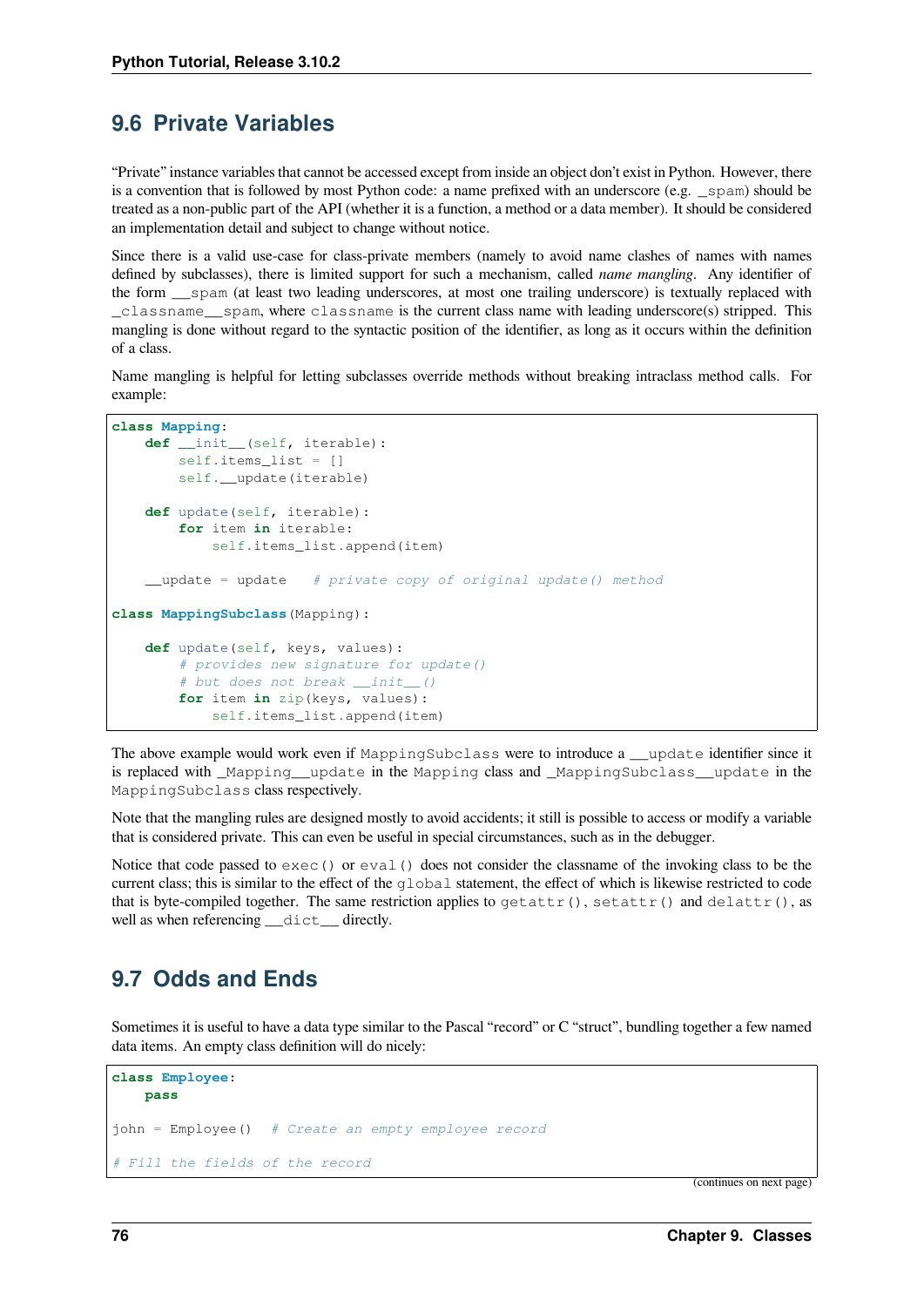## 9.6 Private Variables

"Private" instance variables that cannot be accessed except from inside an object don't exist in Python. However, there is a convention that is followed by most Python code: a name prefixed with an underscore (e.g. `_spam`) should be treated as a non-public part of the API (whether it is a function, a method or a data member). It should be considered an implementation detail and subject to change without notice.

Since there is a valid use-case for class-private members (namely to avoid name clashes of names with names defined by subclasses), there is limited support for such a mechanism, called *name mangling*. Any identifier of the form `__spam` (at least two leading underscores, at most one trailing underscore) is textually replaced with `_classname__spam`, where `classname` is the current class name with leading underscore(s) stripped. This mangling is done without regard to the syntactic position of the identifier, as long as it occurs within the definition of a class.

Name mangling is helpful for letting subclasses override methods without breaking intraclass method calls. For example:

```
class Mapping:
    def __init__(self, iterable):
        self.items_list = []
        self.__update(iterable)

    def update(self, iterable):
        for item in iterable:
            self.items_list.append(item)

    __update = update   # private copy of original update() method

class MappingSubclass(Mapping):

    def update(self, keys, values):
        # provides new signature for update()
        # but does not break __init__()
        for item in zip(keys, values):
            self.items_list.append(item)
```

The above example would work even if `MappingSubclass` were to introduce a `__update` identifier since it is replaced with `_Mapping__update` in the `Mapping` class and `_MappingSubclass__update` in the `MappingSubclass` class respectively.

Note that the mangling rules are designed mostly to avoid accidents; it still is possible to access or modify a variable that is considered private. This can even be useful in special circumstances, such as in the debugger.

Notice that code passed to `exec()` or `eval()` does not consider the classname of the invoking class to be the current class; this is similar to the effect of the `global` statement, the effect of which is likewise restricted to code that is byte-compiled together. The same restriction applies to `getattr()`, `setattr()` and `delattr()`, as well as when referencing `__dict__` directly.

## 9.7 Odds and Ends

Sometimes it is useful to have a data type similar to the Pascal "record" or C "struct", bundling together a few named data items. An empty class definition will do nicely:

```
class Employee:
    pass

john = Employee()  # Create an empty employee record

# Fill the fields of the record
```

(continues on next page)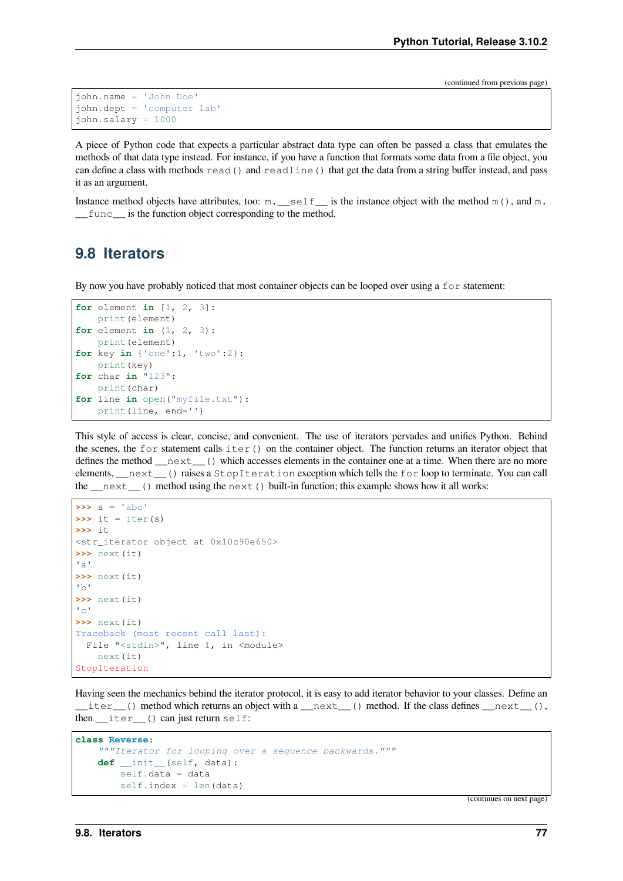(continued from previous page)

```
john.name = 'John Doe'
john.dept = 'computer lab'
john.salary = 1000
```

A piece of Python code that expects a particular abstract data type can often be passed a class that emulates the methods of that data type instead. For instance, if you have a function that formats some data from a file object, you can define a class with methods `read()` and `readline()` that get the data from a string buffer instead, and pass it as an argument.

Instance method objects have attributes, too: `m.__self__` is the instance object with the method `m()`, and `m.__func__` is the function object corresponding to the method.

## 9.8 Iterators

By now you have probably noticed that most container objects can be looped over using a `for` statement:

```
for element in [1, 2, 3]:
    print(element)
for element in (1, 2, 3):
    print(element)
for key in {'one':1, 'two':2}:
    print(key)
for char in "123":
    print(char)
for line in open("myfile.txt"):
    print(line, end='')
```

This style of access is clear, concise, and convenient. The use of iterators pervades and unifies Python. Behind the scenes, the `for` statement calls `iter()` on the container object. The function returns an iterator object that defines the method `__next__()` which accesses elements in the container one at a time. When there are no more elements, `__next__()` raises a `StopIteration` exception which tells the `for` loop to terminate. You can call the `__next__()` method using the `next()` built-in function; this example shows how it all works:

```
>>> s = 'abc'
>>> it = iter(s)
>>> it
<str_iterator object at 0x10c90e650>
>>> next(it)
'a'
>>> next(it)
'b'
>>> next(it)
'c'
>>> next(it)
Traceback (most recent call last):
  File "<stdin>", line 1, in <module>
    next(it)
StopIteration
```

Having seen the mechanics behind the iterator protocol, it is easy to add iterator behavior to your classes. Define an `__iter__()` method which returns an object with a `__next__()` method. If the class defines `__next__()`, then `__iter__()` can just return `self`:

```
class Reverse:
    """Iterator for looping over a sequence backwards."""
    def __init__(self, data):
        self.data = data
        self.index = len(data)
```

(continues on next page)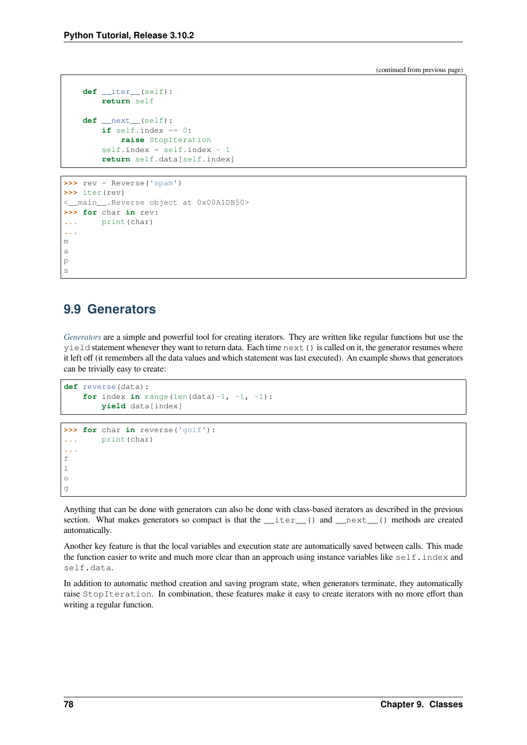(continued from previous page)

```
    def __iter__(self):
        return self

    def __next__(self):
        if self.index == 0:
            raise StopIteration
        self.index = self.index - 1
        return self.data[self.index]
```

```
>>> rev = Reverse('spam')
>>> iter(rev)
<__main__.Reverse object at 0x00A1DB50>
>>> for char in rev:
...     print(char)
...
m
a
p
s
```

## 9.9 Generators

*Generators* are a simple and powerful tool for creating iterators. They are written like regular functions but use the `yield` statement whenever they want to return data. Each time `next()` is called on it, the generator resumes where it left off (it remembers all the data values and which statement was last executed). An example shows that generators can be trivially easy to create:

```
def reverse(data):
    for index in range(len(data)-1, -1, -1):
        yield data[index]
```

```
>>> for char in reverse('golf'):
...     print(char)
...
f
l
o
g
```

Anything that can be done with generators can also be done with class-based iterators as described in the previous section. What makes generators so compact is that the `__iter__()` and `__next__()` methods are created automatically.

Another key feature is that the local variables and execution state are automatically saved between calls. This made the function easier to write and much more clear than an approach using instance variables like `self.index` and `self.data`.

In addition to automatic method creation and saving program state, when generators terminate, they automatically raise `StopIteration`. In combination, these features make it easy to create iterators with no more effort than writing a regular function.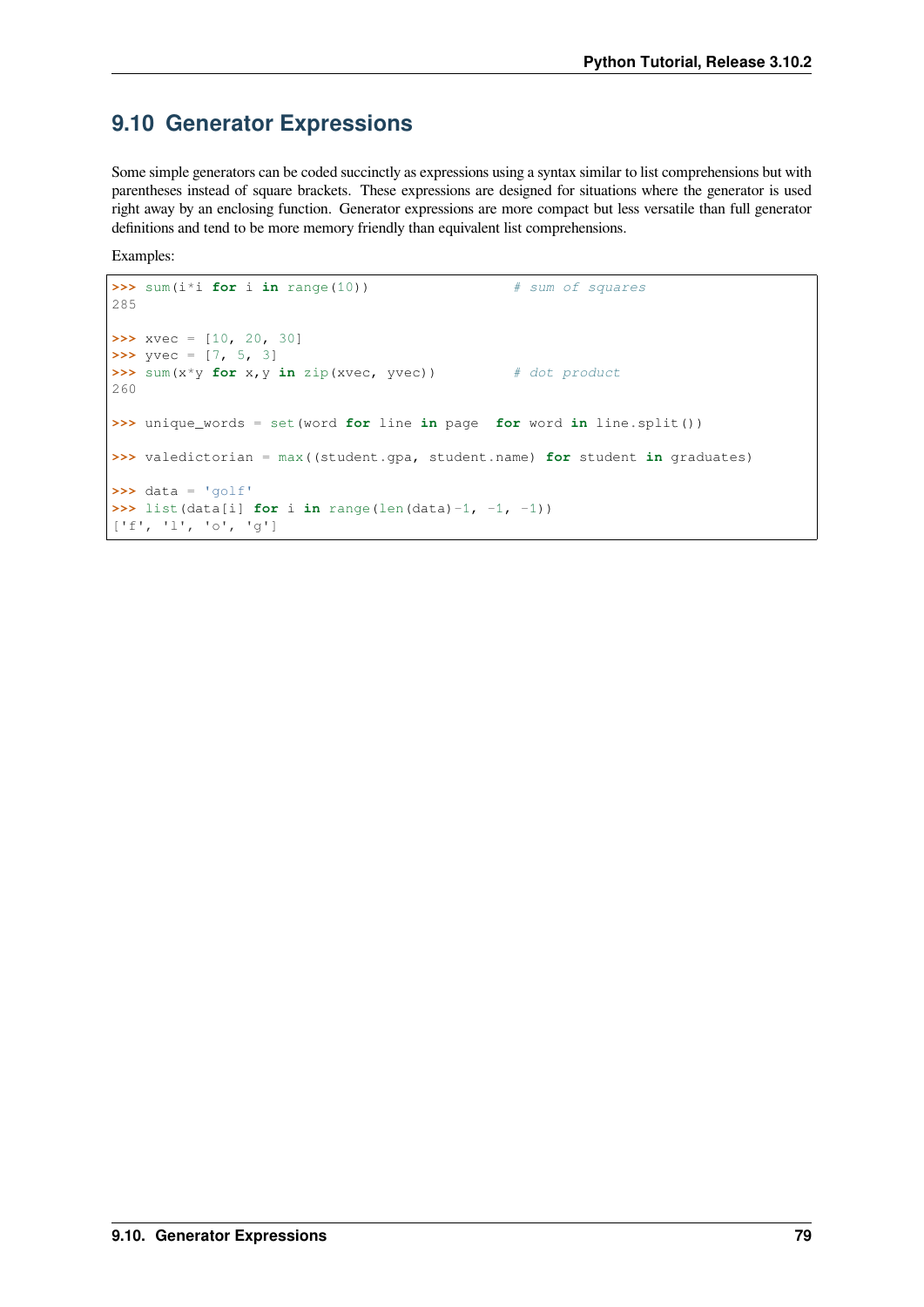## 9.10 Generator Expressions

Some simple generators can be coded succinctly as expressions using a syntax similar to list comprehensions but with parentheses instead of square brackets. These expressions are designed for situations where the generator is used right away by an enclosing function. Generator expressions are more compact but less versatile than full generator definitions and tend to be more memory friendly than equivalent list comprehensions.

Examples:

```
>>> sum(i*i for i in range(10))                 # sum of squares
285

>>> xvec = [10, 20, 30]
>>> yvec = [7, 5, 3]
>>> sum(x*y for x,y in zip(xvec, yvec))         # dot product
260

>>> unique_words = set(word for line in page  for word in line.split())

>>> valedictorian = max((student.gpa, student.name) for student in graduates)

>>> data = 'golf'
>>> list(data[i] for i in range(len(data)-1, -1, -1))
['f', 'l', 'o', 'g']
```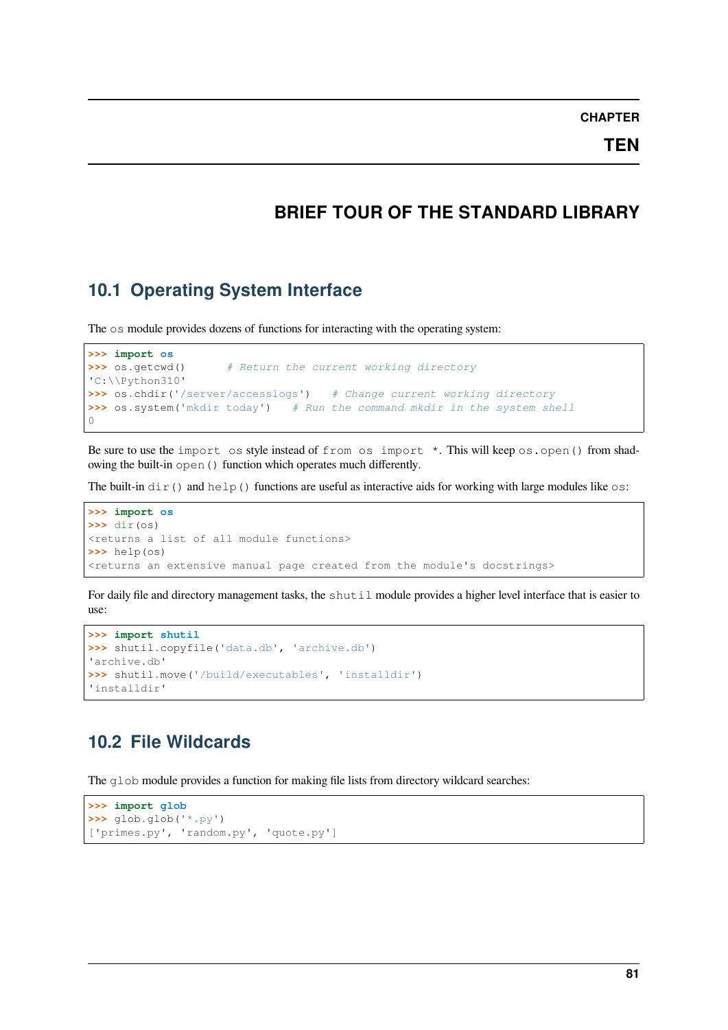# CHAPTER TEN

# BRIEF TOUR OF THE STANDARD LIBRARY

## 10.1 Operating System Interface

The `os` module provides dozens of functions for interacting with the operating system:

```
>>> import os
>>> os.getcwd()      # Return the current working directory
'C:\\Python310'
>>> os.chdir('/server/accesslogs')   # Change current working directory
>>> os.system('mkdir today')   # Run the command mkdir in the system shell
0
```

Be sure to use the `import os` style instead of `from os import *`. This will keep `os.open()` from shadowing the built-in `open()` function which operates much differently.

The built-in `dir()` and `help()` functions are useful as interactive aids for working with large modules like `os`:

```
>>> import os
>>> dir(os)
<returns a list of all module functions>
>>> help(os)
<returns an extensive manual page created from the module's docstrings>
```

For daily file and directory management tasks, the `shutil` module provides a higher level interface that is easier to use:

```
>>> import shutil
>>> shutil.copyfile('data.db', 'archive.db')
'archive.db'
>>> shutil.move('/build/executables', 'installdir')
'installdir'
```

## 10.2 File Wildcards

The `glob` module provides a function for making file lists from directory wildcard searches:

```
>>> import glob
>>> glob.glob('*.py')
['primes.py', 'random.py', 'quote.py']
```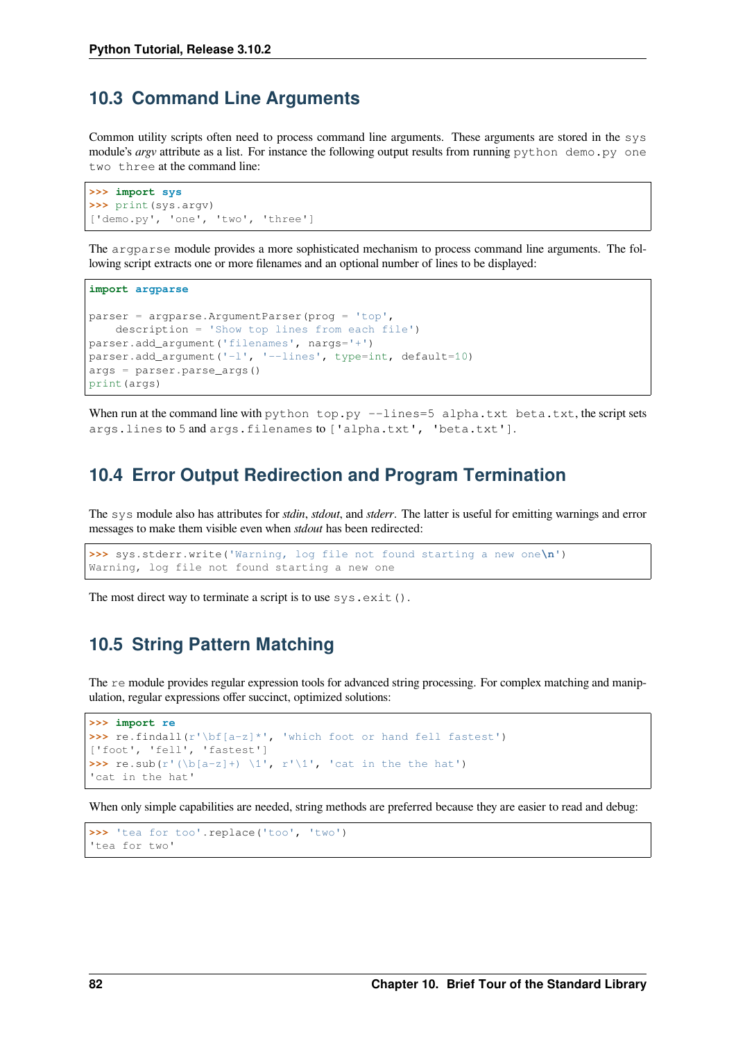## 10.3 Command Line Arguments

Common utility scripts often need to process command line arguments. These arguments are stored in the `sys` module's *argv* attribute as a list. For instance the following output results from running `python demo.py one two three` at the command line:

```
>>> import sys
>>> print(sys.argv)
['demo.py', 'one', 'two', 'three']
```

The `argparse` module provides a more sophisticated mechanism to process command line arguments. The following script extracts one or more filenames and an optional number of lines to be displayed:

```
import argparse

parser = argparse.ArgumentParser(prog = 'top',
    description = 'Show top lines from each file')
parser.add_argument('filenames', nargs='+')
parser.add_argument('-l', '--lines', type=int, default=10)
args = parser.parse_args()
print(args)
```

When run at the command line with `python top.py --lines=5 alpha.txt beta.txt`, the script sets `args.lines` to `5` and `args.filenames` to `['alpha.txt', 'beta.txt']`.

## 10.4 Error Output Redirection and Program Termination

The `sys` module also has attributes for *stdin*, *stdout*, and *stderr*. The latter is useful for emitting warnings and error messages to make them visible even when *stdout* has been redirected:

```
>>> sys.stderr.write('Warning, log file not found starting a new one\n')
Warning, log file not found starting a new one
```

The most direct way to terminate a script is to use `sys.exit()`.

## 10.5 String Pattern Matching

The `re` module provides regular expression tools for advanced string processing. For complex matching and manipulation, regular expressions offer succinct, optimized solutions:

```
>>> import re
>>> re.findall(r'\bf[a-z]*', 'which foot or hand fell fastest')
['foot', 'fell', 'fastest']
>>> re.sub(r'(\b[a-z]+) \1', r'\1', 'cat in the the hat')
'cat in the hat'
```

When only simple capabilities are needed, string methods are preferred because they are easier to read and debug:

```
>>> 'tea for too'.replace('too', 'two')
'tea for two'
```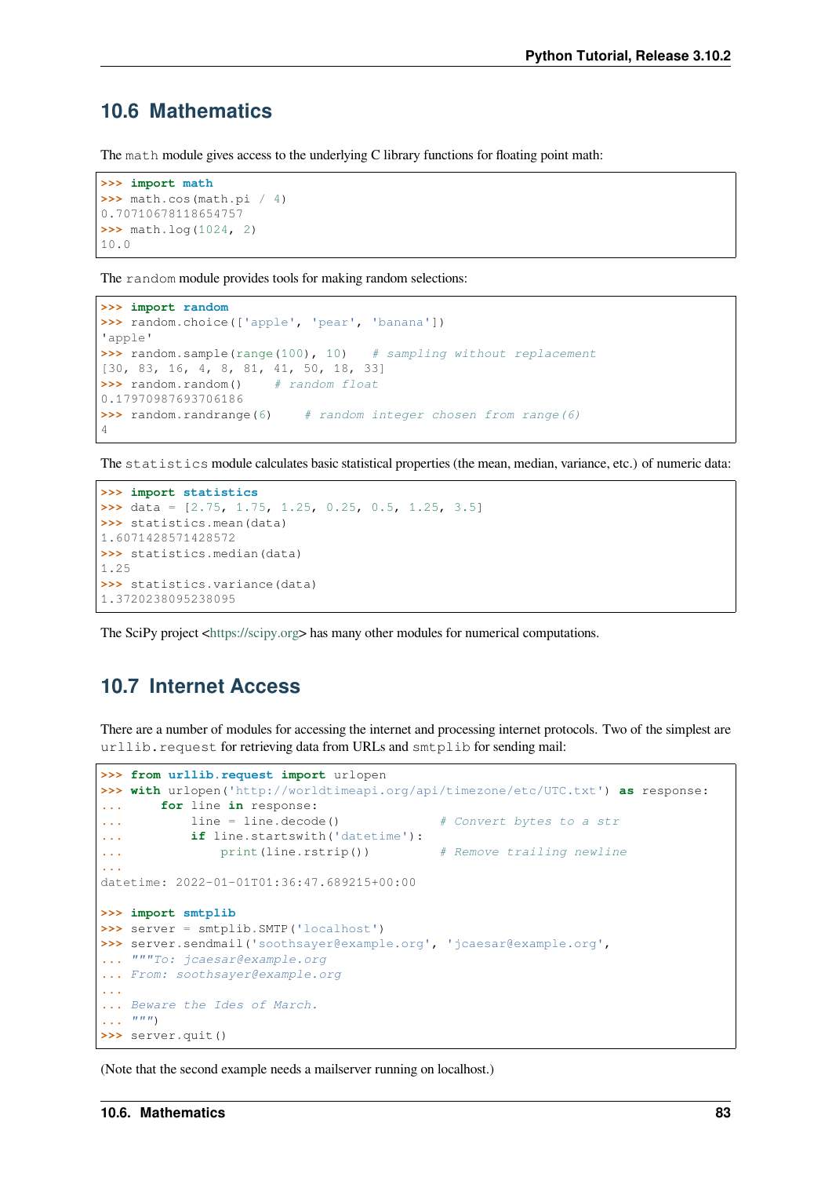## 10.6 Mathematics

The `math` module gives access to the underlying C library functions for floating point math:

```
>>> import math
>>> math.cos(math.pi / 4)
0.70710678118654757
>>> math.log(1024, 2)
10.0
```

The `random` module provides tools for making random selections:

```
>>> import random
>>> random.choice(['apple', 'pear', 'banana'])
'apple'
>>> random.sample(range(100), 10)   # sampling without replacement
[30, 83, 16, 4, 8, 81, 41, 50, 18, 33]
>>> random.random()    # random float
0.17970987693706186
>>> random.randrange(6)    # random integer chosen from range(6)
4
```

The `statistics` module calculates basic statistical properties (the mean, median, variance, etc.) of numeric data:

```
>>> import statistics
>>> data = [2.75, 1.75, 1.25, 0.25, 0.5, 1.25, 3.5]
>>> statistics.mean(data)
1.6071428571428572
>>> statistics.median(data)
1.25
>>> statistics.variance(data)
1.3720238095238095
```

The SciPy project <https://scipy.org> has many other modules for numerical computations.

## 10.7 Internet Access

There are a number of modules for accessing the internet and processing internet protocols. Two of the simplest are `urllib.request` for retrieving data from URLs and `smtplib` for sending mail:

```
>>> from urllib.request import urlopen
>>> with urlopen('http://worldtimeapi.org/api/timezone/etc/UTC.txt') as response:
...     for line in response:
...         line = line.decode()             # Convert bytes to a str
...         if line.startswith('datetime'):
...             print(line.rstrip())         # Remove trailing newline
...
datetime: 2022-01-01T01:36:47.689215+00:00

>>> import smtplib
>>> server = smtplib.SMTP('localhost')
>>> server.sendmail('soothsayer@example.org', 'jcaesar@example.org',
... """To: jcaesar@example.org
... From: soothsayer@example.org
...
... Beware the Ides of March.
... """)
>>> server.quit()
```

(Note that the second example needs a mailserver running on localhost.)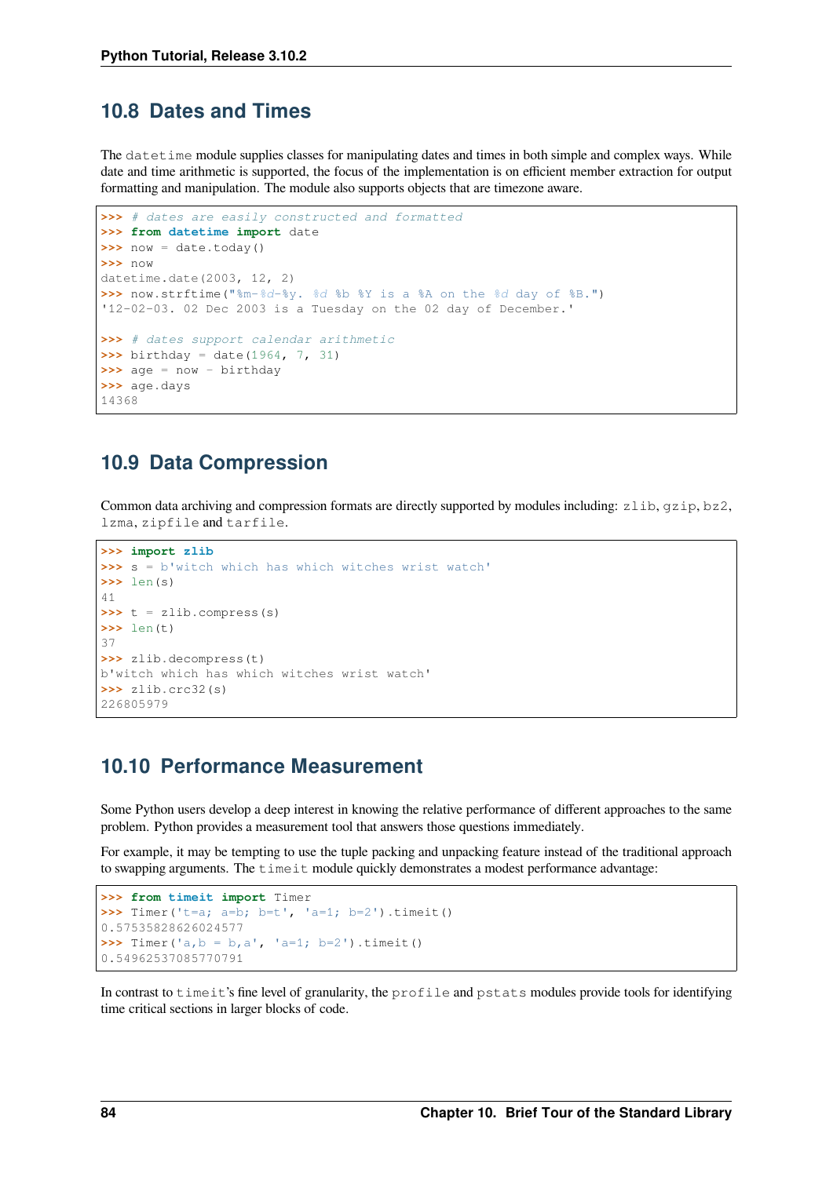## 10.8 Dates and Times

The `datetime` module supplies classes for manipulating dates and times in both simple and complex ways. While date and time arithmetic is supported, the focus of the implementation is on efficient member extraction for output formatting and manipulation. The module also supports objects that are timezone aware.

```
>>> # dates are easily constructed and formatted
>>> from datetime import date
>>> now = date.today()
>>> now
datetime.date(2003, 12, 2)
>>> now.strftime("%m-%d-%y. %d %b %Y is a %A on the %d day of %B.")
'12-02-03. 02 Dec 2003 is a Tuesday on the 02 day of December.'

>>> # dates support calendar arithmetic
>>> birthday = date(1964, 7, 31)
>>> age = now - birthday
>>> age.days
14368
```

## 10.9 Data Compression

Common data archiving and compression formats are directly supported by modules including: `zlib`, `gzip`, `bz2`, `lzma`, `zipfile` and `tarfile`.

```
>>> import zlib
>>> s = b'witch which has which witches wrist watch'
>>> len(s)
41
>>> t = zlib.compress(s)
>>> len(t)
37
>>> zlib.decompress(t)
b'witch which has which witches wrist watch'
>>> zlib.crc32(s)
226805979
```

## 10.10 Performance Measurement

Some Python users develop a deep interest in knowing the relative performance of different approaches to the same problem. Python provides a measurement tool that answers those questions immediately.

For example, it may be tempting to use the tuple packing and unpacking feature instead of the traditional approach to swapping arguments. The `timeit` module quickly demonstrates a modest performance advantage:

```
>>> from timeit import Timer
>>> Timer('t=a; a=b; b=t', 'a=1; b=2').timeit()
0.57535828626024577
>>> Timer('a,b = b,a', 'a=1; b=2').timeit()
0.54962537085770791
```

In contrast to `timeit`'s fine level of granularity, the `profile` and `pstats` modules provide tools for identifying time critical sections in larger blocks of code.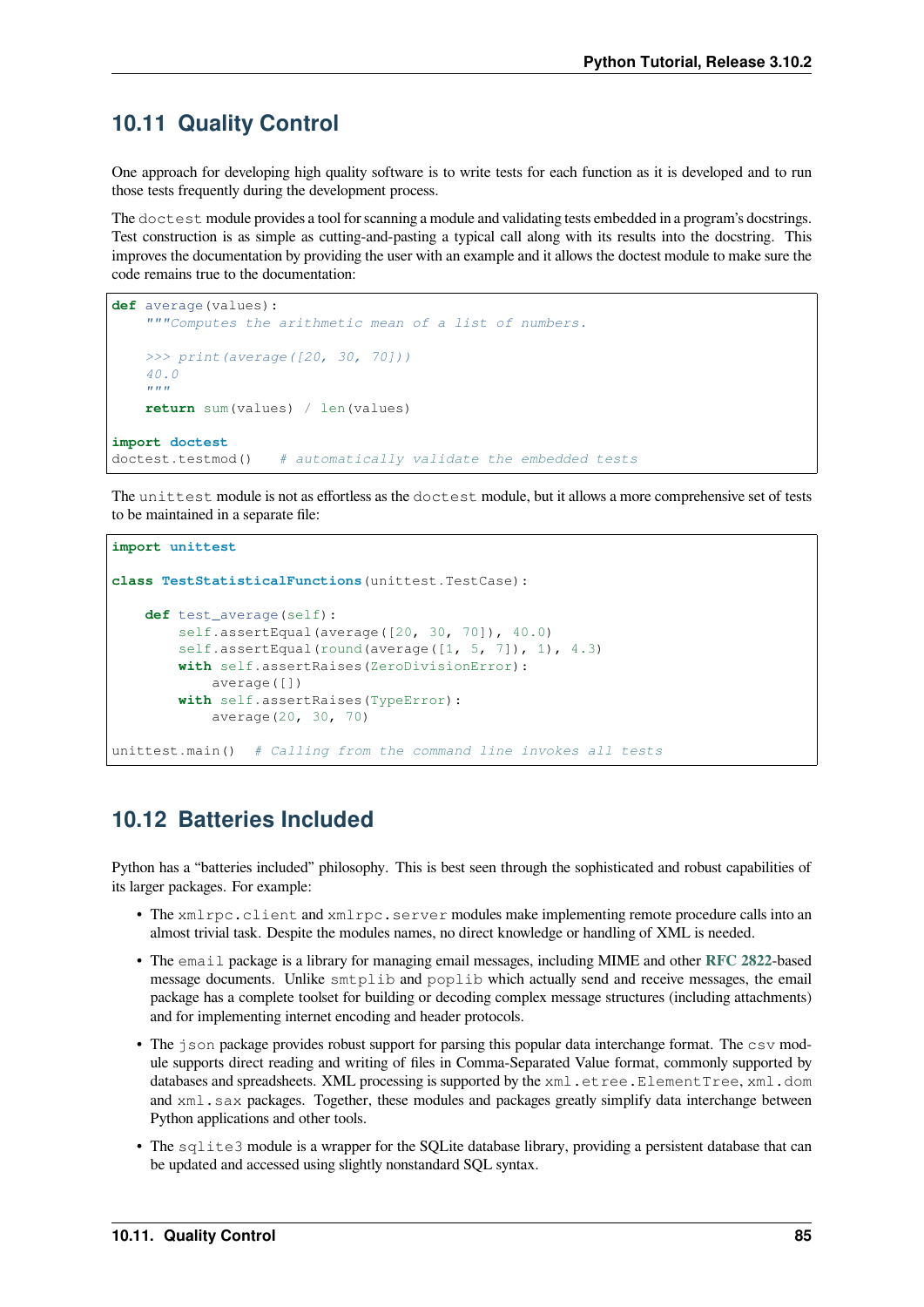## 10.11 Quality Control

One approach for developing high quality software is to write tests for each function as it is developed and to run those tests frequently during the development process.

The `doctest` module provides a tool for scanning a module and validating tests embedded in a program's docstrings. Test construction is as simple as cutting-and-pasting a typical call along with its results into the docstring. This improves the documentation by providing the user with an example and it allows the doctest module to make sure the code remains true to the documentation:

```
def average(values):
    """Computes the arithmetic mean of a list of numbers.

    >>> print(average([20, 30, 70]))
    40.0
    """
    return sum(values) / len(values)

import doctest
doctest.testmod()   # automatically validate the embedded tests
```

The `unittest` module is not as effortless as the `doctest` module, but it allows a more comprehensive set of tests to be maintained in a separate file:

```
import unittest

class TestStatisticalFunctions(unittest.TestCase):

    def test_average(self):
        self.assertEqual(average([20, 30, 70]), 40.0)
        self.assertEqual(round(average([1, 5, 7]), 1), 4.3)
        with self.assertRaises(ZeroDivisionError):
            average([])
        with self.assertRaises(TypeError):
            average(20, 30, 70)

unittest.main()  # Calling from the command line invokes all tests
```

## 10.12 Batteries Included

Python has a "batteries included" philosophy. This is best seen through the sophisticated and robust capabilities of its larger packages. For example:

- The `xmlrpc.client` and `xmlrpc.server` modules make implementing remote procedure calls into an almost trivial task. Despite the modules names, no direct knowledge or handling of XML is needed.
- The `email` package is a library for managing email messages, including MIME and other **RFC 2822**-based message documents. Unlike `smtplib` and `poplib` which actually send and receive messages, the email package has a complete toolset for building or decoding complex message structures (including attachments) and for implementing internet encoding and header protocols.
- The `json` package provides robust support for parsing this popular data interchange format. The `csv` module supports direct reading and writing of files in Comma-Separated Value format, commonly supported by databases and spreadsheets. XML processing is supported by the `xml.etree.ElementTree`, `xml.dom` and `xml.sax` packages. Together, these modules and packages greatly simplify data interchange between Python applications and other tools.
- The `sqlite3` module is a wrapper for the SQLite database library, providing a persistent database that can be updated and accessed using slightly nonstandard SQL syntax.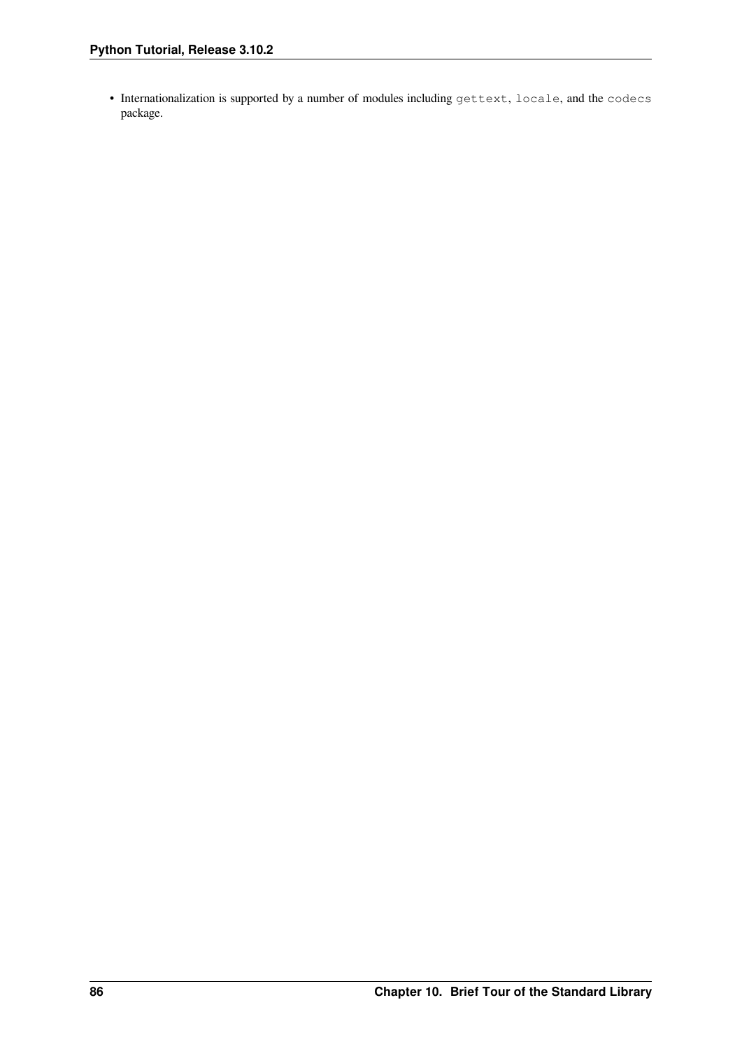- Internationalization is supported by a number of modules including `gettext`, `locale`, and the `codecs` package.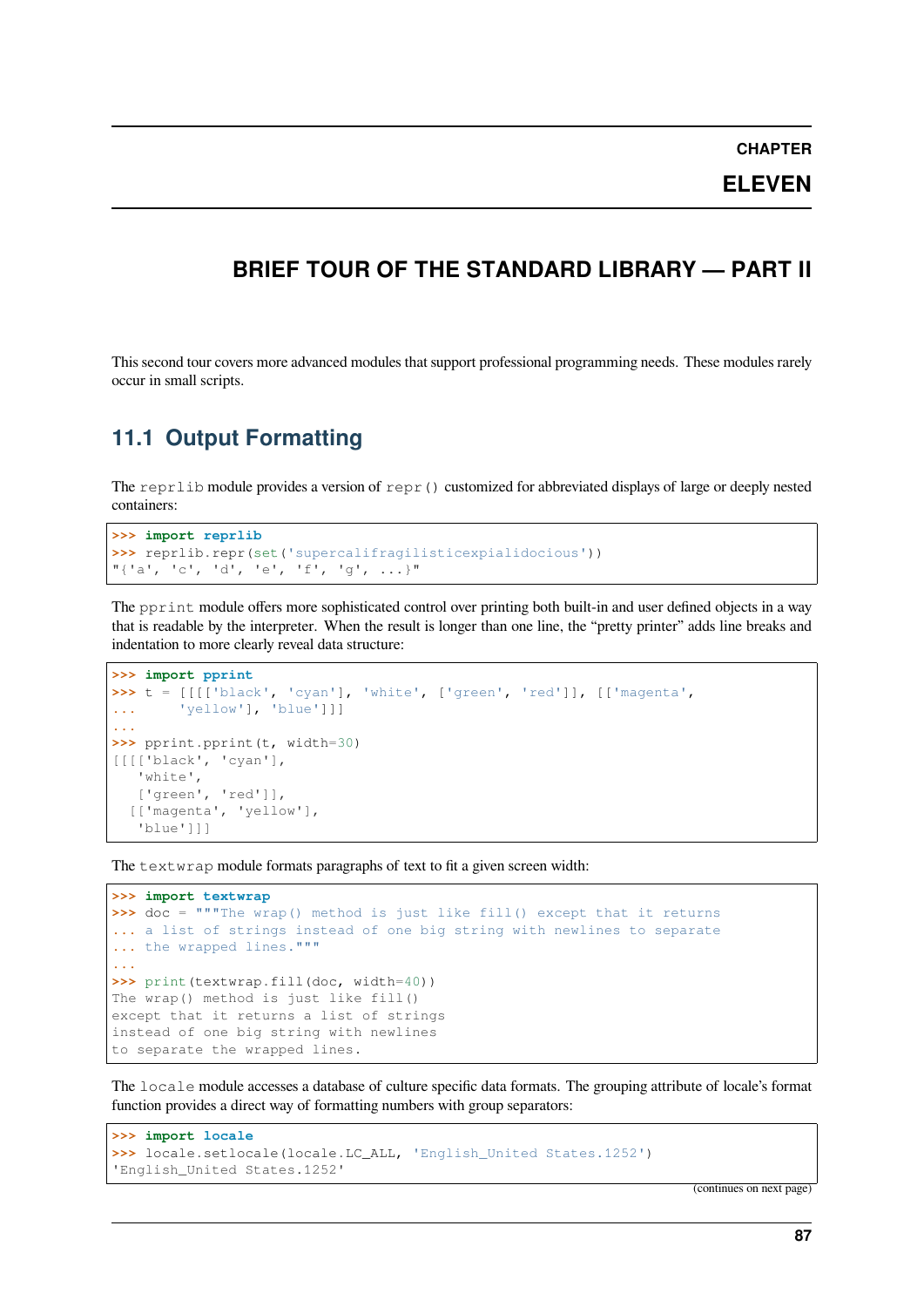# CHAPTER ELEVEN

# BRIEF TOUR OF THE STANDARD LIBRARY — PART II

This second tour covers more advanced modules that support professional programming needs. These modules rarely occur in small scripts.

## 11.1 Output Formatting

The `reprlib` module provides a version of `repr()` customized for abbreviated displays of large or deeply nested containers:

```
>>> import reprlib
>>> reprlib.repr(set('supercalifragilisticexpialidocious'))
"{'a', 'c', 'd', 'e', 'f', 'g', ...}"
```

The `pprint` module offers more sophisticated control over printing both built-in and user defined objects in a way that is readable by the interpreter. When the result is longer than one line, the "pretty printer" adds line breaks and indentation to more clearly reveal data structure:

```
>>> import pprint
>>> t = [[[['black', 'cyan'], 'white', ['green', 'red']], [['magenta',
...     'yellow'], 'blue']]]
...
>>> pprint.pprint(t, width=30)
[[[['black', 'cyan'],
   'white',
   ['green', 'red']],
  [['magenta', 'yellow'],
   'blue']]]
```

The `textwrap` module formats paragraphs of text to fit a given screen width:

```
>>> import textwrap
>>> doc = """The wrap() method is just like fill() except that it returns
... a list of strings instead of one big string with newlines to separate
... the wrapped lines."""
...
>>> print(textwrap.fill(doc, width=40))
The wrap() method is just like fill()
except that it returns a list of strings
instead of one big string with newlines
to separate the wrapped lines.
```

The `locale` module accesses a database of culture specific data formats. The grouping attribute of locale's format function provides a direct way of formatting numbers with group separators:

```
>>> import locale
>>> locale.setlocale(locale.LC_ALL, 'English_United States.1252')
'English_United States.1252'
```

(continues on next page)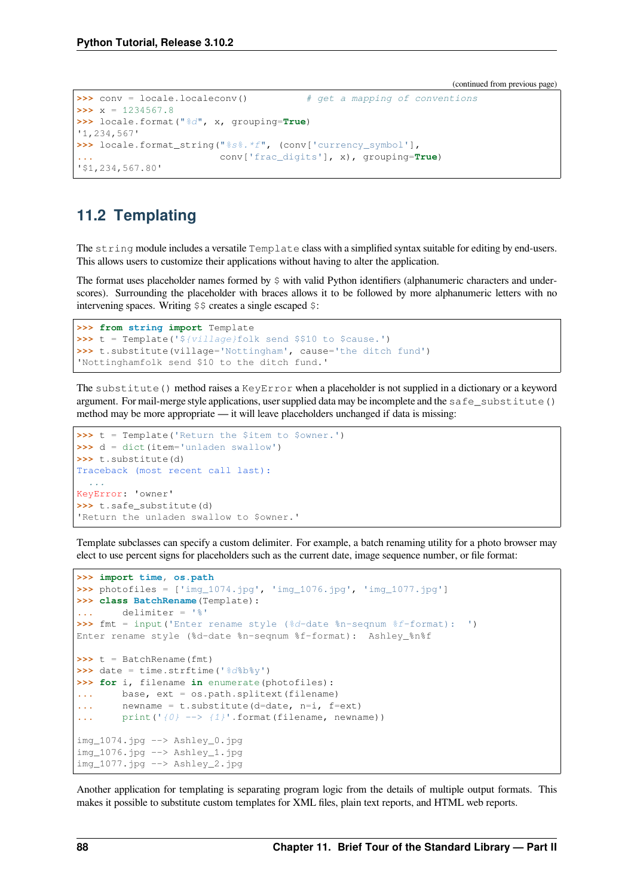(continued from previous page)

```
>>> conv = locale.localeconv()          # get a mapping of conventions
>>> x = 1234567.8
>>> locale.format("%d", x, grouping=True)
'1,234,567'
>>> locale.format_string("%s%.*f", (conv['currency_symbol'],
...                      conv['frac_digits'], x), grouping=True)
'$1,234,567.80'
```

## 11.2 Templating

The `string` module includes a versatile `Template` class with a simplified syntax suitable for editing by end-users. This allows users to customize their applications without having to alter the application.

The format uses placeholder names formed by `$` with valid Python identifiers (alphanumeric characters and underscores). Surrounding the placeholder with braces allows it to be followed by more alphanumeric letters with no intervening spaces. Writing `$$` creates a single escaped `$`:

```
>>> from string import Template
>>> t = Template('${village}folk send $$10 to $cause.')
>>> t.substitute(village='Nottingham', cause='the ditch fund')
'Nottinghamfolk send $10 to the ditch fund.'
```

The `substitute()` method raises a `KeyError` when a placeholder is not supplied in a dictionary or a keyword argument. For mail-merge style applications, user supplied data may be incomplete and the `safe_substitute()` method may be more appropriate — it will leave placeholders unchanged if data is missing:

```
>>> t = Template('Return the $item to $owner.')
>>> d = dict(item='unladen swallow')
>>> t.substitute(d)
Traceback (most recent call last):
  ...
KeyError: 'owner'
>>> t.safe_substitute(d)
'Return the unladen swallow to $owner.'
```

Template subclasses can specify a custom delimiter. For example, a batch renaming utility for a photo browser may elect to use percent signs for placeholders such as the current date, image sequence number, or file format:

```
>>> import time, os.path
>>> photofiles = ['img_1074.jpg', 'img_1076.jpg', 'img_1077.jpg']
>>> class BatchRename(Template):
...     delimiter = '%'
>>> fmt = input('Enter rename style (%d-date %n-seqnum %f-format):  ')
Enter rename style (%d-date %n-seqnum %f-format):  Ashley_%n%f

>>> t = BatchRename(fmt)
>>> date = time.strftime('%d%b%y')
>>> for i, filename in enumerate(photofiles):
...     base, ext = os.path.splitext(filename)
...     newname = t.substitute(d=date, n=i, f=ext)
...     print('{0} --> {1}'.format(filename, newname))

img_1074.jpg --> Ashley_0.jpg
img_1076.jpg --> Ashley_1.jpg
img_1077.jpg --> Ashley_2.jpg
```

Another application for templating is separating program logic from the details of multiple output formats. This makes it possible to substitute custom templates for XML files, plain text reports, and HTML web reports.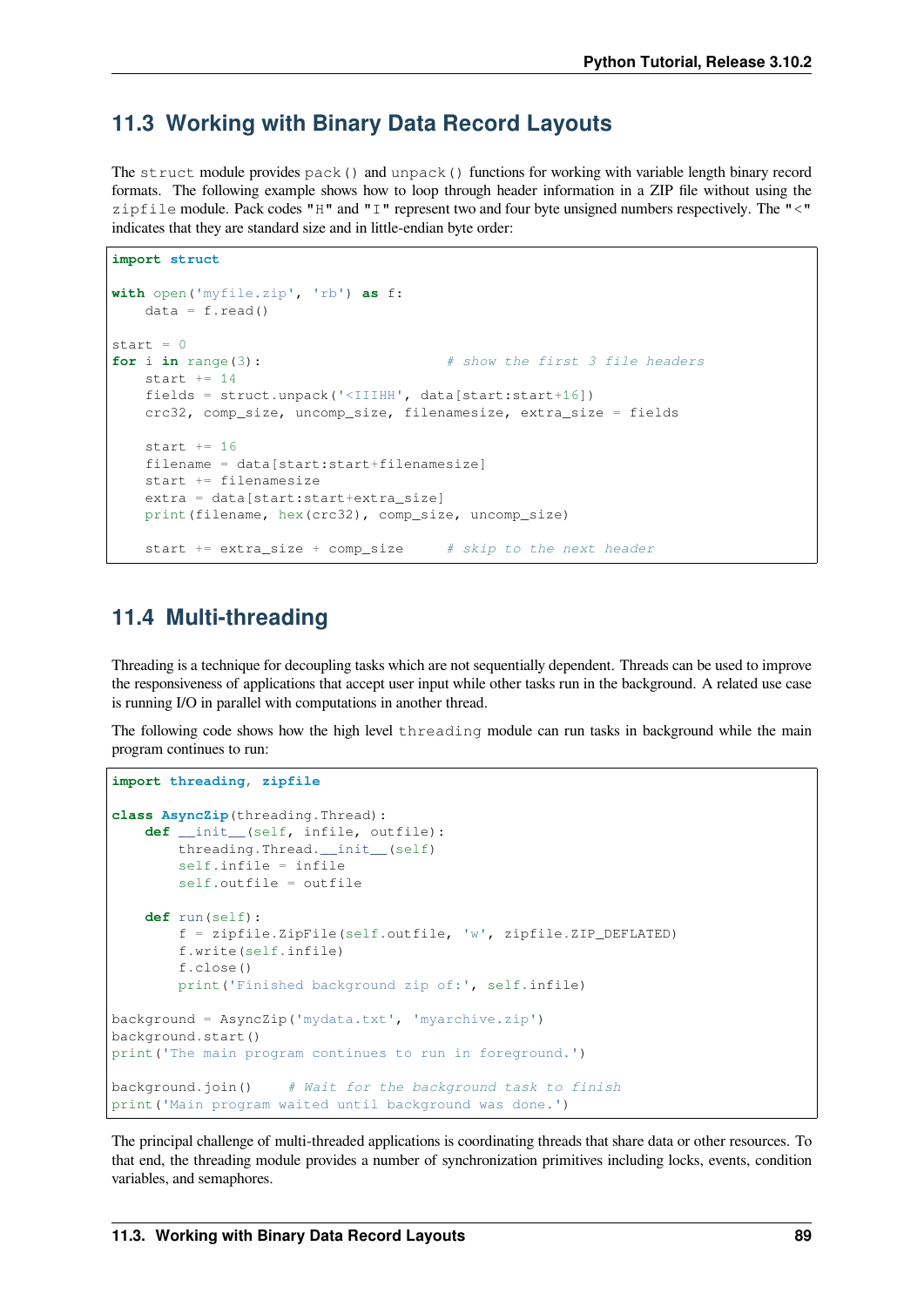## 11.3 Working with Binary Data Record Layouts

The `struct` module provides `pack()` and `unpack()` functions for working with variable length binary record formats. The following example shows how to loop through header information in a ZIP file without using the `zipfile` module. Pack codes `"H"` and `"I"` represent two and four byte unsigned numbers respectively. The `"<"` indicates that they are standard size and in little-endian byte order:

```
import struct

with open('myfile.zip', 'rb') as f:
    data = f.read()

start = 0
for i in range(3):                      # show the first 3 file headers
    start += 14
    fields = struct.unpack('<IIIHH', data[start:start+16])
    crc32, comp_size, uncomp_size, filenamesize, extra_size = fields

    start += 16
    filename = data[start:start+filenamesize]
    start += filenamesize
    extra = data[start:start+extra_size]
    print(filename, hex(crc32), comp_size, uncomp_size)

    start += extra_size + comp_size     # skip to the next header
```

## 11.4 Multi-threading

Threading is a technique for decoupling tasks which are not sequentially dependent. Threads can be used to improve the responsiveness of applications that accept user input while other tasks run in the background. A related use case is running I/O in parallel with computations in another thread.

The following code shows how the high level `threading` module can run tasks in background while the main program continues to run:

```
import threading, zipfile

class AsyncZip(threading.Thread):
    def __init__(self, infile, outfile):
        threading.Thread.__init__(self)
        self.infile = infile
        self.outfile = outfile

    def run(self):
        f = zipfile.ZipFile(self.outfile, 'w', zipfile.ZIP_DEFLATED)
        f.write(self.infile)
        f.close()
        print('Finished background zip of:', self.infile)

background = AsyncZip('mydata.txt', 'myarchive.zip')
background.start()
print('The main program continues to run in foreground.')

background.join()    # Wait for the background task to finish
print('Main program waited until background was done.')
```

The principal challenge of multi-threaded applications is coordinating threads that share data or other resources. To that end, the threading module provides a number of synchronization primitives including locks, events, condition variables, and semaphores.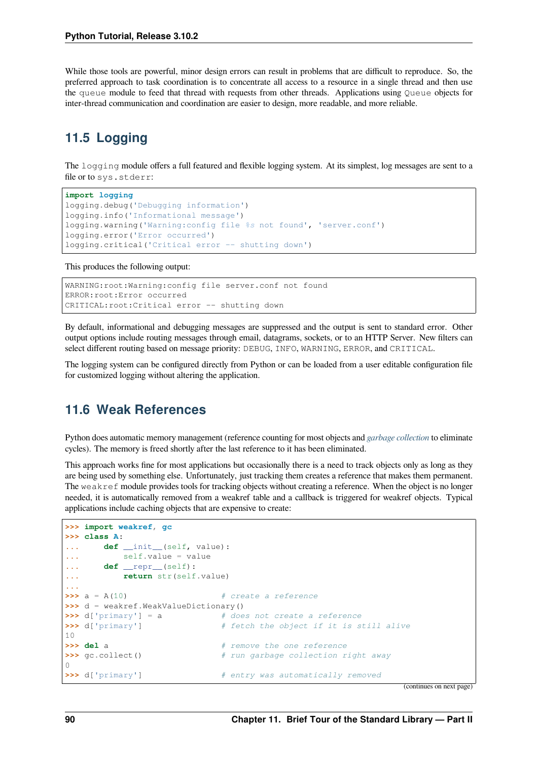While those tools are powerful, minor design errors can result in problems that are difficult to reproduce. So, the preferred approach to task coordination is to concentrate all access to a resource in a single thread and then use the `queue` module to feed that thread with requests from other threads. Applications using `Queue` objects for inter-thread communication and coordination are easier to design, more readable, and more reliable.

## 11.5 Logging

The `logging` module offers a full featured and flexible logging system. At its simplest, log messages are sent to a file or to `sys.stderr`:

```
import logging
logging.debug('Debugging information')
logging.info('Informational message')
logging.warning('Warning:config file %s not found', 'server.conf')
logging.error('Error occurred')
logging.critical('Critical error -- shutting down')
```

This produces the following output:

```
WARNING:root:Warning:config file server.conf not found
ERROR:root:Error occurred
CRITICAL:root:Critical error -- shutting down
```

By default, informational and debugging messages are suppressed and the output is sent to standard error. Other output options include routing messages through email, datagrams, sockets, or to an HTTP Server. New filters can select different routing based on message priority: `DEBUG`, `INFO`, `WARNING`, `ERROR`, and `CRITICAL`.

The logging system can be configured directly from Python or can be loaded from a user editable configuration file for customized logging without altering the application.

## 11.6 Weak References

Python does automatic memory management (reference counting for most objects and *garbage collection* to eliminate cycles). The memory is freed shortly after the last reference to it has been eliminated.

This approach works fine for most applications but occasionally there is a need to track objects only as long as they are being used by something else. Unfortunately, just tracking them creates a reference that makes them permanent. The `weakref` module provides tools for tracking objects without creating a reference. When the object is no longer needed, it is automatically removed from a weakref table and a callback is triggered for weakref objects. Typical applications include caching objects that are expensive to create:

```
>>> import weakref, gc
>>> class A:
...     def __init__(self, value):
...         self.value = value
...     def __repr__(self):
...         return str(self.value)
...
>>> a = A(10)                   # create a reference
>>> d = weakref.WeakValueDictionary()
>>> d['primary'] = a            # does not create a reference
>>> d['primary']                # fetch the object if it is still alive
10
>>> del a                       # remove the one reference
>>> gc.collect()                # run garbage collection right away
0
>>> d['primary']                # entry was automatically removed
```

(continues on next page)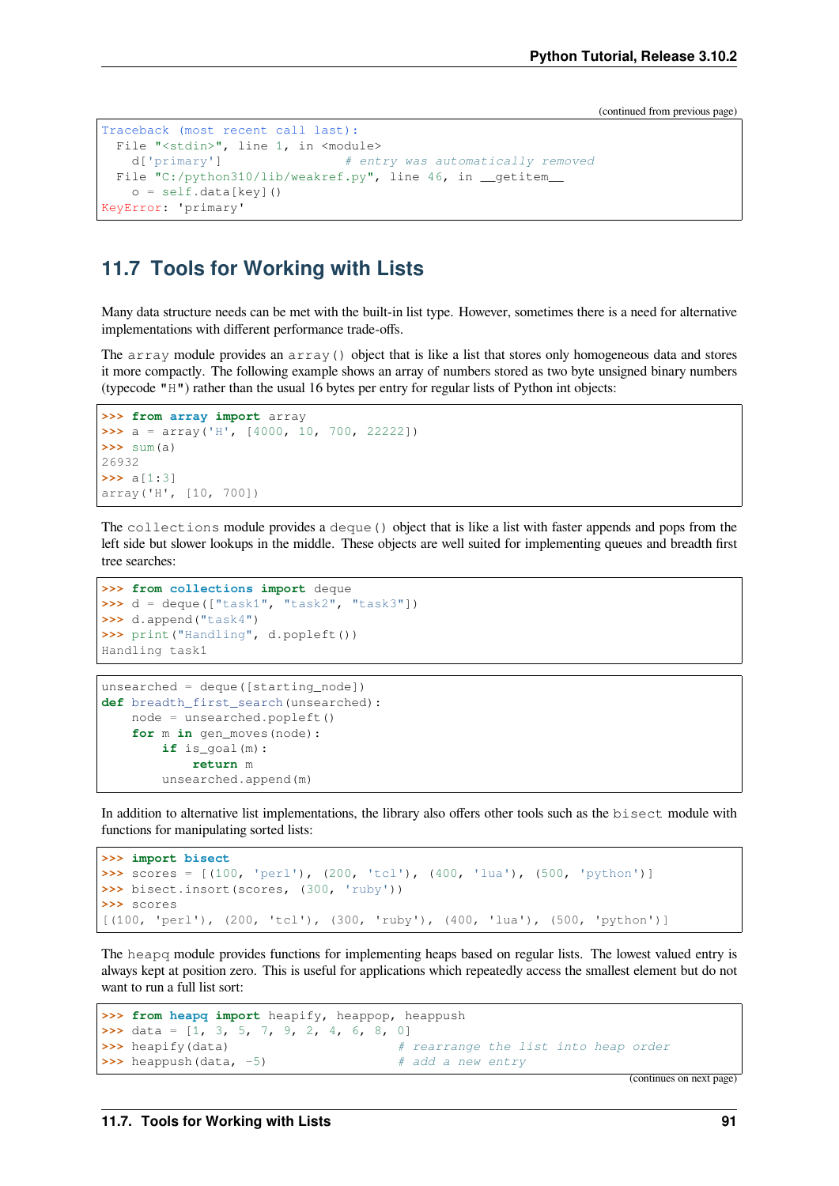(continued from previous page)

```
Traceback (most recent call last):
  File "<stdin>", line 1, in <module>
    d['primary']                # entry was automatically removed
  File "C:/python310/lib/weakref.py", line 46, in __getitem__
    o = self.data[key]()
KeyError: 'primary'
```

## 11.7 Tools for Working with Lists

Many data structure needs can be met with the built-in list type. However, sometimes there is a need for alternative implementations with different performance trade-offs.

The `array` module provides an `array()` object that is like a list that stores only homogeneous data and stores it more compactly. The following example shows an array of numbers stored as two byte unsigned binary numbers (typecode `"H"`) rather than the usual 16 bytes per entry for regular lists of Python int objects:

```
>>> from array import array
>>> a = array('H', [4000, 10, 700, 22222])
>>> sum(a)
26932
>>> a[1:3]
array('H', [10, 700])
```

The `collections` module provides a `deque()` object that is like a list with faster appends and pops from the left side but slower lookups in the middle. These objects are well suited for implementing queues and breadth first tree searches:

```
>>> from collections import deque
>>> d = deque(["task1", "task2", "task3"])
>>> d.append("task4")
>>> print("Handling", d.popleft())
Handling task1
```

```
unsearched = deque([starting_node])
def breadth_first_search(unsearched):
    node = unsearched.popleft()
    for m in gen_moves(node):
        if is_goal(m):
            return m
        unsearched.append(m)
```

In addition to alternative list implementations, the library also offers other tools such as the `bisect` module with functions for manipulating sorted lists:

```
>>> import bisect
>>> scores = [(100, 'perl'), (200, 'tcl'), (400, 'lua'), (500, 'python')]
>>> bisect.insort(scores, (300, 'ruby'))
>>> scores
[(100, 'perl'), (200, 'tcl'), (300, 'ruby'), (400, 'lua'), (500, 'python')]
```

The `heapq` module provides functions for implementing heaps based on regular lists. The lowest valued entry is always kept at position zero. This is useful for applications which repeatedly access the smallest element but do not want to run a full list sort:

```
>>> from heapq import heapify, heappop, heappush
>>> data = [1, 3, 5, 7, 9, 2, 4, 6, 8, 0]
>>> heapify(data)                      # rearrange the list into heap order
>>> heappush(data, -5)                 # add a new entry
```

(continues on next page)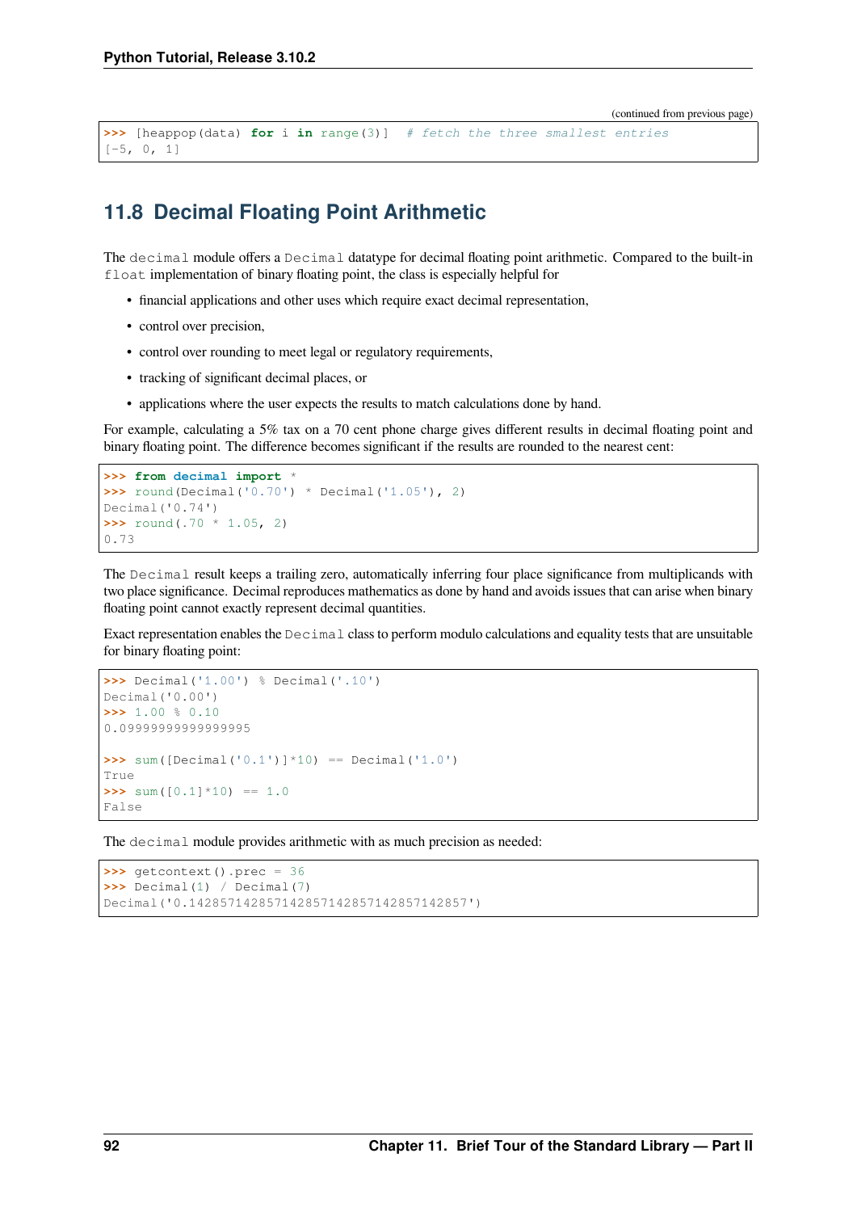(continued from previous page)

```
>>> [heappop(data) for i in range(3)]  # fetch the three smallest entries
[-5, 0, 1]
```

## 11.8 Decimal Floating Point Arithmetic

The `decimal` module offers a `Decimal` datatype for decimal floating point arithmetic. Compared to the built-in `float` implementation of binary floating point, the class is especially helpful for

- financial applications and other uses which require exact decimal representation,
- control over precision,
- control over rounding to meet legal or regulatory requirements,
- tracking of significant decimal places, or
- applications where the user expects the results to match calculations done by hand.

For example, calculating a 5% tax on a 70 cent phone charge gives different results in decimal floating point and binary floating point. The difference becomes significant if the results are rounded to the nearest cent:

```
>>> from decimal import *
>>> round(Decimal('0.70') * Decimal('1.05'), 2)
Decimal('0.74')
>>> round(.70 * 1.05, 2)
0.73
```

The `Decimal` result keeps a trailing zero, automatically inferring four place significance from multiplicands with two place significance. Decimal reproduces mathematics as done by hand and avoids issues that can arise when binary floating point cannot exactly represent decimal quantities.

Exact representation enables the `Decimal` class to perform modulo calculations and equality tests that are unsuitable for binary floating point:

```
>>> Decimal('1.00') % Decimal('.10')
Decimal('0.00')
>>> 1.00 % 0.10
0.09999999999999995

>>> sum([Decimal('0.1')]*10) == Decimal('1.0')
True
>>> sum([0.1]*10) == 1.0
False
```

The `decimal` module provides arithmetic with as much precision as needed:

```
>>> getcontext().prec = 36
>>> Decimal(1) / Decimal(7)
Decimal('0.142857142857142857142857142857142857')
```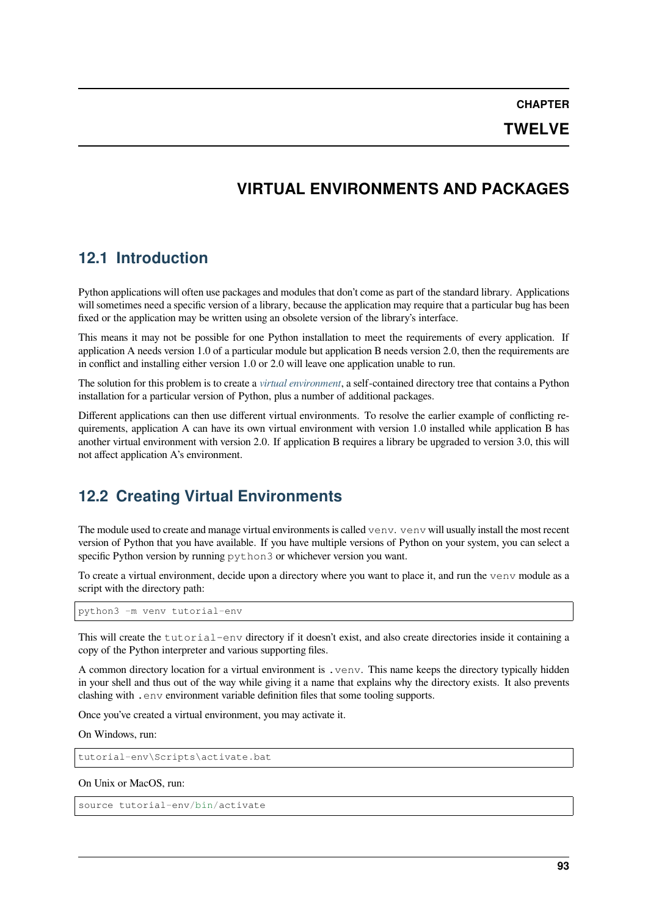# CHAPTER TWELVE

# VIRTUAL ENVIRONMENTS AND PACKAGES

## 12.1 Introduction

Python applications will often use packages and modules that don't come as part of the standard library. Applications will sometimes need a specific version of a library, because the application may require that a particular bug has been fixed or the application may be written using an obsolete version of the library's interface.

This means it may not be possible for one Python installation to meet the requirements of every application. If application A needs version 1.0 of a particular module but application B needs version 2.0, then the requirements are in conflict and installing either version 1.0 or 2.0 will leave one application unable to run.

The solution for this problem is to create a *virtual environment*, a self-contained directory tree that contains a Python installation for a particular version of Python, plus a number of additional packages.

Different applications can then use different virtual environments. To resolve the earlier example of conflicting requirements, application A can have its own virtual environment with version 1.0 installed while application B has another virtual environment with version 2.0. If application B requires a library be upgraded to version 3.0, this will not affect application A's environment.

## 12.2 Creating Virtual Environments

The module used to create and manage virtual environments is called `venv`. `venv` will usually install the most recent version of Python that you have available. If you have multiple versions of Python on your system, you can select a specific Python version by running `python3` or whichever version you want.

To create a virtual environment, decide upon a directory where you want to place it, and run the `venv` module as a script with the directory path:

```
python3 -m venv tutorial-env
```

This will create the `tutorial-env` directory if it doesn't exist, and also create directories inside it containing a copy of the Python interpreter and various supporting files.

A common directory location for a virtual environment is `.venv`. This name keeps the directory typically hidden in your shell and thus out of the way while giving it a name that explains why the directory exists. It also prevents clashing with `.env` environment variable definition files that some tooling supports.

Once you've created a virtual environment, you may activate it.

On Windows, run:

```
tutorial-env\Scripts\activate.bat
```

On Unix or MacOS, run:

```
source tutorial-env/bin/activate
```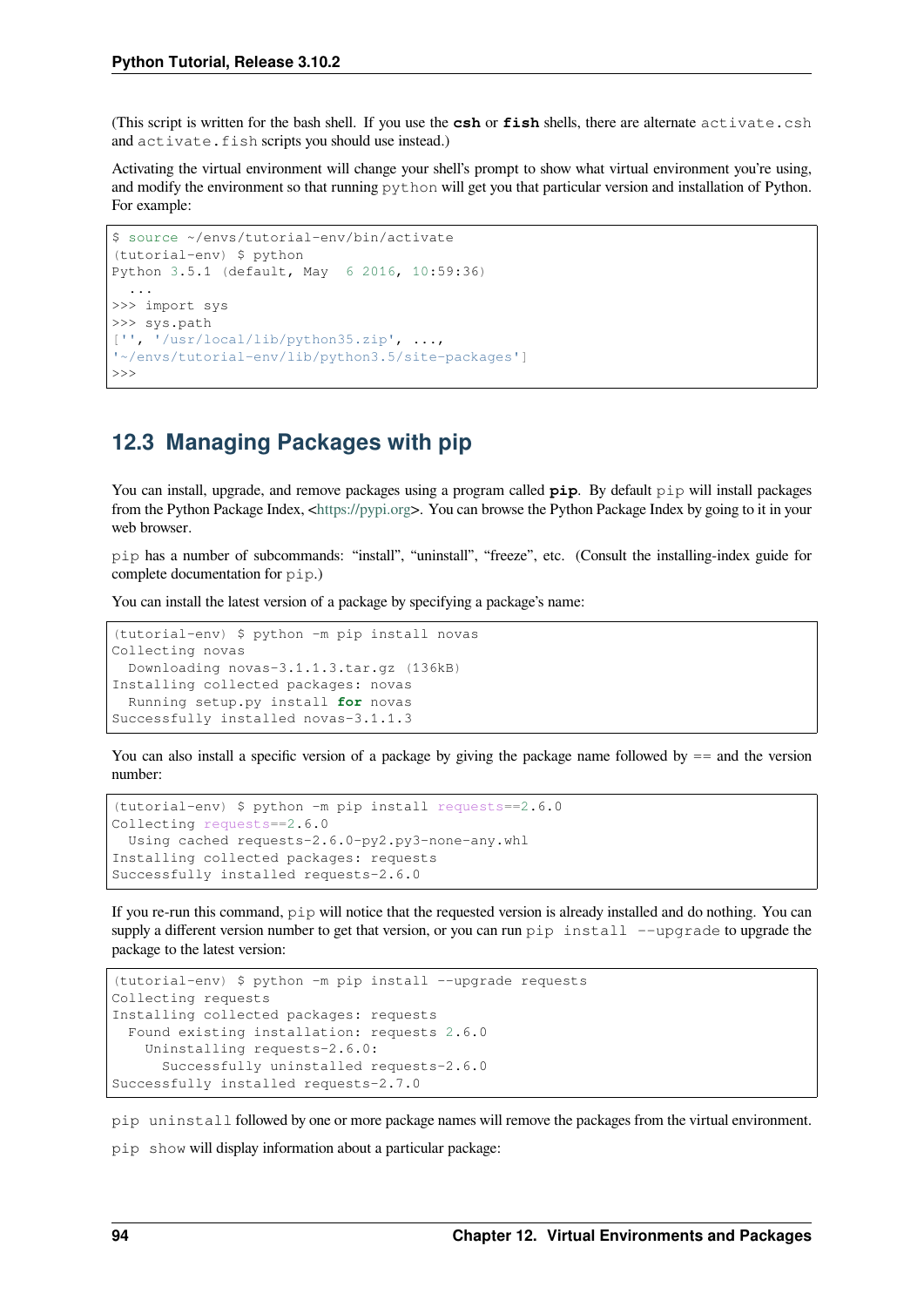(This script is written for the bash shell. If you use the **csh** or **fish** shells, there are alternate `activate.csh` and `activate.fish` scripts you should use instead.)

Activating the virtual environment will change your shell's prompt to show what virtual environment you're using, and modify the environment so that running `python` will get you that particular version and installation of Python. For example:

```
$ source ~/envs/tutorial-env/bin/activate
(tutorial-env) $ python
Python 3.5.1 (default, May  6 2016, 10:59:36)
  ...
>>> import sys
>>> sys.path
['', '/usr/local/lib/python35.zip', ...,
'~/envs/tutorial-env/lib/python3.5/site-packages']
>>>
```

## 12.3 Managing Packages with pip

You can install, upgrade, and remove packages using a program called **pip**. By default `pip` will install packages from the Python Package Index, <https://pypi.org>. You can browse the Python Package Index by going to it in your web browser.

`pip` has a number of subcommands: "install", "uninstall", "freeze", etc. (Consult the installing-index guide for complete documentation for `pip`.)

You can install the latest version of a package by specifying a package's name:

```
(tutorial-env) $ python -m pip install novas
Collecting novas
  Downloading novas-3.1.1.3.tar.gz (136kB)
Installing collected packages: novas
  Running setup.py install for novas
Successfully installed novas-3.1.1.3
```

You can also install a specific version of a package by giving the package name followed by `==` and the version number:

```
(tutorial-env) $ python -m pip install requests==2.6.0
Collecting requests==2.6.0
  Using cached requests-2.6.0-py2.py3-none-any.whl
Installing collected packages: requests
Successfully installed requests-2.6.0
```

If you re-run this command, `pip` will notice that the requested version is already installed and do nothing. You can supply a different version number to get that version, or you can run `pip install --upgrade` to upgrade the package to the latest version:

```
(tutorial-env) $ python -m pip install --upgrade requests
Collecting requests
Installing collected packages: requests
  Found existing installation: requests 2.6.0
    Uninstalling requests-2.6.0:
      Successfully uninstalled requests-2.6.0
Successfully installed requests-2.7.0
```

`pip uninstall` followed by one or more package names will remove the packages from the virtual environment.

`pip show` will display information about a particular package: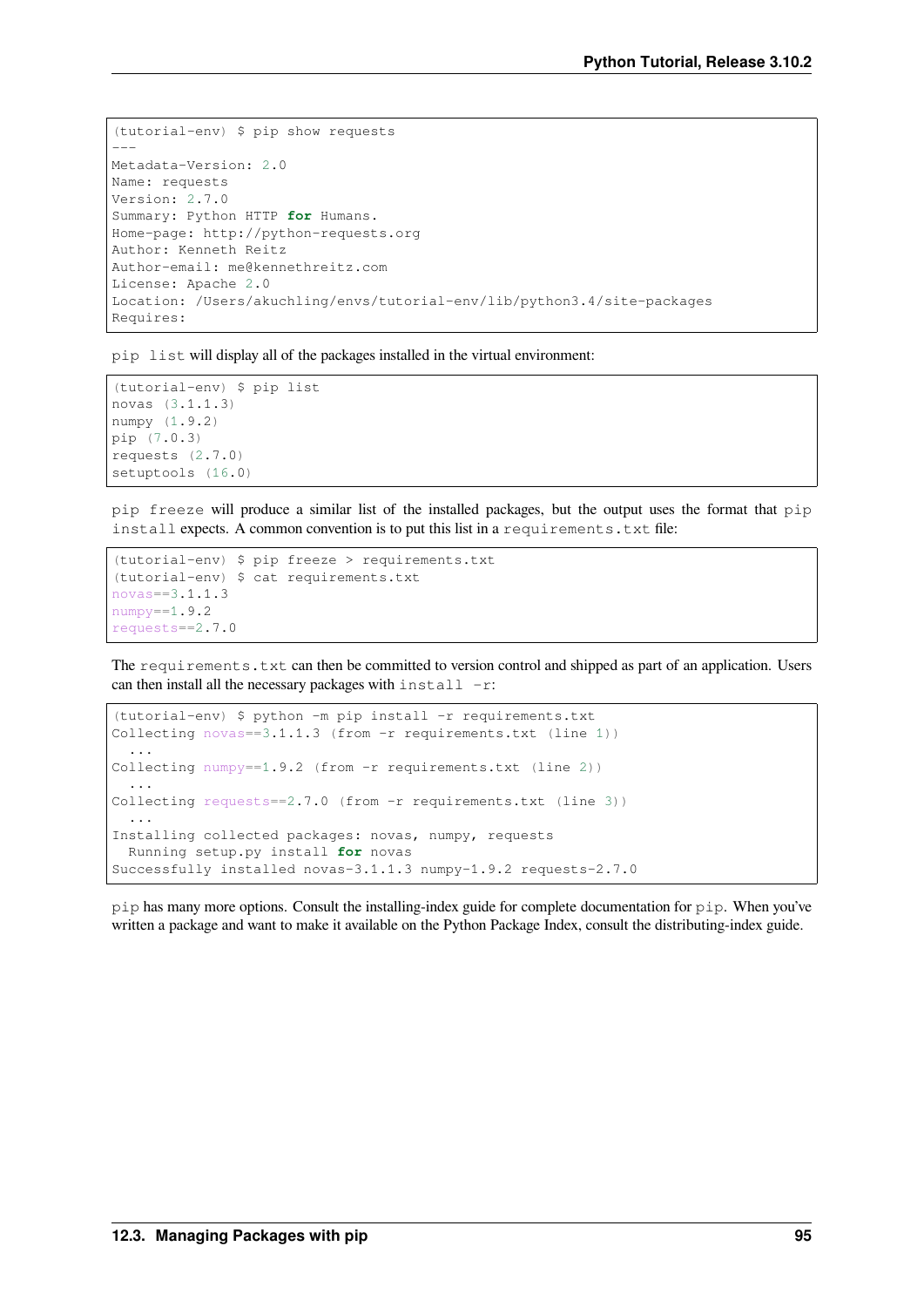```
(tutorial-env) $ pip show requests
---
Metadata-Version: 2.0
Name: requests
Version: 2.7.0
Summary: Python HTTP for Humans.
Home-page: http://python-requests.org
Author: Kenneth Reitz
Author-email: me@kennethreitz.com
License: Apache 2.0
Location: /Users/akuchling/envs/tutorial-env/lib/python3.4/site-packages
Requires:
```

`pip list` will display all of the packages installed in the virtual environment:

```
(tutorial-env) $ pip list
novas (3.1.1.3)
numpy (1.9.2)
pip (7.0.3)
requests (2.7.0)
setuptools (16.0)
```

`pip freeze` will produce a similar list of the installed packages, but the output uses the format that `pip install` expects. A common convention is to put this list in a `requirements.txt` file:

```
(tutorial-env) $ pip freeze > requirements.txt
(tutorial-env) $ cat requirements.txt
novas==3.1.1.3
numpy==1.9.2
requests==2.7.0
```

The `requirements.txt` can then be committed to version control and shipped as part of an application. Users can then install all the necessary packages with `install -r`:

```
(tutorial-env) $ python -m pip install -r requirements.txt
Collecting novas==3.1.1.3 (from -r requirements.txt (line 1))
  ...
Collecting numpy==1.9.2 (from -r requirements.txt (line 2))
  ...
Collecting requests==2.7.0 (from -r requirements.txt (line 3))
  ...
Installing collected packages: novas, numpy, requests
  Running setup.py install for novas
Successfully installed novas-3.1.1.3 numpy-1.9.2 requests-2.7.0
```

`pip` has many more options. Consult the installing-index guide for complete documentation for `pip`. When you've written a package and want to make it available on the Python Package Index, consult the distributing-index guide.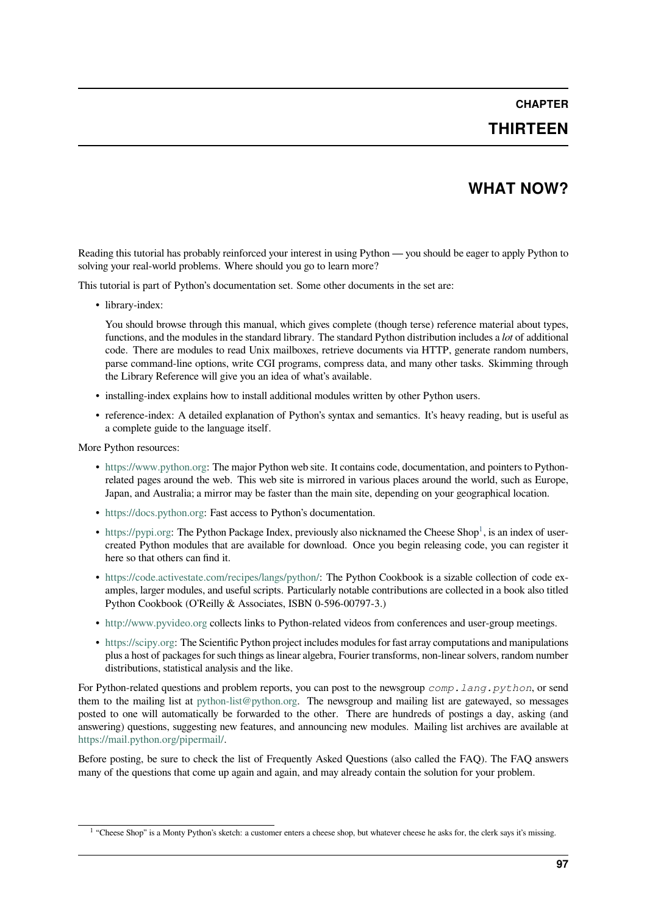# CHAPTER THIRTEEN

# WHAT NOW?

Reading this tutorial has probably reinforced your interest in using Python — you should be eager to apply Python to solving your real-world problems. Where should you go to learn more?

This tutorial is part of Python's documentation set. Some other documents in the set are:

- library-index:

  You should browse through this manual, which gives complete (though terse) reference material about types, functions, and the modules in the standard library. The standard Python distribution includes a *lot* of additional code. There are modules to read Unix mailboxes, retrieve documents via HTTP, generate random numbers, parse command-line options, write CGI programs, compress data, and many other tasks. Skimming through the Library Reference will give you an idea of what's available.

- installing-index explains how to install additional modules written by other Python users.
- reference-index: A detailed explanation of Python's syntax and semantics. It's heavy reading, but is useful as a complete guide to the language itself.

More Python resources:

- https://www.python.org: The major Python web site. It contains code, documentation, and pointers to Python-related pages around the web. This web site is mirrored in various places around the world, such as Europe, Japan, and Australia; a mirror may be faster than the main site, depending on your geographical location.
- https://docs.python.org: Fast access to Python's documentation.
- https://pypi.org: The Python Package Index, previously also nicknamed the Cheese Shop[1], is an index of user-created Python modules that are available for download. Once you begin releasing code, you can register it here so that others can find it.
- https://code.activestate.com/recipes/langs/python/: The Python Cookbook is a sizable collection of code examples, larger modules, and useful scripts. Particularly notable contributions are collected in a book also titled Python Cookbook (O'Reilly & Associates, ISBN 0-596-00797-3.)
- http://www.pyvideo.org collects links to Python-related videos from conferences and user-group meetings.
- https://scipy.org: The Scientific Python project includes modules for fast array computations and manipulations plus a host of packages for such things as linear algebra, Fourier transforms, non-linear solvers, random number distributions, statistical analysis and the like.

For Python-related questions and problem reports, you can post to the newsgroup `comp.lang.python`, or send them to the mailing list at python-list@python.org. The newsgroup and mailing list are gatewayed, so messages posted to one will automatically be forwarded to the other. There are hundreds of postings a day, asking (and answering) questions, suggesting new features, and announcing new modules. Mailing list archives are available at https://mail.python.org/pipermail/.

Before posting, be sure to check the list of Frequently Asked Questions (also called the FAQ). The FAQ answers many of the questions that come up again and again, and may already contain the solution for your problem.

[1] "Cheese Shop" is a Monty Python's sketch: a customer enters a cheese shop, but whatever cheese he asks for, the clerk says it's missing.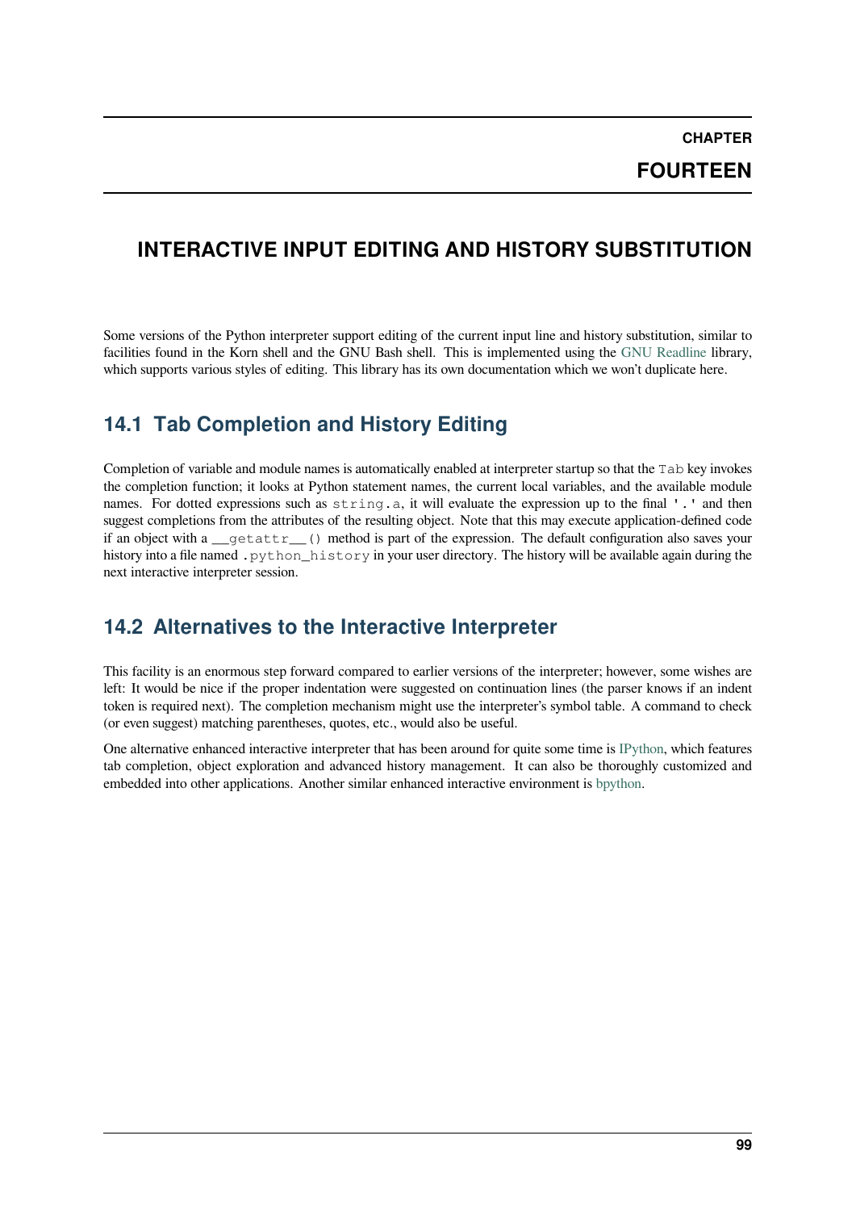# CHAPTER FOURTEEN

# INTERACTIVE INPUT EDITING AND HISTORY SUBSTITUTION

Some versions of the Python interpreter support editing of the current input line and history substitution, similar to facilities found in the Korn shell and the GNU Bash shell. This is implemented using the GNU Readline library, which supports various styles of editing. This library has its own documentation which we won't duplicate here.

## 14.1 Tab Completion and History Editing

Completion of variable and module names is automatically enabled at interpreter startup so that the `Tab` key invokes the completion function; it looks at Python statement names, the current local variables, and the available module names. For dotted expressions such as `string.a`, it will evaluate the expression up to the final `'.'` and then suggest completions from the attributes of the resulting object. Note that this may execute application-defined code if an object with a `__getattr__()` method is part of the expression. The default configuration also saves your history into a file named `.python_history` in your user directory. The history will be available again during the next interactive interpreter session.

## 14.2 Alternatives to the Interactive Interpreter

This facility is an enormous step forward compared to earlier versions of the interpreter; however, some wishes are left: It would be nice if the proper indentation were suggested on continuation lines (the parser knows if an indent token is required next). The completion mechanism might use the interpreter's symbol table. A command to check (or even suggest) matching parentheses, quotes, etc., would also be useful.

One alternative enhanced interactive interpreter that has been around for quite some time is IPython, which features tab completion, object exploration and advanced history management. It can also be thoroughly customized and embedded into other applications. Another similar enhanced interactive environment is bpython.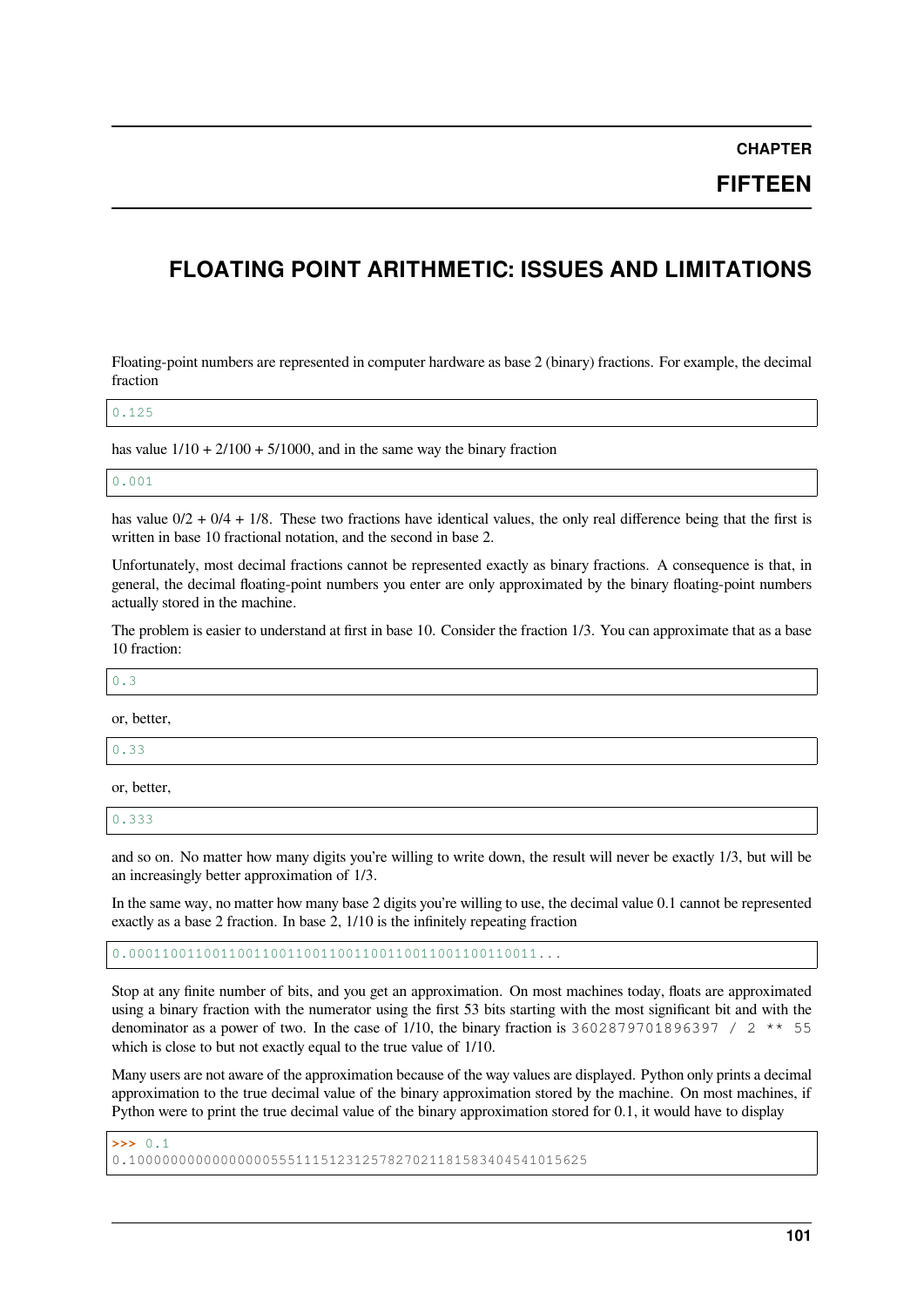# CHAPTER FIFTEEN

# FLOATING POINT ARITHMETIC: ISSUES AND LIMITATIONS

Floating-point numbers are represented in computer hardware as base 2 (binary) fractions. For example, the decimal fraction

```
0.125
```

has value 1/10 + 2/100 + 5/1000, and in the same way the binary fraction

```
0.001
```

has value 0/2 + 0/4 + 1/8. These two fractions have identical values, the only real difference being that the first is written in base 10 fractional notation, and the second in base 2.

Unfortunately, most decimal fractions cannot be represented exactly as binary fractions. A consequence is that, in general, the decimal floating-point numbers you enter are only approximated by the binary floating-point numbers actually stored in the machine.

The problem is easier to understand at first in base 10. Consider the fraction 1/3. You can approximate that as a base 10 fraction:

```
0.3
```

or, better,

```
0.33
```

or, better,

```
0.333
```

and so on. No matter how many digits you're willing to write down, the result will never be exactly 1/3, but will be an increasingly better approximation of 1/3.

In the same way, no matter how many base 2 digits you're willing to use, the decimal value 0.1 cannot be represented exactly as a base 2 fraction. In base 2, 1/10 is the infinitely repeating fraction

```
0.0001100110011001100110011001100110011001100110011...
```

Stop at any finite number of bits, and you get an approximation. On most machines today, floats are approximated using a binary fraction with the numerator using the first 53 bits starting with the most significant bit and with the denominator as a power of two. In the case of 1/10, the binary fraction is `3602879701896397 / 2 ** 55` which is close to but not exactly equal to the true value of 1/10.

Many users are not aware of the approximation because of the way values are displayed. Python only prints a decimal approximation to the true decimal value of the binary approximation stored by the machine. On most machines, if Python were to print the true decimal value of the binary approximation stored for 0.1, it would have to display

```
>>> 0.1
0.1000000000000000055511151231257827021181583404541015625
```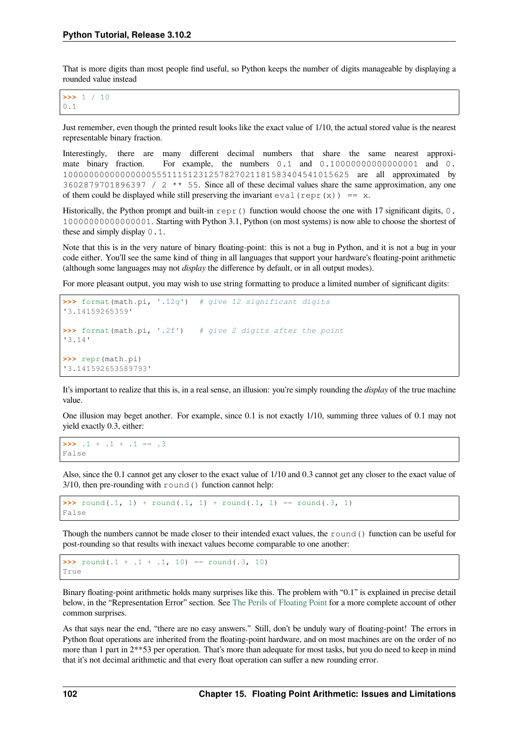That is more digits than most people find useful, so Python keeps the number of digits manageable by displaying a rounded value instead

```
>>> 1 / 10
0.1
```

Just remember, even though the printed result looks like the exact value of 1/10, the actual stored value is the nearest representable binary fraction.

Interestingly, there are many different decimal numbers that share the same nearest approximate binary fraction. For example, the numbers `0.1` and `0.10000000000000001` and `0.1000000000000000055511151231257827021181583404541015625` are all approximated by `3602879701896397 / 2 ** 55`. Since all of these decimal values share the same approximation, any one of them could be displayed while still preserving the invariant `eval(repr(x)) == x`.

Historically, the Python prompt and built-in `repr()` function would choose the one with 17 significant digits, `0.10000000000000001`. Starting with Python 3.1, Python (on most systems) is now able to choose the shortest of these and simply display `0.1`.

Note that this is in the very nature of binary floating-point: this is not a bug in Python, and it is not a bug in your code either. You'll see the same kind of thing in all languages that support your hardware's floating-point arithmetic (although some languages may not *display* the difference by default, or in all output modes).

For more pleasant output, you may wish to use string formatting to produce a limited number of significant digits:

```
>>> format(math.pi, '.12g')  # give 12 significant digits
'3.14159265359'

>>> format(math.pi, '.2f')   # give 2 digits after the point
'3.14'

>>> repr(math.pi)
'3.141592653589793'
```

It's important to realize that this is, in a real sense, an illusion: you're simply rounding the *display* of the true machine value.

One illusion may beget another. For example, since 0.1 is not exactly 1/10, summing three values of 0.1 may not yield exactly 0.3, either:

```
>>> .1 + .1 + .1 == .3
False
```

Also, since the 0.1 cannot get any closer to the exact value of 1/10 and 0.3 cannot get any closer to the exact value of 3/10, then pre-rounding with `round()` function cannot help:

```
>>> round(.1, 1) + round(.1, 1) + round(.1, 1) == round(.3, 1)
False
```

Though the numbers cannot be made closer to their intended exact values, the `round()` function can be useful for post-rounding so that results with inexact values become comparable to one another:

```
>>> round(.1 + .1 + .1, 10) == round(.3, 10)
True
```

Binary floating-point arithmetic holds many surprises like this. The problem with "0.1" is explained in precise detail below, in the "Representation Error" section. See The Perils of Floating Point for a more complete account of other common surprises.

As that says near the end, "there are no easy answers." Still, don't be unduly wary of floating-point! The errors in Python float operations are inherited from the floating-point hardware, and on most machines are on the order of no more than 1 part in 2**53 per operation. That's more than adequate for most tasks, but you do need to keep in mind that it's not decimal arithmetic and that every float operation can suffer a new rounding error.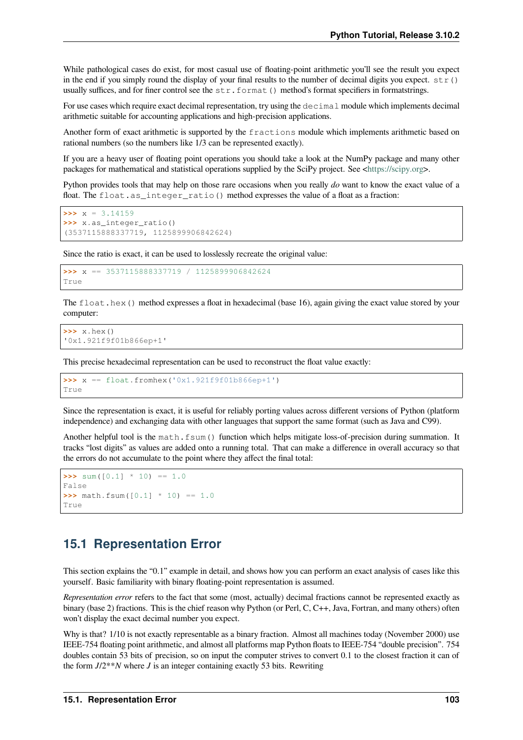While pathological cases do exist, for most casual use of floating-point arithmetic you'll see the result you expect in the end if you simply round the display of your final results to the number of decimal digits you expect. `str()` usually suffices, and for finer control see the `str.format()` method's format specifiers in formatstrings.

For use cases which require exact decimal representation, try using the `decimal` module which implements decimal arithmetic suitable for accounting applications and high-precision applications.

Another form of exact arithmetic is supported by the `fractions` module which implements arithmetic based on rational numbers (so the numbers like 1/3 can be represented exactly).

If you are a heavy user of floating point operations you should take a look at the NumPy package and many other packages for mathematical and statistical operations supplied by the SciPy project. See <https://scipy.org>.

Python provides tools that may help on those rare occasions when you really *do* want to know the exact value of a float. The `float.as_integer_ratio()` method expresses the value of a float as a fraction:

```
>>> x = 3.14159
>>> x.as_integer_ratio()
(3537115888337719, 1125899906842624)
```

Since the ratio is exact, it can be used to losslessly recreate the original value:

```
>>> x == 3537115888337719 / 1125899906842624
True
```

The `float.hex()` method expresses a float in hexadecimal (base 16), again giving the exact value stored by your computer:

```
>>> x.hex()
'0x1.921f9f01b866ep+1'
```

This precise hexadecimal representation can be used to reconstruct the float value exactly:

```
>>> x == float.fromhex('0x1.921f9f01b866ep+1')
True
```

Since the representation is exact, it is useful for reliably porting values across different versions of Python (platform independence) and exchanging data with other languages that support the same format (such as Java and C99).

Another helpful tool is the `math.fsum()` function which helps mitigate loss-of-precision during summation. It tracks "lost digits" as values are added onto a running total. That can make a difference in overall accuracy so that the errors do not accumulate to the point where they affect the final total:

```
>>> sum([0.1] * 10) == 1.0
False
>>> math.fsum([0.1] * 10) == 1.0
True
```

## 15.1 Representation Error

This section explains the "0.1" example in detail, and shows how you can perform an exact analysis of cases like this yourself. Basic familiarity with binary floating-point representation is assumed.

*Representation error* refers to the fact that some (most, actually) decimal fractions cannot be represented exactly as binary (base 2) fractions. This is the chief reason why Python (or Perl, C, C++, Java, Fortran, and many others) often won't display the exact decimal number you expect.

Why is that? 1/10 is not exactly representable as a binary fraction. Almost all machines today (November 2000) use IEEE-754 floating point arithmetic, and almost all platforms map Python floats to IEEE-754 "double precision". 754 doubles contain 53 bits of precision, so on input the computer strives to convert 0.1 to the closest fraction it can of the form *J*/2\*\**N* where *J* is an integer containing exactly 53 bits. Rewriting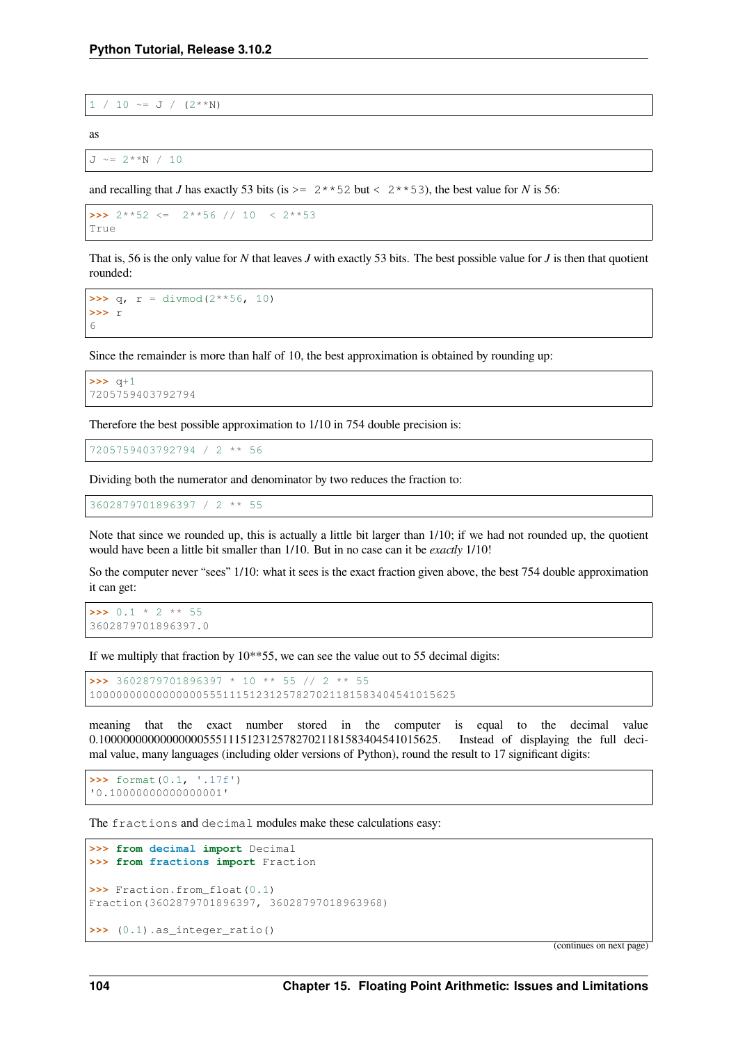```
1 / 10 ~= J / (2**N)
```

as

```
J ~= 2**N / 10
```

and recalling that *J* has exactly 53 bits (is `>= 2**52` but `< 2**53`), the best value for *N* is 56:

```
>>> 2**52 <=  2**56 // 10  < 2**53
True
```

That is, 56 is the only value for *N* that leaves *J* with exactly 53 bits. The best possible value for *J* is then that quotient rounded:

```
>>> q, r = divmod(2**56, 10)
>>> r
6
```

Since the remainder is more than half of 10, the best approximation is obtained by rounding up:

```
>>> q+1
7205759403792794
```

Therefore the best possible approximation to 1/10 in 754 double precision is:

```
7205759403792794 / 2 ** 56
```

Dividing both the numerator and denominator by two reduces the fraction to:

```
3602879701896397 / 2 ** 55
```

Note that since we rounded up, this is actually a little bit larger than 1/10; if we had not rounded up, the quotient would have been a little bit smaller than 1/10. But in no case can it be *exactly* 1/10!

So the computer never "sees" 1/10: what it sees is the exact fraction given above, the best 754 double approximation it can get:

```
>>> 0.1 * 2 ** 55
3602879701896397.0
```

If we multiply that fraction by 10**55, we can see the value out to 55 decimal digits:

```
>>> 3602879701896397 * 10 ** 55 // 2 ** 55
1000000000000000055511151231257827021181583404541015625
```

meaning that the exact number stored in the computer is equal to the decimal value 0.1000000000000000055511151231257827021181583404541015625. Instead of displaying the full decimal value, many languages (including older versions of Python), round the result to 17 significant digits:

```
>>> format(0.1, '.17f')
'0.10000000000000001'
```

The `fractions` and `decimal` modules make these calculations easy:

```
>>> from decimal import Decimal
>>> from fractions import Fraction

>>> Fraction.from_float(0.1)
Fraction(3602879701896397, 36028797018963968)

>>> (0.1).as_integer_ratio()
```

(continues on next page)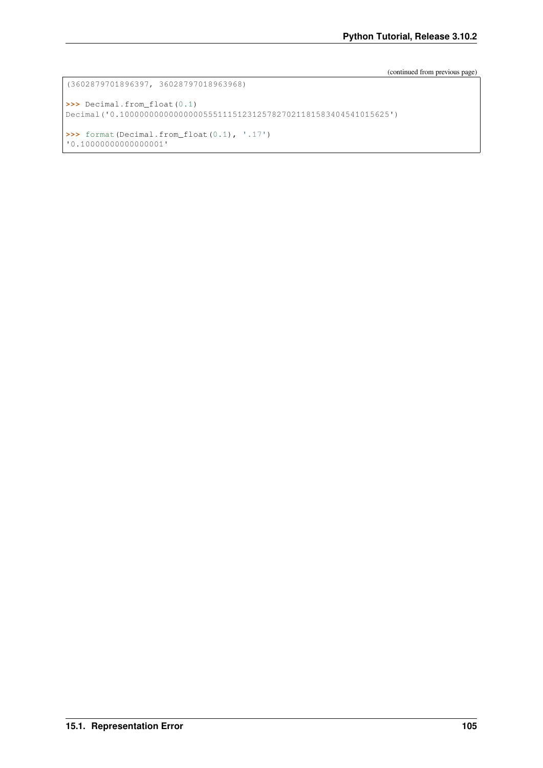(continued from previous page)

```
(3602879701896397, 36028797018963968)

>>> Decimal.from_float(0.1)
Decimal('0.1000000000000000055511151231257827021181583404541015625')

>>> format(Decimal.from_float(0.1), '.17')
'0.10000000000000001'
```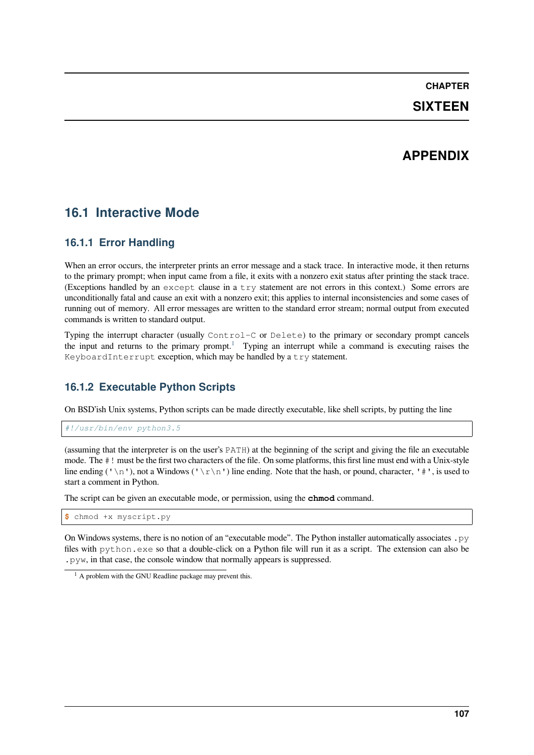# CHAPTER SIXTEEN

# APPENDIX

## 16.1 Interactive Mode

### 16.1.1 Error Handling

When an error occurs, the interpreter prints an error message and a stack trace. In interactive mode, it then returns to the primary prompt; when input came from a file, it exits with a nonzero exit status after printing the stack trace. (Exceptions handled by an `except` clause in a `try` statement are not errors in this context.) Some errors are unconditionally fatal and cause an exit with a nonzero exit; this applies to internal inconsistencies and some cases of running out of memory. All error messages are written to the standard error stream; normal output from executed commands is written to standard output.

Typing the interrupt character (usually `Control-C` or `Delete`) to the primary or secondary prompt cancels the input and returns to the primary prompt.[1] Typing an interrupt while a command is executing raises the `KeyboardInterrupt` exception, which may be handled by a `try` statement.

### 16.1.2 Executable Python Scripts

On BSD'ish Unix systems, Python scripts can be made directly executable, like shell scripts, by putting the line

```
#!/usr/bin/env python3.5
```

(assuming that the interpreter is on the user's `PATH`) at the beginning of the script and giving the file an executable mode. The `#!` must be the first two characters of the file. On some platforms, this first line must end with a Unix-style line ending (`'\n'`), not a Windows (`'\r\n'`) line ending. Note that the hash, or pound, character, `'#'`, is used to start a comment in Python.

The script can be given an executable mode, or permission, using the **chmod** command.

```
$ chmod +x myscript.py
```

On Windows systems, there is no notion of an "executable mode". The Python installer automatically associates `.py` files with `python.exe` so that a double-click on a Python file will run it as a script. The extension can also be `.pyw`, in that case, the console window that normally appears is suppressed.

[1] A problem with the GNU Readline package may prevent this.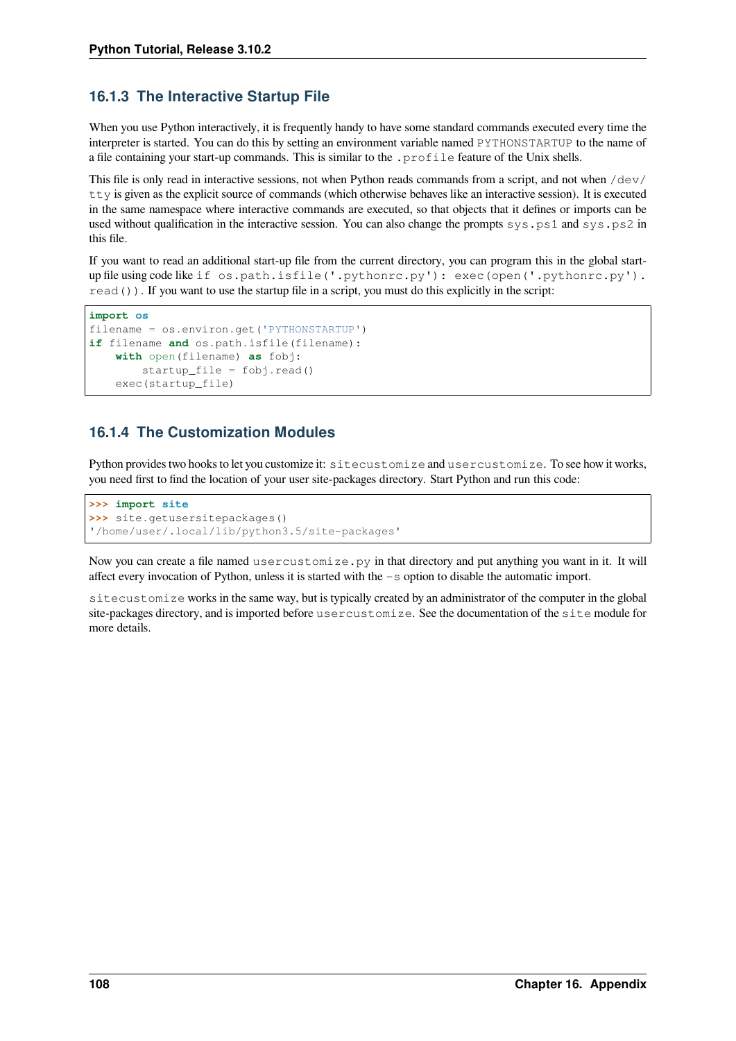### 16.1.3 The Interactive Startup File

When you use Python interactively, it is frequently handy to have some standard commands executed every time the interpreter is started. You can do this by setting an environment variable named `PYTHONSTARTUP` to the name of a file containing your start-up commands. This is similar to the `.profile` feature of the Unix shells.

This file is only read in interactive sessions, not when Python reads commands from a script, and not when `/dev/tty` is given as the explicit source of commands (which otherwise behaves like an interactive session). It is executed in the same namespace where interactive commands are executed, so that objects that it defines or imports can be used without qualification in the interactive session. You can also change the prompts `sys.ps1` and `sys.ps2` in this file.

If you want to read an additional start-up file from the current directory, you can program this in the global start-up file using code like `if os.path.isfile('.pythonrc.py'): exec(open('.pythonrc.py').read())`. If you want to use the startup file in a script, you must do this explicitly in the script:

```
import os
filename = os.environ.get('PYTHONSTARTUP')
if filename and os.path.isfile(filename):
    with open(filename) as fobj:
        startup_file = fobj.read()
    exec(startup_file)
```

### 16.1.4 The Customization Modules

Python provides two hooks to let you customize it: `sitecustomize` and `usercustomize`. To see how it works, you need first to find the location of your user site-packages directory. Start Python and run this code:

```
>>> import site
>>> site.getusersitepackages()
'/home/user/.local/lib/python3.5/site-packages'
```

Now you can create a file named `usercustomize.py` in that directory and put anything you want in it. It will affect every invocation of Python, unless it is started with the `-s` option to disable the automatic import.

`sitecustomize` works in the same way, but is typically created by an administrator of the computer in the global site-packages directory, and is imported before `usercustomize`. See the documentation of the `site` module for more details.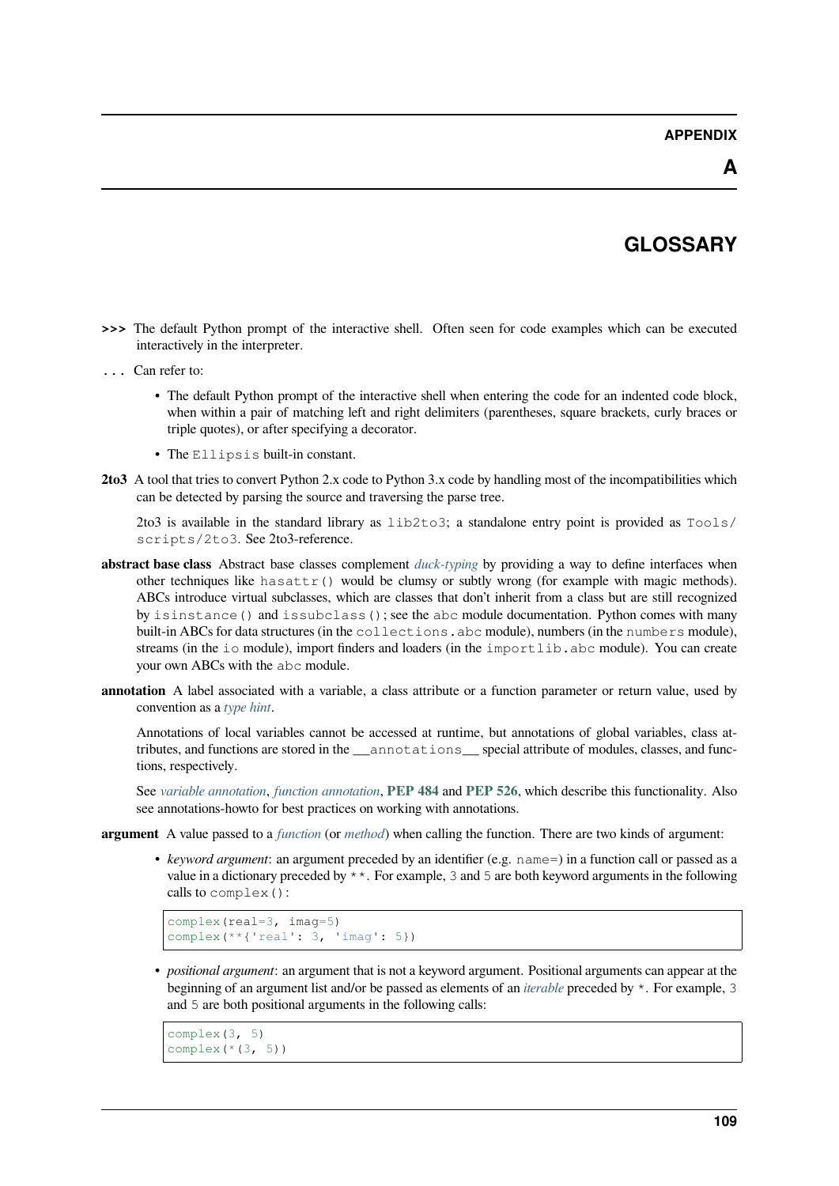# APPENDIX A

# GLOSSARY

**>>>** The default Python prompt of the interactive shell. Often seen for code examples which can be executed interactively in the interpreter.

**...** Can refer to:

- The default Python prompt of the interactive shell when entering the code for an indented code block, when within a pair of matching left and right delimiters (parentheses, square brackets, curly braces or triple quotes), or after specifying a decorator.
- The `Ellipsis` built-in constant.

**2to3** A tool that tries to convert Python 2.x code to Python 3.x code by handling most of the incompatibilities which can be detected by parsing the source and traversing the parse tree.

2to3 is available in the standard library as `lib2to3`; a standalone entry point is provided as `Tools/scripts/2to3`. See 2to3-reference.

**abstract base class** Abstract base classes complement *duck-typing* by providing a way to define interfaces when other techniques like `hasattr()` would be clumsy or subtly wrong (for example with magic methods). ABCs introduce virtual subclasses, which are classes that don't inherit from a class but are still recognized by `isinstance()` and `issubclass()`; see the `abc` module documentation. Python comes with many built-in ABCs for data structures (in the `collections.abc` module), numbers (in the `numbers` module), streams (in the `io` module), import finders and loaders (in the `importlib.abc` module). You can create your own ABCs with the `abc` module.

**annotation** A label associated with a variable, a class attribute or a function parameter or return value, used by convention as a *type hint*.

Annotations of local variables cannot be accessed at runtime, but annotations of global variables, class attributes, and functions are stored in the `__annotations__` special attribute of modules, classes, and functions, respectively.

See *variable annotation*, *function annotation*, **PEP 484** and **PEP 526**, which describe this functionality. Also see annotations-howto for best practices on working with annotations.

**argument** A value passed to a *function* (or *method*) when calling the function. There are two kinds of argument:

- *keyword argument*: an argument preceded by an identifier (e.g. `name=`) in a function call or passed as a value in a dictionary preceded by `**`. For example, `3` and `5` are both keyword arguments in the following calls to `complex()`:

```
complex(real=3, imag=5)
complex(**{'real': 3, 'imag': 5})
```

- *positional argument*: an argument that is not a keyword argument. Positional arguments can appear at the beginning of an argument list and/or be passed as elements of an *iterable* preceded by `*`. For example, `3` and `5` are both positional arguments in the following calls:

```
complex(3, 5)
complex(*(3, 5))
```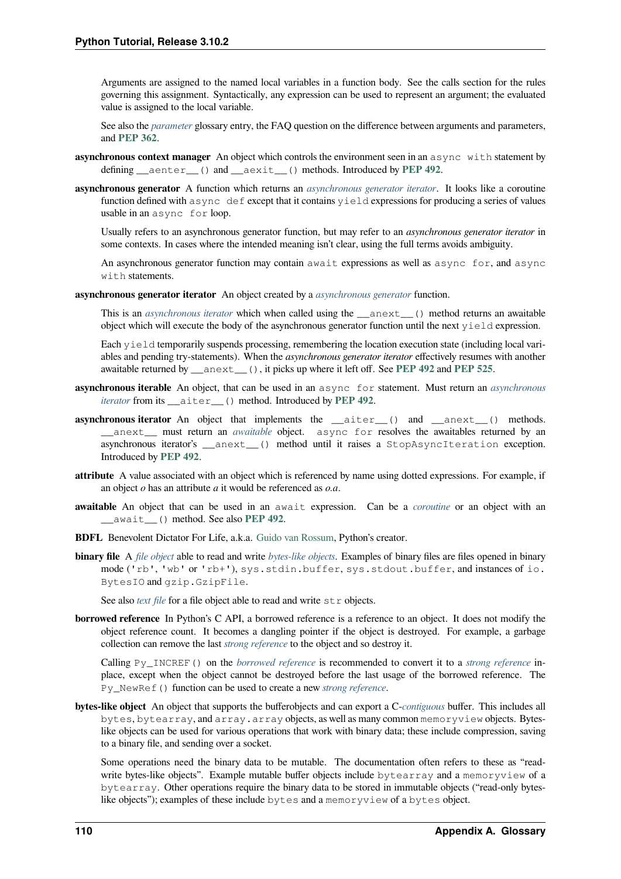Arguments are assigned to the named local variables in a function body. See the calls section for the rules governing this assignment. Syntactically, any expression can be used to represent an argument; the evaluated value is assigned to the local variable.

See also the *parameter* glossary entry, the FAQ question on the difference between arguments and parameters, and **PEP 362**.

**asynchronous context manager** An object which controls the environment seen in an `async with` statement by defining `__aenter__()` and `__aexit__()` methods. Introduced by **PEP 492**.

**asynchronous generator** A function which returns an *asynchronous generator iterator*. It looks like a coroutine function defined with `async def` except that it contains `yield` expressions for producing a series of values usable in an `async for` loop.

Usually refers to an asynchronous generator function, but may refer to an *asynchronous generator iterator* in some contexts. In cases where the intended meaning isn't clear, using the full terms avoids ambiguity.

An asynchronous generator function may contain `await` expressions as well as `async for`, and `async with` statements.

**asynchronous generator iterator** An object created by a *asynchronous generator* function.

This is an *asynchronous iterator* which when called using the `__anext__()` method returns an awaitable object which will execute the body of the asynchronous generator function until the next `yield` expression.

Each `yield` temporarily suspends processing, remembering the location execution state (including local variables and pending try-statements). When the *asynchronous generator iterator* effectively resumes with another awaitable returned by `__anext__()`, it picks up where it left off. See **PEP 492** and **PEP 525**.

**asynchronous iterable** An object, that can be used in an `async for` statement. Must return an *asynchronous iterator* from its `__aiter__()` method. Introduced by **PEP 492**.

**asynchronous iterator** An object that implements the `__aiter__()` and `__anext__()` methods. `__anext__` must return an *awaitable* object. `async for` resolves the awaitables returned by an asynchronous iterator's `__anext__()` method until it raises a `StopAsyncIteration` exception. Introduced by **PEP 492**.

**attribute** A value associated with an object which is referenced by name using dotted expressions. For example, if an object *o* has an attribute *a* it would be referenced as *o.a*.

**awaitable** An object that can be used in an `await` expression. Can be a *coroutine* or an object with an `__await__()` method. See also **PEP 492**.

**BDFL** Benevolent Dictator For Life, a.k.a. Guido van Rossum, Python's creator.

**binary file** A *file object* able to read and write *bytes-like objects*. Examples of binary files are files opened in binary mode (`'rb'`, `'wb'` or `'rb+'`), `sys.stdin.buffer`, `sys.stdout.buffer`, and instances of `io.BytesIO` and `gzip.GzipFile`.

See also *text file* for a file object able to read and write `str` objects.

**borrowed reference** In Python's C API, a borrowed reference is a reference to an object. It does not modify the object reference count. It becomes a dangling pointer if the object is destroyed. For example, a garbage collection can remove the last *strong reference* to the object and so destroy it.

Calling `Py_INCREF()` on the *borrowed reference* is recommended to convert it to a *strong reference* in-place, except when the object cannot be destroyed before the last usage of the borrowed reference. The `Py_NewRef()` function can be used to create a new *strong reference*.

**bytes-like object** An object that supports the bufferobjects and can export a C-*contiguous* buffer. This includes all `bytes`, `bytearray`, and `array.array` objects, as well as many common `memoryview` objects. Bytes-like objects can be used for various operations that work with binary data; these include compression, saving to a binary file, and sending over a socket.

Some operations need the binary data to be mutable. The documentation often refers to these as "read-write bytes-like objects". Example mutable buffer objects include `bytearray` and a `memoryview` of a `bytearray`. Other operations require the binary data to be stored in immutable objects ("read-only bytes-like objects"); examples of these include `bytes` and a `memoryview` of a `bytes` object.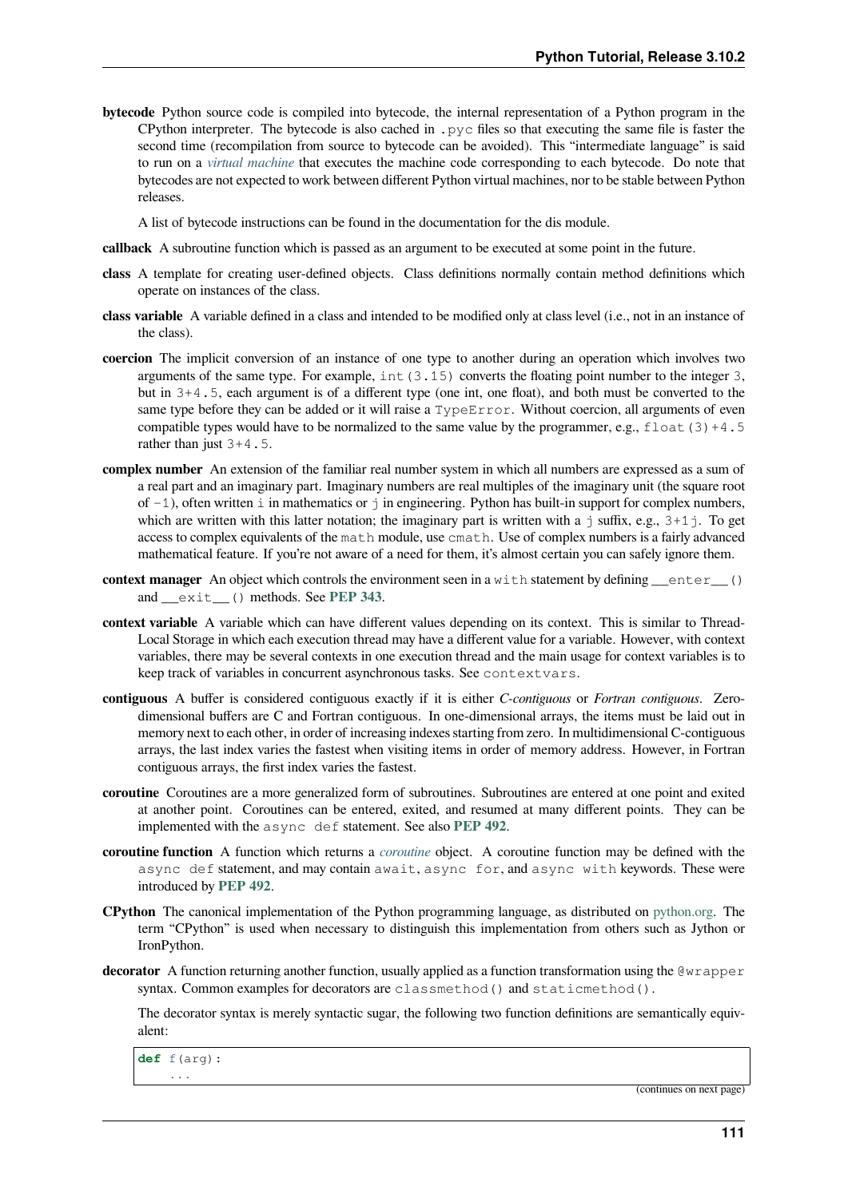**bytecode** Python source code is compiled into bytecode, the internal representation of a Python program in the CPython interpreter. The bytecode is also cached in `.pyc` files so that executing the same file is faster the second time (recompilation from source to bytecode can be avoided). This "intermediate language" is said to run on a *virtual machine* that executes the machine code corresponding to each bytecode. Do note that bytecodes are not expected to work between different Python virtual machines, nor to be stable between Python releases.

A list of bytecode instructions can be found in the documentation for the dis module.

**callback** A subroutine function which is passed as an argument to be executed at some point in the future.

**class** A template for creating user-defined objects. Class definitions normally contain method definitions which operate on instances of the class.

**class variable** A variable defined in a class and intended to be modified only at class level (i.e., not in an instance of the class).

**coercion** The implicit conversion of an instance of one type to another during an operation which involves two arguments of the same type. For example, `int(3.15)` converts the floating point number to the integer `3`, but in `3+4.5`, each argument is of a different type (one int, one float), and both must be converted to the same type before they can be added or it will raise a `TypeError`. Without coercion, all arguments of even compatible types would have to be normalized to the same value by the programmer, e.g., `float(3)+4.5` rather than just `3+4.5`.

**complex number** An extension of the familiar real number system in which all numbers are expressed as a sum of a real part and an imaginary part. Imaginary numbers are real multiples of the imaginary unit (the square root of `-1`), often written `i` in mathematics or `j` in engineering. Python has built-in support for complex numbers, which are written with this latter notation; the imaginary part is written with a `j` suffix, e.g., `3+1j`. To get access to complex equivalents of the `math` module, use `cmath`. Use of complex numbers is a fairly advanced mathematical feature. If you're not aware of a need for them, it's almost certain you can safely ignore them.

**context manager** An object which controls the environment seen in a `with` statement by defining `__enter__()` and `__exit__()` methods. See **PEP 343**.

**context variable** A variable which can have different values depending on its context. This is similar to Thread-Local Storage in which each execution thread may have a different value for a variable. However, with context variables, there may be several contexts in one execution thread and the main usage for context variables is to keep track of variables in concurrent asynchronous tasks. See `contextvars`.

**contiguous** A buffer is considered contiguous exactly if it is either *C-contiguous* or *Fortran contiguous*. Zero-dimensional buffers are C and Fortran contiguous. In one-dimensional arrays, the items must be laid out in memory next to each other, in order of increasing indexes starting from zero. In multidimensional C-contiguous arrays, the last index varies the fastest when visiting items in order of memory address. However, in Fortran contiguous arrays, the first index varies the fastest.

**coroutine** Coroutines are a more generalized form of subroutines. Subroutines are entered at one point and exited at another point. Coroutines can be entered, exited, and resumed at many different points. They can be implemented with the `async def` statement. See also **PEP 492**.

**coroutine function** A function which returns a *coroutine* object. A coroutine function may be defined with the `async def` statement, and may contain `await`, `async for`, and `async with` keywords. These were introduced by **PEP 492**.

**CPython** The canonical implementation of the Python programming language, as distributed on python.org. The term "CPython" is used when necessary to distinguish this implementation from others such as Jython or IronPython.

**decorator** A function returning another function, usually applied as a function transformation using the `@wrapper` syntax. Common examples for decorators are `classmethod()` and `staticmethod()`.

The decorator syntax is merely syntactic sugar, the following two function definitions are semantically equivalent:

```
def f(arg):
    ...
```

(continues on next page)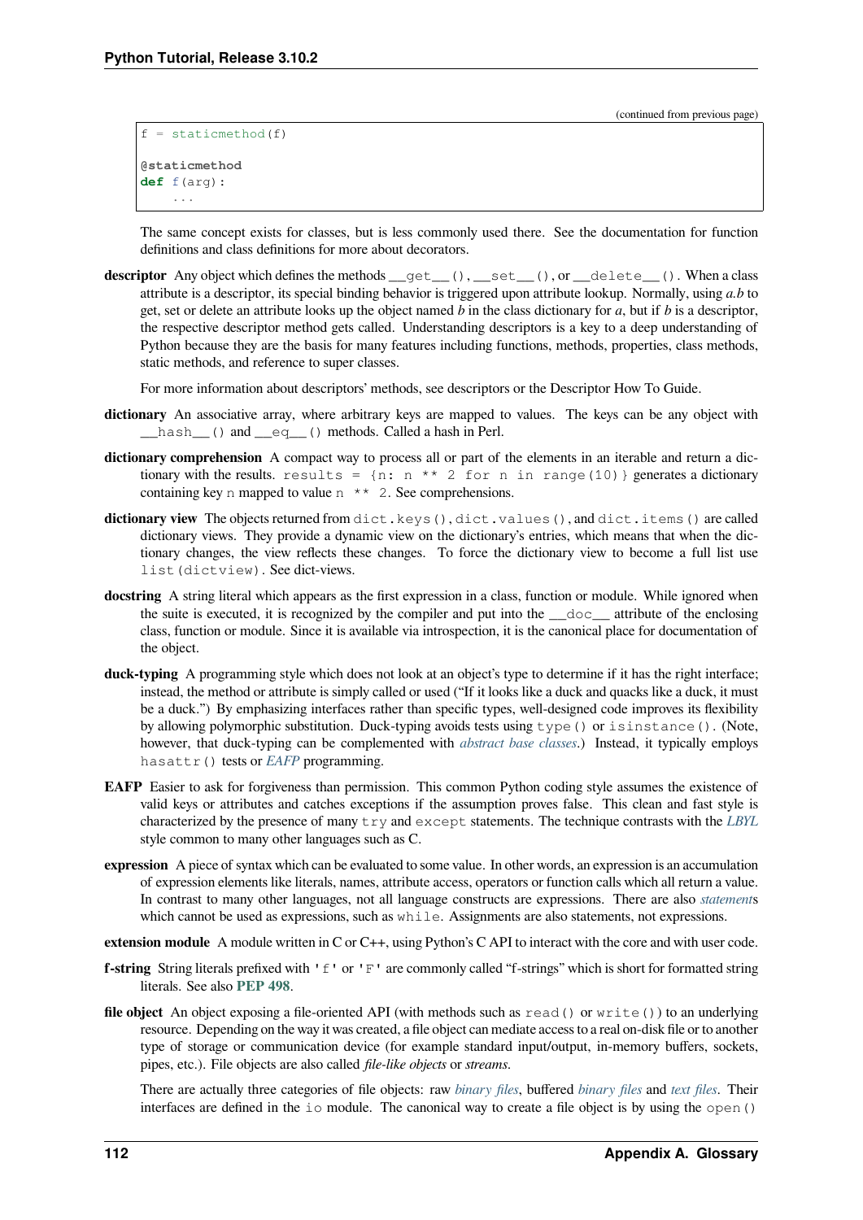(continued from previous page)

```
f = staticmethod(f)

@staticmethod
def f(arg):
    ...
```

The same concept exists for classes, but is less commonly used there. See the documentation for function definitions and class definitions for more about decorators.

**descriptor** Any object which defines the methods `__get__()`, `__set__()`, or `__delete__()`. When a class attribute is a descriptor, its special binding behavior is triggered upon attribute lookup. Normally, using *a.b* to get, set or delete an attribute looks up the object named *b* in the class dictionary for *a*, but if *b* is a descriptor, the respective descriptor method gets called. Understanding descriptors is a key to a deep understanding of Python because they are the basis for many features including functions, methods, properties, class methods, static methods, and reference to super classes.

For more information about descriptors' methods, see descriptors or the Descriptor How To Guide.

**dictionary** An associative array, where arbitrary keys are mapped to values. The keys can be any object with `__hash__()` and `__eq__()` methods. Called a hash in Perl.

**dictionary comprehension** A compact way to process all or part of the elements in an iterable and return a dictionary with the results. `results = {n: n ** 2 for n in range(10)}` generates a dictionary containing key `n` mapped to value `n ** 2`. See comprehensions.

**dictionary view** The objects returned from `dict.keys()`, `dict.values()`, and `dict.items()` are called dictionary views. They provide a dynamic view on the dictionary's entries, which means that when the dictionary changes, the view reflects these changes. To force the dictionary view to become a full list use `list(dictview)`. See dict-views.

**docstring** A string literal which appears as the first expression in a class, function or module. While ignored when the suite is executed, it is recognized by the compiler and put into the `__doc__` attribute of the enclosing class, function or module. Since it is available via introspection, it is the canonical place for documentation of the object.

**duck-typing** A programming style which does not look at an object's type to determine if it has the right interface; instead, the method or attribute is simply called or used ("If it looks like a duck and quacks like a duck, it must be a duck.") By emphasizing interfaces rather than specific types, well-designed code improves its flexibility by allowing polymorphic substitution. Duck-typing avoids tests using `type()` or `isinstance()`. (Note, however, that duck-typing can be complemented with *abstract base classes*.) Instead, it typically employs `hasattr()` tests or *EAFP* programming.

**EAFP** Easier to ask for forgiveness than permission. This common Python coding style assumes the existence of valid keys or attributes and catches exceptions if the assumption proves false. This clean and fast style is characterized by the presence of many `try` and `except` statements. The technique contrasts with the *LBYL* style common to many other languages such as C.

**expression** A piece of syntax which can be evaluated to some value. In other words, an expression is an accumulation of expression elements like literals, names, attribute access, operators or function calls which all return a value. In contrast to many other languages, not all language constructs are expressions. There are also *statement*s which cannot be used as expressions, such as `while`. Assignments are also statements, not expressions.

**extension module** A module written in C or C++, using Python's C API to interact with the core and with user code.

**f-string** String literals prefixed with `'f'` or `'F'` are commonly called "f-strings" which is short for formatted string literals. See also **PEP 498**.

**file object** An object exposing a file-oriented API (with methods such as `read()` or `write()`) to an underlying resource. Depending on the way it was created, a file object can mediate access to a real on-disk file or to another type of storage or communication device (for example standard input/output, in-memory buffers, sockets, pipes, etc.). File objects are also called *file-like objects* or *streams*.

There are actually three categories of file objects: raw *binary files*, buffered *binary files* and *text files*. Their interfaces are defined in the `io` module. The canonical way to create a file object is by using the `open()`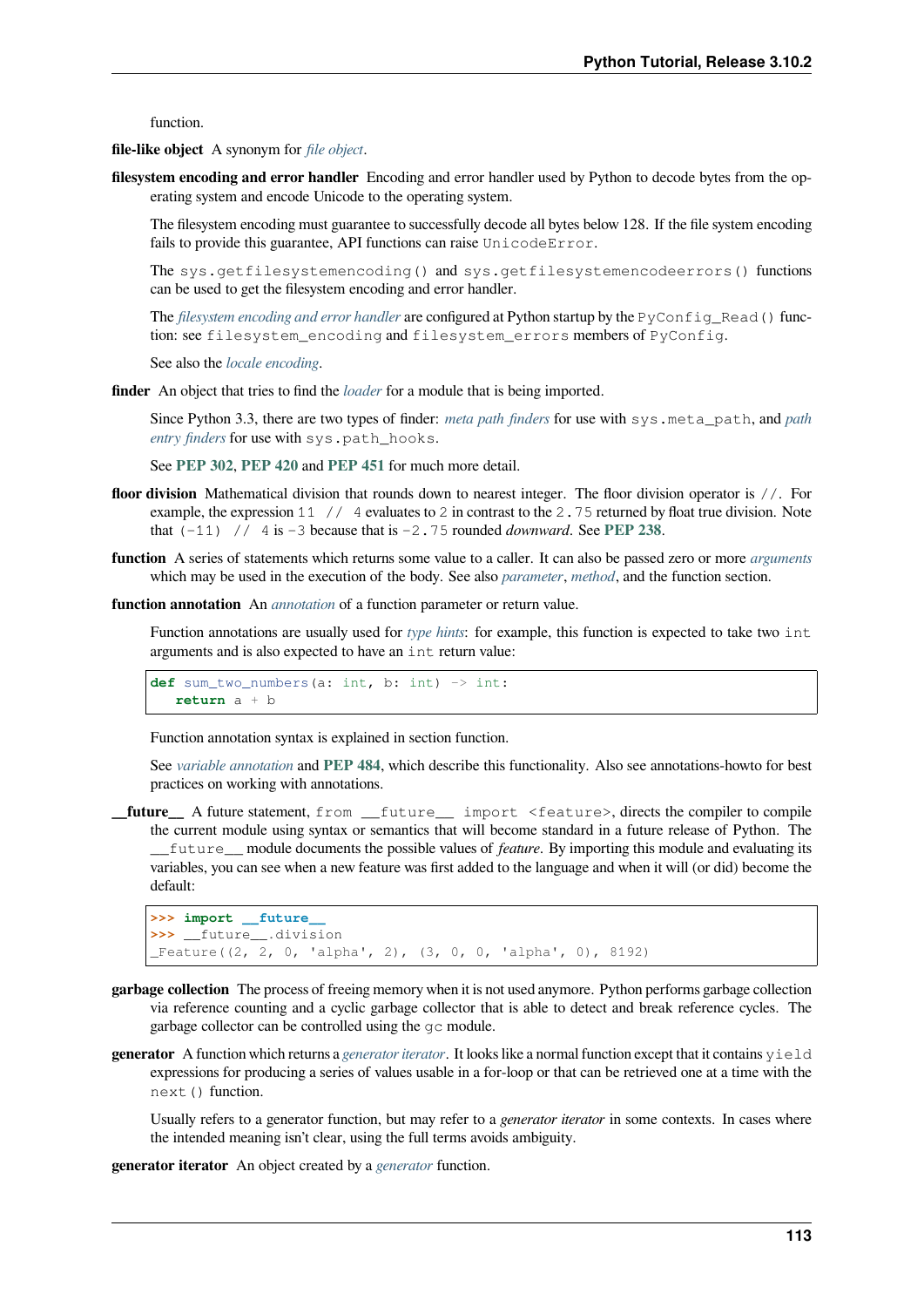function.

**file-like object** A synonym for *file object*.

**filesystem encoding and error handler** Encoding and error handler used by Python to decode bytes from the operating system and encode Unicode to the operating system.

The filesystem encoding must guarantee to successfully decode all bytes below 128. If the file system encoding fails to provide this guarantee, API functions can raise `UnicodeError`.

The `sys.getfilesystemencoding()` and `sys.getfilesystemencodeerrors()` functions can be used to get the filesystem encoding and error handler.

The *filesystem encoding and error handler* are configured at Python startup by the `PyConfig_Read()` function: see `filesystem_encoding` and `filesystem_errors` members of `PyConfig`.

See also the *locale encoding*.

**finder** An object that tries to find the *loader* for a module that is being imported.

Since Python 3.3, there are two types of finder: *meta path finders* for use with `sys.meta_path`, and *path entry finders* for use with `sys.path_hooks`.

See **PEP 302**, **PEP 420** and **PEP 451** for much more detail.

**floor division** Mathematical division that rounds down to nearest integer. The floor division operator is `//`. For example, the expression `11 // 4` evaluates to `2` in contrast to the `2.75` returned by float true division. Note that `(-11) // 4` is `-3` because that is `-2.75` rounded *downward*. See **PEP 238**.

**function** A series of statements which returns some value to a caller. It can also be passed zero or more *arguments* which may be used in the execution of the body. See also *parameter*, *method*, and the function section.

**function annotation** An *annotation* of a function parameter or return value.

Function annotations are usually used for *type hints*: for example, this function is expected to take two `int` arguments and is also expected to have an `int` return value:

```
def sum_two_numbers(a: int, b: int) -> int:
   return a + b
```

Function annotation syntax is explained in section function.

See *variable annotation* and **PEP 484**, which describe this functionality. Also see annotations-howto for best practices on working with annotations.

**__future__** A future statement, `from __future__ import <feature>`, directs the compiler to compile the current module using syntax or semantics that will become standard in a future release of Python. The `__future__` module documents the possible values of *feature*. By importing this module and evaluating its variables, you can see when a new feature was first added to the language and when it will (or did) become the default:

```
>>> import __future__
>>> __future__.division
_Feature((2, 2, 0, 'alpha', 2), (3, 0, 0, 'alpha', 0), 8192)
```

**garbage collection** The process of freeing memory when it is not used anymore. Python performs garbage collection via reference counting and a cyclic garbage collector that is able to detect and break reference cycles. The garbage collector can be controlled using the `gc` module.

**generator** A function which returns a *generator iterator*. It looks like a normal function except that it contains `yield` expressions for producing a series of values usable in a for-loop or that can be retrieved one at a time with the `next()` function.

Usually refers to a generator function, but may refer to a *generator iterator* in some contexts. In cases where the intended meaning isn't clear, using the full terms avoids ambiguity.

**generator iterator** An object created by a *generator* function.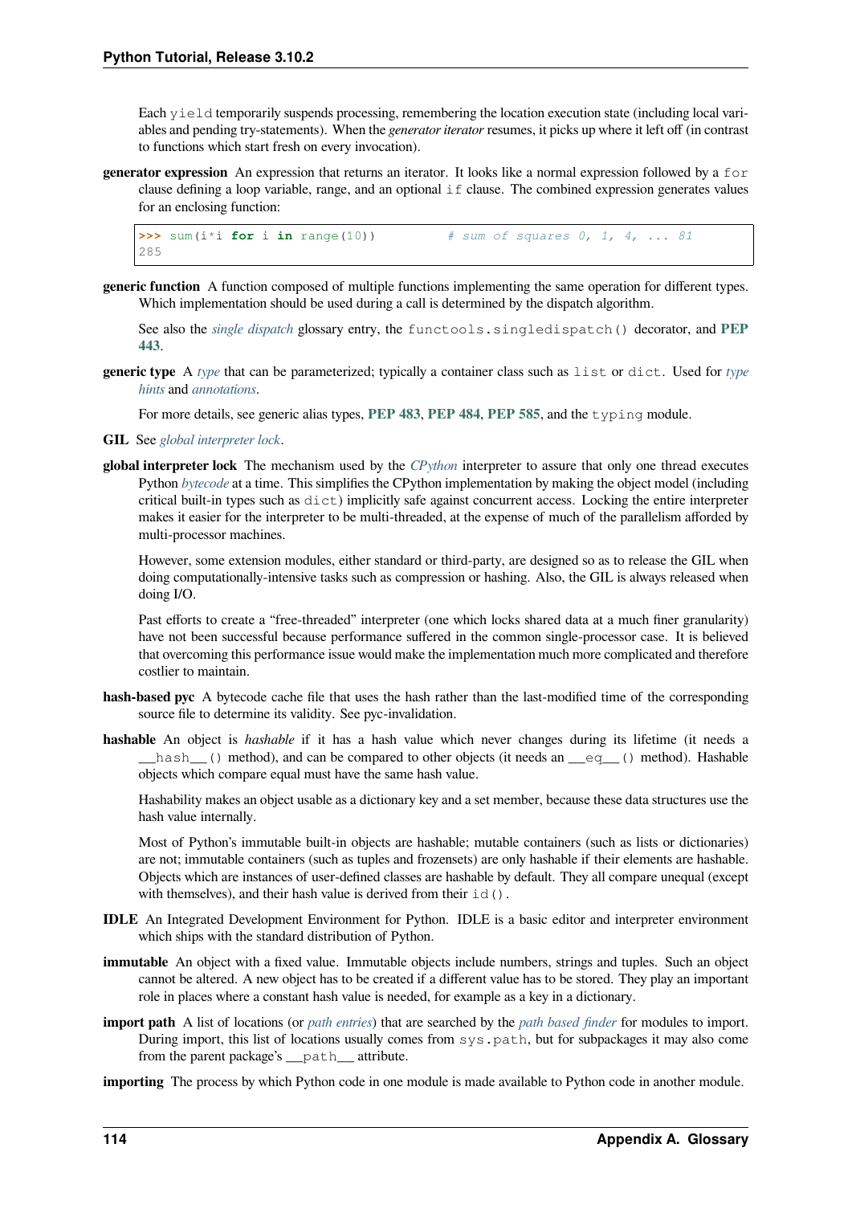Each yield temporarily suspends processing, remembering the location execution state (including local variables and pending try-statements). When the *generator iterator* resumes, it picks up where it left off (in contrast to functions which start fresh on every invocation).

**generator expression** An expression that returns an iterator. It looks like a normal expression followed by a for clause defining a loop variable, range, and an optional if clause. The combined expression generates values for an enclosing function:

```
>>> sum(i*i for i in range(10))         # sum of squares 0, 1, 4, ... 81
285
```

**generic function** A function composed of multiple functions implementing the same operation for different types. Which implementation should be used during a call is determined by the dispatch algorithm.

See also the *single dispatch* glossary entry, the functools.singledispatch() decorator, and **PEP 443**.

**generic type** A *type* that can be parameterized; typically a container class such as list or dict. Used for *type hints* and *annotations*.

For more details, see generic alias types, **PEP 483**, **PEP 484**, **PEP 585**, and the typing module.

**GIL** See *global interpreter lock*.

**global interpreter lock** The mechanism used by the *CPython* interpreter to assure that only one thread executes Python *bytecode* at a time. This simplifies the CPython implementation by making the object model (including critical built-in types such as dict) implicitly safe against concurrent access. Locking the entire interpreter makes it easier for the interpreter to be multi-threaded, at the expense of much of the parallelism afforded by multi-processor machines.

However, some extension modules, either standard or third-party, are designed so as to release the GIL when doing computationally-intensive tasks such as compression or hashing. Also, the GIL is always released when doing I/O.

Past efforts to create a "free-threaded" interpreter (one which locks shared data at a much finer granularity) have not been successful because performance suffered in the common single-processor case. It is believed that overcoming this performance issue would make the implementation much more complicated and therefore costlier to maintain.

**hash-based pyc** A bytecode cache file that uses the hash rather than the last-modified time of the corresponding source file to determine its validity. See pyc-invalidation.

**hashable** An object is *hashable* if it has a hash value which never changes during its lifetime (it needs a __hash__() method), and can be compared to other objects (it needs an __eq__() method). Hashable objects which compare equal must have the same hash value.

Hashability makes an object usable as a dictionary key and a set member, because these data structures use the hash value internally.

Most of Python's immutable built-in objects are hashable; mutable containers (such as lists or dictionaries) are not; immutable containers (such as tuples and frozensets) are only hashable if their elements are hashable. Objects which are instances of user-defined classes are hashable by default. They all compare unequal (except with themselves), and their hash value is derived from their id().

**IDLE** An Integrated Development Environment for Python. IDLE is a basic editor and interpreter environment which ships with the standard distribution of Python.

**immutable** An object with a fixed value. Immutable objects include numbers, strings and tuples. Such an object cannot be altered. A new object has to be created if a different value has to be stored. They play an important role in places where a constant hash value is needed, for example as a key in a dictionary.

**import path** A list of locations (or *path entries*) that are searched by the *path based finder* for modules to import. During import, this list of locations usually comes from sys.path, but for subpackages it may also come from the parent package's __path__ attribute.

**importing** The process by which Python code in one module is made available to Python code in another module.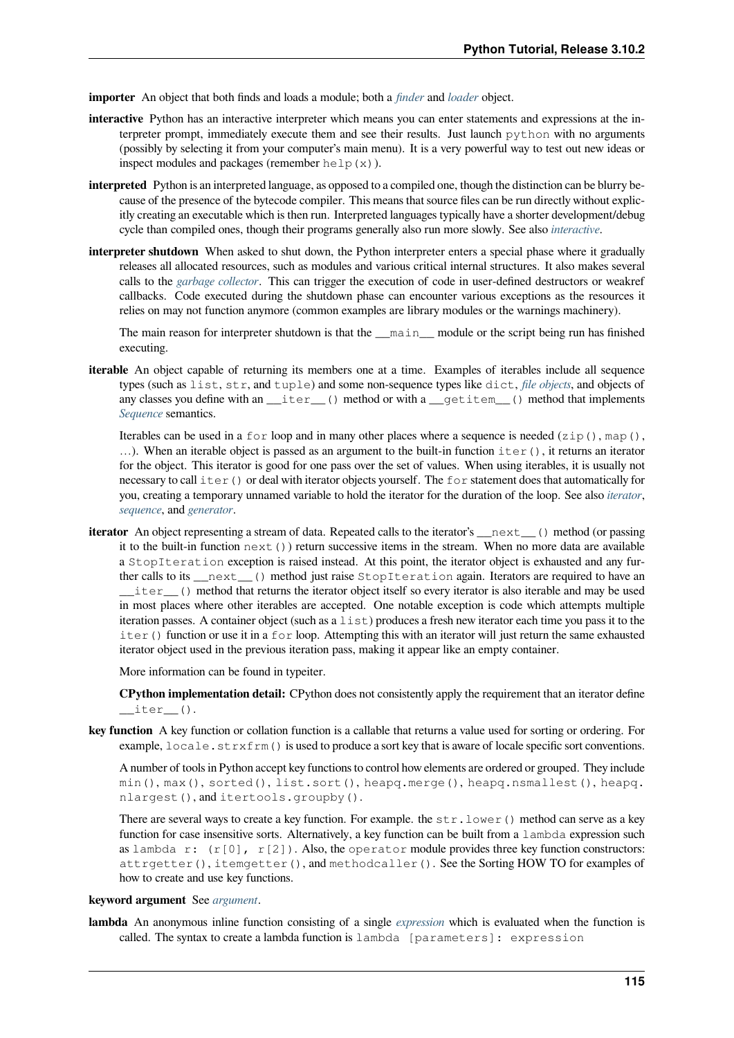**importer** An object that both finds and loads a module; both a *finder* and *loader* object.

**interactive** Python has an interactive interpreter which means you can enter statements and expressions at the interpreter prompt, immediately execute them and see their results. Just launch `python` with no arguments (possibly by selecting it from your computer's main menu). It is a very powerful way to test out new ideas or inspect modules and packages (remember `help(x)`).

**interpreted** Python is an interpreted language, as opposed to a compiled one, though the distinction can be blurry because of the presence of the bytecode compiler. This means that source files can be run directly without explicitly creating an executable which is then run. Interpreted languages typically have a shorter development/debug cycle than compiled ones, though their programs generally also run more slowly. See also *interactive*.

**interpreter shutdown** When asked to shut down, the Python interpreter enters a special phase where it gradually releases all allocated resources, such as modules and various critical internal structures. It also makes several calls to the *garbage collector*. This can trigger the execution of code in user-defined destructors or weakref callbacks. Code executed during the shutdown phase can encounter various exceptions as the resources it relies on may not function anymore (common examples are library modules or the warnings machinery).

The main reason for interpreter shutdown is that the `__main__` module or the script being run has finished executing.

**iterable** An object capable of returning its members one at a time. Examples of iterables include all sequence types (such as `list`, `str`, and `tuple`) and some non-sequence types like `dict`, *file objects*, and objects of any classes you define with an `__iter__()` method or with a `__getitem__()` method that implements *Sequence* semantics.

Iterables can be used in a `for` loop and in many other places where a sequence is needed (`zip()`, `map()`, ...). When an iterable object is passed as an argument to the built-in function `iter()`, it returns an iterator for the object. This iterator is good for one pass over the set of values. When using iterables, it is usually not necessary to call `iter()` or deal with iterator objects yourself. The `for` statement does that automatically for you, creating a temporary unnamed variable to hold the iterator for the duration of the loop. See also *iterator*, *sequence*, and *generator*.

**iterator** An object representing a stream of data. Repeated calls to the iterator's `__next__()` method (or passing it to the built-in function `next()`) return successive items in the stream. When no more data are available a `StopIteration` exception is raised instead. At this point, the iterator object is exhausted and any further calls to its `__next__()` method just raise `StopIteration` again. Iterators are required to have an `__iter__()` method that returns the iterator object itself so every iterator is also iterable and may be used in most places where other iterables are accepted. One notable exception is code which attempts multiple iteration passes. A container object (such as a `list`) produces a fresh new iterator each time you pass it to the `iter()` function or use it in a `for` loop. Attempting this with an iterator will just return the same exhausted iterator object used in the previous iteration pass, making it appear like an empty container.

More information can be found in typeiter.

**CPython implementation detail:** CPython does not consistently apply the requirement that an iterator define `__iter__()`.

**key function** A key function or collation function is a callable that returns a value used for sorting or ordering. For example, `locale.strxfrm()` is used to produce a sort key that is aware of locale specific sort conventions.

A number of tools in Python accept key functions to control how elements are ordered or grouped. They include `min()`, `max()`, `sorted()`, `list.sort()`, `heapq.merge()`, `heapq.nsmallest()`, `heapq.nlargest()`, and `itertools.groupby()`.

There are several ways to create a key function. For example. the `str.lower()` method can serve as a key function for case insensitive sorts. Alternatively, a key function can be built from a `lambda` expression such as `lambda r: (r[0], r[2])`. Also, the `operator` module provides three key function constructors: `attrgetter()`, `itemgetter()`, and `methodcaller()`. See the Sorting HOW TO for examples of how to create and use key functions.

**keyword argument** See *argument*.

**lambda** An anonymous inline function consisting of a single *expression* which is evaluated when the function is called. The syntax to create a lambda function is `lambda [parameters]: expression`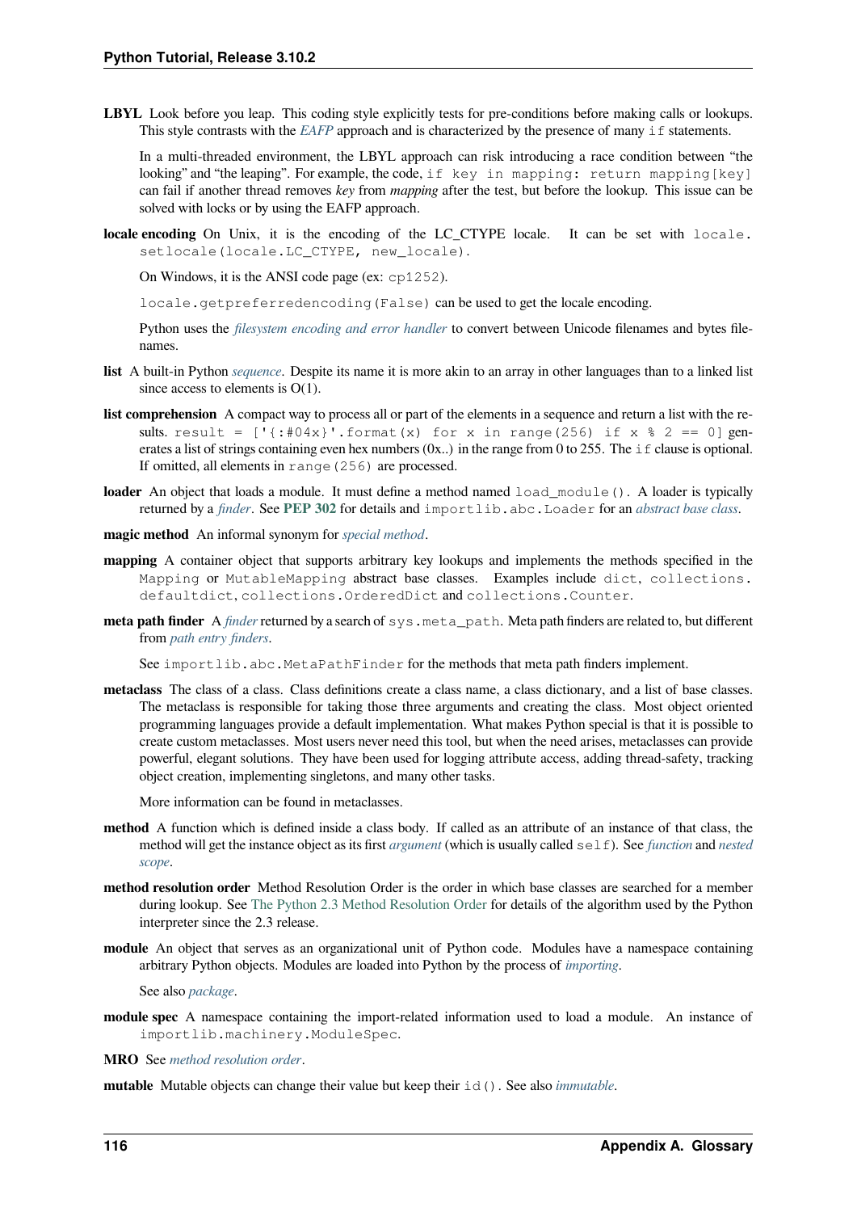**LBYL** Look before you leap. This coding style explicitly tests for pre-conditions before making calls or lookups. This style contrasts with the *EAFP* approach and is characterized by the presence of many `if` statements.

In a multi-threaded environment, the LBYL approach can risk introducing a race condition between "the looking" and "the leaping". For example, the code, `if key in mapping: return mapping[key]` can fail if another thread removes *key* from *mapping* after the test, but before the lookup. This issue can be solved with locks or by using the EAFP approach.

**locale encoding** On Unix, it is the encoding of the LC_CTYPE locale. It can be set with `locale.setlocale(locale.LC_CTYPE, new_locale)`.

On Windows, it is the ANSI code page (ex: `cp1252`).

`locale.getpreferredencoding(False)` can be used to get the locale encoding.

Python uses the *filesystem encoding and error handler* to convert between Unicode filenames and bytes filenames.

**list** A built-in Python *sequence*. Despite its name it is more akin to an array in other languages than to a linked list since access to elements is O(1).

**list comprehension** A compact way to process all or part of the elements in a sequence and return a list with the results. `result = ['{:#04x}'.format(x) for x in range(256) if x % 2 == 0]` generates a list of strings containing even hex numbers (0x..) in the range from 0 to 255. The `if` clause is optional. If omitted, all elements in `range(256)` are processed.

**loader** An object that loads a module. It must define a method named `load_module()`. A loader is typically returned by a *finder*. See **PEP 302** for details and `importlib.abc.Loader` for an *abstract base class*.

**magic method** An informal synonym for *special method*.

**mapping** A container object that supports arbitrary key lookups and implements the methods specified in the `Mapping` or `MutableMapping` abstract base classes. Examples include `dict`, `collections.defaultdict`, `collections.OrderedDict` and `collections.Counter`.

**meta path finder** A *finder* returned by a search of `sys.meta_path`. Meta path finders are related to, but different from *path entry finders*.

See `importlib.abc.MetaPathFinder` for the methods that meta path finders implement.

**metaclass** The class of a class. Class definitions create a class name, a class dictionary, and a list of base classes. The metaclass is responsible for taking those three arguments and creating the class. Most object oriented programming languages provide a default implementation. What makes Python special is that it is possible to create custom metaclasses. Most users never need this tool, but when the need arises, metaclasses can provide powerful, elegant solutions. They have been used for logging attribute access, adding thread-safety, tracking object creation, implementing singletons, and many other tasks.

More information can be found in metaclasses.

**method** A function which is defined inside a class body. If called as an attribute of an instance of that class, the method will get the instance object as its first *argument* (which is usually called `self`). See *function* and *nested scope*.

**method resolution order** Method Resolution Order is the order in which base classes are searched for a member during lookup. See The Python 2.3 Method Resolution Order for details of the algorithm used by the Python interpreter since the 2.3 release.

**module** An object that serves as an organizational unit of Python code. Modules have a namespace containing arbitrary Python objects. Modules are loaded into Python by the process of *importing*.

See also *package*.

**module spec** A namespace containing the import-related information used to load a module. An instance of `importlib.machinery.ModuleSpec`.

**MRO** See *method resolution order*.

**mutable** Mutable objects can change their value but keep their `id()`. See also *immutable*.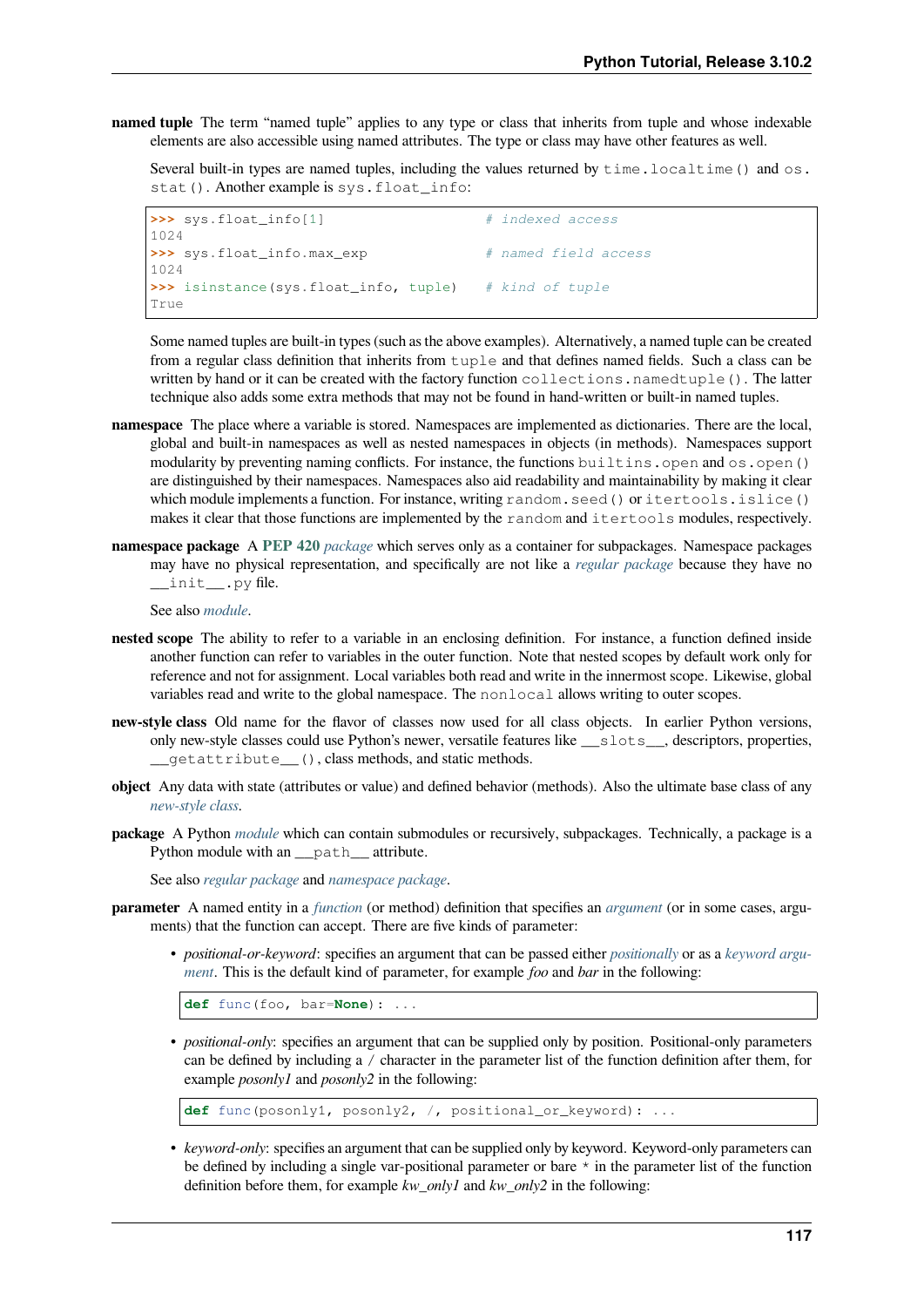**named tuple** The term "named tuple" applies to any type or class that inherits from tuple and whose indexable elements are also accessible using named attributes. The type or class may have other features as well.

Several built-in types are named tuples, including the values returned by `time.localtime()` and `os.stat()`. Another example is `sys.float_info`:

```
>>> sys.float_info[1]                   # indexed access
1024
>>> sys.float_info.max_exp              # named field access
1024
>>> isinstance(sys.float_info, tuple)   # kind of tuple
True
```

Some named tuples are built-in types (such as the above examples). Alternatively, a named tuple can be created from a regular class definition that inherits from `tuple` and that defines named fields. Such a class can be written by hand or it can be created with the factory function `collections.namedtuple()`. The latter technique also adds some extra methods that may not be found in hand-written or built-in named tuples.

**namespace** The place where a variable is stored. Namespaces are implemented as dictionaries. There are the local, global and built-in namespaces as well as nested namespaces in objects (in methods). Namespaces support modularity by preventing naming conflicts. For instance, the functions `builtins.open` and `os.open()` are distinguished by their namespaces. Namespaces also aid readability and maintainability by making it clear which module implements a function. For instance, writing `random.seed()` or `itertools.islice()` makes it clear that those functions are implemented by the `random` and `itertools` modules, respectively.

**namespace package** A **PEP 420** *package* which serves only as a container for subpackages. Namespace packages may have no physical representation, and specifically are not like a *regular package* because they have no `__init__.py` file.

See also *module*.

**nested scope** The ability to refer to a variable in an enclosing definition. For instance, a function defined inside another function can refer to variables in the outer function. Note that nested scopes by default work only for reference and not for assignment. Local variables both read and write in the innermost scope. Likewise, global variables read and write to the global namespace. The `nonlocal` allows writing to outer scopes.

**new-style class** Old name for the flavor of classes now used for all class objects. In earlier Python versions, only new-style classes could use Python's newer, versatile features like `__slots__`, descriptors, properties, `__getattribute__()`, class methods, and static methods.

**object** Any data with state (attributes or value) and defined behavior (methods). Also the ultimate base class of any *new-style class*.

**package** A Python *module* which can contain submodules or recursively, subpackages. Technically, a package is a Python module with an `__path__` attribute.

See also *regular package* and *namespace package*.

**parameter** A named entity in a *function* (or method) definition that specifies an *argument* (or in some cases, arguments) that the function can accept. There are five kinds of parameter:

- *positional-or-keyword*: specifies an argument that can be passed either *positionally* or as a *keyword argument*. This is the default kind of parameter, for example *foo* and *bar* in the following:

```
def func(foo, bar=None): ...
```

- *positional-only*: specifies an argument that can be supplied only by position. Positional-only parameters can be defined by including a `/` character in the parameter list of the function definition after them, for example *posonly1* and *posonly2* in the following:

```
def func(posonly1, posonly2, /, positional_or_keyword): ...
```

- *keyword-only*: specifies an argument that can be supplied only by keyword. Keyword-only parameters can be defined by including a single var-positional parameter or bare `*` in the parameter list of the function definition before them, for example *kw_only1* and *kw_only2* in the following: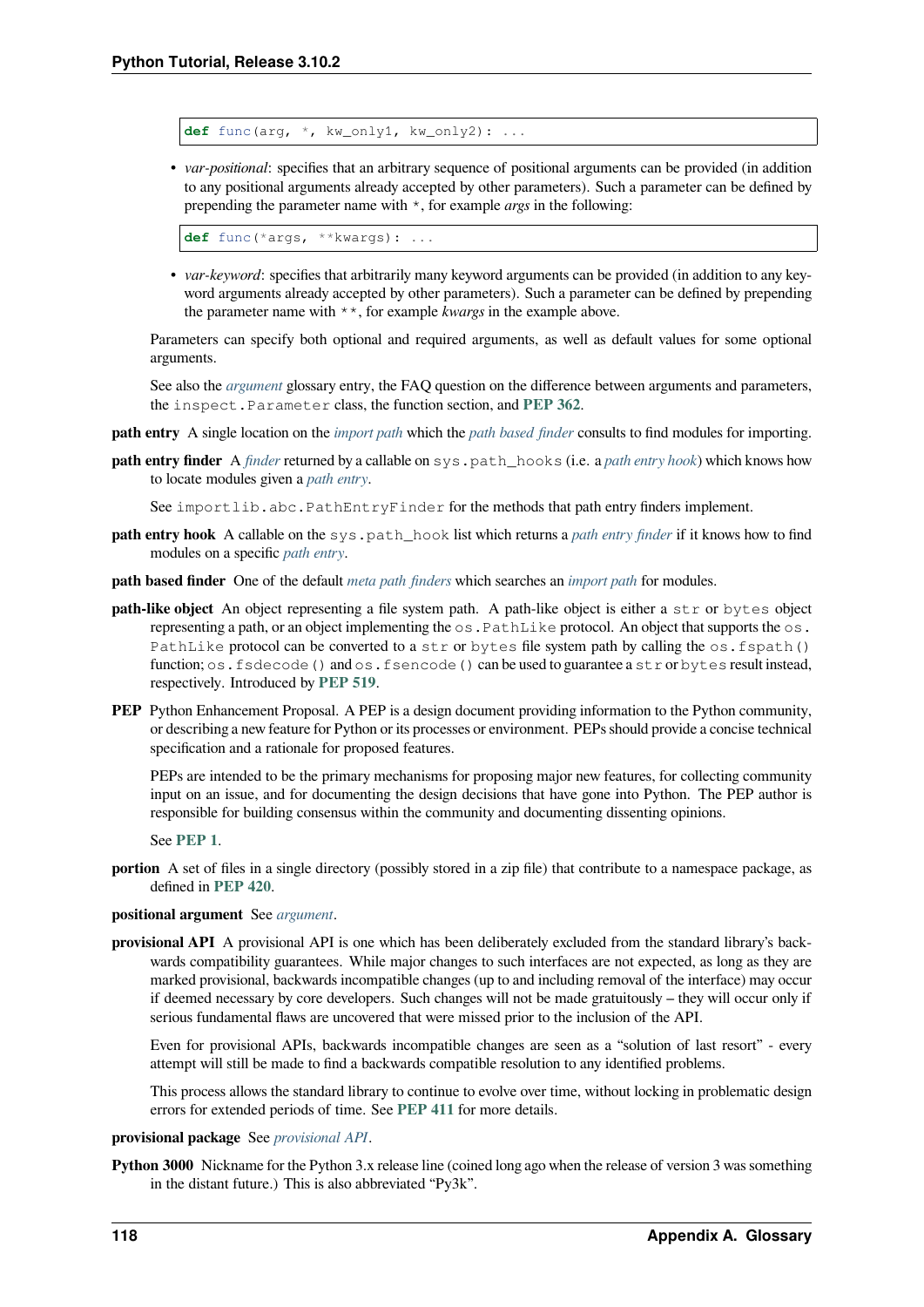```
def func(arg, *, kw_only1, kw_only2): ...
```

- *var-positional*: specifies that an arbitrary sequence of positional arguments can be provided (in addition to any positional arguments already accepted by other parameters). Such a parameter can be defined by prepending the parameter name with `*`, for example *args* in the following:

```
def func(*args, **kwargs): ...
```

- *var-keyword*: specifies that arbitrarily many keyword arguments can be provided (in addition to any keyword arguments already accepted by other parameters). Such a parameter can be defined by prepending the parameter name with `**`, for example *kwargs* in the example above.

Parameters can specify both optional and required arguments, as well as default values for some optional arguments.

See also the *argument* glossary entry, the FAQ question on the difference between arguments and parameters, the `inspect.Parameter` class, the function section, and **PEP 362**.

**path entry** A single location on the *import path* which the *path based finder* consults to find modules for importing.

**path entry finder** A *finder* returned by a callable on `sys.path_hooks` (i.e. a *path entry hook*) which knows how to locate modules given a *path entry*.

See `importlib.abc.PathEntryFinder` for the methods that path entry finders implement.

**path entry hook** A callable on the `sys.path_hook` list which returns a *path entry finder* if it knows how to find modules on a specific *path entry*.

**path based finder** One of the default *meta path finders* which searches an *import path* for modules.

**path-like object** An object representing a file system path. A path-like object is either a `str` or `bytes` object representing a path, or an object implementing the `os.PathLike` protocol. An object that supports the `os.PathLike` protocol can be converted to a `str` or `bytes` file system path by calling the `os.fspath()` function; `os.fsdecode()` and `os.fsencode()` can be used to guarantee a `str` or `bytes` result instead, respectively. Introduced by **PEP 519**.

**PEP** Python Enhancement Proposal. A PEP is a design document providing information to the Python community, or describing a new feature for Python or its processes or environment. PEPs should provide a concise technical specification and a rationale for proposed features.

PEPs are intended to be the primary mechanisms for proposing major new features, for collecting community input on an issue, and for documenting the design decisions that have gone into Python. The PEP author is responsible for building consensus within the community and documenting dissenting opinions.

See **PEP 1**.

**portion** A set of files in a single directory (possibly stored in a zip file) that contribute to a namespace package, as defined in **PEP 420**.

**positional argument** See *argument*.

**provisional API** A provisional API is one which has been deliberately excluded from the standard library's backwards compatibility guarantees. While major changes to such interfaces are not expected, as long as they are marked provisional, backwards incompatible changes (up to and including removal of the interface) may occur if deemed necessary by core developers. Such changes will not be made gratuitously – they will occur only if serious fundamental flaws are uncovered that were missed prior to the inclusion of the API.

Even for provisional APIs, backwards incompatible changes are seen as a "solution of last resort" - every attempt will still be made to find a backwards compatible resolution to any identified problems.

This process allows the standard library to continue to evolve over time, without locking in problematic design errors for extended periods of time. See **PEP 411** for more details.

**provisional package** See *provisional API*.

**Python 3000** Nickname for the Python 3.x release line (coined long ago when the release of version 3 was something in the distant future.) This is also abbreviated "Py3k".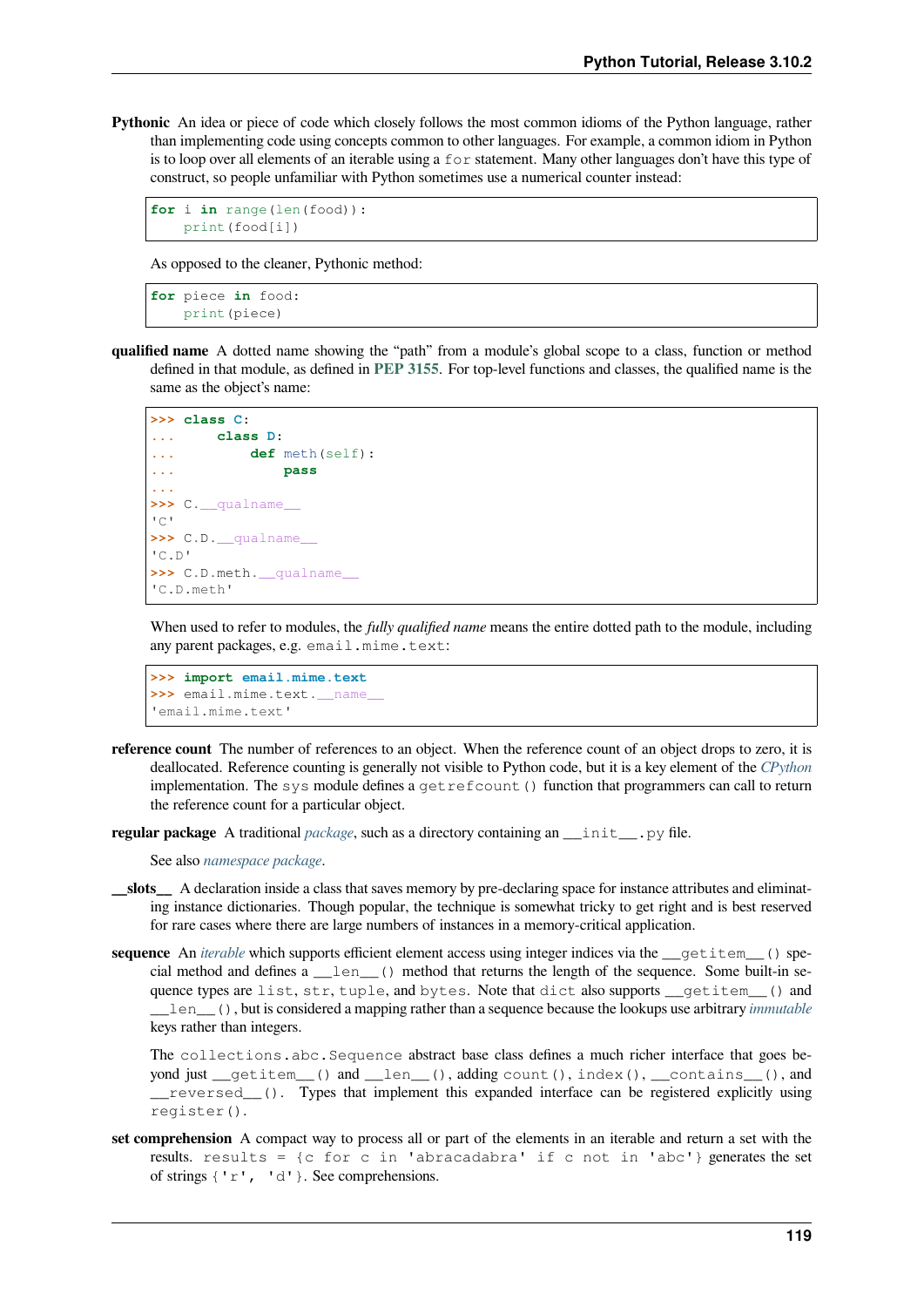**Pythonic** An idea or piece of code which closely follows the most common idioms of the Python language, rather than implementing code using concepts common to other languages. For example, a common idiom in Python is to loop over all elements of an iterable using a `for` statement. Many other languages don't have this type of construct, so people unfamiliar with Python sometimes use a numerical counter instead:

```
for i in range(len(food)):
    print(food[i])
```

As opposed to the cleaner, Pythonic method:

```
for piece in food:
    print(piece)
```

**qualified name** A dotted name showing the "path" from a module's global scope to a class, function or method defined in that module, as defined in **PEP 3155**. For top-level functions and classes, the qualified name is the same as the object's name:

```
>>> class C:
...     class D:
...         def meth(self):
...             pass
...
>>> C.__qualname__
'C'
>>> C.D.__qualname__
'C.D'
>>> C.D.meth.__qualname__
'C.D.meth'
```

When used to refer to modules, the *fully qualified name* means the entire dotted path to the module, including any parent packages, e.g. `email.mime.text`:

```
>>> import email.mime.text
>>> email.mime.text.__name__
'email.mime.text'
```

**reference count** The number of references to an object. When the reference count of an object drops to zero, it is deallocated. Reference counting is generally not visible to Python code, but it is a key element of the *CPython* implementation. The `sys` module defines a `getrefcount()` function that programmers can call to return the reference count for a particular object.

**regular package** A traditional *package*, such as a directory containing an `__init__.py` file.

See also *namespace package*.

**__slots__** A declaration inside a class that saves memory by pre-declaring space for instance attributes and eliminating instance dictionaries. Though popular, the technique is somewhat tricky to get right and is best reserved for rare cases where there are large numbers of instances in a memory-critical application.

**sequence** An *iterable* which supports efficient element access using integer indices via the `__getitem__()` special method and defines a `__len__()` method that returns the length of the sequence. Some built-in sequence types are `list`, `str`, `tuple`, and `bytes`. Note that `dict` also supports `__getitem__()` and `__len__()`, but is considered a mapping rather than a sequence because the lookups use arbitrary *immutable* keys rather than integers.

The `collections.abc.Sequence` abstract base class defines a much richer interface that goes beyond just `__getitem__()` and `__len__()`, adding `count()`, `index()`, `__contains__()`, and `__reversed__()`. Types that implement this expanded interface can be registered explicitly using `register()`.

**set comprehension** A compact way to process all or part of the elements in an iterable and return a set with the results. `results = {c for c in 'abracadabra' if c not in 'abc'}` generates the set of strings `{'r', 'd'}`. See comprehensions.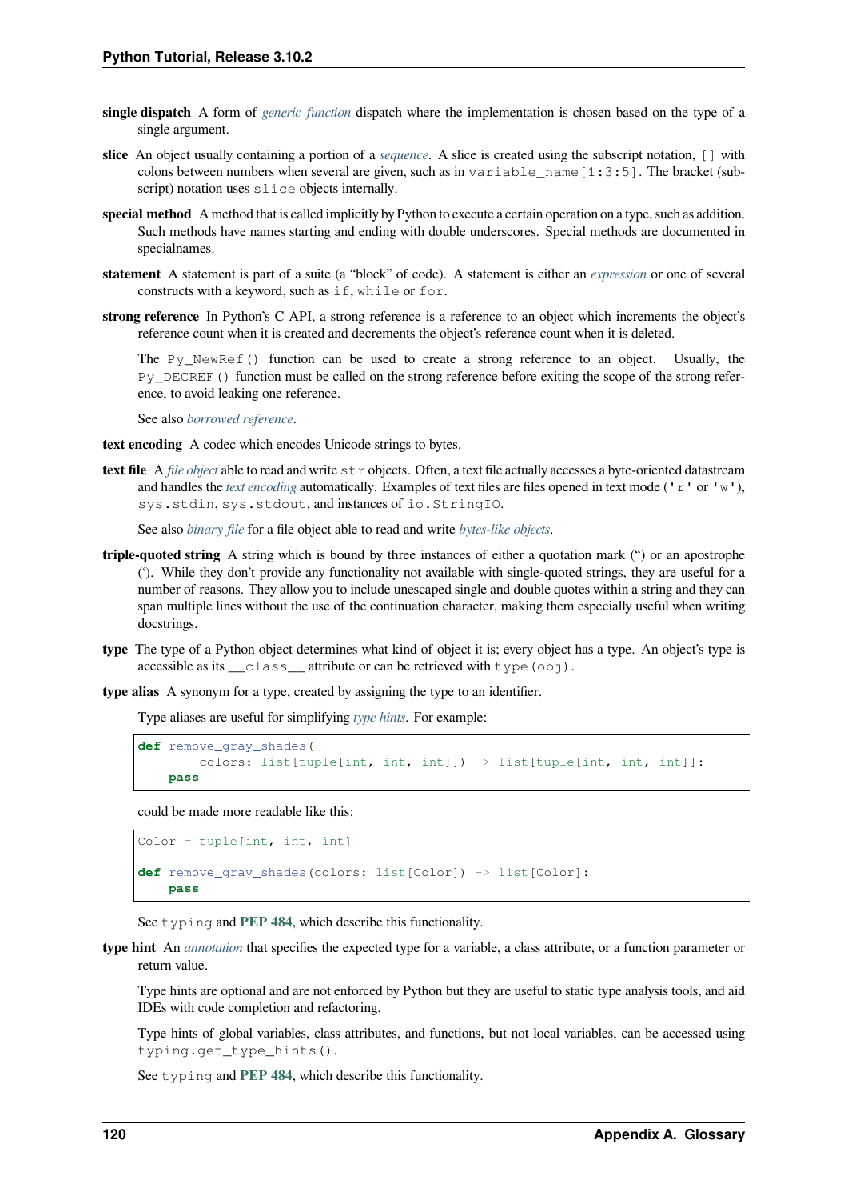**single dispatch** A form of *generic function* dispatch where the implementation is chosen based on the type of a single argument.

**slice** An object usually containing a portion of a *sequence*. A slice is created using the subscript notation, `[]` with colons between numbers when several are given, such as in `variable_name[1:3:5]`. The bracket (subscript) notation uses `slice` objects internally.

**special method** A method that is called implicitly by Python to execute a certain operation on a type, such as addition. Such methods have names starting and ending with double underscores. Special methods are documented in specialnames.

**statement** A statement is part of a suite (a "block" of code). A statement is either an *expression* or one of several constructs with a keyword, such as `if`, `while` or `for`.

**strong reference** In Python's C API, a strong reference is a reference to an object which increments the object's reference count when it is created and decrements the object's reference count when it is deleted.

The `Py_NewRef()` function can be used to create a strong reference to an object. Usually, the `Py_DECREF()` function must be called on the strong reference before exiting the scope of the strong reference, to avoid leaking one reference.

See also *borrowed reference*.

**text encoding** A codec which encodes Unicode strings to bytes.

**text file** A *file object* able to read and write `str` objects. Often, a text file actually accesses a byte-oriented datastream and handles the *text encoding* automatically. Examples of text files are files opened in text mode (`'r'` or `'w'`), `sys.stdin`, `sys.stdout`, and instances of `io.StringIO`.

See also *binary file* for a file object able to read and write *bytes-like objects*.

**triple-quoted string** A string which is bound by three instances of either a quotation mark (") or an apostrophe ('). While they don't provide any functionality not available with single-quoted strings, they are useful for a number of reasons. They allow you to include unescaped single and double quotes within a string and they can span multiple lines without the use of the continuation character, making them especially useful when writing docstrings.

**type** The type of a Python object determines what kind of object it is; every object has a type. An object's type is accessible as its `__class__` attribute or can be retrieved with `type(obj)`.

**type alias** A synonym for a type, created by assigning the type to an identifier.

Type aliases are useful for simplifying *type hints*. For example:

```
def remove_gray_shades(
        colors: list[tuple[int, int, int]]) -> list[tuple[int, int, int]]:
    pass
```

could be made more readable like this:

```
Color = tuple[int, int, int]

def remove_gray_shades(colors: list[Color]) -> list[Color]:
    pass
```

See `typing` and **PEP 484**, which describe this functionality.

**type hint** An *annotation* that specifies the expected type for a variable, a class attribute, or a function parameter or return value.

Type hints are optional and are not enforced by Python but they are useful to static type analysis tools, and aid IDEs with code completion and refactoring.

Type hints of global variables, class attributes, and functions, but not local variables, can be accessed using `typing.get_type_hints()`.

See `typing` and **PEP 484**, which describe this functionality.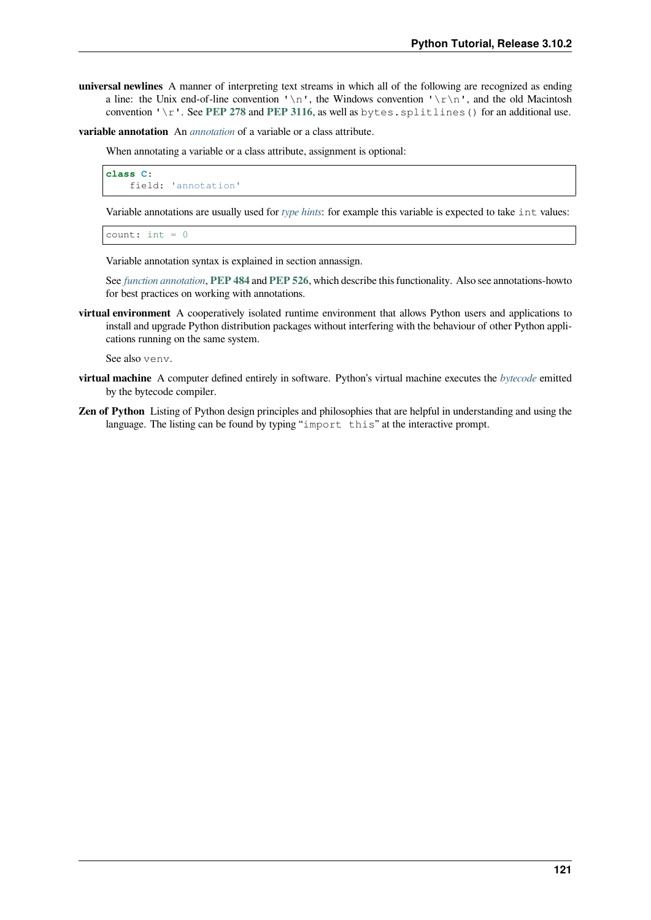**universal newlines** A manner of interpreting text streams in which all of the following are recognized as ending a line: the Unix end-of-line convention `'\n'`, the Windows convention `'\r\n'`, and the old Macintosh convention `'\r'`. See **PEP 278** and **PEP 3116**, as well as `bytes.splitlines()` for an additional use.

**variable annotation** An *annotation* of a variable or a class attribute.

When annotating a variable or a class attribute, assignment is optional:

```
class C:
    field: 'annotation'
```

Variable annotations are usually used for *type hints*: for example this variable is expected to take `int` values:

```
count: int = 0
```

Variable annotation syntax is explained in section annassign.

See *function annotation*, **PEP 484** and **PEP 526**, which describe this functionality. Also see annotations-howto for best practices on working with annotations.

**virtual environment** A cooperatively isolated runtime environment that allows Python users and applications to install and upgrade Python distribution packages without interfering with the behaviour of other Python applications running on the same system.

See also `venv`.

**virtual machine** A computer defined entirely in software. Python's virtual machine executes the *bytecode* emitted by the bytecode compiler.

**Zen of Python** Listing of Python design principles and philosophies that are helpful in understanding and using the language. The listing can be found by typing "`import this`" at the interactive prompt.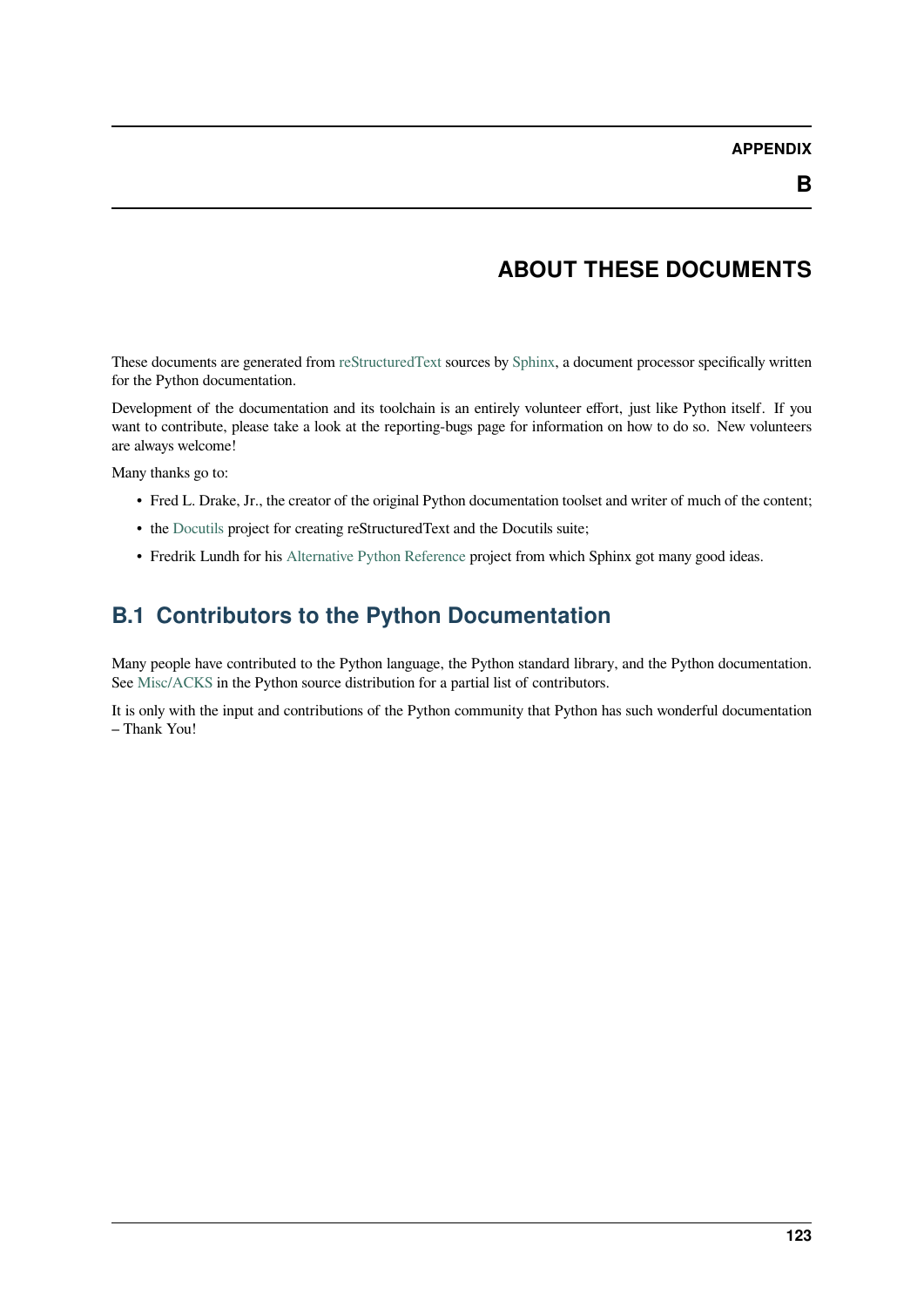# APPENDIX B

# ABOUT THESE DOCUMENTS

These documents are generated from reStructuredText sources by Sphinx, a document processor specifically written for the Python documentation.

Development of the documentation and its toolchain is an entirely volunteer effort, just like Python itself. If you want to contribute, please take a look at the reporting-bugs page for information on how to do so. New volunteers are always welcome!

Many thanks go to:

- Fred L. Drake, Jr., the creator of the original Python documentation toolset and writer of much of the content;
- the Docutils project for creating reStructuredText and the Docutils suite;
- Fredrik Lundh for his Alternative Python Reference project from which Sphinx got many good ideas.

## B.1 Contributors to the Python Documentation

Many people have contributed to the Python language, the Python standard library, and the Python documentation. See Misc/ACKS in the Python source distribution for a partial list of contributors.

It is only with the input and contributions of the Python community that Python has such wonderful documentation – Thank You!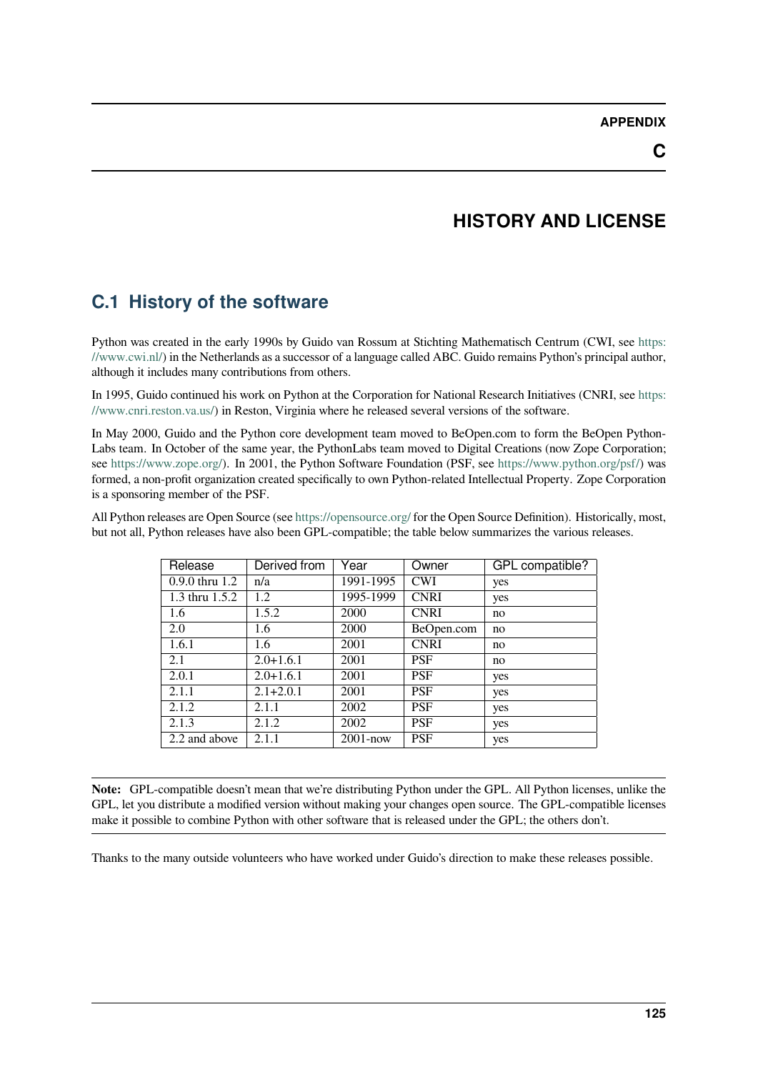# APPENDIX C

# HISTORY AND LICENSE

## C.1 History of the software

Python was created in the early 1990s by Guido van Rossum at Stichting Mathematisch Centrum (CWI, see https://www.cwi.nl/) in the Netherlands as a successor of a language called ABC. Guido remains Python's principal author, although it includes many contributions from others.

In 1995, Guido continued his work on Python at the Corporation for National Research Initiatives (CNRI, see https://www.cnri.reston.va.us/) in Reston, Virginia where he released several versions of the software.

In May 2000, Guido and the Python core development team moved to BeOpen.com to form the BeOpen PythonLabs team. In October of the same year, the PythonLabs team moved to Digital Creations (now Zope Corporation; see https://www.zope.org/). In 2001, the Python Software Foundation (PSF, see https://www.python.org/psf/) was formed, a non-profit organization created specifically to own Python-related Intellectual Property. Zope Corporation is a sponsoring member of the PSF.

All Python releases are Open Source (see https://opensource.org/ for the Open Source Definition). Historically, most, but not all, Python releases have also been GPL-compatible; the table below summarizes the various releases.

| Release | Derived from | Year | Owner | GPL compatible? |
|---|---|---|---|---|
| 0.9.0 thru 1.2 | n/a | 1991-1995 | CWI | yes |
| 1.3 thru 1.5.2 | 1.2 | 1995-1999 | CNRI | yes |
| 1.6 | 1.5.2 | 2000 | CNRI | no |
| 2.0 | 1.6 | 2000 | BeOpen.com | no |
| 1.6.1 | 1.6 | 2001 | CNRI | no |
| 2.1 | 2.0+1.6.1 | 2001 | PSF | no |
| 2.0.1 | 2.0+1.6.1 | 2001 | PSF | yes |
| 2.1.1 | 2.1+2.0.1 | 2001 | PSF | yes |
| 2.1.2 | 2.1.1 | 2002 | PSF | yes |
| 2.1.3 | 2.1.2 | 2002 | PSF | yes |
| 2.2 and above | 2.1.1 | 2001-now | PSF | yes |

**Note:** GPL-compatible doesn't mean that we're distributing Python under the GPL. All Python licenses, unlike the GPL, let you distribute a modified version without making your changes open source. The GPL-compatible licenses make it possible to combine Python with other software that is released under the GPL; the others don't.

Thanks to the many outside volunteers who have worked under Guido's direction to make these releases possible.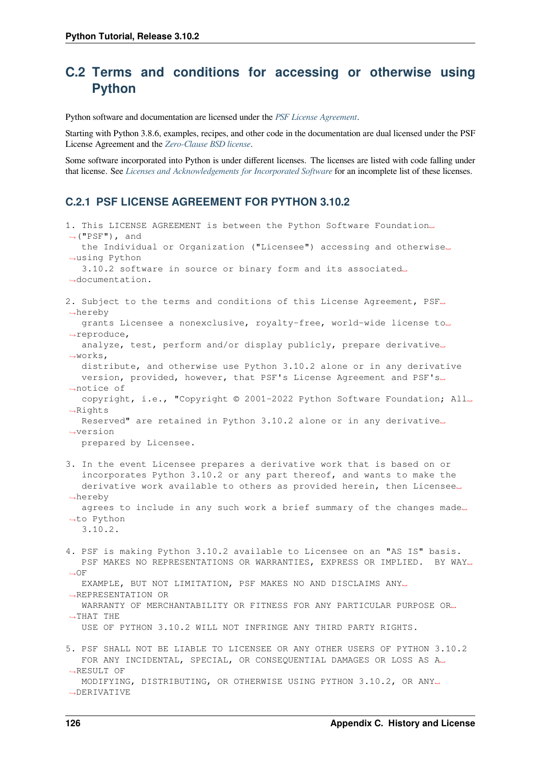## C.2 Terms and conditions for accessing or otherwise using Python

Python software and documentation are licensed under the *PSF License Agreement*.

Starting with Python 3.8.6, examples, recipes, and other code in the documentation are dual licensed under the PSF License Agreement and the *Zero-Clause BSD license*.

Some software incorporated into Python is under different licenses. The licenses are listed with code falling under that license. See *Licenses and Acknowledgements for Incorporated Software* for an incomplete list of these licenses.

### C.2.1 PSF LICENSE AGREEMENT FOR PYTHON 3.10.2

```
1. This LICENSE AGREEMENT is between the Python Software Foundation␣
↪("PSF"), and
   the Individual or Organization ("Licensee") accessing and otherwise␣
↪using Python
   3.10.2 software in source or binary form and its associated␣
↪documentation.

2. Subject to the terms and conditions of this License Agreement, PSF␣
↪hereby
   grants Licensee a nonexclusive, royalty-free, world-wide license to␣
↪reproduce,
   analyze, test, perform and/or display publicly, prepare derivative␣
↪works,
   distribute, and otherwise use Python 3.10.2 alone or in any derivative
   version, provided, however, that PSF's License Agreement and PSF's␣
↪notice of
   copyright, i.e., "Copyright © 2001-2022 Python Software Foundation; All␣
↪Rights
   Reserved" are retained in Python 3.10.2 alone or in any derivative␣
↪version
   prepared by Licensee.

3. In the event Licensee prepares a derivative work that is based on or
   incorporates Python 3.10.2 or any part thereof, and wants to make the
   derivative work available to others as provided herein, then Licensee␣
↪hereby
   agrees to include in any such work a brief summary of the changes made␣
↪to Python
   3.10.2.

4. PSF is making Python 3.10.2 available to Licensee on an "AS IS" basis.
   PSF MAKES NO REPRESENTATIONS OR WARRANTIES, EXPRESS OR IMPLIED.  BY WAY␣
↪OF
   EXAMPLE, BUT NOT LIMITATION, PSF MAKES NO AND DISCLAIMS ANY␣
↪REPRESENTATION OR
   WARRANTY OF MERCHANTABILITY OR FITNESS FOR ANY PARTICULAR PURPOSE OR␣
↪THAT THE
   USE OF PYTHON 3.10.2 WILL NOT INFRINGE ANY THIRD PARTY RIGHTS.

5. PSF SHALL NOT BE LIABLE TO LICENSEE OR ANY OTHER USERS OF PYTHON 3.10.2
   FOR ANY INCIDENTAL, SPECIAL, OR CONSEQUENTIAL DAMAGES OR LOSS AS A␣
↪RESULT OF
   MODIFYING, DISTRIBUTING, OR OTHERWISE USING PYTHON 3.10.2, OR ANY␣
↪DERIVATIVE
```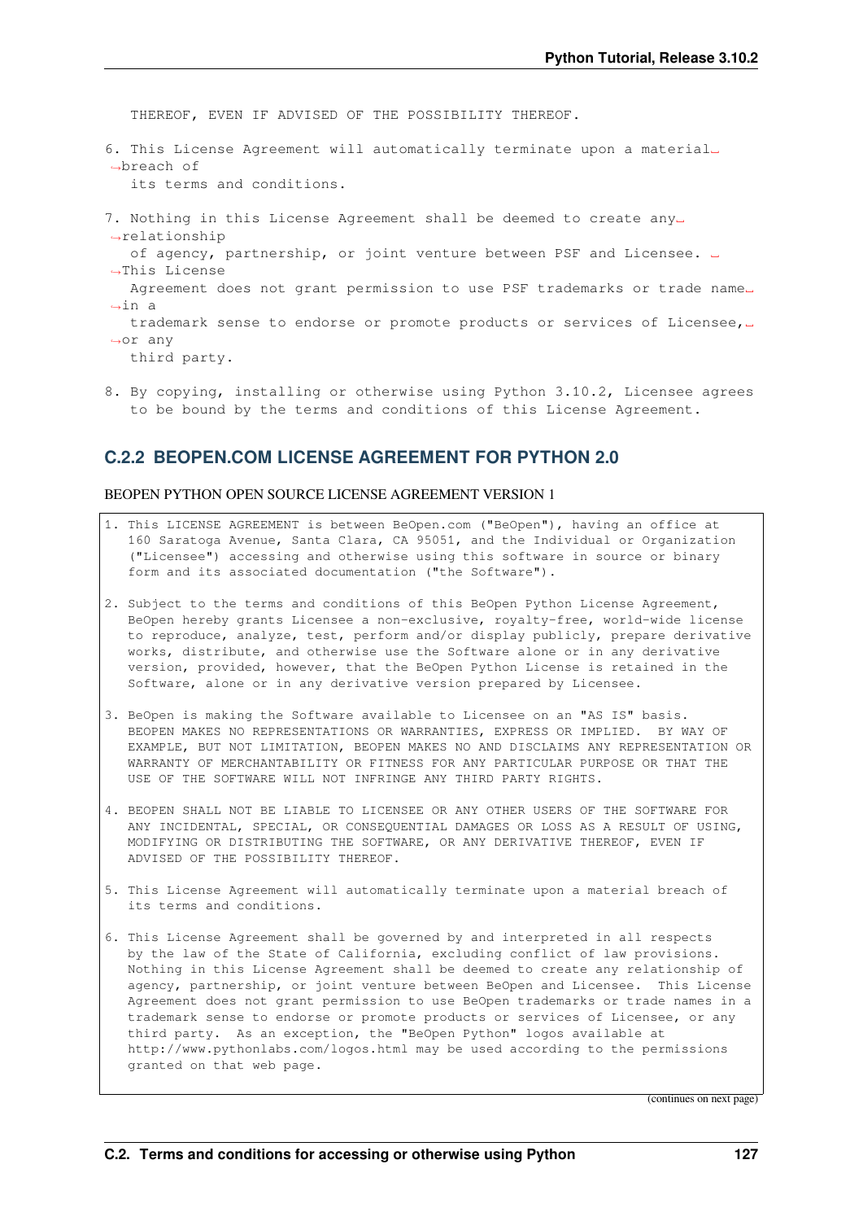```
THEREOF, EVEN IF ADVISED OF THE POSSIBILITY THEREOF.

6. This License Agreement will automatically terminate upon a material breach of
   its terms and conditions.

7. Nothing in this License Agreement shall be deemed to create any relationship
   of agency, partnership, or joint venture between PSF and Licensee.  This License
   Agreement does not grant permission to use PSF trademarks or trade name in a
   trademark sense to endorse or promote products or services of Licensee, or any
   third party.

8. By copying, installing or otherwise using Python 3.10.2, Licensee agrees
   to be bound by the terms and conditions of this License Agreement.
```

### C.2.2 BEOPEN.COM LICENSE AGREEMENT FOR PYTHON 2.0

BEOPEN PYTHON OPEN SOURCE LICENSE AGREEMENT VERSION 1

```
1. This LICENSE AGREEMENT is between BeOpen.com ("BeOpen"), having an office at
   160 Saratoga Avenue, Santa Clara, CA 95051, and the Individual or Organization
   ("Licensee") accessing and otherwise using this software in source or binary
   form and its associated documentation ("the Software").

2. Subject to the terms and conditions of this BeOpen Python License Agreement,
   BeOpen hereby grants Licensee a non-exclusive, royalty-free, world-wide license
   to reproduce, analyze, test, perform and/or display publicly, prepare derivative
   works, distribute, and otherwise use the Software alone or in any derivative
   version, provided, however, that the BeOpen Python License is retained in the
   Software, alone or in any derivative version prepared by Licensee.

3. BeOpen is making the Software available to Licensee on an "AS IS" basis.
   BEOPEN MAKES NO REPRESENTATIONS OR WARRANTIES, EXPRESS OR IMPLIED.  BY WAY OF
   EXAMPLE, BUT NOT LIMITATION, BEOPEN MAKES NO AND DISCLAIMS ANY REPRESENTATION OR
   WARRANTY OF MERCHANTABILITY OR FITNESS FOR ANY PARTICULAR PURPOSE OR THAT THE
   USE OF THE SOFTWARE WILL NOT INFRINGE ANY THIRD PARTY RIGHTS.

4. BEOPEN SHALL NOT BE LIABLE TO LICENSEE OR ANY OTHER USERS OF THE SOFTWARE FOR
   ANY INCIDENTAL, SPECIAL, OR CONSEQUENTIAL DAMAGES OR LOSS AS A RESULT OF USING,
   MODIFYING OR DISTRIBUTING THE SOFTWARE, OR ANY DERIVATIVE THEREOF, EVEN IF
   ADVISED OF THE POSSIBILITY THEREOF.

5. This License Agreement will automatically terminate upon a material breach of
   its terms and conditions.

6. This License Agreement shall be governed by and interpreted in all respects
   by the law of the State of California, excluding conflict of law provisions.
   Nothing in this License Agreement shall be deemed to create any relationship of
   agency, partnership, or joint venture between BeOpen and Licensee.  This License
   Agreement does not grant permission to use BeOpen trademarks or trade names in a
   trademark sense to endorse or promote products or services of Licensee, or any
   third party.  As an exception, the "BeOpen Python" logos available at
   http://www.pythonlabs.com/logos.html may be used according to the permissions
   granted on that web page.
```

(continues on next page)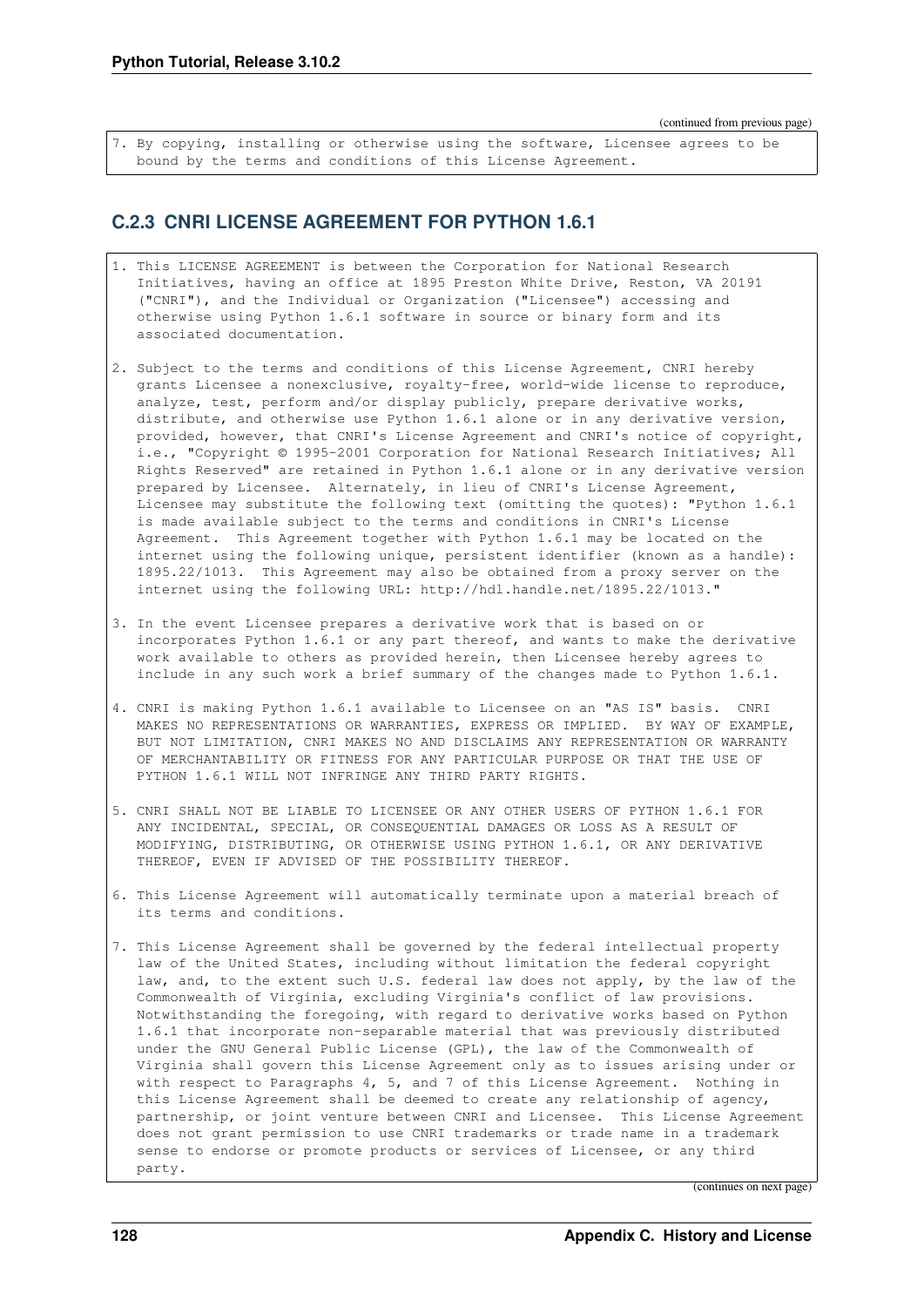(continued from previous page)

```
7. By copying, installing or otherwise using the software, Licensee agrees to be
   bound by the terms and conditions of this License Agreement.
```

### C.2.3 CNRI LICENSE AGREEMENT FOR PYTHON 1.6.1

```
1. This LICENSE AGREEMENT is between the Corporation for National Research
   Initiatives, having an office at 1895 Preston White Drive, Reston, VA 20191
   ("CNRI"), and the Individual or Organization ("Licensee") accessing and
   otherwise using Python 1.6.1 software in source or binary form and its
   associated documentation.

2. Subject to the terms and conditions of this License Agreement, CNRI hereby
   grants Licensee a nonexclusive, royalty-free, world-wide license to reproduce,
   analyze, test, perform and/or display publicly, prepare derivative works,
   distribute, and otherwise use Python 1.6.1 alone or in any derivative version,
   provided, however, that CNRI's License Agreement and CNRI's notice of copyright,
   i.e., "Copyright © 1995-2001 Corporation for National Research Initiatives; All
   Rights Reserved" are retained in Python 1.6.1 alone or in any derivative version
   prepared by Licensee.  Alternately, in lieu of CNRI's License Agreement,
   Licensee may substitute the following text (omitting the quotes): "Python 1.6.1
   is made available subject to the terms and conditions in CNRI's License
   Agreement.  This Agreement together with Python 1.6.1 may be located on the
   internet using the following unique, persistent identifier (known as a handle):
   1895.22/1013.  This Agreement may also be obtained from a proxy server on the
   internet using the following URL: http://hdl.handle.net/1895.22/1013."

3. In the event Licensee prepares a derivative work that is based on or
   incorporates Python 1.6.1 or any part thereof, and wants to make the derivative
   work available to others as provided herein, then Licensee hereby agrees to
   include in any such work a brief summary of the changes made to Python 1.6.1.

4. CNRI is making Python 1.6.1 available to Licensee on an "AS IS" basis.  CNRI
   MAKES NO REPRESENTATIONS OR WARRANTIES, EXPRESS OR IMPLIED.  BY WAY OF EXAMPLE,
   BUT NOT LIMITATION, CNRI MAKES NO AND DISCLAIMS ANY REPRESENTATION OR WARRANTY
   OF MERCHANTABILITY OR FITNESS FOR ANY PARTICULAR PURPOSE OR THAT THE USE OF
   PYTHON 1.6.1 WILL NOT INFRINGE ANY THIRD PARTY RIGHTS.

5. CNRI SHALL NOT BE LIABLE TO LICENSEE OR ANY OTHER USERS OF PYTHON 1.6.1 FOR
   ANY INCIDENTAL, SPECIAL, OR CONSEQUENTIAL DAMAGES OR LOSS AS A RESULT OF
   MODIFYING, DISTRIBUTING, OR OTHERWISE USING PYTHON 1.6.1, OR ANY DERIVATIVE
   THEREOF, EVEN IF ADVISED OF THE POSSIBILITY THEREOF.

6. This License Agreement will automatically terminate upon a material breach of
   its terms and conditions.

7. This License Agreement shall be governed by the federal intellectual property
   law of the United States, including without limitation the federal copyright
   law, and, to the extent such U.S. federal law does not apply, by the law of the
   Commonwealth of Virginia, excluding Virginia's conflict of law provisions.
   Notwithstanding the foregoing, with regard to derivative works based on Python
   1.6.1 that incorporate non-separable material that was previously distributed
   under the GNU General Public License (GPL), the law of the Commonwealth of
   Virginia shall govern this License Agreement only as to issues arising under or
   with respect to Paragraphs 4, 5, and 7 of this License Agreement.  Nothing in
   this License Agreement shall be deemed to create any relationship of agency,
   partnership, or joint venture between CNRI and Licensee.  This License Agreement
   does not grant permission to use CNRI trademarks or trade name in a trademark
   sense to endorse or promote products or services of Licensee, or any third
   party.
```

(continues on next page)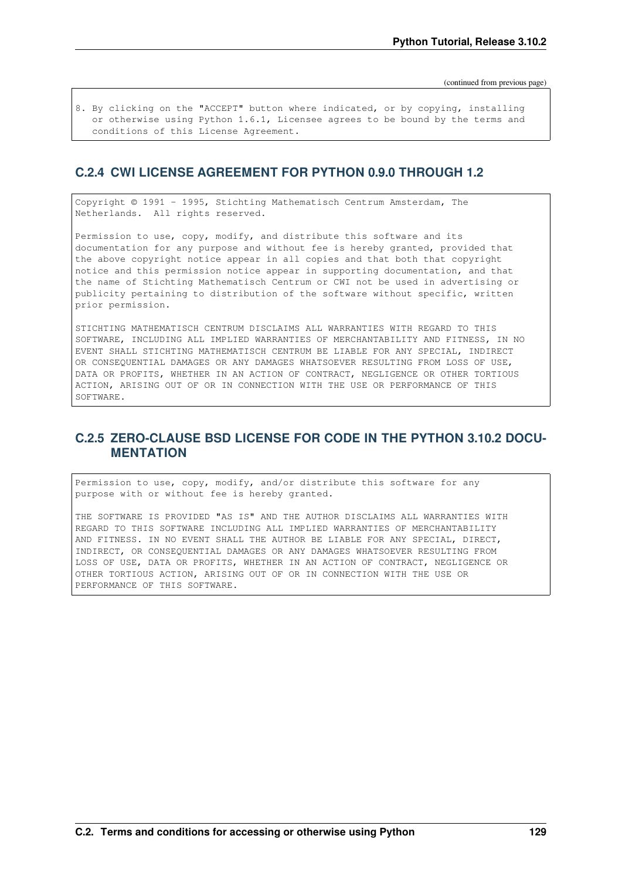(continued from previous page)

```
8. By clicking on the "ACCEPT" button where indicated, or by copying, installing
   or otherwise using Python 1.6.1, Licensee agrees to be bound by the terms and
   conditions of this License Agreement.
```

### C.2.4 CWI LICENSE AGREEMENT FOR PYTHON 0.9.0 THROUGH 1.2

```
Copyright © 1991 - 1995, Stichting Mathematisch Centrum Amsterdam, The
Netherlands.  All rights reserved.

Permission to use, copy, modify, and distribute this software and its
documentation for any purpose and without fee is hereby granted, provided that
the above copyright notice appear in all copies and that both that copyright
notice and this permission notice appear in supporting documentation, and that
the name of Stichting Mathematisch Centrum or CWI not be used in advertising or
publicity pertaining to distribution of the software without specific, written
prior permission.

STICHTING MATHEMATISCH CENTRUM DISCLAIMS ALL WARRANTIES WITH REGARD TO THIS
SOFTWARE, INCLUDING ALL IMPLIED WARRANTIES OF MERCHANTABILITY AND FITNESS, IN NO
EVENT SHALL STICHTING MATHEMATISCH CENTRUM BE LIABLE FOR ANY SPECIAL, INDIRECT
OR CONSEQUENTIAL DAMAGES OR ANY DAMAGES WHATSOEVER RESULTING FROM LOSS OF USE,
DATA OR PROFITS, WHETHER IN AN ACTION OF CONTRACT, NEGLIGENCE OR OTHER TORTIOUS
ACTION, ARISING OUT OF OR IN CONNECTION WITH THE USE OR PERFORMANCE OF THIS
SOFTWARE.
```

### C.2.5 ZERO-CLAUSE BSD LICENSE FOR CODE IN THE PYTHON 3.10.2 DOCUMENTATION

```
Permission to use, copy, modify, and/or distribute this software for any
purpose with or without fee is hereby granted.

THE SOFTWARE IS PROVIDED "AS IS" AND THE AUTHOR DISCLAIMS ALL WARRANTIES WITH
REGARD TO THIS SOFTWARE INCLUDING ALL IMPLIED WARRANTIES OF MERCHANTABILITY
AND FITNESS. IN NO EVENT SHALL THE AUTHOR BE LIABLE FOR ANY SPECIAL, DIRECT,
INDIRECT, OR CONSEQUENTIAL DAMAGES OR ANY DAMAGES WHATSOEVER RESULTING FROM
LOSS OF USE, DATA OR PROFITS, WHETHER IN AN ACTION OF CONTRACT, NEGLIGENCE OR
OTHER TORTIOUS ACTION, ARISING OUT OF OR IN CONNECTION WITH THE USE OR
PERFORMANCE OF THIS SOFTWARE.
```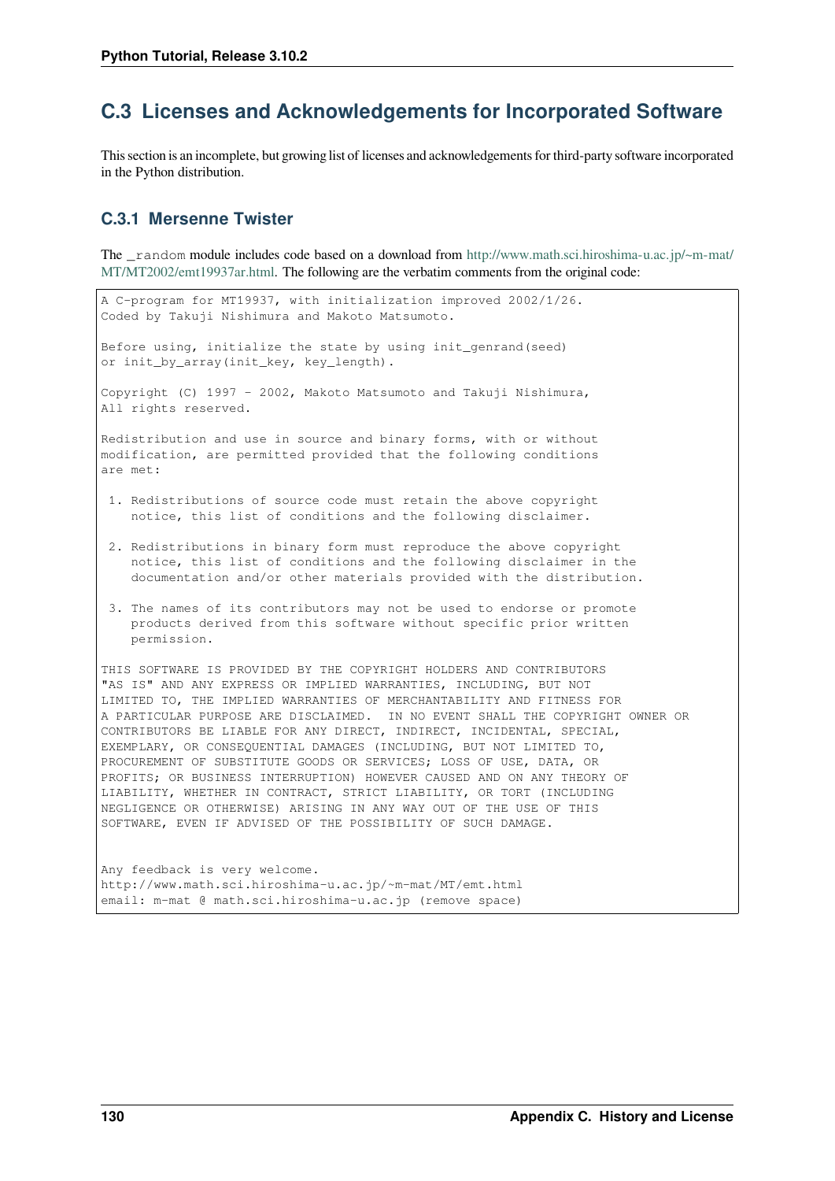## C.3 Licenses and Acknowledgements for Incorporated Software

This section is an incomplete, but growing list of licenses and acknowledgements for third-party software incorporated in the Python distribution.

### C.3.1 Mersenne Twister

The `_random` module includes code based on a download from http://www.math.sci.hiroshima-u.ac.jp/~m-mat/MT/MT2002/emt19937ar.html. The following are the verbatim comments from the original code:

```
A C-program for MT19937, with initialization improved 2002/1/26.
Coded by Takuji Nishimura and Makoto Matsumoto.

Before using, initialize the state by using init_genrand(seed)
or init_by_array(init_key, key_length).

Copyright (C) 1997 - 2002, Makoto Matsumoto and Takuji Nishimura,
All rights reserved.

Redistribution and use in source and binary forms, with or without
modification, are permitted provided that the following conditions
are met:

 1. Redistributions of source code must retain the above copyright
    notice, this list of conditions and the following disclaimer.

 2. Redistributions in binary form must reproduce the above copyright
    notice, this list of conditions and the following disclaimer in the
    documentation and/or other materials provided with the distribution.

 3. The names of its contributors may not be used to endorse or promote
    products derived from this software without specific prior written
    permission.

THIS SOFTWARE IS PROVIDED BY THE COPYRIGHT HOLDERS AND CONTRIBUTORS
"AS IS" AND ANY EXPRESS OR IMPLIED WARRANTIES, INCLUDING, BUT NOT
LIMITED TO, THE IMPLIED WARRANTIES OF MERCHANTABILITY AND FITNESS FOR
A PARTICULAR PURPOSE ARE DISCLAIMED.  IN NO EVENT SHALL THE COPYRIGHT OWNER OR
CONTRIBUTORS BE LIABLE FOR ANY DIRECT, INDIRECT, INCIDENTAL, SPECIAL,
EXEMPLARY, OR CONSEQUENTIAL DAMAGES (INCLUDING, BUT NOT LIMITED TO,
PROCUREMENT OF SUBSTITUTE GOODS OR SERVICES; LOSS OF USE, DATA, OR
PROFITS; OR BUSINESS INTERRUPTION) HOWEVER CAUSED AND ON ANY THEORY OF
LIABILITY, WHETHER IN CONTRACT, STRICT LIABILITY, OR TORT (INCLUDING
NEGLIGENCE OR OTHERWISE) ARISING IN ANY WAY OUT OF THE USE OF THIS
SOFTWARE, EVEN IF ADVISED OF THE POSSIBILITY OF SUCH DAMAGE.


Any feedback is very welcome.
http://www.math.sci.hiroshima-u.ac.jp/~m-mat/MT/emt.html
email: m-mat @ math.sci.hiroshima-u.ac.jp (remove space)
```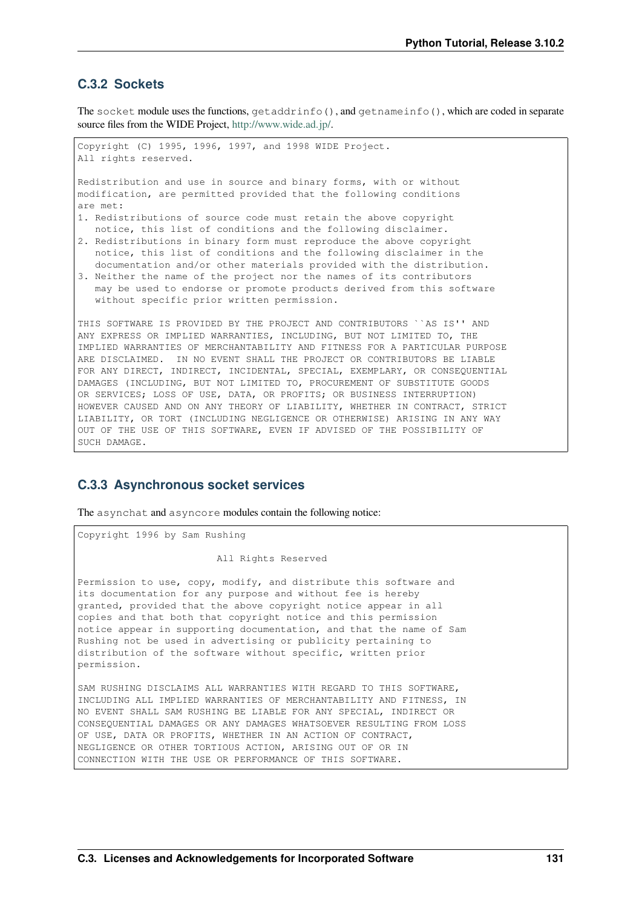### C.3.2 Sockets

The `socket` module uses the functions, `getaddrinfo()`, and `getnameinfo()`, which are coded in separate source files from the WIDE Project, http://www.wide.ad.jp/.

```
Copyright (C) 1995, 1996, 1997, and 1998 WIDE Project.
All rights reserved.

Redistribution and use in source and binary forms, with or without
modification, are permitted provided that the following conditions
are met:
1. Redistributions of source code must retain the above copyright
   notice, this list of conditions and the following disclaimer.
2. Redistributions in binary form must reproduce the above copyright
   notice, this list of conditions and the following disclaimer in the
   documentation and/or other materials provided with the distribution.
3. Neither the name of the project nor the names of its contributors
   may be used to endorse or promote products derived from this software
   without specific prior written permission.

THIS SOFTWARE IS PROVIDED BY THE PROJECT AND CONTRIBUTORS ``AS IS'' AND
ANY EXPRESS OR IMPLIED WARRANTIES, INCLUDING, BUT NOT LIMITED TO, THE
IMPLIED WARRANTIES OF MERCHANTABILITY AND FITNESS FOR A PARTICULAR PURPOSE
ARE DISCLAIMED.  IN NO EVENT SHALL THE PROJECT OR CONTRIBUTORS BE LIABLE
FOR ANY DIRECT, INDIRECT, INCIDENTAL, SPECIAL, EXEMPLARY, OR CONSEQUENTIAL
DAMAGES (INCLUDING, BUT NOT LIMITED TO, PROCUREMENT OF SUBSTITUTE GOODS
OR SERVICES; LOSS OF USE, DATA, OR PROFITS; OR BUSINESS INTERRUPTION)
HOWEVER CAUSED AND ON ANY THEORY OF LIABILITY, WHETHER IN CONTRACT, STRICT
LIABILITY, OR TORT (INCLUDING NEGLIGENCE OR OTHERWISE) ARISING IN ANY WAY
OUT OF THE USE OF THIS SOFTWARE, EVEN IF ADVISED OF THE POSSIBILITY OF
SUCH DAMAGE.
```

### C.3.3 Asynchronous socket services

The `asynchat` and `asyncore` modules contain the following notice:

```
Copyright 1996 by Sam Rushing

                        All Rights Reserved

Permission to use, copy, modify, and distribute this software and
its documentation for any purpose and without fee is hereby
granted, provided that the above copyright notice appear in all
copies and that both that copyright notice and this permission
notice appear in supporting documentation, and that the name of Sam
Rushing not be used in advertising or publicity pertaining to
distribution of the software without specific, written prior
permission.

SAM RUSHING DISCLAIMS ALL WARRANTIES WITH REGARD TO THIS SOFTWARE,
INCLUDING ALL IMPLIED WARRANTIES OF MERCHANTABILITY AND FITNESS, IN
NO EVENT SHALL SAM RUSHING BE LIABLE FOR ANY SPECIAL, INDIRECT OR
CONSEQUENTIAL DAMAGES OR ANY DAMAGES WHATSOEVER RESULTING FROM LOSS
OF USE, DATA OR PROFITS, WHETHER IN AN ACTION OF CONTRACT,
NEGLIGENCE OR OTHER TORTIOUS ACTION, ARISING OUT OF OR IN
CONNECTION WITH THE USE OR PERFORMANCE OF THIS SOFTWARE.
```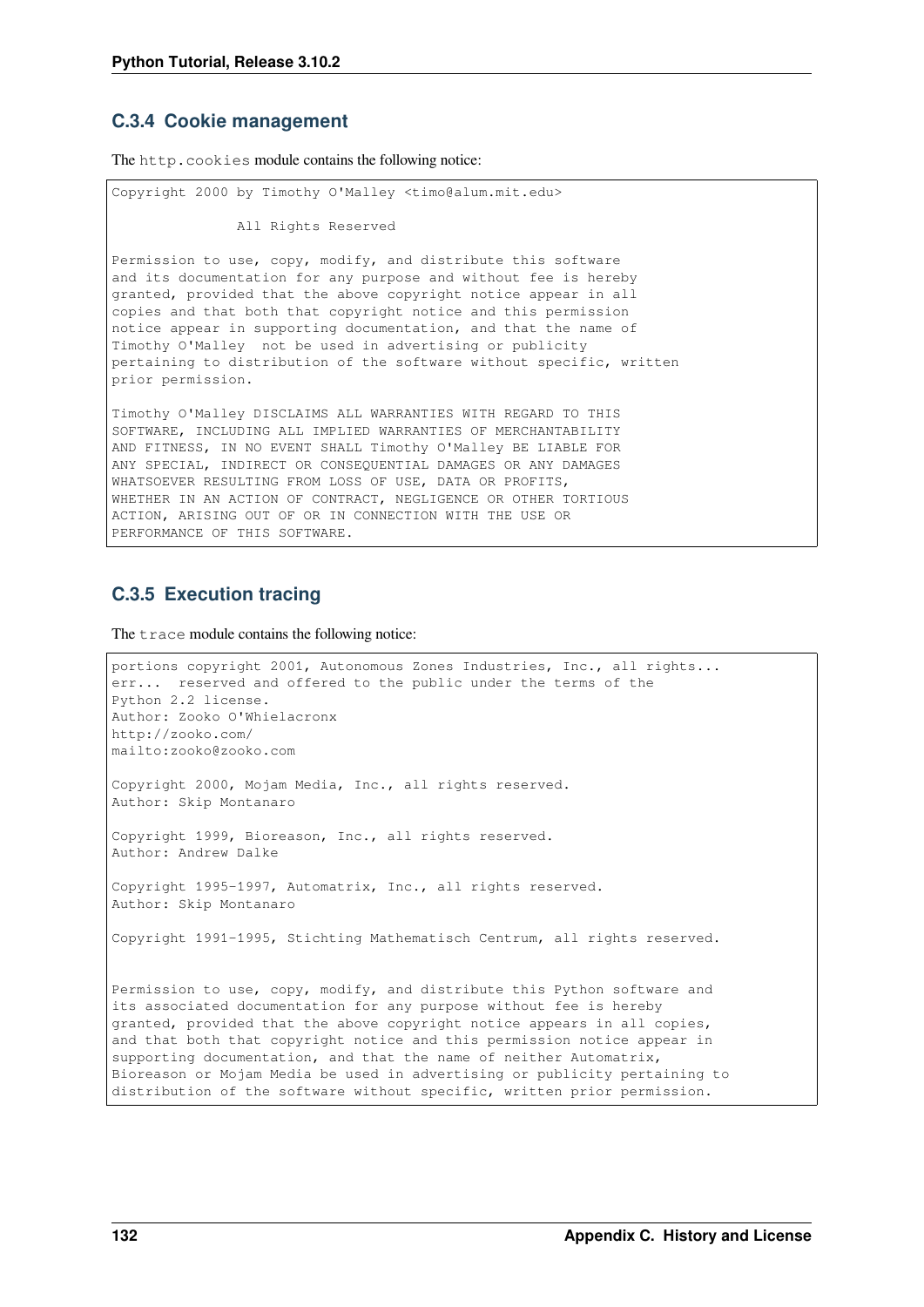### C.3.4 Cookie management

The `http.cookies` module contains the following notice:

```
Copyright 2000 by Timothy O'Malley <timo@alum.mit.edu>

               All Rights Reserved

Permission to use, copy, modify, and distribute this software
and its documentation for any purpose and without fee is hereby
granted, provided that the above copyright notice appear in all
copies and that both that copyright notice and this permission
notice appear in supporting documentation, and that the name of
Timothy O'Malley  not be used in advertising or publicity
pertaining to distribution of the software without specific, written
prior permission.

Timothy O'Malley DISCLAIMS ALL WARRANTIES WITH REGARD TO THIS
SOFTWARE, INCLUDING ALL IMPLIED WARRANTIES OF MERCHANTABILITY
AND FITNESS, IN NO EVENT SHALL Timothy O'Malley BE LIABLE FOR
ANY SPECIAL, INDIRECT OR CONSEQUENTIAL DAMAGES OR ANY DAMAGES
WHATSOEVER RESULTING FROM LOSS OF USE, DATA OR PROFITS,
WHETHER IN AN ACTION OF CONTRACT, NEGLIGENCE OR OTHER TORTIOUS
ACTION, ARISING OUT OF OR IN CONNECTION WITH THE USE OR
PERFORMANCE OF THIS SOFTWARE.
```

### C.3.5 Execution tracing

The `trace` module contains the following notice:

```
portions copyright 2001, Autonomous Zones Industries, Inc., all rights...
err...  reserved and offered to the public under the terms of the
Python 2.2 license.
Author: Zooko O'Whielacronx
http://zooko.com/
mailto:zooko@zooko.com

Copyright 2000, Mojam Media, Inc., all rights reserved.
Author: Skip Montanaro

Copyright 1999, Bioreason, Inc., all rights reserved.
Author: Andrew Dalke

Copyright 1995-1997, Automatrix, Inc., all rights reserved.
Author: Skip Montanaro

Copyright 1991-1995, Stichting Mathematisch Centrum, all rights reserved.


Permission to use, copy, modify, and distribute this Python software and
its associated documentation for any purpose without fee is hereby
granted, provided that the above copyright notice appears in all copies,
and that both that copyright notice and this permission notice appear in
supporting documentation, and that the name of neither Automatrix,
Bioreason or Mojam Media be used in advertising or publicity pertaining to
distribution of the software without specific, written prior permission.
```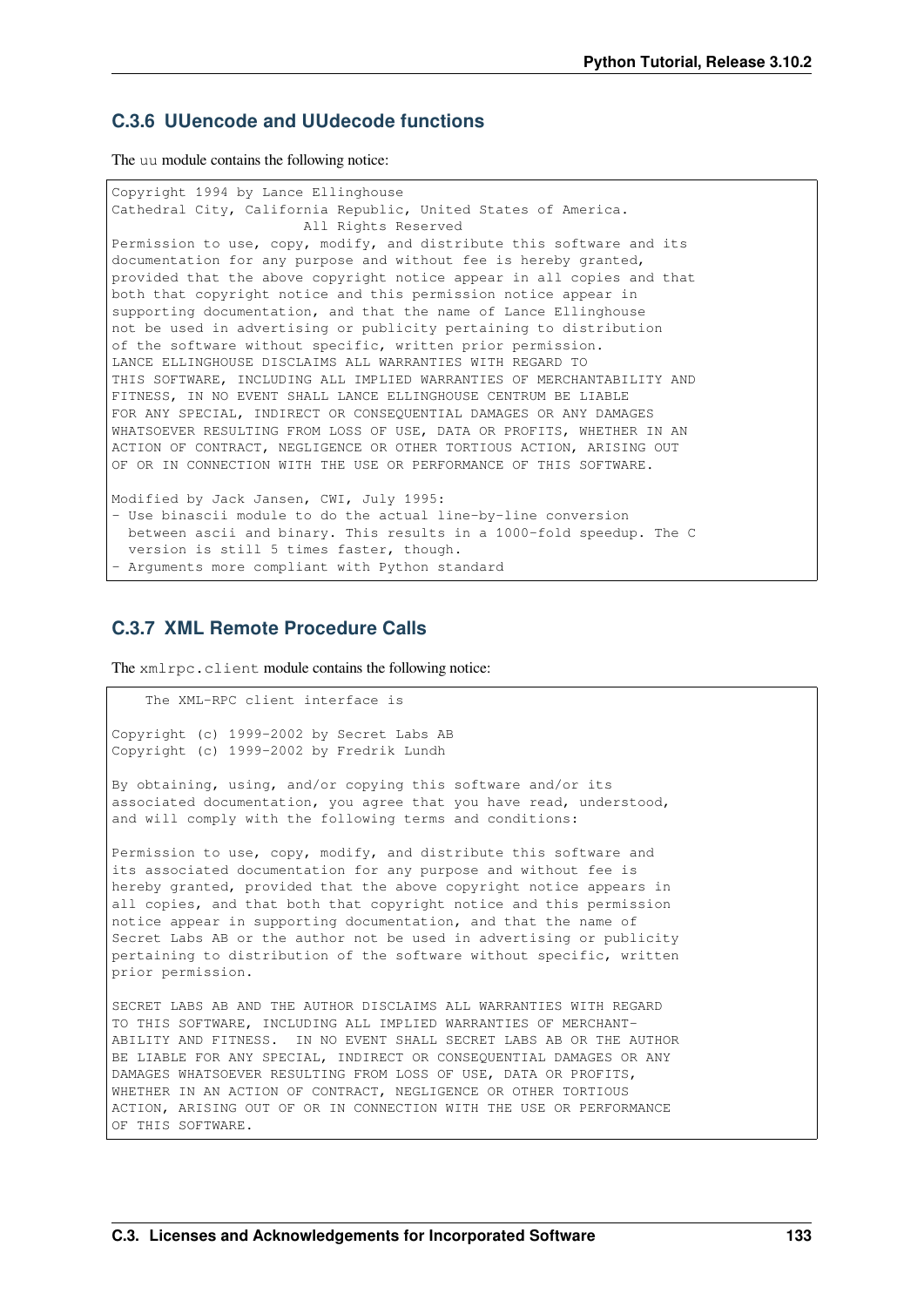### C.3.6 UUencode and UUdecode functions

The `uu` module contains the following notice:

```
Copyright 1994 by Lance Ellinghouse
Cathedral City, California Republic, United States of America.
                       All Rights Reserved
Permission to use, copy, modify, and distribute this software and its
documentation for any purpose and without fee is hereby granted,
provided that the above copyright notice appear in all copies and that
both that copyright notice and this permission notice appear in
supporting documentation, and that the name of Lance Ellinghouse
not be used in advertising or publicity pertaining to distribution
of the software without specific, written prior permission.
LANCE ELLINGHOUSE DISCLAIMS ALL WARRANTIES WITH REGARD TO
THIS SOFTWARE, INCLUDING ALL IMPLIED WARRANTIES OF MERCHANTABILITY AND
FITNESS, IN NO EVENT SHALL LANCE ELLINGHOUSE CENTRUM BE LIABLE
FOR ANY SPECIAL, INDIRECT OR CONSEQUENTIAL DAMAGES OR ANY DAMAGES
WHATSOEVER RESULTING FROM LOSS OF USE, DATA OR PROFITS, WHETHER IN AN
ACTION OF CONTRACT, NEGLIGENCE OR OTHER TORTIOUS ACTION, ARISING OUT
OF OR IN CONNECTION WITH THE USE OR PERFORMANCE OF THIS SOFTWARE.

Modified by Jack Jansen, CWI, July 1995:
- Use binascii module to do the actual line-by-line conversion
  between ascii and binary. This results in a 1000-fold speedup. The C
  version is still 5 times faster, though.
- Arguments more compliant with Python standard
```

### C.3.7 XML Remote Procedure Calls

The `xmlrpc.client` module contains the following notice:

```
    The XML-RPC client interface is

Copyright (c) 1999-2002 by Secret Labs AB
Copyright (c) 1999-2002 by Fredrik Lundh

By obtaining, using, and/or copying this software and/or its
associated documentation, you agree that you have read, understood,
and will comply with the following terms and conditions:

Permission to use, copy, modify, and distribute this software and
its associated documentation for any purpose and without fee is
hereby granted, provided that the above copyright notice appears in
all copies, and that both that copyright notice and this permission
notice appear in supporting documentation, and that the name of
Secret Labs AB or the author not be used in advertising or publicity
pertaining to distribution of the software without specific, written
prior permission.

SECRET LABS AB AND THE AUTHOR DISCLAIMS ALL WARRANTIES WITH REGARD
TO THIS SOFTWARE, INCLUDING ALL IMPLIED WARRANTIES OF MERCHANT-
ABILITY AND FITNESS.  IN NO EVENT SHALL SECRET LABS AB OR THE AUTHOR
BE LIABLE FOR ANY SPECIAL, INDIRECT OR CONSEQUENTIAL DAMAGES OR ANY
DAMAGES WHATSOEVER RESULTING FROM LOSS OF USE, DATA OR PROFITS,
WHETHER IN AN ACTION OF CONTRACT, NEGLIGENCE OR OTHER TORTIOUS
ACTION, ARISING OUT OF OR IN CONNECTION WITH THE USE OR PERFORMANCE
OF THIS SOFTWARE.
```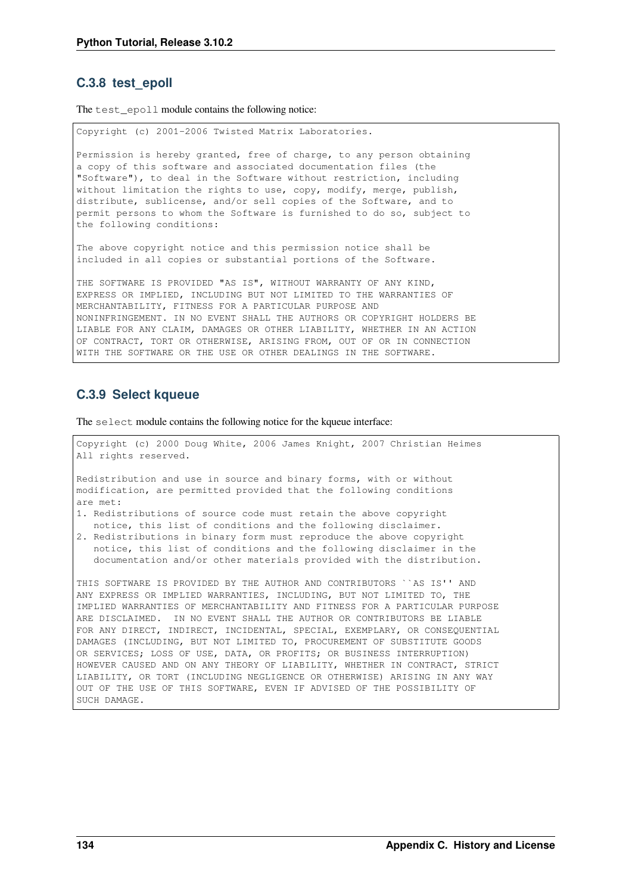### C.3.8 test_epoll

The `test_epoll` module contains the following notice:

```
Copyright (c) 2001-2006 Twisted Matrix Laboratories.

Permission is hereby granted, free of charge, to any person obtaining
a copy of this software and associated documentation files (the
"Software"), to deal in the Software without restriction, including
without limitation the rights to use, copy, modify, merge, publish,
distribute, sublicense, and/or sell copies of the Software, and to
permit persons to whom the Software is furnished to do so, subject to
the following conditions:

The above copyright notice and this permission notice shall be
included in all copies or substantial portions of the Software.

THE SOFTWARE IS PROVIDED "AS IS", WITHOUT WARRANTY OF ANY KIND,
EXPRESS OR IMPLIED, INCLUDING BUT NOT LIMITED TO THE WARRANTIES OF
MERCHANTABILITY, FITNESS FOR A PARTICULAR PURPOSE AND
NONINFRINGEMENT. IN NO EVENT SHALL THE AUTHORS OR COPYRIGHT HOLDERS BE
LIABLE FOR ANY CLAIM, DAMAGES OR OTHER LIABILITY, WHETHER IN AN ACTION
OF CONTRACT, TORT OR OTHERWISE, ARISING FROM, OUT OF OR IN CONNECTION
WITH THE SOFTWARE OR THE USE OR OTHER DEALINGS IN THE SOFTWARE.
```

### C.3.9 Select kqueue

The `select` module contains the following notice for the kqueue interface:

```
Copyright (c) 2000 Doug White, 2006 James Knight, 2007 Christian Heimes
All rights reserved.

Redistribution and use in source and binary forms, with or without
modification, are permitted provided that the following conditions
are met:
1. Redistributions of source code must retain the above copyright
   notice, this list of conditions and the following disclaimer.
2. Redistributions in binary form must reproduce the above copyright
   notice, this list of conditions and the following disclaimer in the
   documentation and/or other materials provided with the distribution.

THIS SOFTWARE IS PROVIDED BY THE AUTHOR AND CONTRIBUTORS ``AS IS'' AND
ANY EXPRESS OR IMPLIED WARRANTIES, INCLUDING, BUT NOT LIMITED TO, THE
IMPLIED WARRANTIES OF MERCHANTABILITY AND FITNESS FOR A PARTICULAR PURPOSE
ARE DISCLAIMED.  IN NO EVENT SHALL THE AUTHOR OR CONTRIBUTORS BE LIABLE
FOR ANY DIRECT, INDIRECT, INCIDENTAL, SPECIAL, EXEMPLARY, OR CONSEQUENTIAL
DAMAGES (INCLUDING, BUT NOT LIMITED TO, PROCUREMENT OF SUBSTITUTE GOODS
OR SERVICES; LOSS OF USE, DATA, OR PROFITS; OR BUSINESS INTERRUPTION)
HOWEVER CAUSED AND ON ANY THEORY OF LIABILITY, WHETHER IN CONTRACT, STRICT
LIABILITY, OR TORT (INCLUDING NEGLIGENCE OR OTHERWISE) ARISING IN ANY WAY
OUT OF THE USE OF THIS SOFTWARE, EVEN IF ADVISED OF THE POSSIBILITY OF
SUCH DAMAGE.
```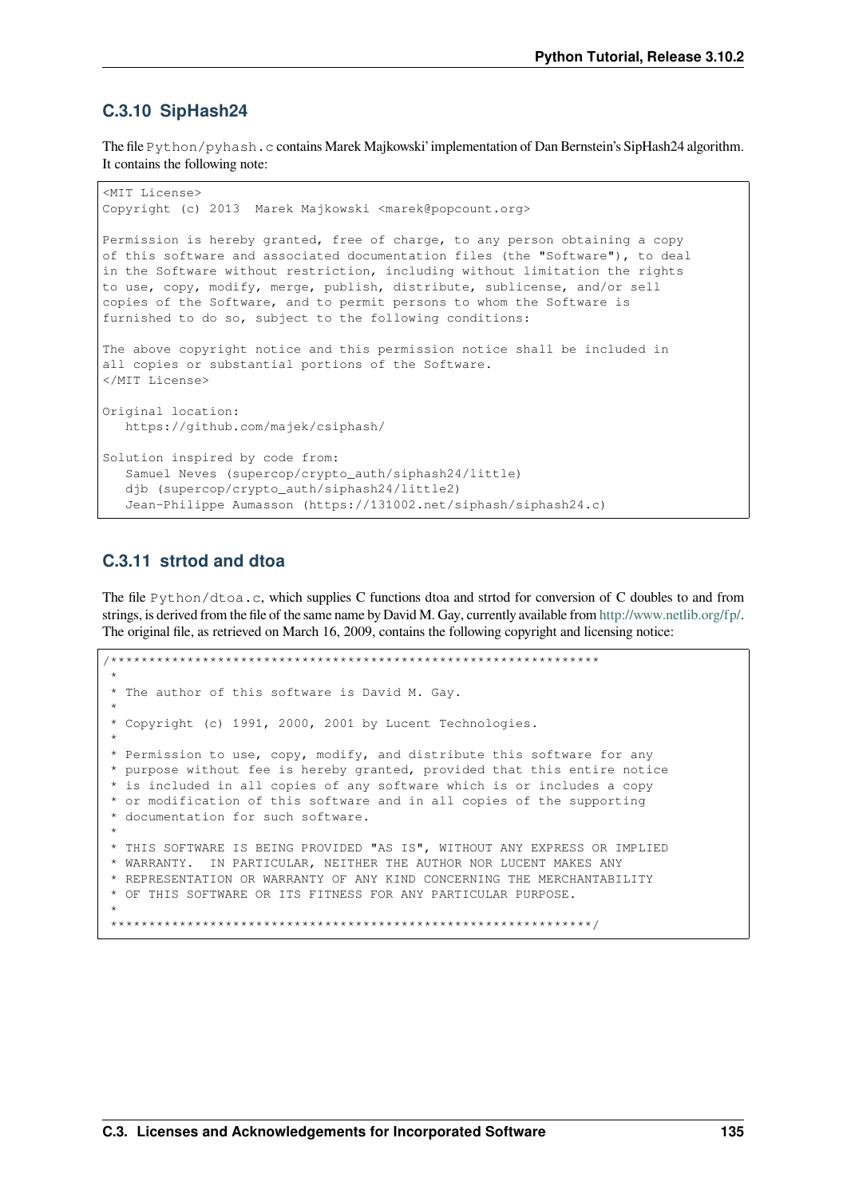### C.3.10 SipHash24

The file `Python/pyhash.c` contains Marek Majkowski' implementation of Dan Bernstein's SipHash24 algorithm. It contains the following note:

```
<MIT License>
Copyright (c) 2013  Marek Majkowski <marek@popcount.org>

Permission is hereby granted, free of charge, to any person obtaining a copy
of this software and associated documentation files (the "Software"), to deal
in the Software without restriction, including without limitation the rights
to use, copy, modify, merge, publish, distribute, sublicense, and/or sell
copies of the Software, and to permit persons to whom the Software is
furnished to do so, subject to the following conditions:

The above copyright notice and this permission notice shall be included in
all copies or substantial portions of the Software.
</MIT License>

Original location:
   https://github.com/majek/csiphash/

Solution inspired by code from:
   Samuel Neves (supercop/crypto_auth/siphash24/little)
   djb (supercop/crypto_auth/siphash24/little2)
   Jean-Philippe Aumasson (https://131002.net/siphash/siphash24.c)
```

### C.3.11 strtod and dtoa

The file `Python/dtoa.c`, which supplies C functions dtoa and strtod for conversion of C doubles to and from strings, is derived from the file of the same name by David M. Gay, currently available from http://www.netlib.org/fp/. The original file, as retrieved on March 16, 2009, contains the following copyright and licensing notice:

```
/****************************************************************
 *
 * The author of this software is David M. Gay.
 *
 * Copyright (c) 1991, 2000, 2001 by Lucent Technologies.
 *
 * Permission to use, copy, modify, and distribute this software for any
 * purpose without fee is hereby granted, provided that this entire notice
 * is included in all copies of any software which is or includes a copy
 * or modification of this software and in all copies of the supporting
 * documentation for such software.
 *
 * THIS SOFTWARE IS BEING PROVIDED "AS IS", WITHOUT ANY EXPRESS OR IMPLIED
 * WARRANTY.  IN PARTICULAR, NEITHER THE AUTHOR NOR LUCENT MAKES ANY
 * REPRESENTATION OR WARRANTY OF ANY KIND CONCERNING THE MERCHANTABILITY
 * OF THIS SOFTWARE OR ITS FITNESS FOR ANY PARTICULAR PURPOSE.
 *
 ***************************************************************/
```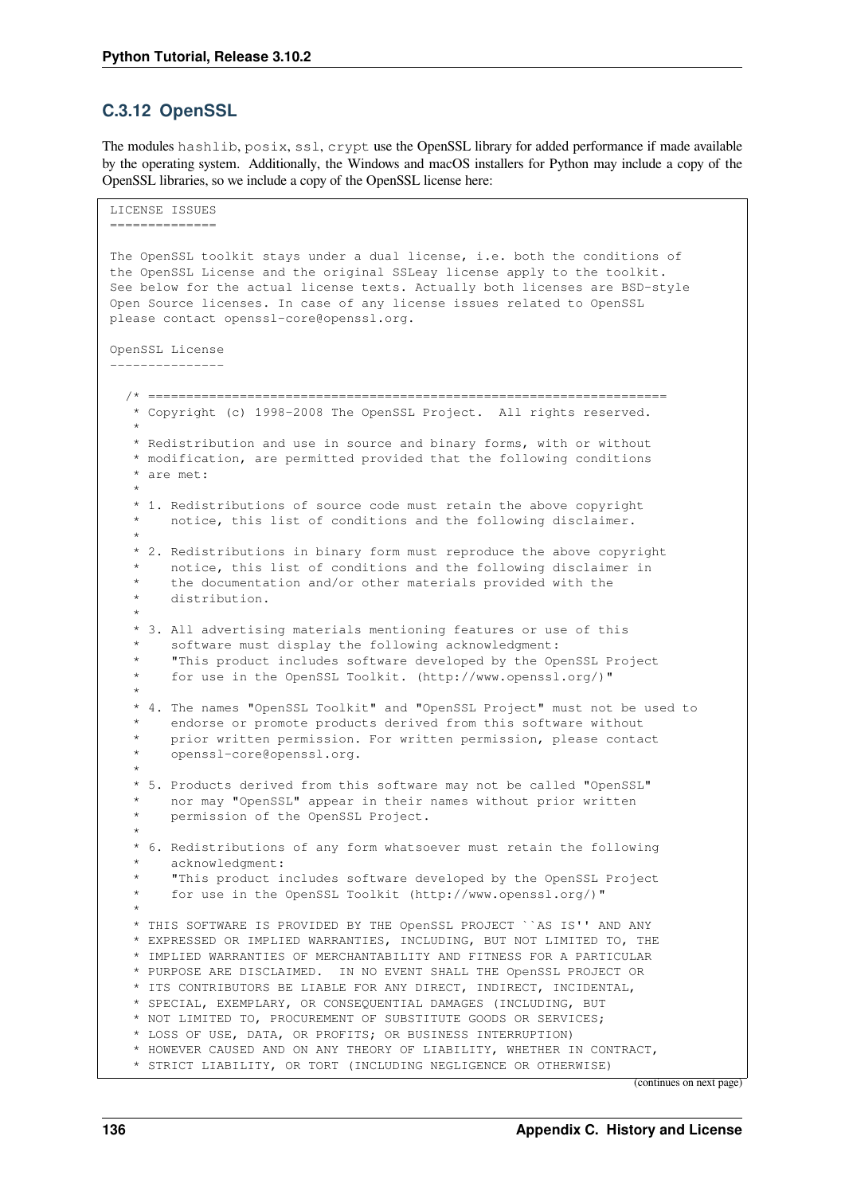### C.3.12 OpenSSL

The modules `hashlib`, `posix`, `ssl`, `crypt` use the OpenSSL library for added performance if made available by the operating system. Additionally, the Windows and macOS installers for Python may include a copy of the OpenSSL libraries, so we include a copy of the OpenSSL license here:

```
LICENSE ISSUES
==============

The OpenSSL toolkit stays under a dual license, i.e. both the conditions of
the OpenSSL License and the original SSLeay license apply to the toolkit.
See below for the actual license texts. Actually both licenses are BSD-style
Open Source licenses. In case of any license issues related to OpenSSL
please contact openssl-core@openssl.org.

OpenSSL License
---------------

  /* ====================================================================
   * Copyright (c) 1998-2008 The OpenSSL Project.  All rights reserved.
   *
   * Redistribution and use in source and binary forms, with or without
   * modification, are permitted provided that the following conditions
   * are met:
   *
   * 1. Redistributions of source code must retain the above copyright
   *    notice, this list of conditions and the following disclaimer.
   *
   * 2. Redistributions in binary form must reproduce the above copyright
   *    notice, this list of conditions and the following disclaimer in
   *    the documentation and/or other materials provided with the
   *    distribution.
   *
   * 3. All advertising materials mentioning features or use of this
   *    software must display the following acknowledgment:
   *    "This product includes software developed by the OpenSSL Project
   *    for use in the OpenSSL Toolkit. (http://www.openssl.org/)"
   *
   * 4. The names "OpenSSL Toolkit" and "OpenSSL Project" must not be used to
   *    endorse or promote products derived from this software without
   *    prior written permission. For written permission, please contact
   *    openssl-core@openssl.org.
   *
   * 5. Products derived from this software may not be called "OpenSSL"
   *    nor may "OpenSSL" appear in their names without prior written
   *    permission of the OpenSSL Project.
   *
   * 6. Redistributions of any form whatsoever must retain the following
   *    acknowledgment:
   *    "This product includes software developed by the OpenSSL Project
   *    for use in the OpenSSL Toolkit (http://www.openssl.org/)"
   *
   * THIS SOFTWARE IS PROVIDED BY THE OpenSSL PROJECT ``AS IS'' AND ANY
   * EXPRESSED OR IMPLIED WARRANTIES, INCLUDING, BUT NOT LIMITED TO, THE
   * IMPLIED WARRANTIES OF MERCHANTABILITY AND FITNESS FOR A PARTICULAR
   * PURPOSE ARE DISCLAIMED.  IN NO EVENT SHALL THE OpenSSL PROJECT OR
   * ITS CONTRIBUTORS BE LIABLE FOR ANY DIRECT, INDIRECT, INCIDENTAL,
   * SPECIAL, EXEMPLARY, OR CONSEQUENTIAL DAMAGES (INCLUDING, BUT
   * NOT LIMITED TO, PROCUREMENT OF SUBSTITUTE GOODS OR SERVICES;
   * LOSS OF USE, DATA, OR PROFITS; OR BUSINESS INTERRUPTION)
   * HOWEVER CAUSED AND ON ANY THEORY OF LIABILITY, WHETHER IN CONTRACT,
   * STRICT LIABILITY, OR TORT (INCLUDING NEGLIGENCE OR OTHERWISE)
```

(continues on next page)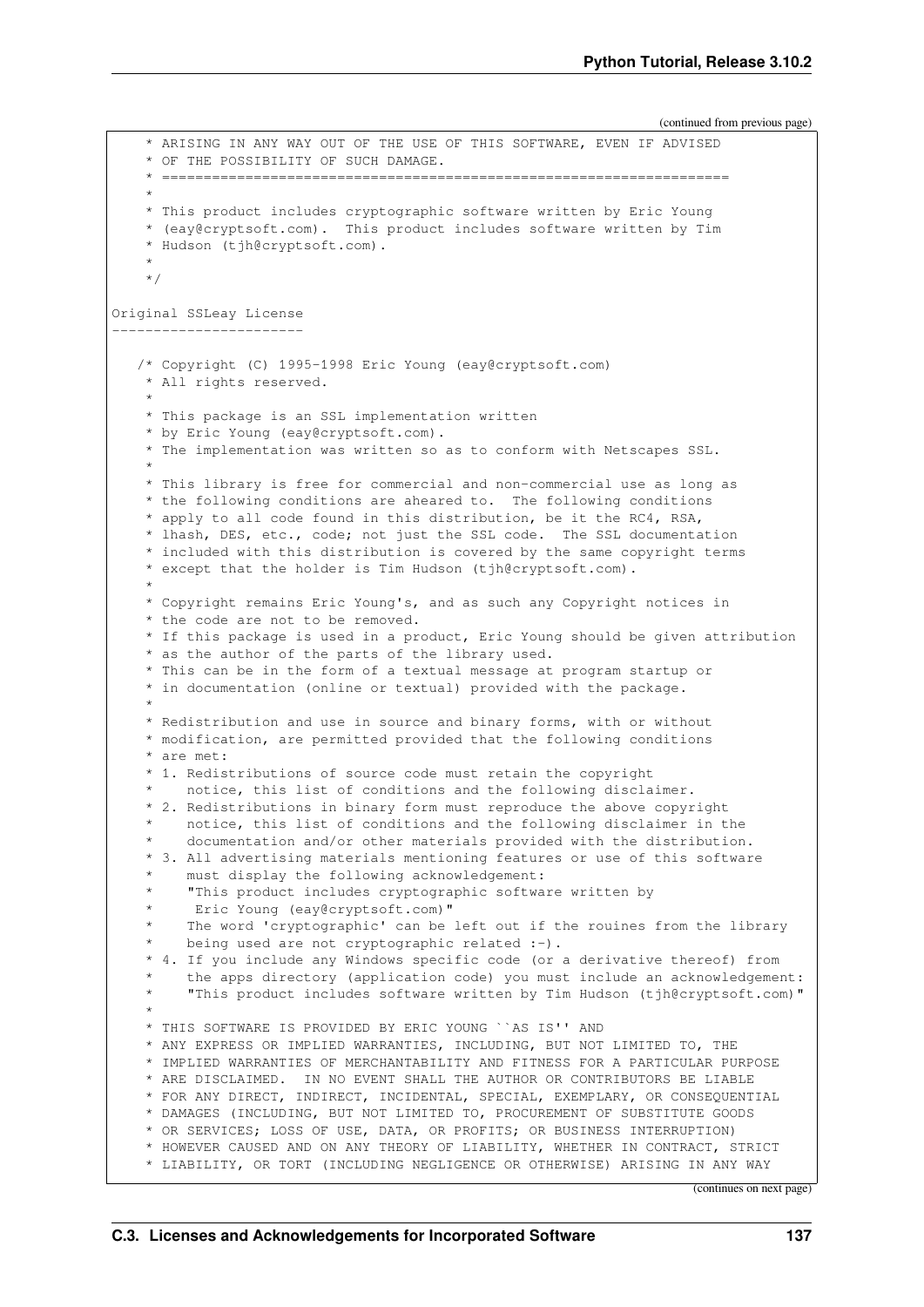(continued from previous page)

```
 * ARISING IN ANY WAY OUT OF THE USE OF THIS SOFTWARE, EVEN IF ADVISED
 * OF THE POSSIBILITY OF SUCH DAMAGE.
 * ====================================================================
 *
 * This product includes cryptographic software written by Eric Young
 * (eay@cryptsoft.com).  This product includes software written by Tim
 * Hudson (tjh@cryptsoft.com).
 *
 */

Original SSLeay License
-----------------------

/* Copyright (C) 1995-1998 Eric Young (eay@cryptsoft.com)
 * All rights reserved.
 *
 * This package is an SSL implementation written
 * by Eric Young (eay@cryptsoft.com).
 * The implementation was written so as to conform with Netscapes SSL.
 *
 * This library is free for commercial and non-commercial use as long as
 * the following conditions are aheared to.  The following conditions
 * apply to all code found in this distribution, be it the RC4, RSA,
 * lhash, DES, etc., code; not just the SSL code.  The SSL documentation
 * included with this distribution is covered by the same copyright terms
 * except that the holder is Tim Hudson (tjh@cryptsoft.com).
 *
 * Copyright remains Eric Young's, and as such any Copyright notices in
 * the code are not to be removed.
 * If this package is used in a product, Eric Young should be given attribution
 * as the author of the parts of the library used.
 * This can be in the form of a textual message at program startup or
 * in documentation (online or textual) provided with the package.
 *
 * Redistribution and use in source and binary forms, with or without
 * modification, are permitted provided that the following conditions
 * are met:
 * 1. Redistributions of source code must retain the copyright
 *    notice, this list of conditions and the following disclaimer.
 * 2. Redistributions in binary form must reproduce the above copyright
 *    notice, this list of conditions and the following disclaimer in the
 *    documentation and/or other materials provided with the distribution.
 * 3. All advertising materials mentioning features or use of this software
 *    must display the following acknowledgement:
 *    "This product includes cryptographic software written by
 *     Eric Young (eay@cryptsoft.com)"
 *    The word 'cryptographic' can be left out if the rouines from the library
 *    being used are not cryptographic related :-).
 * 4. If you include any Windows specific code (or a derivative thereof) from
 *    the apps directory (application code) you must include an acknowledgement:
 *    "This product includes software written by Tim Hudson (tjh@cryptsoft.com)"
 *
 * THIS SOFTWARE IS PROVIDED BY ERIC YOUNG ``AS IS'' AND
 * ANY EXPRESS OR IMPLIED WARRANTIES, INCLUDING, BUT NOT LIMITED TO, THE
 * IMPLIED WARRANTIES OF MERCHANTABILITY AND FITNESS FOR A PARTICULAR PURPOSE
 * ARE DISCLAIMED.  IN NO EVENT SHALL THE AUTHOR OR CONTRIBUTORS BE LIABLE
 * FOR ANY DIRECT, INDIRECT, INCIDENTAL, SPECIAL, EXEMPLARY, OR CONSEQUENTIAL
 * DAMAGES (INCLUDING, BUT NOT LIMITED TO, PROCUREMENT OF SUBSTITUTE GOODS
 * OR SERVICES; LOSS OF USE, DATA, OR PROFITS; OR BUSINESS INTERRUPTION)
 * HOWEVER CAUSED AND ON ANY THEORY OF LIABILITY, WHETHER IN CONTRACT, STRICT
 * LIABILITY, OR TORT (INCLUDING NEGLIGENCE OR OTHERWISE) ARISING IN ANY WAY
```

(continues on next page)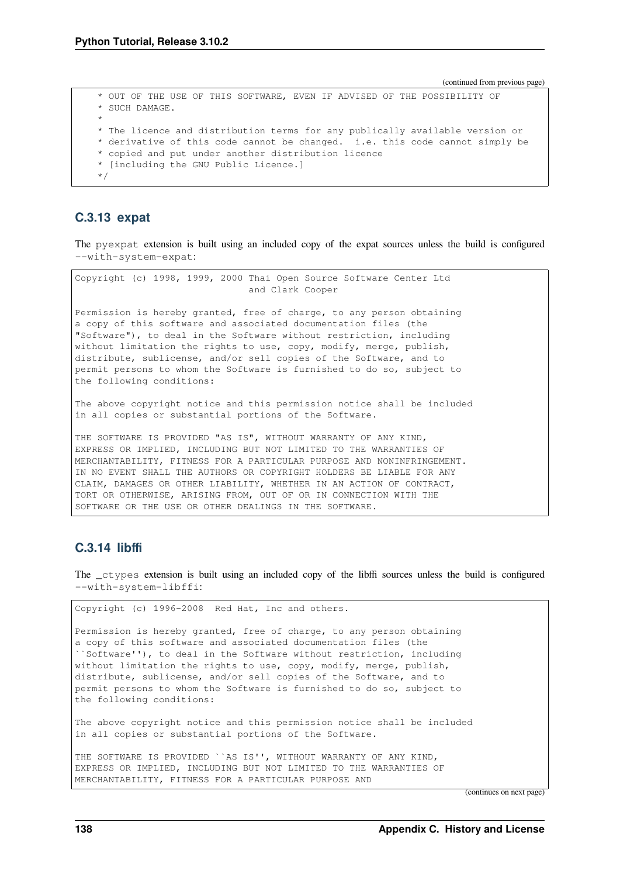(continued from previous page)

```
 * OUT OF THE USE OF THIS SOFTWARE, EVEN IF ADVISED OF THE POSSIBILITY OF
 * SUCH DAMAGE.
 *
 * The licence and distribution terms for any publically available version or
 * derivative of this code cannot be changed.  i.e. this code cannot simply be
 * copied and put under another distribution licence
 * [including the GNU Public Licence.]
 */
```

### C.3.13 expat

The `pyexpat` extension is built using an included copy of the expat sources unless the build is configured `--with-system-expat`:

```
Copyright (c) 1998, 1999, 2000 Thai Open Source Software Center Ltd
                               and Clark Cooper

Permission is hereby granted, free of charge, to any person obtaining
a copy of this software and associated documentation files (the
"Software"), to deal in the Software without restriction, including
without limitation the rights to use, copy, modify, merge, publish,
distribute, sublicense, and/or sell copies of the Software, and to
permit persons to whom the Software is furnished to do so, subject to
the following conditions:

The above copyright notice and this permission notice shall be included
in all copies or substantial portions of the Software.

THE SOFTWARE IS PROVIDED "AS IS", WITHOUT WARRANTY OF ANY KIND,
EXPRESS OR IMPLIED, INCLUDING BUT NOT LIMITED TO THE WARRANTIES OF
MERCHANTABILITY, FITNESS FOR A PARTICULAR PURPOSE AND NONINFRINGEMENT.
IN NO EVENT SHALL THE AUTHORS OR COPYRIGHT HOLDERS BE LIABLE FOR ANY
CLAIM, DAMAGES OR OTHER LIABILITY, WHETHER IN AN ACTION OF CONTRACT,
TORT OR OTHERWISE, ARISING FROM, OUT OF OR IN CONNECTION WITH THE
SOFTWARE OR THE USE OR OTHER DEALINGS IN THE SOFTWARE.
```

### C.3.14 libffi

The `_ctypes` extension is built using an included copy of the libffi sources unless the build is configured `--with-system-libffi`:

```
Copyright (c) 1996-2008  Red Hat, Inc and others.

Permission is hereby granted, free of charge, to any person obtaining
a copy of this software and associated documentation files (the
``Software''), to deal in the Software without restriction, including
without limitation the rights to use, copy, modify, merge, publish,
distribute, sublicense, and/or sell copies of the Software, and to
permit persons to whom the Software is furnished to do so, subject to
the following conditions:

The above copyright notice and this permission notice shall be included
in all copies or substantial portions of the Software.

THE SOFTWARE IS PROVIDED ``AS IS'', WITHOUT WARRANTY OF ANY KIND,
EXPRESS OR IMPLIED, INCLUDING BUT NOT LIMITED TO THE WARRANTIES OF
MERCHANTABILITY, FITNESS FOR A PARTICULAR PURPOSE AND
```

(continues on next page)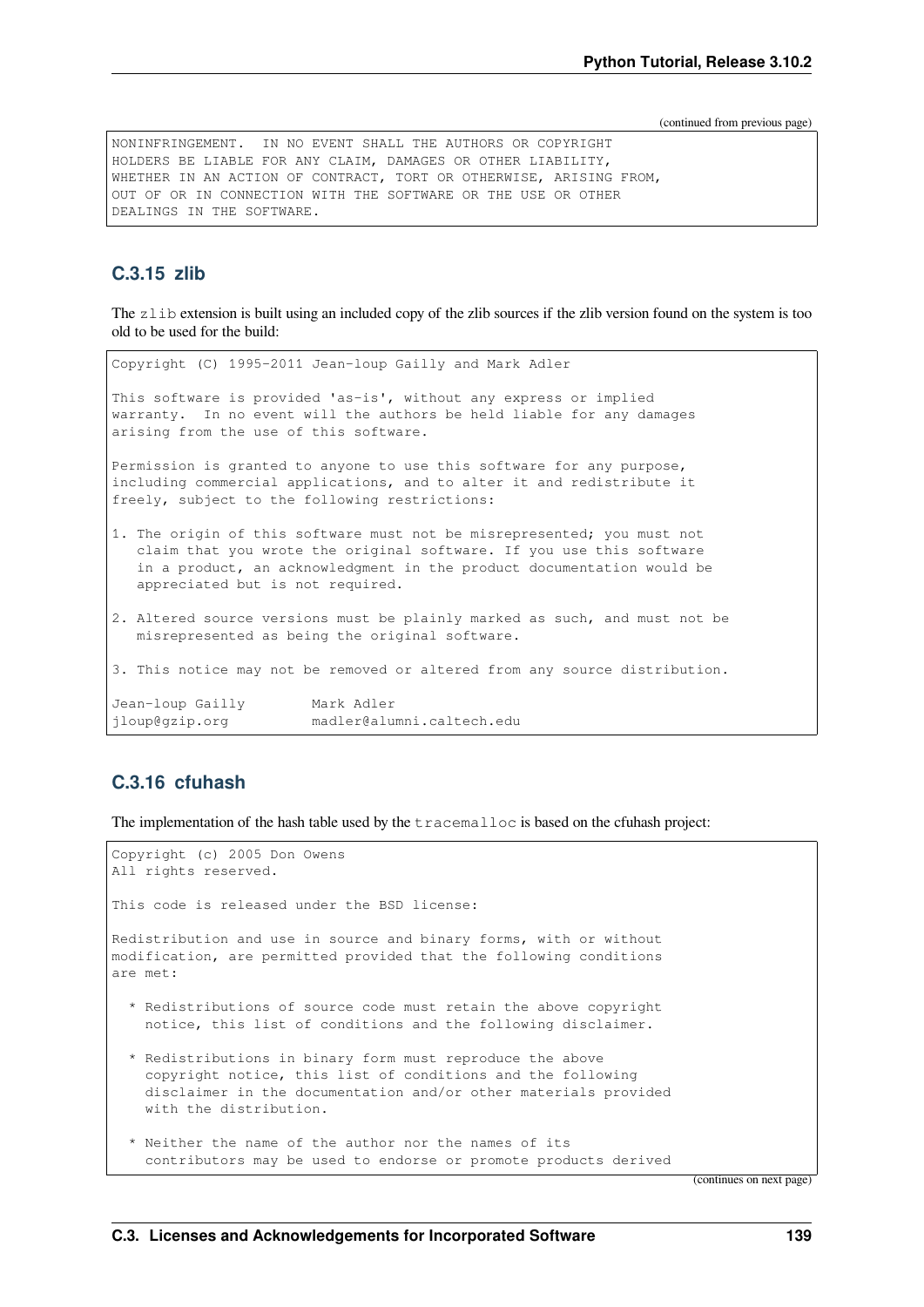(continued from previous page)

```
NONINFRINGEMENT.  IN NO EVENT SHALL THE AUTHORS OR COPYRIGHT
HOLDERS BE LIABLE FOR ANY CLAIM, DAMAGES OR OTHER LIABILITY,
WHETHER IN AN ACTION OF CONTRACT, TORT OR OTHERWISE, ARISING FROM,
OUT OF OR IN CONNECTION WITH THE SOFTWARE OR THE USE OR OTHER
DEALINGS IN THE SOFTWARE.
```

### C.3.15 zlib

The `zlib` extension is built using an included copy of the zlib sources if the zlib version found on the system is too old to be used for the build:

```
Copyright (C) 1995-2011 Jean-loup Gailly and Mark Adler

This software is provided 'as-is', without any express or implied
warranty.  In no event will the authors be held liable for any damages
arising from the use of this software.

Permission is granted to anyone to use this software for any purpose,
including commercial applications, and to alter it and redistribute it
freely, subject to the following restrictions:

1. The origin of this software must not be misrepresented; you must not
   claim that you wrote the original software. If you use this software
   in a product, an acknowledgment in the product documentation would be
   appreciated but is not required.

2. Altered source versions must be plainly marked as such, and must not be
   misrepresented as being the original software.

3. This notice may not be removed or altered from any source distribution.

Jean-loup Gailly        Mark Adler
jloup@gzip.org          madler@alumni.caltech.edu
```

### C.3.16 cfuhash

The implementation of the hash table used by the `tracemalloc` is based on the cfuhash project:

```
Copyright (c) 2005 Don Owens
All rights reserved.

This code is released under the BSD license:

Redistribution and use in source and binary forms, with or without
modification, are permitted provided that the following conditions
are met:

  * Redistributions of source code must retain the above copyright
    notice, this list of conditions and the following disclaimer.

  * Redistributions in binary form must reproduce the above
    copyright notice, this list of conditions and the following
    disclaimer in the documentation and/or other materials provided
    with the distribution.

  * Neither the name of the author nor the names of its
    contributors may be used to endorse or promote products derived
```

(continues on next page)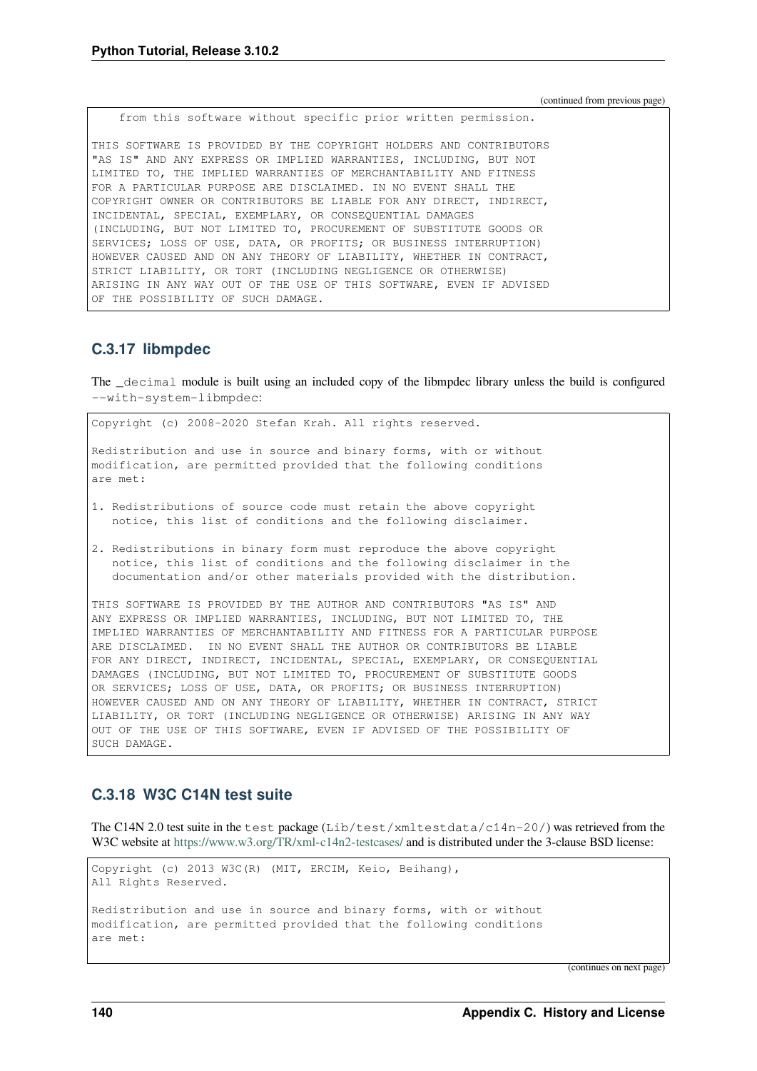(continued from previous page)

```
    from this software without specific prior written permission.

THIS SOFTWARE IS PROVIDED BY THE COPYRIGHT HOLDERS AND CONTRIBUTORS
"AS IS" AND ANY EXPRESS OR IMPLIED WARRANTIES, INCLUDING, BUT NOT
LIMITED TO, THE IMPLIED WARRANTIES OF MERCHANTABILITY AND FITNESS
FOR A PARTICULAR PURPOSE ARE DISCLAIMED. IN NO EVENT SHALL THE
COPYRIGHT OWNER OR CONTRIBUTORS BE LIABLE FOR ANY DIRECT, INDIRECT,
INCIDENTAL, SPECIAL, EXEMPLARY, OR CONSEQUENTIAL DAMAGES
(INCLUDING, BUT NOT LIMITED TO, PROCUREMENT OF SUBSTITUTE GOODS OR
SERVICES; LOSS OF USE, DATA, OR PROFITS; OR BUSINESS INTERRUPTION)
HOWEVER CAUSED AND ON ANY THEORY OF LIABILITY, WHETHER IN CONTRACT,
STRICT LIABILITY, OR TORT (INCLUDING NEGLIGENCE OR OTHERWISE)
ARISING IN ANY WAY OUT OF THE USE OF THIS SOFTWARE, EVEN IF ADVISED
OF THE POSSIBILITY OF SUCH DAMAGE.
```

### C.3.17 libmpdec

The `_decimal` module is built using an included copy of the libmpdec library unless the build is configured `--with-system-libmpdec`:

```
Copyright (c) 2008-2020 Stefan Krah. All rights reserved.

Redistribution and use in source and binary forms, with or without
modification, are permitted provided that the following conditions
are met:

1. Redistributions of source code must retain the above copyright
   notice, this list of conditions and the following disclaimer.

2. Redistributions in binary form must reproduce the above copyright
   notice, this list of conditions and the following disclaimer in the
   documentation and/or other materials provided with the distribution.

THIS SOFTWARE IS PROVIDED BY THE AUTHOR AND CONTRIBUTORS "AS IS" AND
ANY EXPRESS OR IMPLIED WARRANTIES, INCLUDING, BUT NOT LIMITED TO, THE
IMPLIED WARRANTIES OF MERCHANTABILITY AND FITNESS FOR A PARTICULAR PURPOSE
ARE DISCLAIMED.  IN NO EVENT SHALL THE AUTHOR OR CONTRIBUTORS BE LIABLE
FOR ANY DIRECT, INDIRECT, INCIDENTAL, SPECIAL, EXEMPLARY, OR CONSEQUENTIAL
DAMAGES (INCLUDING, BUT NOT LIMITED TO, PROCUREMENT OF SUBSTITUTE GOODS
OR SERVICES; LOSS OF USE, DATA, OR PROFITS; OR BUSINESS INTERRUPTION)
HOWEVER CAUSED AND ON ANY THEORY OF LIABILITY, WHETHER IN CONTRACT, STRICT
LIABILITY, OR TORT (INCLUDING NEGLIGENCE OR OTHERWISE) ARISING IN ANY WAY
OUT OF THE USE OF THIS SOFTWARE, EVEN IF ADVISED OF THE POSSIBILITY OF
SUCH DAMAGE.
```

### C.3.18 W3C C14N test suite

The C14N 2.0 test suite in the `test` package (`Lib/test/xmltestdata/c14n-20/`) was retrieved from the W3C website at https://www.w3.org/TR/xml-c14n2-testcases/ and is distributed under the 3-clause BSD license:

```
Copyright (c) 2013 W3C(R) (MIT, ERCIM, Keio, Beihang),
All Rights Reserved.

Redistribution and use in source and binary forms, with or without
modification, are permitted provided that the following conditions
are met:
```

(continues on next page)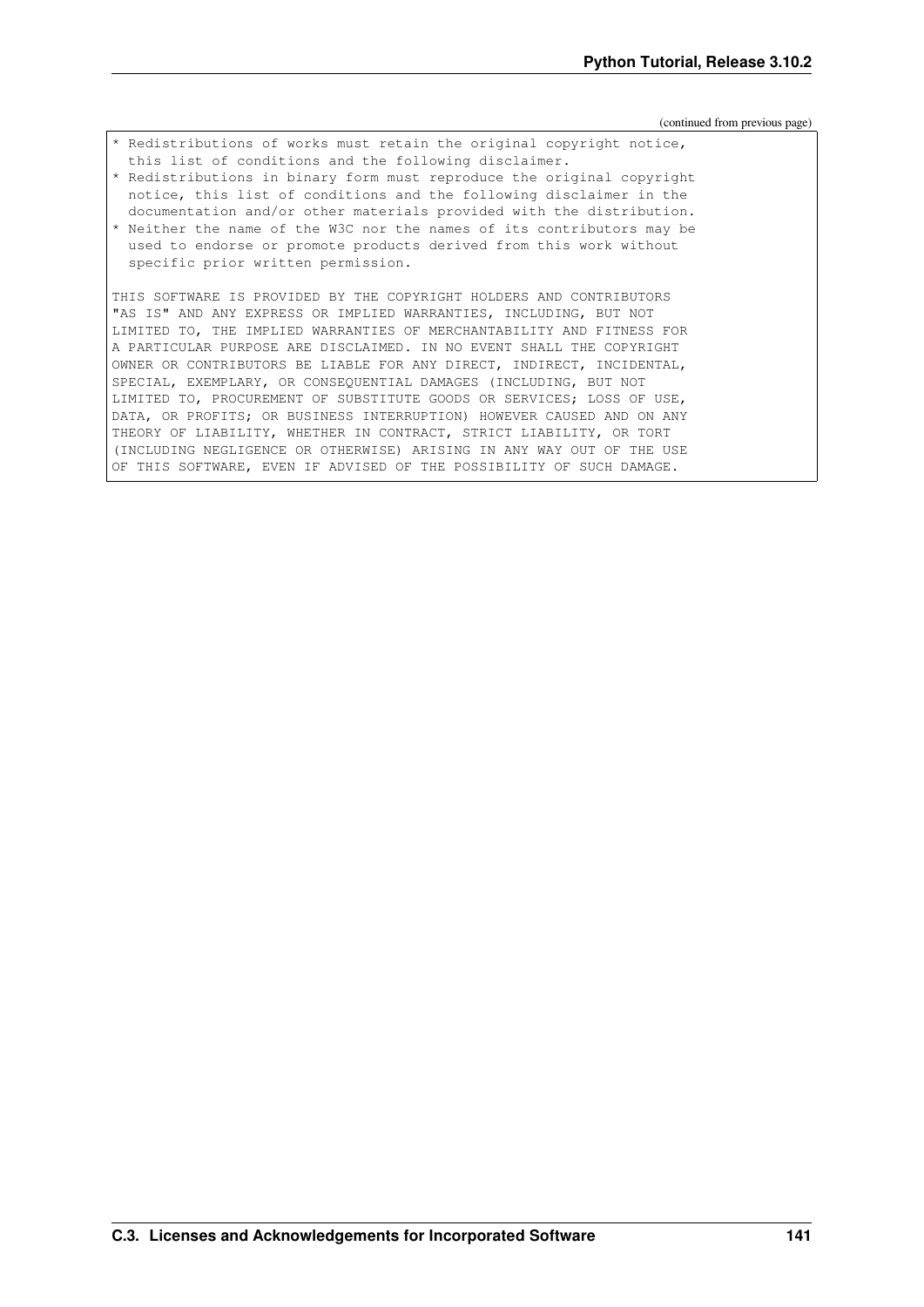(continued from previous page)

```
* Redistributions of works must retain the original copyright notice,
  this list of conditions and the following disclaimer.
* Redistributions in binary form must reproduce the original copyright
  notice, this list of conditions and the following disclaimer in the
  documentation and/or other materials provided with the distribution.
* Neither the name of the W3C nor the names of its contributors may be
  used to endorse or promote products derived from this work without
  specific prior written permission.

THIS SOFTWARE IS PROVIDED BY THE COPYRIGHT HOLDERS AND CONTRIBUTORS
"AS IS" AND ANY EXPRESS OR IMPLIED WARRANTIES, INCLUDING, BUT NOT
LIMITED TO, THE IMPLIED WARRANTIES OF MERCHANTABILITY AND FITNESS FOR
A PARTICULAR PURPOSE ARE DISCLAIMED. IN NO EVENT SHALL THE COPYRIGHT
OWNER OR CONTRIBUTORS BE LIABLE FOR ANY DIRECT, INDIRECT, INCIDENTAL,
SPECIAL, EXEMPLARY, OR CONSEQUENTIAL DAMAGES (INCLUDING, BUT NOT
LIMITED TO, PROCUREMENT OF SUBSTITUTE GOODS OR SERVICES; LOSS OF USE,
DATA, OR PROFITS; OR BUSINESS INTERRUPTION) HOWEVER CAUSED AND ON ANY
THEORY OF LIABILITY, WHETHER IN CONTRACT, STRICT LIABILITY, OR TORT
(INCLUDING NEGLIGENCE OR OTHERWISE) ARISING IN ANY WAY OUT OF THE USE
OF THIS SOFTWARE, EVEN IF ADVISED OF THE POSSIBILITY OF SUCH DAMAGE.
```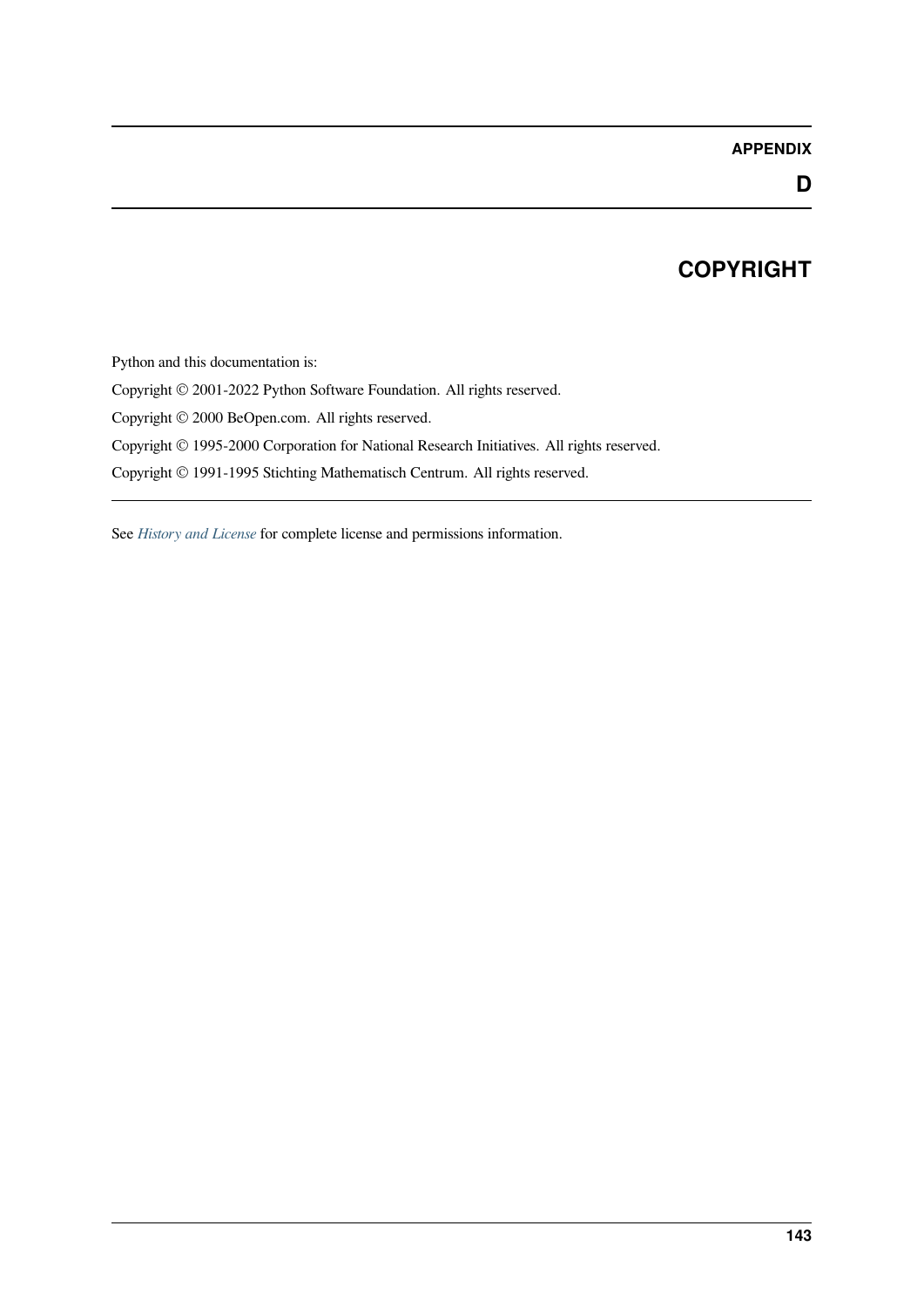# APPENDIX D

# COPYRIGHT

Python and this documentation is:

Copyright © 2001-2022 Python Software Foundation. All rights reserved.

Copyright © 2000 BeOpen.com. All rights reserved.

Copyright © 1995-2000 Corporation for National Research Initiatives. All rights reserved.

Copyright © 1991-1995 Stichting Mathematisch Centrum. All rights reserved.

---

See *History and License* for complete license and permissions information.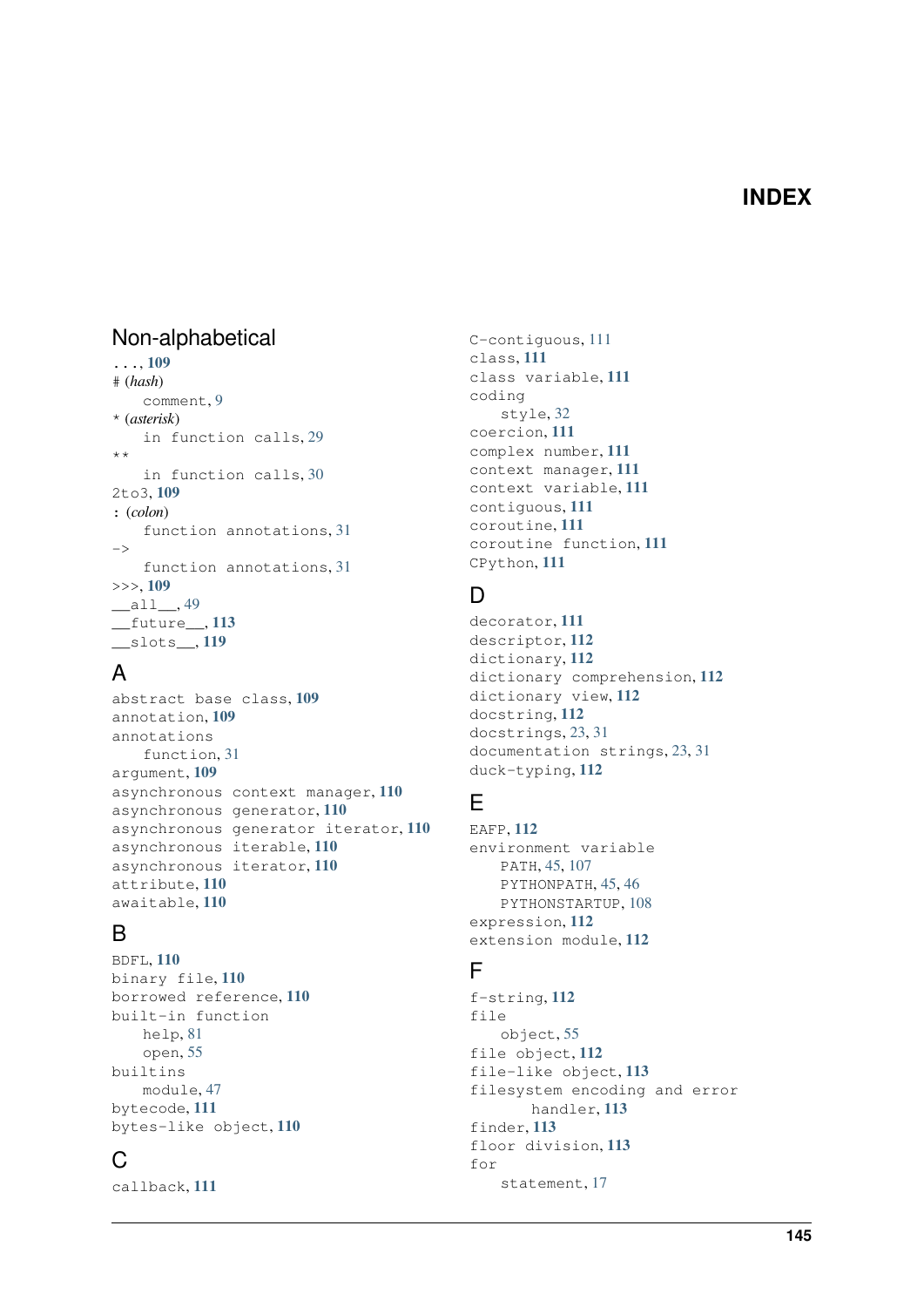# INDEX

## Non-alphabetical

..., 109
# (*hash*)
    comment, 9
* (*asterisk*)
    in function calls, 29
**
    in function calls, 30
2to3, 109
: (*colon*)
    function annotations, 31
->
    function annotations, 31
>>>, 109
__all__, 49
__future__, 113
__slots__, 119

## A

abstract base class, 109
annotation, 109
annotations
    function, 31
argument, 109
asynchronous context manager, 110
asynchronous generator, 110
asynchronous generator iterator, 110
asynchronous iterable, 110
asynchronous iterator, 110
attribute, 110
awaitable, 110

## B

BDFL, 110
binary file, 110
borrowed reference, 110
built-in function
    help, 81
    open, 55
builtins
    module, 47
bytecode, 111
bytes-like object, 110

## C

callback, 111
C-contiguous, 111
class, 111
class variable, 111
coding
    style, 32
coercion, 111
complex number, 111
context manager, 111
context variable, 111
contiguous, 111
coroutine, 111
coroutine function, 111
CPython, 111

## D

decorator, 111
descriptor, 112
dictionary, 112
dictionary comprehension, 112
dictionary view, 112
docstring, 112
docstrings, 23, 31
documentation strings, 23, 31
duck-typing, 112

## E

EAFP, 112
environment variable
    PATH, 45, 107
    PYTHONPATH, 45, 46
    PYTHONSTARTUP, 108
expression, 112
extension module, 112

## F

f-string, 112
file
    object, 55
file object, 112
file-like object, 113
filesystem encoding and error
        handler, 113
finder, 113
floor division, 113
for
    statement, 17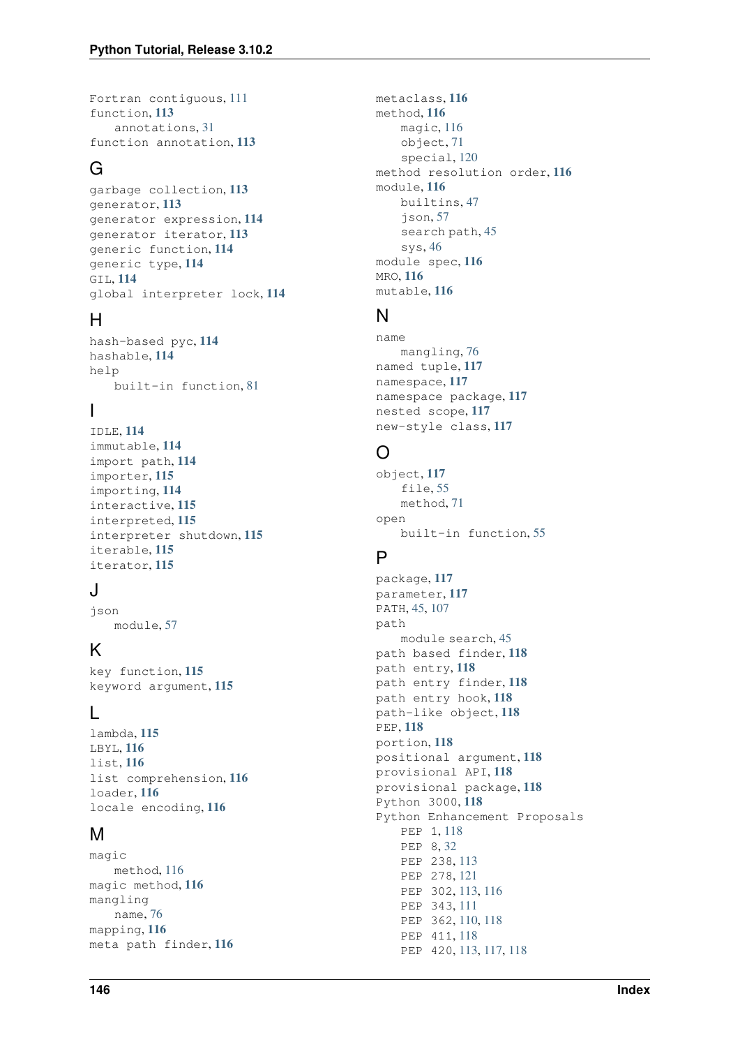Fortran contiguous, **111**
function, **113**
    annotations, 31
function annotation, **113**

## G

garbage collection, **113**
generator, **113**
generator expression, **114**
generator iterator, **113**
generic function, **114**
generic type, **114**
GIL, **114**
global interpreter lock, **114**

## H

hash-based pyc, **114**
hashable, **114**
help
    built-in function, 81

## I

IDLE, **114**
immutable, **114**
import path, **114**
importer, **115**
importing, **114**
interactive, **115**
interpreted, **115**
interpreter shutdown, **115**
iterable, **115**
iterator, **115**

## J

json
    module, 57

## K

key function, **115**
keyword argument, **115**

## L

lambda, **115**
LBYL, **116**
list, **116**
list comprehension, **116**
loader, **116**
locale encoding, **116**

## M

magic
    method, 116
magic method, **116**
mangling
    name, 76
mapping, **116**
meta path finder, **116**
metaclass, **116**
method, **116**
    magic, 116
    object, 71
    special, 120
method resolution order, **116**
module, **116**
    builtins, 47
    json, 57
    search path, 45
    sys, 46
module spec, **116**
MRO, **116**
mutable, **116**

## N

name
    mangling, 76
named tuple, **117**
namespace, **117**
namespace package, **117**
nested scope, **117**
new-style class, **117**

## O

object, **117**
    file, 55
    method, 71
open
    built-in function, 55

## P

package, **117**
parameter, **117**
PATH, 45, 107
path
    module search, 45
path based finder, **118**
path entry, **118**
path entry finder, **118**
path entry hook, **118**
path-like object, **118**
PEP, **118**
portion, **118**
positional argument, **118**
provisional API, **118**
provisional package, **118**
Python 3000, **118**
Python Enhancement Proposals
    PEP 1, 118
    PEP 8, 32
    PEP 238, 113
    PEP 278, 121
    PEP 302, 113, 116
    PEP 343, 111
    PEP 362, 110, 118
    PEP 411, 118
    PEP 420, 113, 117, 118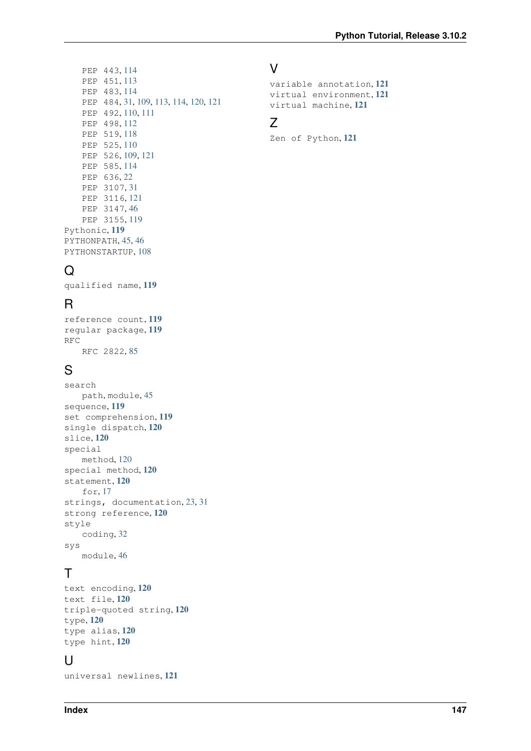PEP 443, 114
PEP 451, 113
PEP 483, 114
PEP 484, 31, 109, 113, 114, 120, 121
PEP 492, 110, 111
PEP 498, 112
PEP 519, 118
PEP 525, 110
PEP 526, 109, 121
PEP 585, 114
PEP 636, 22
PEP 3107, 31
PEP 3116, 121
PEP 3147, 46
PEP 3155, 119

Pythonic, **119**
PYTHONPATH, 45, 46
PYTHONSTARTUP, 108

## Q

qualified name, **119**

## R

reference count, **119**
regular package, **119**
RFC
RFC 2822, 85

## S

search
path, module, 45

sequence, **119**
set comprehension, **119**
single dispatch, **120**
slice, **120**
special
method, 120

special method, **120**
statement, **120**
for, 17

strings, documentation, 23, 31
strong reference, **120**
style
coding, 32

sys
module, 46

## T

text encoding, **120**
text file, **120**
triple-quoted string, **120**
type, **120**
type alias, **120**
type hint, **120**

## U

universal newlines, **121**

## V

variable annotation, **121**
virtual environment, **121**
virtual machine, **121**

## Z

Zen of Python, **121**